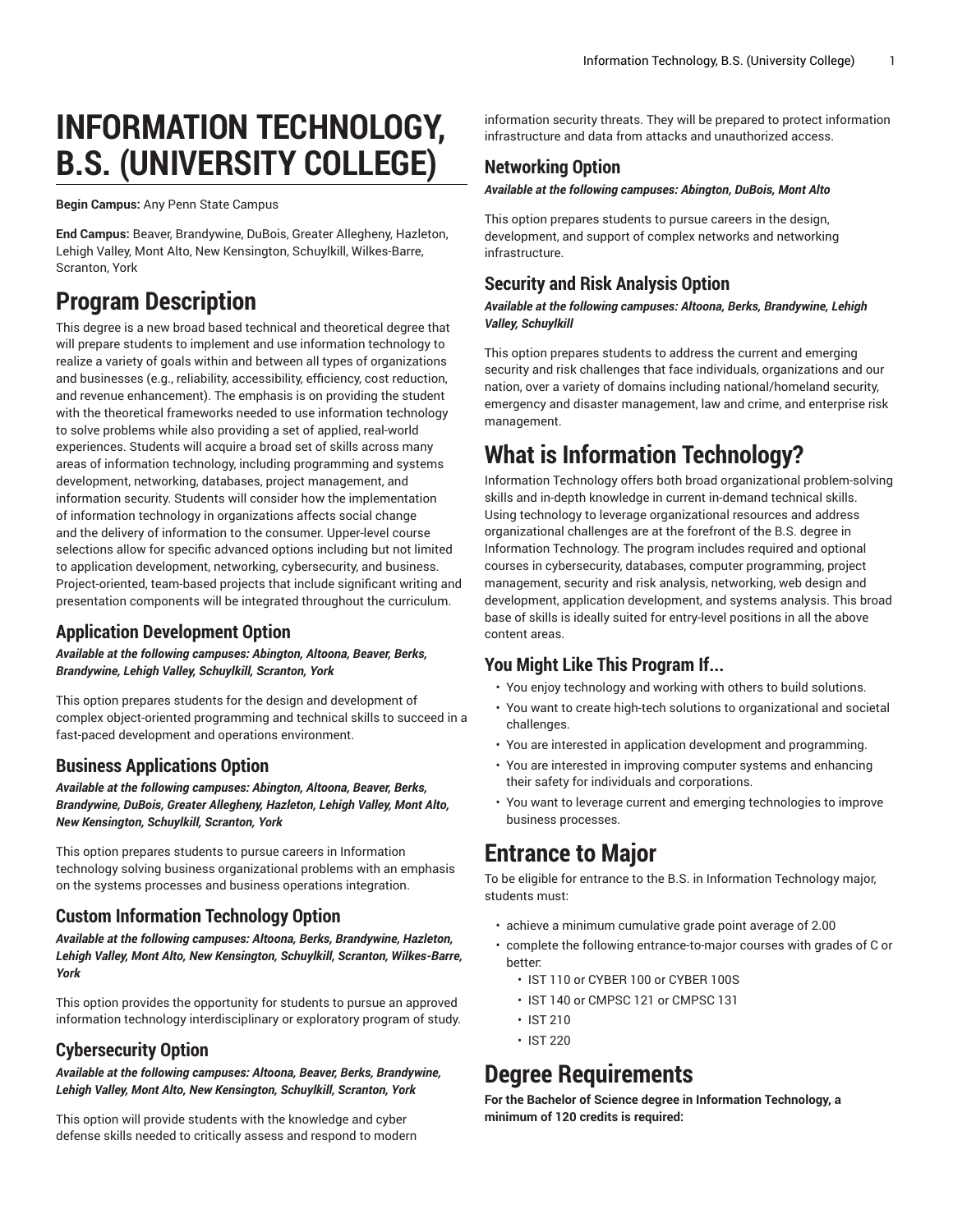# INFORMATION TECHNOLOGY, B.S. (UNIVERSITY COLLEGE)

**Begin Campus:** Any Penn State Campus

**End Campus:** Beaver, Brandywine, DuBois, Greater Allegheny, Hazleton, Lehigh Valley, Mont Alto, New Kensington, Schuylkill, Wilkes-Barre, Scranton, York

# Program Description

This degree is a new broad based technical and theoretical degree that will prepare students to implement and use information technology to realize a variety of goals within and between all types of organizations and businesses (e.g., reliability, accessibility, efficiency, cost reduction, and revenue enhancement). The emphasis is on providing the student with the theoretical frameworks needed to use information technology to solve problems while also providing a set of applied, real-world experiences. Students will acquire a broad set of skills across many areas of information technology, including programming and systems development, networking, databases, project management, and information security. Students will consider how the implementation of information technology in organizations affects social change and the delivery of information to the consumer. Upper-level course selections allow for specific advanced options including but not limited to application development, networking, cybersecurity, and business. Project-oriented, team-based projects that include significant writing and presentation components will be integrated throughout the curriculum.

## Application Development Option

***Available at the following campuses: Abington, Altoona, Beaver, Berks, Brandywine, Lehigh Valley, Schuylkill, Scranton, York***

This option prepares students for the design and development of complex object-oriented programming and technical skills to succeed in a fast-paced development and operations environment.

## Business Applications Option

***Available at the following campuses: Abington, Altoona, Beaver, Berks, Brandywine, DuBois, Greater Allegheny, Hazleton, Lehigh Valley, Mont Alto, New Kensington, Schuylkill, Scranton, York***

This option prepares students to pursue careers in Information technology solving business organizational problems with an emphasis on the systems processes and business operations integration.

## Custom Information Technology Option

***Available at the following campuses: Altoona, Berks, Brandywine, Hazleton, Lehigh Valley, Mont Alto, New Kensington, Schuylkill, Scranton, Wilkes-Barre, York***

This option provides the opportunity for students to pursue an approved information technology interdisciplinary or exploratory program of study.

## Cybersecurity Option

***Available at the following campuses: Altoona, Beaver, Berks, Brandywine, Lehigh Valley, Mont Alto, New Kensington, Schuylkill, Scranton, York***

This option will provide students with the knowledge and cyber defense skills needed to critically assess and respond to modern information security threats. They will be prepared to protect information infrastructure and data from attacks and unauthorized access.

## Networking Option

***Available at the following campuses: Abington, DuBois, Mont Alto***

This option prepares students to pursue careers in the design, development, and support of complex networks and networking infrastructure.

## Security and Risk Analysis Option

***Available at the following campuses: Altoona, Berks, Brandywine, Lehigh Valley, Schuylkill***

This option prepares students to address the current and emerging security and risk challenges that face individuals, organizations and our nation, over a variety of domains including national/homeland security, emergency and disaster management, law and crime, and enterprise risk management.

# What is Information Technology?

Information Technology offers both broad organizational problem-solving skills and in-depth knowledge in current in-demand technical skills. Using technology to leverage organizational resources and address organizational challenges are at the forefront of the B.S. degree in Information Technology. The program includes required and optional courses in cybersecurity, databases, computer programming, project management, security and risk analysis, networking, web design and development, application development, and systems analysis. This broad base of skills is ideally suited for entry-level positions in all the above content areas.

## You Might Like This Program If...

- You enjoy technology and working with others to build solutions.
- You want to create high-tech solutions to organizational and societal challenges.
- You are interested in application development and programming.
- You are interested in improving computer systems and enhancing their safety for individuals and corporations.
- You want to leverage current and emerging technologies to improve business processes.

# Entrance to Major

To be eligible for entrance to the B.S. in Information Technology major, students must:

- achieve a minimum cumulative grade point average of 2.00
- complete the following entrance-to-major courses with grades of C or better:
  - IST 110 or CYBER 100 or CYBER 100S
  - IST 140 or CMPSC 121 or CMPSC 131
  - IST 210
  - IST 220

# Degree Requirements

**For the Bachelor of Science degree in Information Technology, a minimum of 120 credits is required:**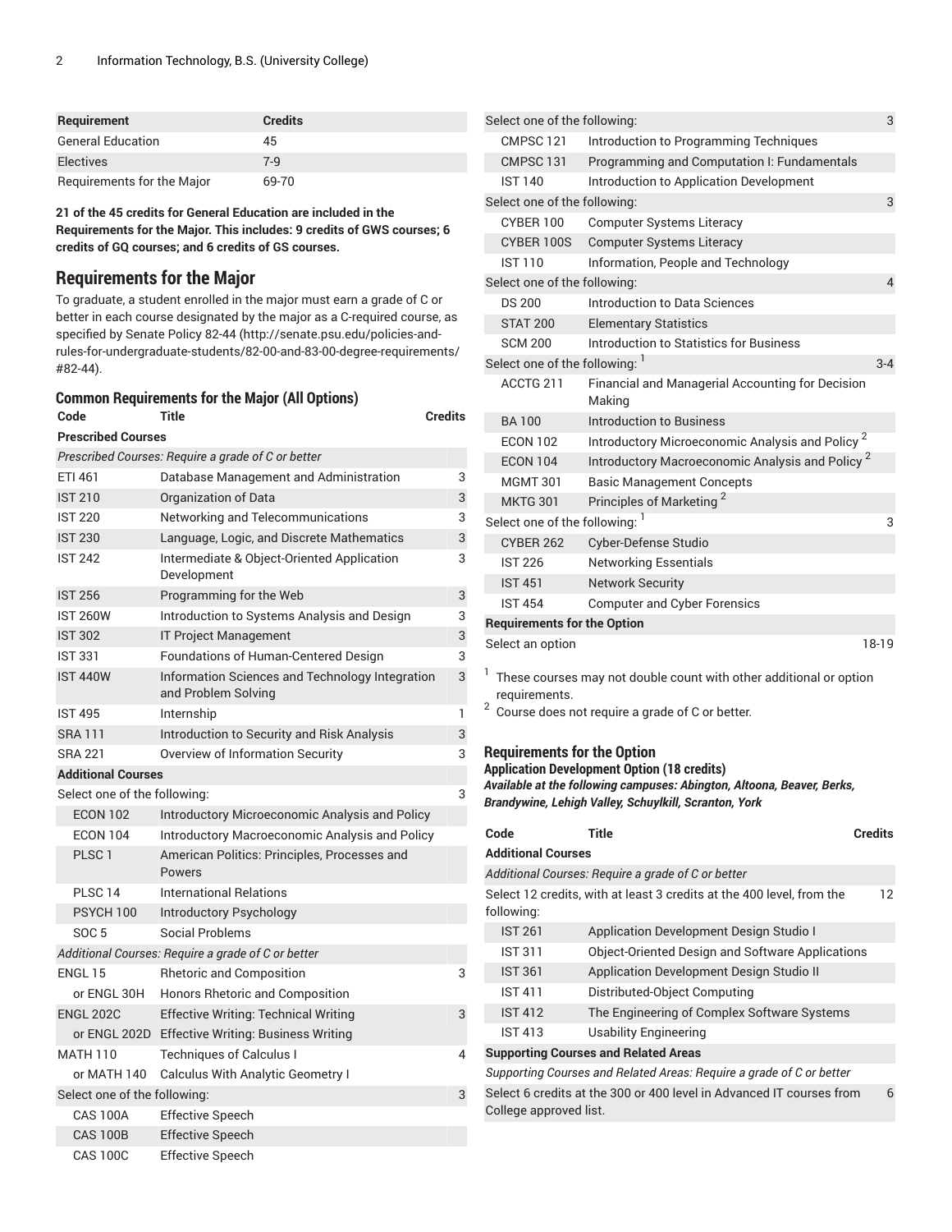| Requirement | Credits |
| --- | --- |
| General Education | 45 |
| Electives | 7-9 |
| Requirements for the Major | 69-70 |

**21 of the 45 credits for General Education are included in the Requirements for the Major. This includes: 9 credits of GWS courses; 6 credits of GQ courses; and 6 credits of GS courses.**

## Requirements for the Major

To graduate, a student enrolled in the major must earn a grade of C or better in each course designated by the major as a C-required course, as specified by Senate Policy 82-44 (http://senate.psu.edu/policies-and-rules-for-undergraduate-students/82-00-and-83-00-degree-requirements/#82-44).

### Common Requirements for the Major (All Options)

| Code | Title | Credits |
| --- | --- | --- |
| **Prescribed Courses** | | |
| *Prescribed Courses: Require a grade of C or better* | | |
| ETI 461 | Database Management and Administration | 3 |
| IST 210 | Organization of Data | 3 |
| IST 220 | Networking and Telecommunications | 3 |
| IST 230 | Language, Logic, and Discrete Mathematics | 3 |
| IST 242 | Intermediate & Object-Oriented Application Development | 3 |
| IST 256 | Programming for the Web | 3 |
| IST 260W | Introduction to Systems Analysis and Design | 3 |
| IST 302 | IT Project Management | 3 |
| IST 331 | Foundations of Human-Centered Design | 3 |
| IST 440W | Information Sciences and Technology Integration and Problem Solving | 3 |
| IST 495 | Internship | 1 |
| SRA 111 | Introduction to Security and Risk Analysis | 3 |
| SRA 221 | Overview of Information Security | 3 |
| **Additional Courses** | | |
| Select one of the following: | | 3 |
| ECON 102 | Introductory Microeconomic Analysis and Policy | |
| ECON 104 | Introductory Macroeconomic Analysis and Policy | |
| PLSC 1 | American Politics: Principles, Processes and Powers | |
| PLSC 14 | International Relations | |
| PSYCH 100 | Introductory Psychology | |
| SOC 5 | Social Problems | |
| *Additional Courses: Require a grade of C or better* | | |
| ENGL 15 | Rhetoric and Composition | 3 |
| or ENGL 30H | Honors Rhetoric and Composition | |
| ENGL 202C | Effective Writing: Technical Writing | 3 |
| or ENGL 202D | Effective Writing: Business Writing | |
| MATH 110 | Techniques of Calculus I | 4 |
| or MATH 140 | Calculus With Analytic Geometry I | |
| Select one of the following: | | 3 |
| CAS 100A | Effective Speech | |
| CAS 100B | Effective Speech | |
| CAS 100C | Effective Speech | |
| Select one of the following: | | 3 |
| CMPSC 121 | Introduction to Programming Techniques | |
| CMPSC 131 | Programming and Computation I: Fundamentals | |
| IST 140 | Introduction to Application Development | |
| Select one of the following: | | 3 |
| CYBER 100 | Computer Systems Literacy | |
| CYBER 100S | Computer Systems Literacy | |
| IST 110 | Information, People and Technology | |
| Select one of the following: | | 4 |
| DS 200 | Introduction to Data Sciences | |
| STAT 200 | Elementary Statistics | |
| SCM 200 | Introduction to Statistics for Business | |
| Select one of the following: [1] | | 3-4 |
| ACCTG 211 | Financial and Managerial Accounting for Decision Making | |
| BA 100 | Introduction to Business | |
| ECON 102 | Introductory Microeconomic Analysis and Policy [2] | |
| ECON 104 | Introductory Macroeconomic Analysis and Policy [2] | |
| MGMT 301 | Basic Management Concepts | |
| MKTG 301 | Principles of Marketing [2] | |
| Select one of the following: [1] | | 3 |
| CYBER 262 | Cyber-Defense Studio | |
| IST 226 | Networking Essentials | |
| IST 451 | Network Security | |
| IST 454 | Computer and Cyber Forensics | |
| **Requirements for the Option** | | |
| Select an option | | 18-19 |

[1] These courses may not double count with other additional or option requirements.

[2] Course does not require a grade of C or better.

### Requirements for the Option

#### Application Development Option (18 credits)

***Available at the following campuses: Abington, Altoona, Beaver, Berks, Brandywine, Lehigh Valley, Schuylkill, Scranton, York***

| Code | Title | Credits |
| --- | --- | --- |
| **Additional Courses** | | |
| *Additional Courses: Require a grade of C or better* | | |
| Select 12 credits, with at least 3 credits at the 400 level, from the following: | | 12 |
| IST 261 | Application Development Design Studio I | |
| IST 311 | Object-Oriented Design and Software Applications | |
| IST 361 | Application Development Design Studio II | |
| IST 411 | Distributed-Object Computing | |
| IST 412 | The Engineering of Complex Software Systems | |
| IST 413 | Usability Engineering | |
| **Supporting Courses and Related Areas** | | |
| *Supporting Courses and Related Areas: Require a grade of C or better* | | |
| Select 6 credits at the 300 or 400 level in Advanced IT courses from College approved list. | | 6 |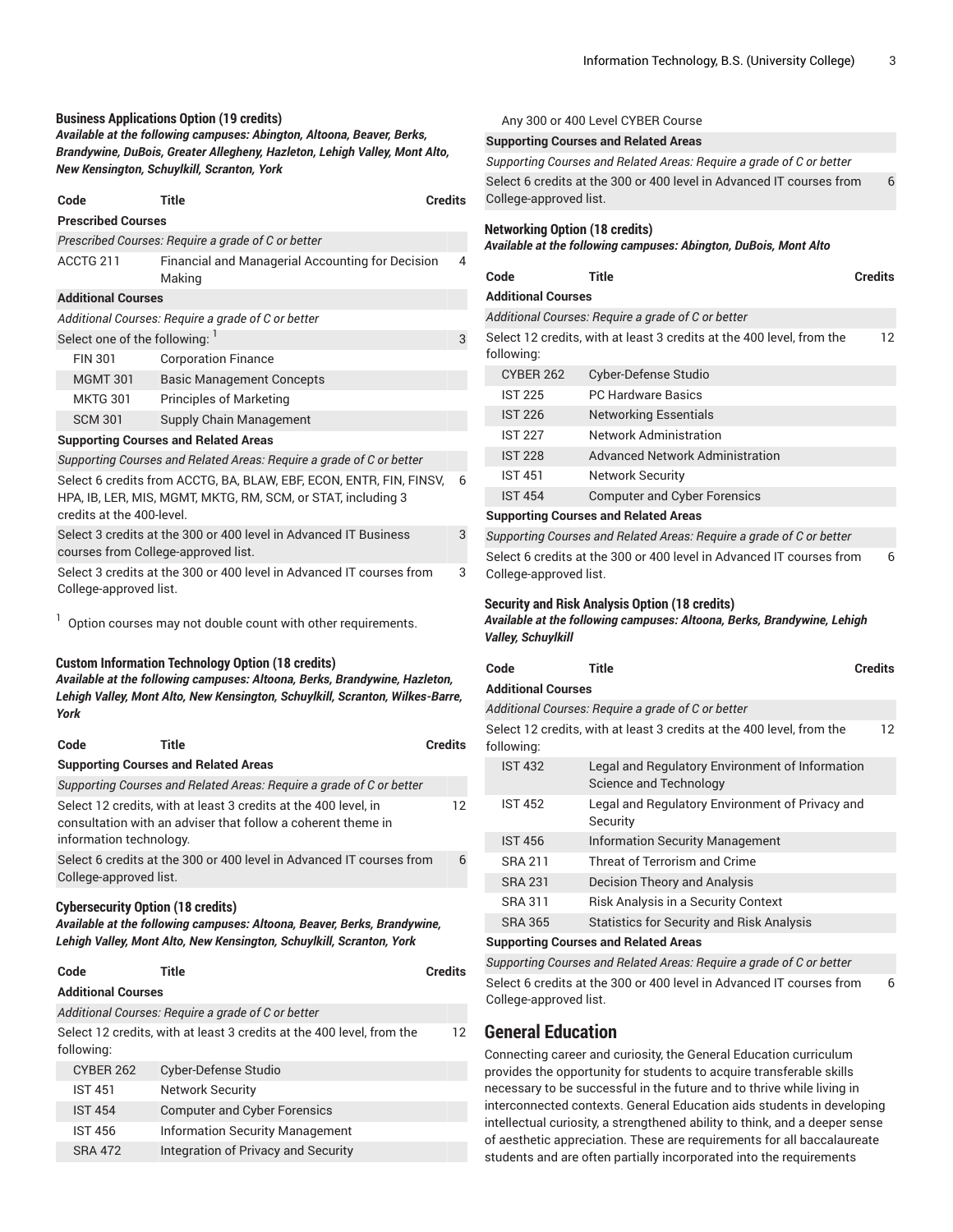### Business Applications Option (19 credits)

***Available at the following campuses: Abington, Altoona, Beaver, Berks, Brandywine, DuBois, Greater Allegheny, Hazleton, Lehigh Valley, Mont Alto, New Kensington, Schuylkill, Scranton, York***

| Code | Title | Credits |
|---|---|---|
| **Prescribed Courses** | | |
| *Prescribed Courses: Require a grade of C or better* | | |
| ACCTG 211 | Financial and Managerial Accounting for Decision Making | 4 |
| **Additional Courses** | | |
| *Additional Courses: Require a grade of C or better* | | |
| Select one of the following: [1] | | 3 |
| FIN 301 | Corporation Finance | |
| MGMT 301 | Basic Management Concepts | |
| MKTG 301 | Principles of Marketing | |
| SCM 301 | Supply Chain Management | |
| **Supporting Courses and Related Areas** | | |
| *Supporting Courses and Related Areas: Require a grade of C or better* | | |
| Select 6 credits from ACCTG, BA, BLAW, EBF, ECON, ENTR, FIN, FINSV, HPA, IB, LER, MIS, MGMT, MKTG, RM, SCM, or STAT, including 3 credits at the 400-level. | | 6 |
| Select 3 credits at the 300 or 400 level in Advanced IT Business courses from College-approved list. | | 3 |
| Select 3 credits at the 300 or 400 level in Advanced IT courses from College-approved list. | | 3 |

[1] Option courses may not double count with other requirements.

### Custom Information Technology Option (18 credits)

***Available at the following campuses: Altoona, Berks, Brandywine, Hazleton, Lehigh Valley, Mont Alto, New Kensington, Schuylkill, Scranton, Wilkes-Barre, York***

| Code | Title | Credits |
|---|---|---|
| **Supporting Courses and Related Areas** | | |
| *Supporting Courses and Related Areas: Require a grade of C or better* | | |
| Select 12 credits, with at least 3 credits at the 400 level, in consultation with an adviser that follow a coherent theme in information technology. | | 12 |
| Select 6 credits at the 300 or 400 level in Advanced IT courses from College-approved list. | | 6 |

### Cybersecurity Option (18 credits)

***Available at the following campuses: Altoona, Beaver, Berks, Brandywine, Lehigh Valley, Mont Alto, New Kensington, Schuylkill, Scranton, York***

| Code | Title | Credits |
|---|---|---|
| **Additional Courses** | | |
| *Additional Courses: Require a grade of C or better* | | |
| Select 12 credits, with at least 3 credits at the 400 level, from the following: | | 12 |
| CYBER 262 | Cyber-Defense Studio | |
| IST 451 | Network Security | |
| IST 454 | Computer and Cyber Forensics | |
| IST 456 | Information Security Management | |
| SRA 472 | Integration of Privacy and Security | |
| Any 300 or 400 Level CYBER Course | | |
| **Supporting Courses and Related Areas** | | |
| *Supporting Courses and Related Areas: Require a grade of C or better* | | |
| Select 6 credits at the 300 or 400 level in Advanced IT courses from College-approved list. | | 6 |

### Networking Option (18 credits)

***Available at the following campuses: Abington, DuBois, Mont Alto***

| Code | Title | Credits |
|---|---|---|
| **Additional Courses** | | |
| *Additional Courses: Require a grade of C or better* | | |
| Select 12 credits, with at least 3 credits at the 400 level, from the following: | | 12 |
| CYBER 262 | Cyber-Defense Studio | |
| IST 225 | PC Hardware Basics | |
| IST 226 | Networking Essentials | |
| IST 227 | Network Administration | |
| IST 228 | Advanced Network Administration | |
| IST 451 | Network Security | |
| IST 454 | Computer and Cyber Forensics | |
| **Supporting Courses and Related Areas** | | |
| *Supporting Courses and Related Areas: Require a grade of C or better* | | |
| Select 6 credits at the 300 or 400 level in Advanced IT courses from College-approved list. | | 6 |

### Security and Risk Analysis Option (18 credits)

***Available at the following campuses: Altoona, Berks, Brandywine, Lehigh Valley, Schuylkill***

| Code | Title | Credits |
|---|---|---|
| **Additional Courses** | | |
| *Additional Courses: Require a grade of C or better* | | |
| Select 12 credits, with at least 3 credits at the 400 level, from the following: | | 12 |
| IST 432 | Legal and Regulatory Environment of Information Science and Technology | |
| IST 452 | Legal and Regulatory Environment of Privacy and Security | |
| IST 456 | Information Security Management | |
| SRA 211 | Threat of Terrorism and Crime | |
| SRA 231 | Decision Theory and Analysis | |
| SRA 311 | Risk Analysis in a Security Context | |
| SRA 365 | Statistics for Security and Risk Analysis | |
| **Supporting Courses and Related Areas** | | |
| *Supporting Courses and Related Areas: Require a grade of C or better* | | |
| Select 6 credits at the 300 or 400 level in Advanced IT courses from College-approved list. | | 6 |

## General Education

Connecting career and curiosity, the General Education curriculum provides the opportunity for students to acquire transferable skills necessary to be successful in the future and to thrive while living in interconnected contexts. General Education aids students in developing intellectual curiosity, a strengthened ability to think, and a deeper sense of aesthetic appreciation. These are requirements for all baccalaureate students and are often partially incorporated into the requirements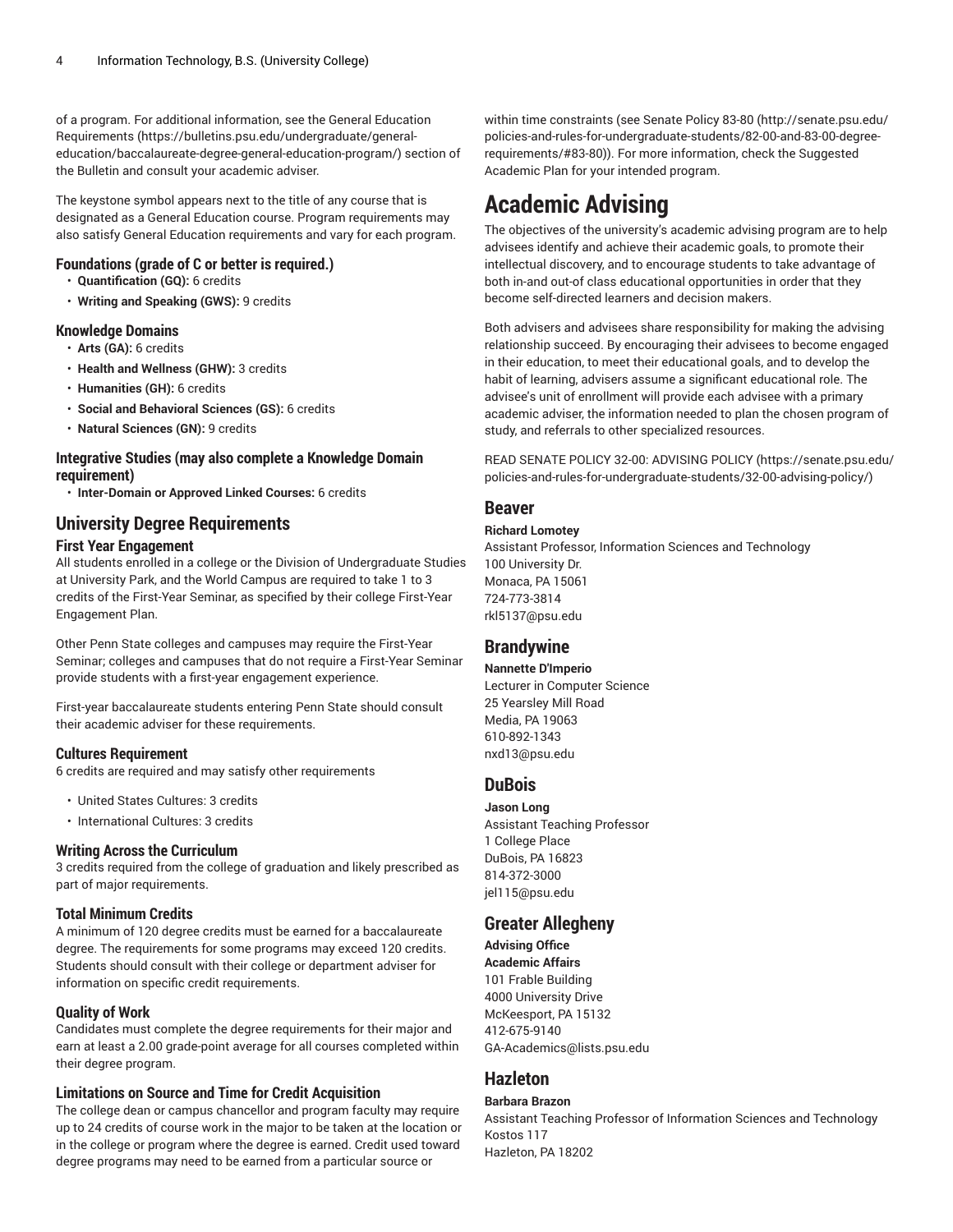of a program. For additional information, see the General Education Requirements (https://bulletins.psu.edu/undergraduate/general-education/baccalaureate-degree-general-education-program/) section of the Bulletin and consult your academic adviser.

The keystone symbol appears next to the title of any course that is designated as a General Education course. Program requirements may also satisfy General Education requirements and vary for each program.

### Foundations (grade of C or better is required.)

- **Quantification (GQ):** 6 credits
- **Writing and Speaking (GWS):** 9 credits

### Knowledge Domains

- **Arts (GA):** 6 credits
- **Health and Wellness (GHW):** 3 credits
- **Humanities (GH):** 6 credits
- **Social and Behavioral Sciences (GS):** 6 credits
- **Natural Sciences (GN):** 9 credits

### Integrative Studies (may also complete a Knowledge Domain requirement)

- **Inter-Domain or Approved Linked Courses:** 6 credits

## University Degree Requirements

### First Year Engagement

All students enrolled in a college or the Division of Undergraduate Studies at University Park, and the World Campus are required to take 1 to 3 credits of the First-Year Seminar, as specified by their college First-Year Engagement Plan.

Other Penn State colleges and campuses may require the First-Year Seminar; colleges and campuses that do not require a First-Year Seminar provide students with a first-year engagement experience.

First-year baccalaureate students entering Penn State should consult their academic adviser for these requirements.

### Cultures Requirement

6 credits are required and may satisfy other requirements

- United States Cultures: 3 credits
- International Cultures: 3 credits

### Writing Across the Curriculum

3 credits required from the college of graduation and likely prescribed as part of major requirements.

### Total Minimum Credits

A minimum of 120 degree credits must be earned for a baccalaureate degree. The requirements for some programs may exceed 120 credits. Students should consult with their college or department adviser for information on specific credit requirements.

### Quality of Work

Candidates must complete the degree requirements for their major and earn at least a 2.00 grade-point average for all courses completed within their degree program.

### Limitations on Source and Time for Credit Acquisition

The college dean or campus chancellor and program faculty may require up to 24 credits of course work in the major to be taken at the location or in the college or program where the degree is earned. Credit used toward degree programs may need to be earned from a particular source or within time constraints (see Senate Policy 83-80 (http://senate.psu.edu/policies-and-rules-for-undergraduate-students/82-00-and-83-00-degree-requirements/#83-80)). For more information, check the Suggested Academic Plan for your intended program.

# Academic Advising

The objectives of the university's academic advising program are to help advisees identify and achieve their academic goals, to promote their intellectual discovery, and to encourage students to take advantage of both in-and out-of class educational opportunities in order that they become self-directed learners and decision makers.

Both advisers and advisees share responsibility for making the advising relationship succeed. By encouraging their advisees to become engaged in their education, to meet their educational goals, and to develop the habit of learning, advisers assume a significant educational role. The advisee's unit of enrollment will provide each advisee with a primary academic adviser, the information needed to plan the chosen program of study, and referrals to other specialized resources.

READ SENATE POLICY 32-00: ADVISING POLICY (https://senate.psu.edu/policies-and-rules-for-undergraduate-students/32-00-advising-policy/)

## Beaver

**Richard Lomotey**
Assistant Professor, Information Sciences and Technology
100 University Dr.
Monaca, PA 15061
724-773-3814
rkl5137@psu.edu

## Brandywine

**Nannette D'Imperio**
Lecturer in Computer Science
25 Yearsley Mill Road
Media, PA 19063
610-892-1343
nxd13@psu.edu

## DuBois

**Jason Long**
Assistant Teaching Professor
1 College Place
DuBois, PA 16823
814-372-3000
jel115@psu.edu

## Greater Allegheny

**Advising Office**
**Academic Affairs**
101 Frable Building
4000 University Drive
McKeesport, PA 15132
412-675-9140
GA-Academics@lists.psu.edu

## Hazleton

**Barbara Brazon**
Assistant Teaching Professor of Information Sciences and Technology
Kostos 117
Hazleton, PA 18202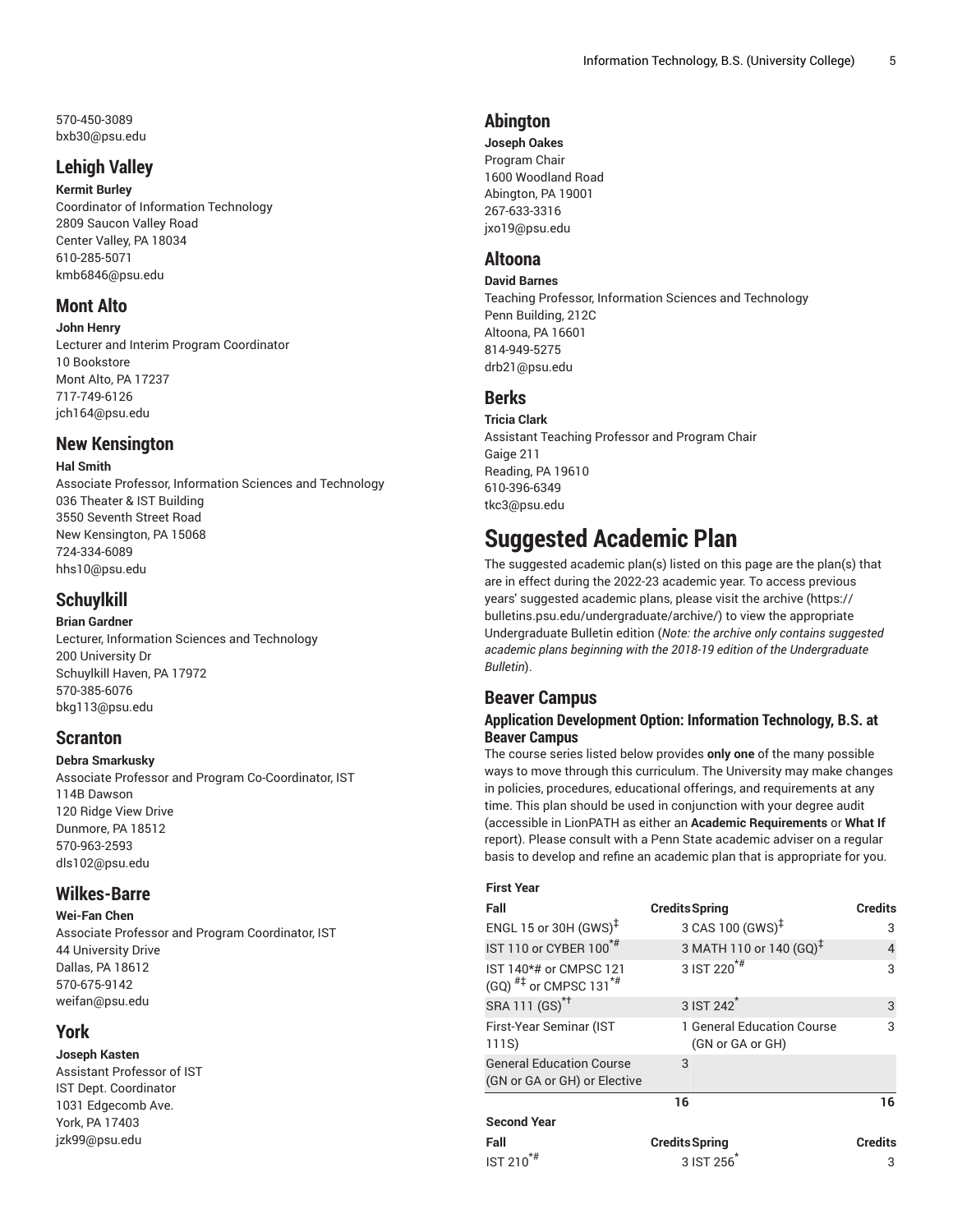570-450-3089
bxb30@psu.edu

## Lehigh Valley

**Kermit Burley**
Coordinator of Information Technology
2809 Saucon Valley Road
Center Valley, PA 18034
610-285-5071
kmb6846@psu.edu

## Mont Alto

**John Henry**
Lecturer and Interim Program Coordinator
10 Bookstore
Mont Alto, PA 17237
717-749-6126
jch164@psu.edu

## New Kensington

**Hal Smith**
Associate Professor, Information Sciences and Technology
036 Theater & IST Building
3550 Seventh Street Road
New Kensington, PA 15068
724-334-6089
hhs10@psu.edu

## Schuylkill

**Brian Gardner**
Lecturer, Information Sciences and Technology
200 University Dr
Schuylkill Haven, PA 17972
570-385-6076
bkg113@psu.edu

## Scranton

**Debra Smarkusky**
Associate Professor and Program Co-Coordinator, IST
114B Dawson
120 Ridge View Drive
Dunmore, PA 18512
570-963-2593
dls102@psu.edu

## Wilkes-Barre

**Wei-Fan Chen**
Associate Professor and Program Coordinator, IST
44 University Drive
Dallas, PA 18612
570-675-9142
weifan@psu.edu

## York

**Joseph Kasten**
Assistant Professor of IST
IST Dept. Coordinator
1031 Edgecomb Ave.
York, PA 17403
jzk99@psu.edu

## Abington

**Joseph Oakes**
Program Chair
1600 Woodland Road
Abington, PA 19001
267-633-3316
jxo19@psu.edu

## Altoona

**David Barnes**
Teaching Professor, Information Sciences and Technology
Penn Building, 212C
Altoona, PA 16601
814-949-5275
drb21@psu.edu

## Berks

**Tricia Clark**
Assistant Teaching Professor and Program Chair
Gaige 211
Reading, PA 19610
610-396-6349
tkc3@psu.edu

# Suggested Academic Plan

The suggested academic plan(s) listed on this page are the plan(s) that are in effect during the 2022-23 academic year. To access previous years' suggested academic plans, please visit the archive (https://bulletins.psu.edu/undergraduate/archive/) to view the appropriate Undergraduate Bulletin edition (*Note: the archive only contains suggested academic plans beginning with the 2018-19 edition of the Undergraduate Bulletin*).

## Beaver Campus

### Application Development Option: Information Technology, B.S. at Beaver Campus

The course series listed below provides **only one** of the many possible ways to move through this curriculum. The University may make changes in policies, procedures, educational offerings, and requirements at any time. This plan should be used in conjunction with your degree audit (accessible in LionPATH as either an **Academic Requirements** or **What If** report). Please consult with a Penn State academic adviser on a regular basis to develop and refine an academic plan that is appropriate for you.

| First Year | | | |
|---|---|---|---|
| **Fall** | **Credits** | **Spring** | **Credits** |
| ENGL 15 or 30H (GWS)‡ | 3 | CAS 100 (GWS)‡ | 3 |
| IST 110 or CYBER 100*# | 3 | MATH 110 or 140 (GQ)‡ | 4 |
| IST 140*# or CMPSC 121 (GQ) #‡ or CMPSC 131*# | 3 | IST 220*# | 3 |
| SRA 111 (GS)*† | 3 | IST 242* | 3 |
| First-Year Seminar (IST 111S) | 1 | General Education Course (GN or GA or GH) | 3 |
| General Education Course (GN or GA or GH) or Elective | 3 | | |
| | **16** | | **16** |
| **Second Year** | | | |
| **Fall** | **Credits** | **Spring** | **Credits** |
| IST 210*# | 3 | IST 256* | 3 |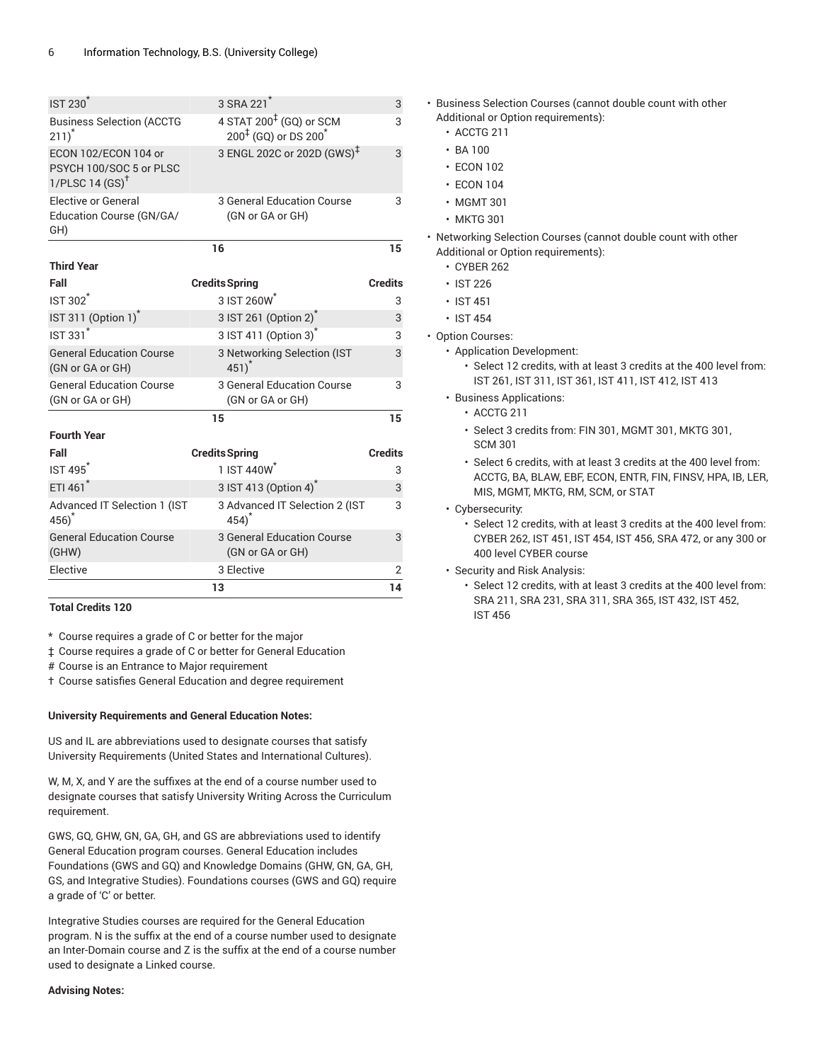| | | | |
|---|---|---|---|
| IST 230* | 3 | SRA 221* | 3 |
| Business Selection (ACCTG 211)* | 4 | STAT 200‡ (GQ) or SCM 200‡ (GQ) or DS 200* | 3 |
| ECON 102/ECON 104 or PSYCH 100/SOC 5 or PLSC 1/PLSC 14 (GS)† | 3 | ENGL 202C or 202D (GWS)‡ | 3 |
| Elective or General Education Course (GN/GA/GH) | 3 | General Education Course (GN or GA or GH) | 3 |
| | 16 | | 15 |

**Third Year**

| Fall | Credits | Spring | Credits |
|---|---|---|---|
| IST 302* | 3 | IST 260W* | 3 |
| IST 311 (Option 1)* | 3 | IST 261 (Option 2)* | 3 |
| IST 331* | 3 | IST 411 (Option 3)* | 3 |
| General Education Course (GN or GA or GH) | 3 | Networking Selection (IST 451)* | 3 |
| General Education Course (GN or GA or GH) | 3 | General Education Course (GN or GA or GH) | 3 |
| | 15 | | 15 |

**Fourth Year**

| Fall | Credits | Spring | Credits |
|---|---|---|---|
| IST 495* | 1 | IST 440W* | 3 |
| ETI 461* | 3 | IST 413 (Option 4)* | 3 |
| Advanced IT Selection 1 (IST 456)* | 3 | Advanced IT Selection 2 (IST 454)* | 3 |
| General Education Course (GHW) | 3 | General Education Course (GN or GA or GH) | 3 |
| Elective | 3 | Elective | 2 |
| | 13 | | 14 |

**Total Credits 120**

* Course requires a grade of C or better for the major
‡ Course requires a grade of C or better for General Education
# Course is an Entrance to Major requirement
† Course satisfies General Education and degree requirement

**University Requirements and General Education Notes:**

US and IL are abbreviations used to designate courses that satisfy University Requirements (United States and International Cultures).

W, M, X, and Y are the suffixes at the end of a course number used to designate courses that satisfy University Writing Across the Curriculum requirement.

GWS, GQ, GHW, GN, GA, GH, and GS are abbreviations used to identify General Education program courses. General Education includes Foundations (GWS and GQ) and Knowledge Domains (GHW, GN, GA, GH, GS, and Integrative Studies). Foundations courses (GWS and GQ) require a grade of 'C' or better.

Integrative Studies courses are required for the General Education program. N is the suffix at the end of a course number used to designate an Inter-Domain course and Z is the suffix at the end of a course number used to designate a Linked course.

**Advising Notes:**

- Business Selection Courses (cannot double count with other Additional or Option requirements):
  - ACCTG 211
  - BA 100
  - ECON 102
  - ECON 104
  - MGMT 301
  - MKTG 301
- Networking Selection Courses (cannot double count with other Additional or Option requirements):
  - CYBER 262
  - IST 226
  - IST 451
  - IST 454
- Option Courses:
  - Application Development:
    - Select 12 credits, with at least 3 credits at the 400 level from: IST 261, IST 311, IST 361, IST 411, IST 412, IST 413
  - Business Applications:
    - ACCTG 211
    - Select 3 credits from: FIN 301, MGMT 301, MKTG 301, SCM 301
    - Select 6 credits, with at least 3 credits at the 400 level from: ACCTG, BA, BLAW, EBF, ECON, ENTR, FIN, FINSV, HPA, IB, LER, MIS, MGMT, MKTG, RM, SCM, or STAT
  - Cybersecurity:
    - Select 12 credits, with at least 3 credits at the 400 level from: CYBER 262, IST 451, IST 454, IST 456, SRA 472, or any 300 or 400 level CYBER course
  - Security and Risk Analysis:
    - Select 12 credits, with at least 3 credits at the 400 level from: SRA 211, SRA 231, SRA 311, SRA 365, IST 432, IST 452, IST 456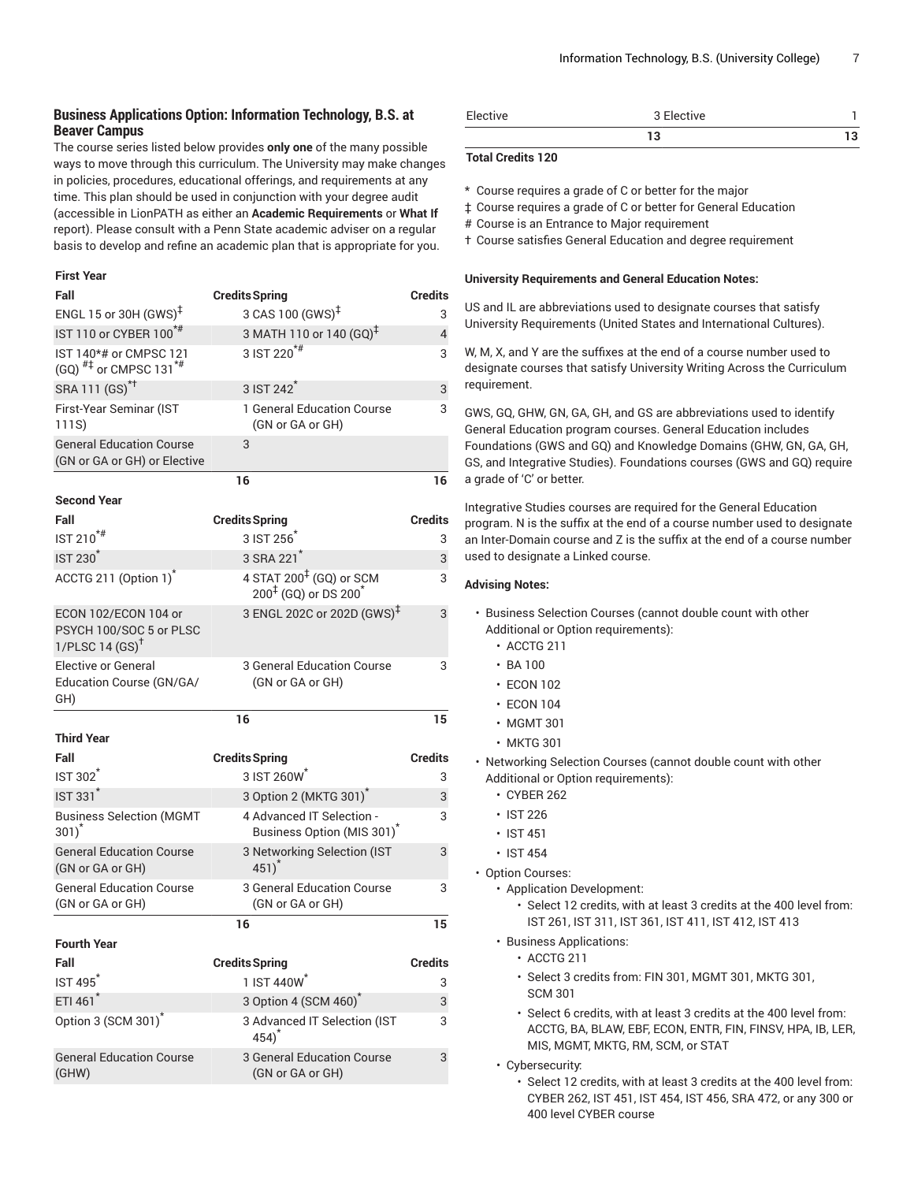### Business Applications Option: Information Technology, B.S. at Beaver Campus

The course series listed below provides **only one** of the many possible ways to move through this curriculum. The University may make changes in policies, procedures, educational offerings, and requirements at any time. This plan should be used in conjunction with your degree audit (accessible in LionPATH as either an **Academic Requirements** or **What If** report). Please consult with a Penn State academic adviser on a regular basis to develop and refine an academic plan that is appropriate for you.

**First Year**

| Fall | Credits | Spring | Credits |
|---|---|---|---|
| ENGL 15 or 30H (GWS)‡ | 3 | CAS 100 (GWS)‡ | 3 |
| IST 110 or CYBER 100*# | 3 | MATH 110 or 140 (GQ)‡ | 4 |
| IST 140*# or CMPSC 121 (GQ) #‡ or CMPSC 131*# | 3 | IST 220*# | 3 |
| SRA 111 (GS)*† | 3 | IST 242* | 3 |
| First-Year Seminar (IST 111S) | 1 | General Education Course (GN or GA or GH) | 3 |
| General Education Course (GN or GA or GH) or Elective | 3 | | |
| | 16 | | 16 |

**Second Year**

| Fall | Credits | Spring | Credits |
|---|---|---|---|
| IST 210*# | 3 | IST 256* | 3 |
| IST 230* | 3 | SRA 221* | 3 |
| ACCTG 211 (Option 1)* | 4 | STAT 200‡ (GQ) or SCM 200‡ (GQ) or DS 200* | 3 |
| ECON 102/ECON 104 or PSYCH 100/SOC 5 or PLSC 1/PLSC 14 (GS)† | 3 | ENGL 202C or 202D (GWS)‡ | 3 |
| Elective or General Education Course (GN/GA/GH) | 3 | General Education Course (GN or GA or GH) | 3 |
| | 16 | | 15 |

**Third Year**

| Fall | Credits | Spring | Credits |
|---|---|---|---|
| IST 302* | 3 | IST 260W* | 3 |
| IST 331* | 3 | Option 2 (MKTG 301)* | 3 |
| Business Selection (MGMT 301)* | 4 | Advanced IT Selection - Business Option (MIS 301)* | 3 |
| General Education Course (GN or GA or GH) | 3 | Networking Selection (IST 451)* | 3 |
| General Education Course (GN or GA or GH) | 3 | General Education Course (GN or GA or GH) | 3 |
| | 16 | | 15 |

**Fourth Year**

| Fall | Credits | Spring | Credits |
|---|---|---|---|
| IST 495* | 1 | IST 440W* | 3 |
| ETI 461* | 3 | Option 4 (SCM 460)* | 3 |
| Option 3 (SCM 301)* | 3 | Advanced IT Selection (IST 454)* | 3 |
| General Education Course (GHW) | 3 | General Education Course (GN or GA or GH) | 3 |
| Elective | 3 | Elective | 1 |
| | 13 | | 13 |

**Total Credits 120**

\* Course requires a grade of C or better for the major

‡ Course requires a grade of C or better for General Education

\# Course is an Entrance to Major requirement

† Course satisfies General Education and degree requirement

**University Requirements and General Education Notes:**

US and IL are abbreviations used to designate courses that satisfy University Requirements (United States and International Cultures).

W, M, X, and Y are the suffixes at the end of a course number used to designate courses that satisfy University Writing Across the Curriculum requirement.

GWS, GQ, GHW, GN, GA, GH, and GS are abbreviations used to identify General Education program courses. General Education includes Foundations (GWS and GQ) and Knowledge Domains (GHW, GN, GA, GH, GS, and Integrative Studies). Foundations courses (GWS and GQ) require a grade of 'C' or better.

Integrative Studies courses are required for the General Education program. N is the suffix at the end of a course number used to designate an Inter-Domain course and Z is the suffix at the end of a course number used to designate a Linked course.

**Advising Notes:**

- Business Selection Courses (cannot double count with other Additional or Option requirements):
  - ACCTG 211
  - BA 100
  - ECON 102
  - ECON 104
  - MGMT 301
  - MKTG 301
- Networking Selection Courses (cannot double count with other Additional or Option requirements):
  - CYBER 262
  - IST 226
  - IST 451
  - IST 454
- Option Courses:
  - Application Development:
    - Select 12 credits, with at least 3 credits at the 400 level from: IST 261, IST 311, IST 361, IST 411, IST 412, IST 413
  - Business Applications:
    - ACCTG 211
    - Select 3 credits from: FIN 301, MGMT 301, MKTG 301, SCM 301
    - Select 6 credits, with at least 3 credits at the 400 level from: ACCTG, BA, BLAW, EBF, ECON, ENTR, FIN, FINSV, HPA, IB, LER, MIS, MGMT, MKTG, RM, SCM, or STAT
  - Cybersecurity:
    - Select 12 credits, with at least 3 credits at the 400 level from: CYBER 262, IST 451, IST 454, IST 456, SRA 472, or any 300 or 400 level CYBER course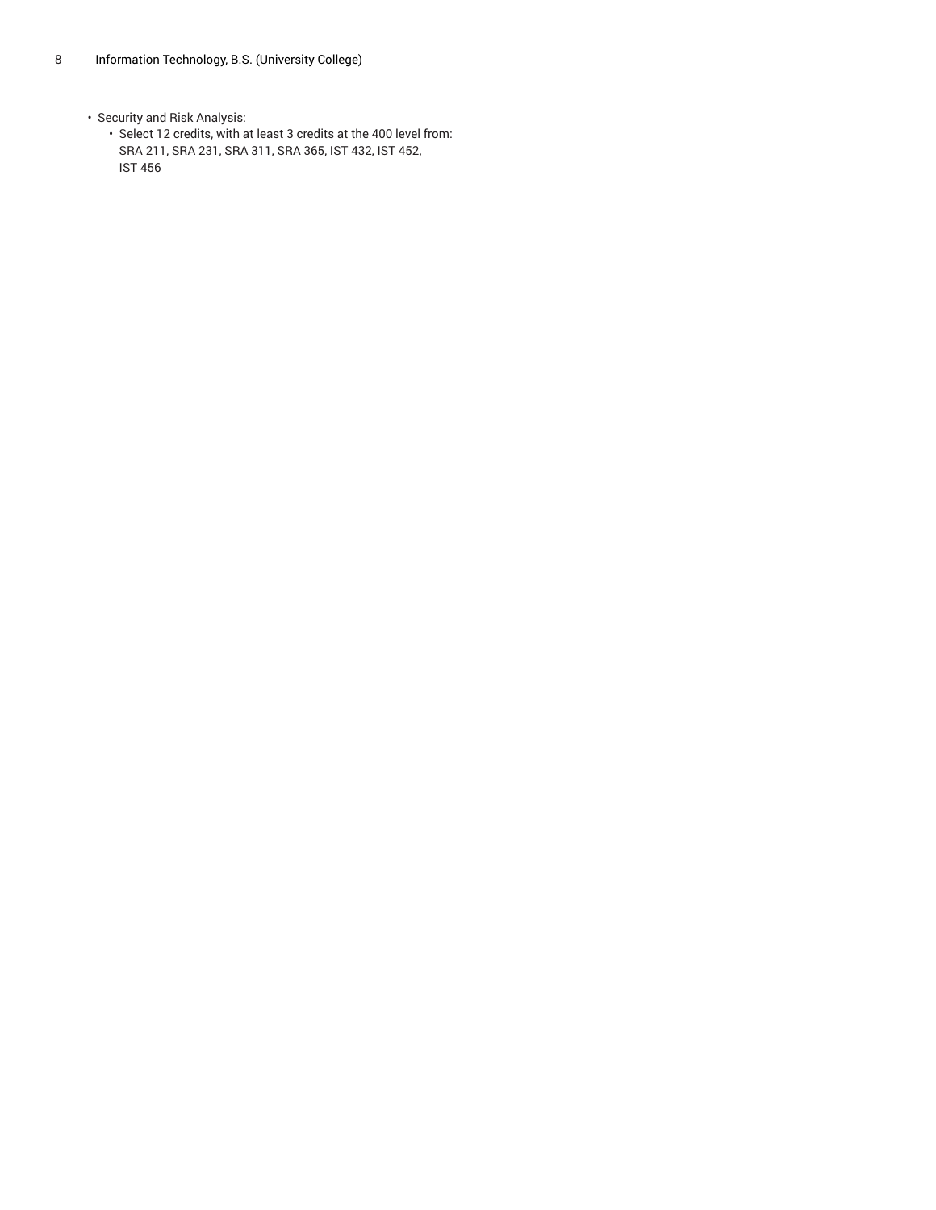- Security and Risk Analysis:
  - Select 12 credits, with at least 3 credits at the 400 level from: SRA 211, SRA 231, SRA 311, SRA 365, IST 432, IST 452, IST 456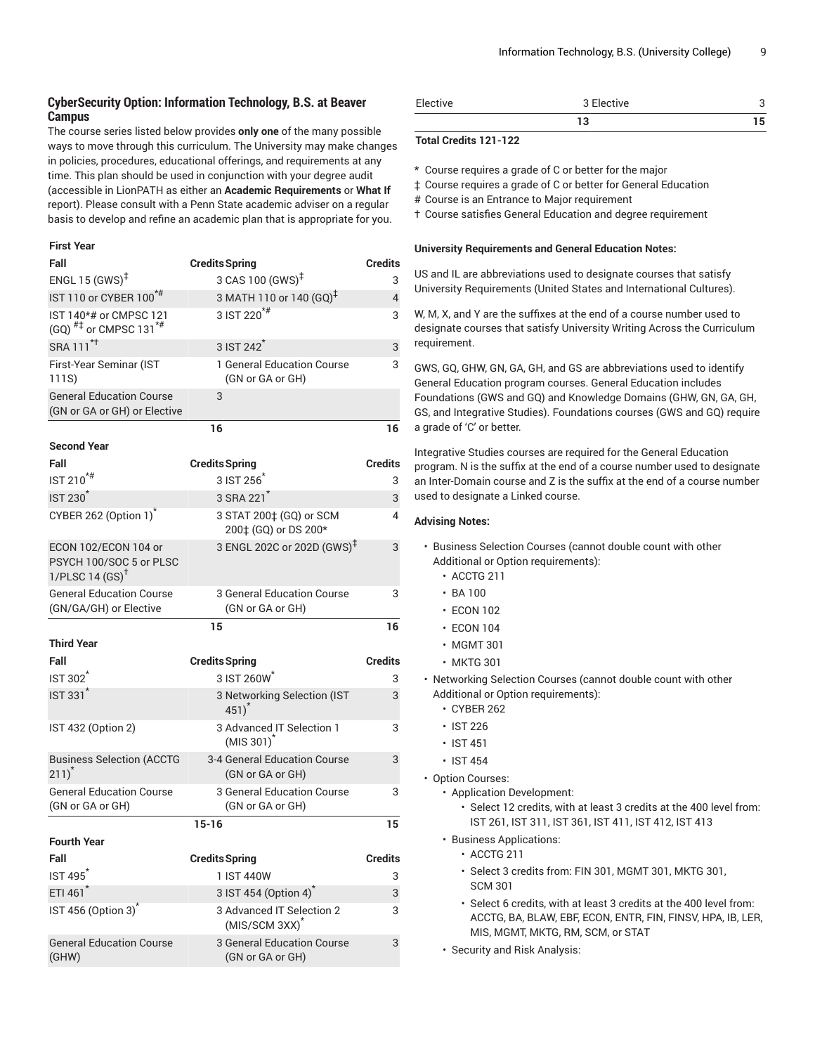## CyberSecurity Option: Information Technology, B.S. at Beaver Campus

The course series listed below provides **only one** of the many possible ways to move through this curriculum. The University may make changes in policies, procedures, educational offerings, and requirements at any time. This plan should be used in conjunction with your degree audit (accessible in LionPATH as either an **Academic Requirements** or **What If** report). Please consult with a Penn State academic adviser on a regular basis to develop and refine an academic plan that is appropriate for you.

**First Year**

| Fall | Credits | Spring | Credits |
|---|---|---|---|
| ENGL 15 (GWS)‡ | 3 | CAS 100 (GWS)‡ | 3 |
| IST 110 or CYBER 100*# | 3 | MATH 110 or 140 (GQ)‡ | 4 |
| IST 140*# or CMPSC 121 (GQ) #‡ or CMPSC 131*# | 3 | IST 220*# | 3 |
| SRA 111*† | 3 | IST 242* | 3 |
| First-Year Seminar (IST 111S) | 1 | General Education Course (GN or GA or GH) | 3 |
| General Education Course (GN or GA or GH) or Elective | 3 | | |
| | 16 | | 16 |

**Second Year**

| Fall | Credits | Spring | Credits |
|---|---|---|---|
| IST 210*# | 3 | IST 256* | 3 |
| IST 230* | 3 | SRA 221* | 3 |
| CYBER 262 (Option 1)* | 3 | STAT 200‡ (GQ) or SCM 200‡ (GQ) or DS 200* | 4 |
| ECON 102/ECON 104 or PSYCH 100/SOC 5 or PLSC 1/PLSC 14 (GS)† | 3 | ENGL 202C or 202D (GWS)‡ | 3 |
| General Education Course (GN/GA/GH) or Elective | 3 | General Education Course (GN or GA or GH) | 3 |
| | 15 | | 16 |

**Third Year**

| Fall | Credits | Spring | Credits |
|---|---|---|---|
| IST 302* | 3 | IST 260W* | 3 |
| IST 331* | 3 | Networking Selection (IST 451)* | 3 |
| IST 432 (Option 2) | 3 | Advanced IT Selection 1 (MIS 301)* | 3 |
| Business Selection (ACCTG 211)* | 3-4 | General Education Course (GN or GA or GH) | 3 |
| General Education Course (GN or GA or GH) | 3 | General Education Course (GN or GA or GH) | 3 |
| | 15-16 | | 15 |

**Fourth Year**

| Fall | Credits | Spring | Credits |
|---|---|---|---|
| IST 495* | 1 | IST 440W | 3 |
| ETI 461* | 3 | IST 454 (Option 4)* | 3 |
| IST 456 (Option 3)* | 3 | Advanced IT Selection 2 (MIS/SCM 3XX)* | 3 |
| General Education Course (GHW) | 3 | General Education Course (GN or GA or GH) | 3 |
| Elective | 3 | Elective | 3 |
| | 13 | | 15 |

**Total Credits 121-122**

\* Course requires a grade of C or better for the major
‡ Course requires a grade of C or better for General Education
# Course is an Entrance to Major requirement
† Course satisfies General Education and degree requirement

**University Requirements and General Education Notes:**

US and IL are abbreviations used to designate courses that satisfy University Requirements (United States and International Cultures).

W, M, X, and Y are the suffixes at the end of a course number used to designate courses that satisfy University Writing Across the Curriculum requirement.

GWS, GQ, GHW, GN, GA, GH, and GS are abbreviations used to identify General Education program courses. General Education includes Foundations (GWS and GQ) and Knowledge Domains (GHW, GN, GA, GH, GS, and Integrative Studies). Foundations courses (GWS and GQ) require a grade of 'C' or better.

Integrative Studies courses are required for the General Education program. N is the suffix at the end of a course number used to designate an Inter-Domain course and Z is the suffix at the end of a course number used to designate a Linked course.

**Advising Notes:**

- Business Selection Courses (cannot double count with other Additional or Option requirements):
  - ACCTG 211
  - BA 100
  - ECON 102
  - ECON 104
  - MGMT 301
  - MKTG 301
- Networking Selection Courses (cannot double count with other Additional or Option requirements):
  - CYBER 262
  - IST 226
  - IST 451
  - IST 454
- Option Courses:
  - Application Development:
    - Select 12 credits, with at least 3 credits at the 400 level from: IST 261, IST 311, IST 361, IST 411, IST 412, IST 413
  - Business Applications:
    - ACCTG 211
    - Select 3 credits from: FIN 301, MGMT 301, MKTG 301, SCM 301
    - Select 6 credits, with at least 3 credits at the 400 level from: ACCTG, BA, BLAW, EBF, ECON, ENTR, FIN, FINSV, HPA, IB, LER, MIS, MGMT, MKTG, RM, SCM, or STAT
  - Security and Risk Analysis: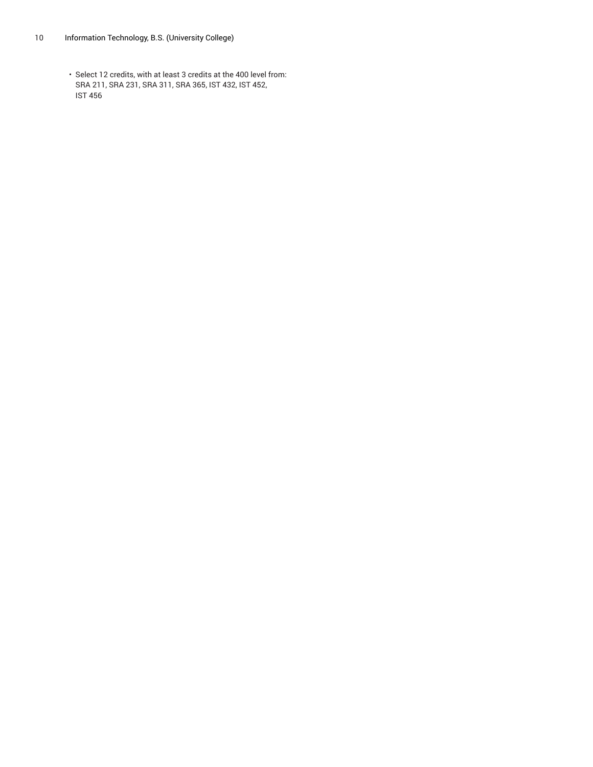- Select 12 credits, with at least 3 credits at the 400 level from: SRA 211, SRA 231, SRA 311, SRA 365, IST 432, IST 452, IST 456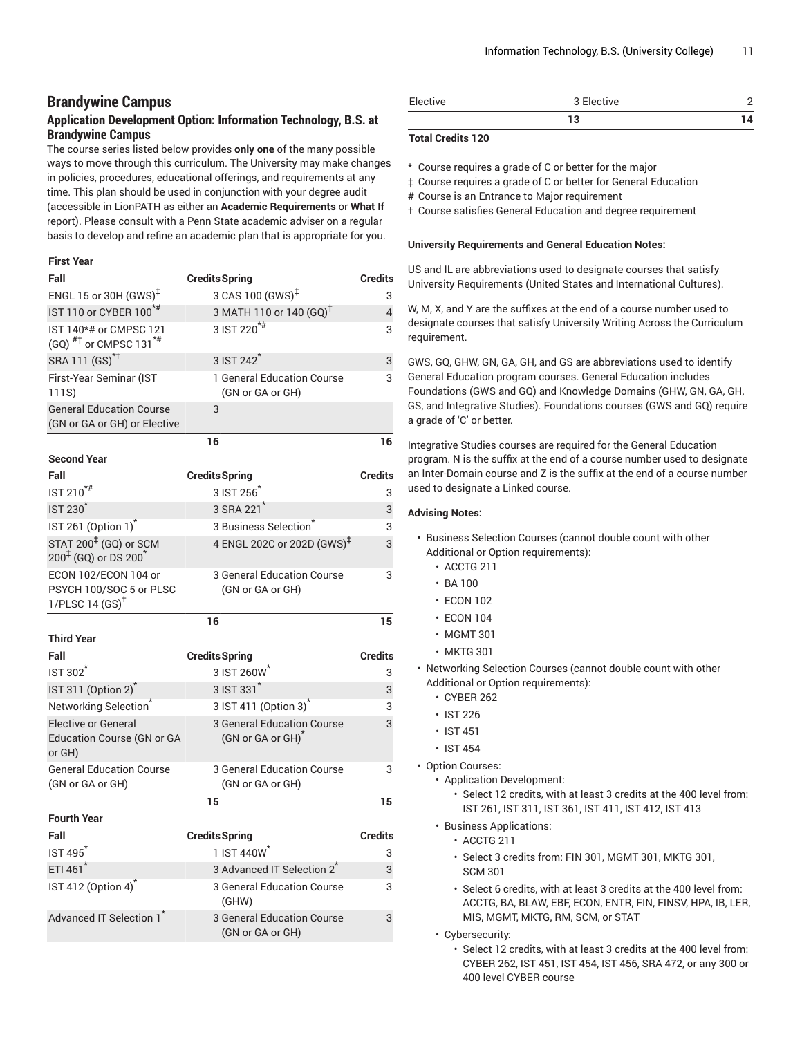## Brandywine Campus

### Application Development Option: Information Technology, B.S. at Brandywine Campus

The course series listed below provides **only one** of the many possible ways to move through this curriculum. The University may make changes in policies, procedures, educational offerings, and requirements at any time. This plan should be used in conjunction with your degree audit (accessible in LionPATH as either an **Academic Requirements** or **What If** report). Please consult with a Penn State academic adviser on a regular basis to develop and refine an academic plan that is appropriate for you.

**First Year**

| Fall | Credits | Spring | Credits |
|---|---|---|---|
| ENGL 15 or 30H (GWS)‡ | 3 | CAS 100 (GWS)‡ | 3 |
| IST 110 or CYBER 100*# | 3 | MATH 110 or 140 (GQ)‡ | 4 |
| IST 140*# or CMPSC 121 (GQ) #‡ or CMPSC 131*# | 3 | IST 220*# | 3 |
| SRA 111 (GS)*† | 3 | IST 242* | 3 |
| First-Year Seminar (IST 111S) | 1 | General Education Course (GN or GA or GH) | 3 |
| General Education Course (GN or GA or GH) or Elective | 3 | | |
| | 16 | | 16 |

**Second Year**

| Fall | Credits | Spring | Credits |
|---|---|---|---|
| IST 210*# | 3 | IST 256* | 3 |
| IST 230* | 3 | SRA 221* | 3 |
| IST 261 (Option 1)* | 3 | Business Selection* | 3 |
| STAT 200‡ (GQ) or SCM 200‡ (GQ) or DS 200* | 4 | ENGL 202C or 202D (GWS)‡ | 3 |
| ECON 102/ECON 104 or PSYCH 100/SOC 5 or PLSC 1/PLSC 14 (GS)† | 3 | General Education Course (GN or GA or GH) | 3 |
| | 16 | | 15 |

**Third Year**

| Fall | Credits | Spring | Credits |
|---|---|---|---|
| IST 302* | 3 | IST 260W* | 3 |
| IST 311 (Option 2)* | 3 | IST 331* | 3 |
| Networking Selection* | 3 | IST 411 (Option 3)* | 3 |
| Elective or General Education Course (GN or GA or GH) | 3 | General Education Course (GN or GA or GH)* | 3 |
| General Education Course (GN or GA or GH) | 3 | General Education Course (GN or GA or GH) | 3 |
| | 15 | | 15 |

**Fourth Year**

| Fall | Credits | Spring | Credits |
|---|---|---|---|
| IST 495* | 1 | IST 440W* | 3 |
| ETI 461* | 3 | Advanced IT Selection 2* | 3 |
| IST 412 (Option 4)* | 3 | General Education Course (GHW) | 3 |
| Advanced IT Selection 1* | 3 | General Education Course (GN or GA or GH) | 3 |
| Elective | 3 | Elective | 2 |
| | 13 | | 14 |

**Total Credits 120**

\* Course requires a grade of C or better for the major
‡ Course requires a grade of C or better for General Education
\# Course is an Entrance to Major requirement
† Course satisfies General Education and degree requirement

**University Requirements and General Education Notes:**

US and IL are abbreviations used to designate courses that satisfy University Requirements (United States and International Cultures).

W, M, X, and Y are the suffixes at the end of a course number used to designate courses that satisfy University Writing Across the Curriculum requirement.

GWS, GQ, GHW, GN, GA, GH, and GS are abbreviations used to identify General Education program courses. General Education includes Foundations (GWS and GQ) and Knowledge Domains (GHW, GN, GA, GH, GS, and Integrative Studies). Foundations courses (GWS and GQ) require a grade of 'C' or better.

Integrative Studies courses are required for the General Education program. N is the suffix at the end of a course number used to designate an Inter-Domain course and Z is the suffix at the end of a course number used to designate a Linked course.

**Advising Notes:**

- Business Selection Courses (cannot double count with other Additional or Option requirements):
  - ACCTG 211
  - BA 100
  - ECON 102
  - ECON 104
  - MGMT 301
  - MKTG 301
- Networking Selection Courses (cannot double count with other Additional or Option requirements):
  - CYBER 262
  - IST 226
  - IST 451
  - IST 454
- Option Courses:
  - Application Development:
    - Select 12 credits, with at least 3 credits at the 400 level from: IST 261, IST 311, IST 361, IST 411, IST 412, IST 413
  - Business Applications:
    - ACCTG 211
    - Select 3 credits from: FIN 301, MGMT 301, MKTG 301, SCM 301
    - Select 6 credits, with at least 3 credits at the 400 level from: ACCTG, BA, BLAW, EBF, ECON, ENTR, FIN, FINSV, HPA, IB, LER, MIS, MGMT, MKTG, RM, SCM, or STAT
  - Cybersecurity:
    - Select 12 credits, with at least 3 credits at the 400 level from: CYBER 262, IST 451, IST 454, IST 456, SRA 472, or any 300 or 400 level CYBER course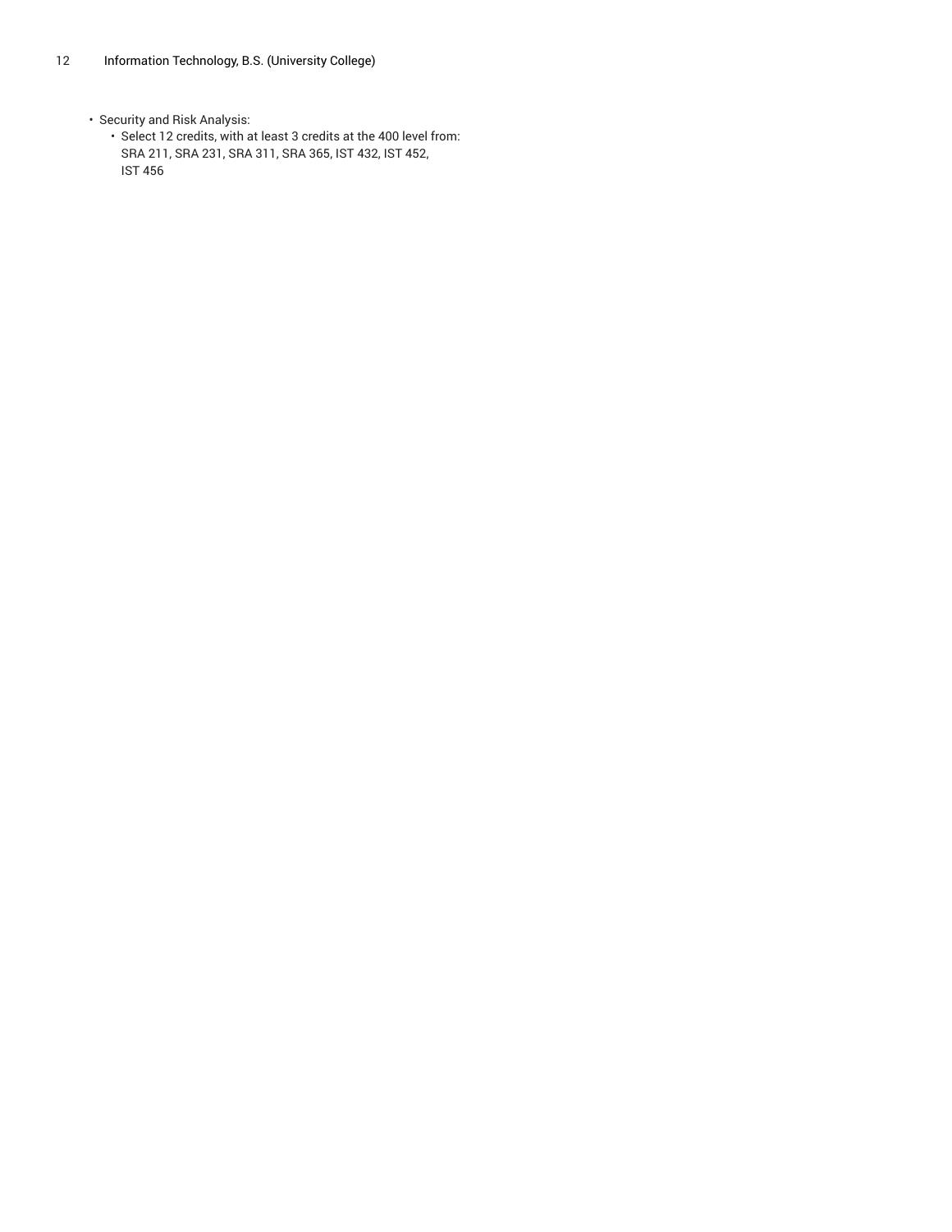- Security and Risk Analysis:
  - Select 12 credits, with at least 3 credits at the 400 level from: SRA 211, SRA 231, SRA 311, SRA 365, IST 432, IST 452, IST 456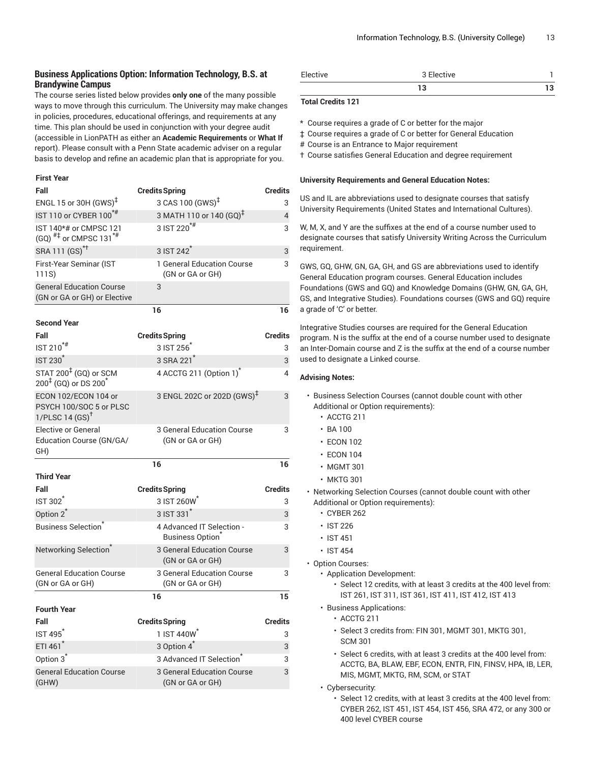### Business Applications Option: Information Technology, B.S. at Brandywine Campus

The course series listed below provides **only one** of the many possible ways to move through this curriculum. The University may make changes in policies, procedures, educational offerings, and requirements at any time. This plan should be used in conjunction with your degree audit (accessible in LionPATH as either an **Academic Requirements** or **What If** report). Please consult with a Penn State academic adviser on a regular basis to develop and refine an academic plan that is appropriate for you.

**First Year**

| Fall | Credits | Spring | Credits |
|---|---|---|---|
| ENGL 15 or 30H (GWS)‡ | 3 | CAS 100 (GWS)‡ | 3 |
| IST 110 or CYBER 100*# | 3 | MATH 110 or 140 (GQ)‡ | 4 |
| IST 140*# or CMPSC 121 (GQ) #‡ or CMPSC 131*# | 3 | IST 220*# | 3 |
| SRA 111 (GS)*† | 3 | IST 242* | 3 |
| First-Year Seminar (IST 111S) | 1 | General Education Course (GN or GA or GH) | 3 |
| General Education Course (GN or GA or GH) or Elective | 3 | | |
| | 16 | | 16 |

**Second Year**

| Fall | Credits | Spring | Credits |
|---|---|---|---|
| IST 210*# | 3 | IST 256* | 3 |
| IST 230* | 3 | SRA 221* | 3 |
| STAT 200‡ (GQ) or SCM 200‡ (GQ) or DS 200* | 4 | ACCTG 211 (Option 1)* | 4 |
| ECON 102/ECON 104 or PSYCH 100/SOC 5 or PLSC 1/PLSC 14 (GS)† | 3 | ENGL 202C or 202D (GWS)‡ | 3 |
| Elective or General Education Course (GN/GA/GH) | 3 | General Education Course (GN or GA or GH) | 3 |
| | 16 | | 16 |

**Third Year**

| Fall | Credits | Spring | Credits |
|---|---|---|---|
| IST 302* | 3 | IST 260W* | 3 |
| Option 2* | 3 | IST 331* | 3 |
| Business Selection* | 4 | Advanced IT Selection - Business Option* | 3 |
| Networking Selection* | 3 | General Education Course (GN or GA or GH) | 3 |
| General Education Course (GN or GA or GH) | 3 | General Education Course (GN or GA or GH) | 3 |
| | 16 | | 15 |

**Fourth Year**

| Fall | Credits | Spring | Credits |
|---|---|---|---|
| IST 495* | 1 | IST 440W* | 3 |
| ETI 461* | 3 | Option 4* | 3 |
| Option 3* | 3 | Advanced IT Selection* | 3 |
| General Education Course (GHW) | 3 | General Education Course (GN or GA or GH) | 3 |
| Elective | 3 | Elective | 1 |
| | 13 | | 13 |

**Total Credits 121**

\* Course requires a grade of C or better for the major

‡ Course requires a grade of C or better for General Education

\# Course is an Entrance to Major requirement

† Course satisfies General Education and degree requirement

#### University Requirements and General Education Notes:

US and IL are abbreviations used to designate courses that satisfy University Requirements (United States and International Cultures).

W, M, X, and Y are the suffixes at the end of a course number used to designate courses that satisfy University Writing Across the Curriculum requirement.

GWS, GQ, GHW, GN, GA, GH, and GS are abbreviations used to identify General Education program courses. General Education includes Foundations (GWS and GQ) and Knowledge Domains (GHW, GN, GA, GH, GS, and Integrative Studies). Foundations courses (GWS and GQ) require a grade of 'C' or better.

Integrative Studies courses are required for the General Education program. N is the suffix at the end of a course number used to designate an Inter-Domain course and Z is the suffix at the end of a course number used to designate a Linked course.

#### Advising Notes:

- Business Selection Courses (cannot double count with other Additional or Option requirements):
  - ACCTG 211
  - BA 100
  - ECON 102
  - ECON 104
  - MGMT 301
  - MKTG 301
- Networking Selection Courses (cannot double count with other Additional or Option requirements):
  - CYBER 262
  - IST 226
  - IST 451
  - IST 454
- Option Courses:
  - Application Development:
    - Select 12 credits, with at least 3 credits at the 400 level from: IST 261, IST 311, IST 361, IST 411, IST 412, IST 413
  - Business Applications:
    - ACCTG 211
    - Select 3 credits from: FIN 301, MGMT 301, MKTG 301, SCM 301
    - Select 6 credits, with at least 3 credits at the 400 level from: ACCTG, BA, BLAW, EBF, ECON, ENTR, FIN, FINSV, HPA, IB, LER, MIS, MGMT, MKTG, RM, SCM, or STAT
  - Cybersecurity:
    - Select 12 credits, with at least 3 credits at the 400 level from: CYBER 262, IST 451, IST 454, IST 456, SRA 472, or any 300 or 400 level CYBER course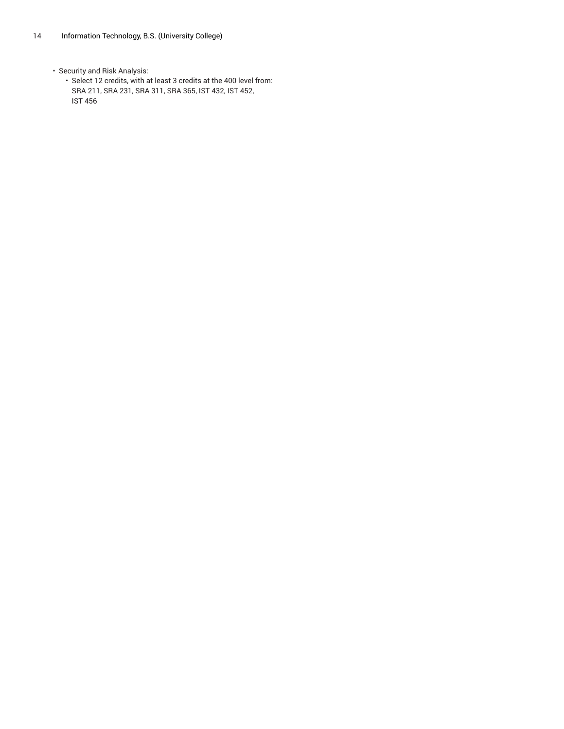- Security and Risk Analysis:
  - Select 12 credits, with at least 3 credits at the 400 level from: SRA 211, SRA 231, SRA 311, SRA 365, IST 432, IST 452, IST 456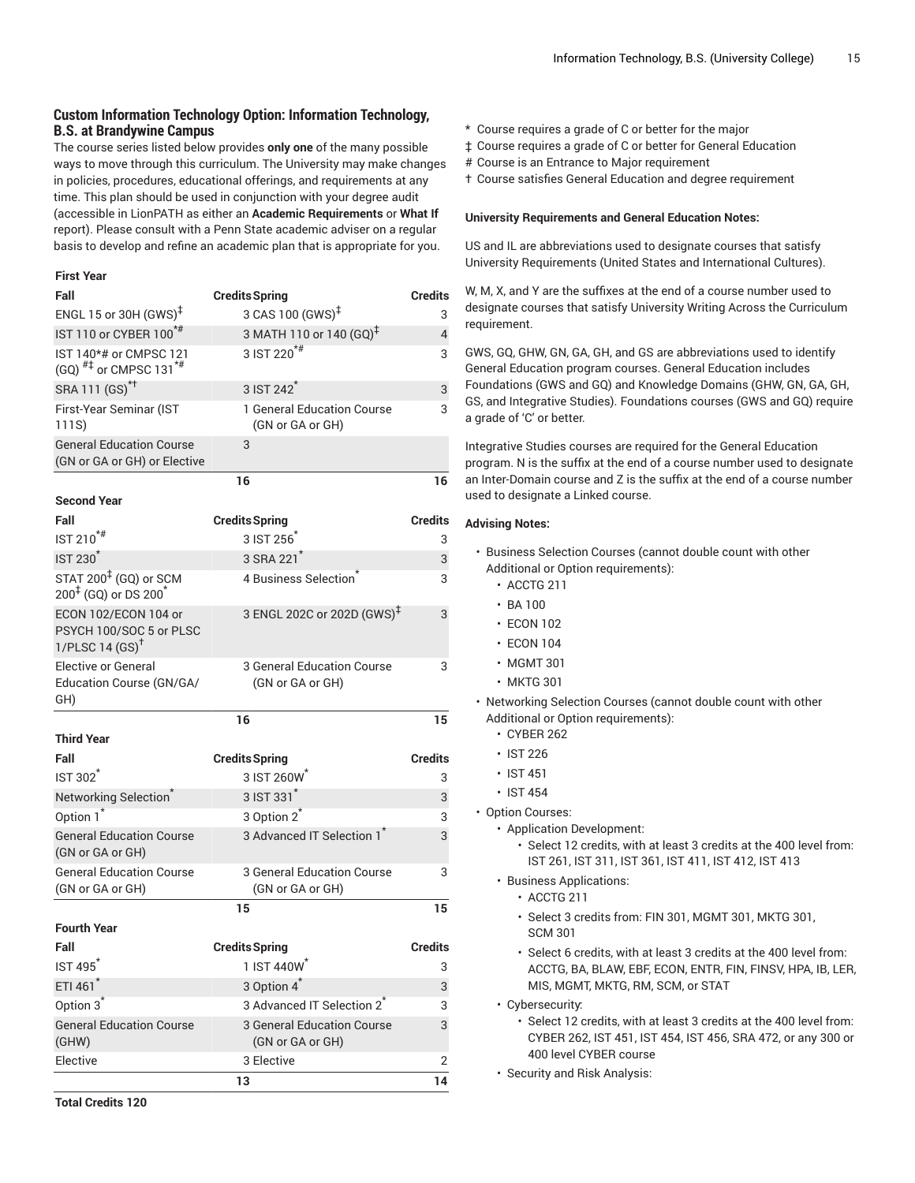### Custom Information Technology Option: Information Technology, B.S. at Brandywine Campus

The course series listed below provides **only one** of the many possible ways to move through this curriculum. The University may make changes in policies, procedures, educational offerings, and requirements at any time. This plan should be used in conjunction with your degree audit (accessible in LionPATH as either an **Academic Requirements** or **What If** report). Please consult with a Penn State academic adviser on a regular basis to develop and refine an academic plan that is appropriate for you.

**First Year**

| Fall | Credits | Spring | Credits |
|---|---|---|---|
| ENGL 15 or 30H (GWS)‡ | 3 | CAS 100 (GWS)‡ | 3 |
| IST 110 or CYBER 100*# | 3 | MATH 110 or 140 (GQ)‡ | 4 |
| IST 140*# or CMPSC 121 (GQ) #‡ or CMPSC 131*# | 3 | IST 220*# | 3 |
| SRA 111 (GS)*† | 3 | IST 242* | 3 |
| First-Year Seminar (IST 111S) | 1 | General Education Course (GN or GA or GH) | 3 |
| General Education Course (GN or GA or GH) or Elective | 3 | | |
| | 16 | | 16 |

**Second Year**

| Fall | Credits | Spring | Credits |
|---|---|---|---|
| IST 210*# | 3 | IST 256* | 3 |
| IST 230* | 3 | SRA 221* | 3 |
| STAT 200‡ (GQ) or SCM 200‡ (GQ) or DS 200* | 4 | Business Selection* | 3 |
| ECON 102/ECON 104 or PSYCH 100/SOC 5 or PLSC 1/PLSC 14 (GS)† | 3 | ENGL 202C or 202D (GWS)‡ | 3 |
| Elective or General Education Course (GN/GA/GH) | 3 | General Education Course (GN or GA or GH) | 3 |
| | 16 | | 15 |

**Third Year**

| Fall | Credits | Spring | Credits |
|---|---|---|---|
| IST 302* | 3 | IST 260W* | 3 |
| Networking Selection* | 3 | IST 331* | 3 |
| Option 1* | 3 | Option 2* | 3 |
| General Education Course (GN or GA or GH) | 3 | Advanced IT Selection 1* | 3 |
| General Education Course (GN or GA or GH) | 3 | General Education Course (GN or GA or GH) | 3 |
| | 15 | | 15 |

**Fourth Year**

| Fall | Credits | Spring | Credits |
|---|---|---|---|
| IST 495* | 1 | IST 440W* | 3 |
| ETI 461* | 3 | Option 4* | 3 |
| Option 3* | 3 | Advanced IT Selection 2* | 3 |
| General Education Course (GHW) | 3 | General Education Course (GN or GA or GH) | 3 |
| Elective | 3 | Elective | 2 |
| | 13 | | 14 |

**Total Credits 120**

\* Course requires a grade of C or better for the major
‡ Course requires a grade of C or better for General Education
\# Course is an Entrance to Major requirement
† Course satisfies General Education and degree requirement

**University Requirements and General Education Notes:**

US and IL are abbreviations used to designate courses that satisfy University Requirements (United States and International Cultures).

W, M, X, and Y are the suffixes at the end of a course number used to designate courses that satisfy University Writing Across the Curriculum requirement.

GWS, GQ, GHW, GN, GA, GH, and GS are abbreviations used to identify General Education program courses. General Education includes Foundations (GWS and GQ) and Knowledge Domains (GHW, GN, GA, GH, GS, and Integrative Studies). Foundations courses (GWS and GQ) require a grade of 'C' or better.

Integrative Studies courses are required for the General Education program. N is the suffix at the end of a course number used to designate an Inter-Domain course and Z is the suffix at the end of a course number used to designate a Linked course.

**Advising Notes:**

- Business Selection Courses (cannot double count with other Additional or Option requirements):
  - ACCTG 211
  - BA 100
  - ECON 102
  - ECON 104
  - MGMT 301
  - MKTG 301
- Networking Selection Courses (cannot double count with other Additional or Option requirements):
  - CYBER 262
  - IST 226
  - IST 451
  - IST 454
- Option Courses:
  - Application Development:
    - Select 12 credits, with at least 3 credits at the 400 level from: IST 261, IST 311, IST 361, IST 411, IST 412, IST 413
  - Business Applications:
    - ACCTG 211
    - Select 3 credits from: FIN 301, MGMT 301, MKTG 301, SCM 301
    - Select 6 credits, with at least 3 credits at the 400 level from: ACCTG, BA, BLAW, EBF, ECON, ENTR, FIN, FINSV, HPA, IB, LER, MIS, MGMT, MKTG, RM, SCM, or STAT
  - Cybersecurity:
    - Select 12 credits, with at least 3 credits at the 400 level from: CYBER 262, IST 451, IST 454, IST 456, SRA 472, or any 300 or 400 level CYBER course
  - Security and Risk Analysis: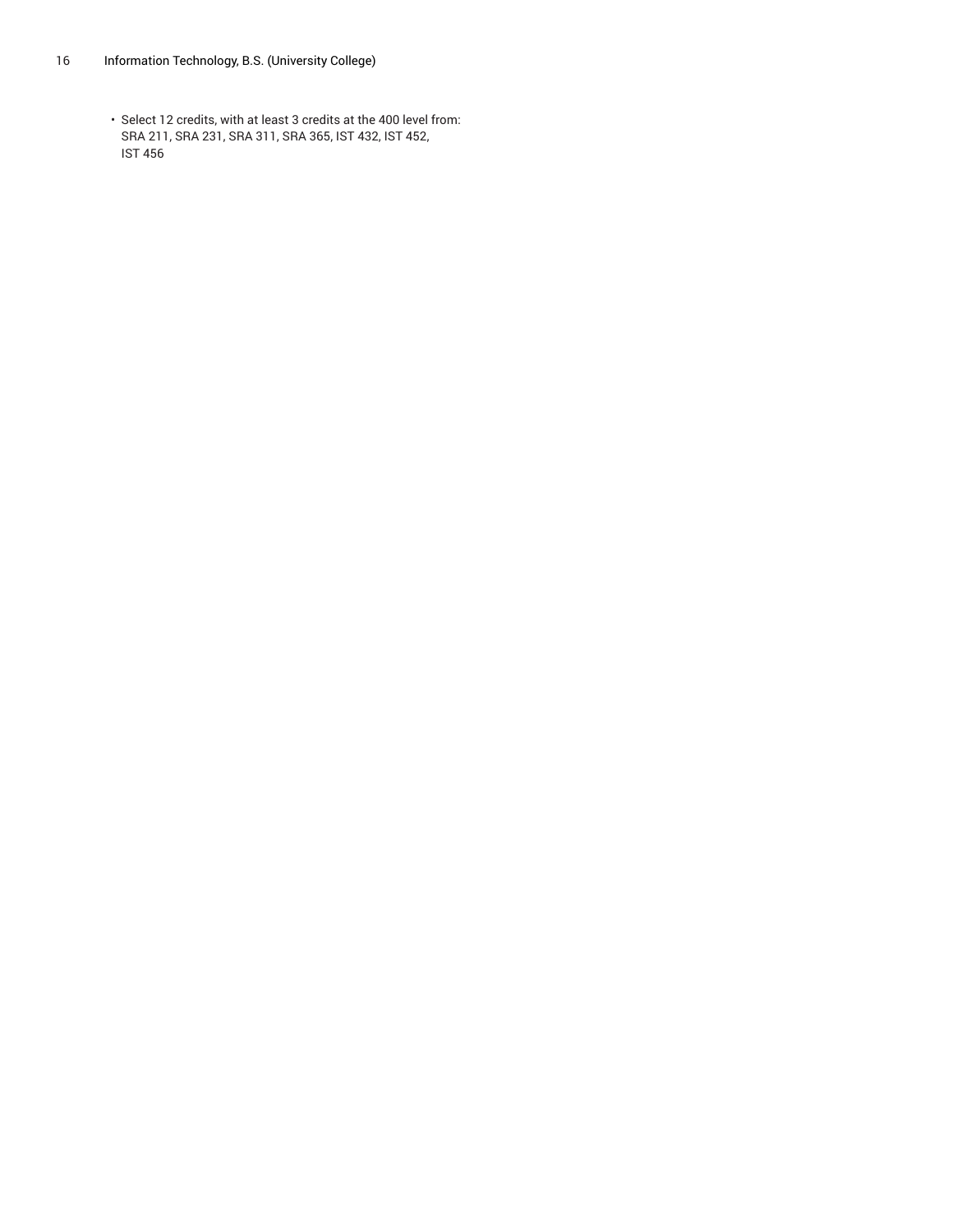- Select 12 credits, with at least 3 credits at the 400 level from: SRA 211, SRA 231, SRA 311, SRA 365, IST 432, IST 452, IST 456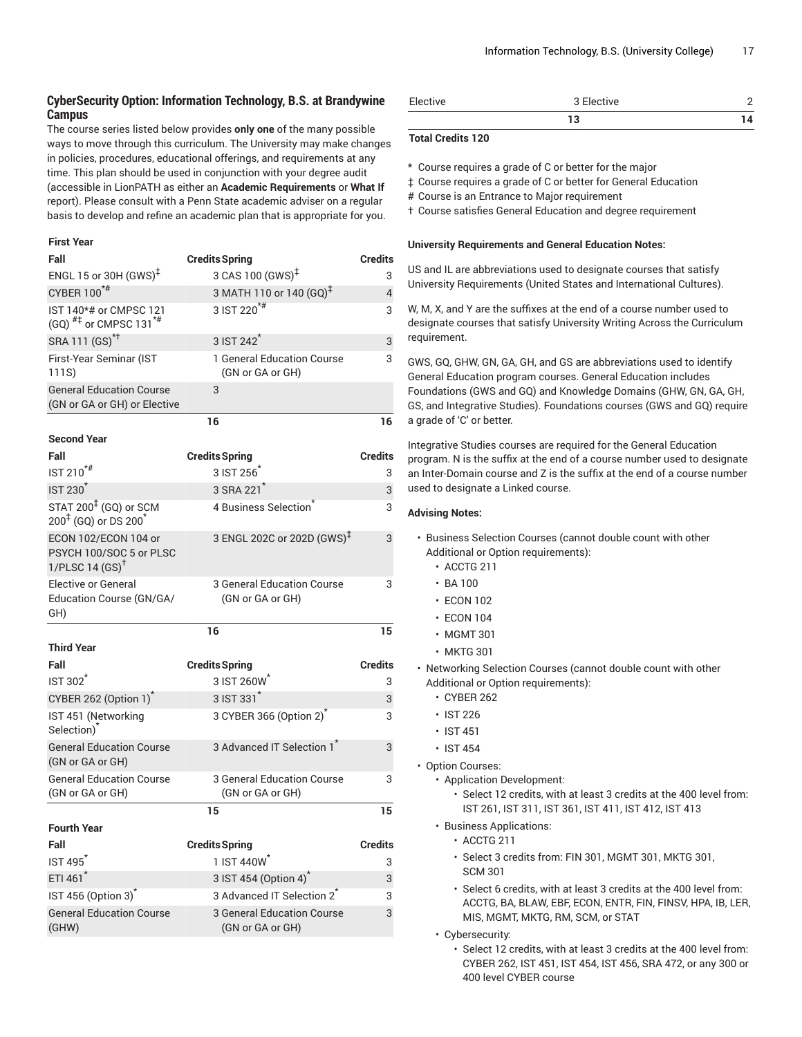## CyberSecurity Option: Information Technology, B.S. at Brandywine Campus

The course series listed below provides **only one** of the many possible ways to move through this curriculum. The University may make changes in policies, procedures, educational offerings, and requirements at any time. This plan should be used in conjunction with your degree audit (accessible in LionPATH as either an **Academic Requirements** or **What If** report). Please consult with a Penn State academic adviser on a regular basis to develop and refine an academic plan that is appropriate for you.

| **First Year** | | | |
|---|---|---|---|
| **Fall** | **Credits** | **Spring** | **Credits** |
| ENGL 15 or 30H (GWS)‡ | 3 | CAS 100 (GWS)‡ | 3 |
| CYBER 100*# | 3 | MATH 110 or 140 (GQ)‡ | 4 |
| IST 140*# or CMPSC 121 (GQ) #‡ or CMPSC 131*# | 3 | IST 220*# | 3 |
| SRA 111 (GS)*† | 3 | IST 242* | 3 |
| First-Year Seminar (IST 111S) | 1 | General Education Course (GN or GA or GH) | 3 |
| General Education Course (GN or GA or GH) or Elective | 3 | | |
| | 16 | | 16 |
| **Second Year** | | | |
| **Fall** | **Credits** | **Spring** | **Credits** |
| IST 210*# | 3 | IST 256* | 3 |
| IST 230* | 3 | SRA 221* | 3 |
| STAT 200‡ (GQ) or SCM 200‡ (GQ) or DS 200* | 4 | Business Selection* | 3 |
| ECON 102/ECON 104 or PSYCH 100/SOC 5 or PLSC 1/PLSC 14 (GS)† | 3 | ENGL 202C or 202D (GWS)‡ | 3 |
| Elective or General Education Course (GN/GA/GH) | 3 | General Education Course (GN or GA or GH) | 3 |
| | 16 | | 15 |
| **Third Year** | | | |
| **Fall** | **Credits** | **Spring** | **Credits** |
| IST 302* | 3 | IST 260W* | 3 |
| CYBER 262 (Option 1)* | 3 | IST 331* | 3 |
| IST 451 (Networking Selection)* | 3 | CYBER 366 (Option 2)* | 3 |
| General Education Course (GN or GA or GH) | 3 | Advanced IT Selection 1* | 3 |
| General Education Course (GN or GA or GH) | 3 | General Education Course (GN or GA or GH) | 3 |
| | 15 | | 15 |
| **Fourth Year** | | | |
| **Fall** | **Credits** | **Spring** | **Credits** |
| IST 495* | 1 | IST 440W* | 3 |
| ETI 461* | 3 | IST 454 (Option 4)* | 3 |
| IST 456 (Option 3)* | 3 | Advanced IT Selection 2* | 3 |
| General Education Course (GHW) | 3 | General Education Course (GN or GA or GH) | 3 |
| Elective | 3 | Elective | 2 |
| | 13 | | 14 |

**Total Credits 120**

\* Course requires a grade of C or better for the major
‡ Course requires a grade of C or better for General Education
\# Course is an Entrance to Major requirement
† Course satisfies General Education and degree requirement

#### University Requirements and General Education Notes:

US and IL are abbreviations used to designate courses that satisfy University Requirements (United States and International Cultures).

W, M, X, and Y are the suffixes at the end of a course number used to designate courses that satisfy University Writing Across the Curriculum requirement.

GWS, GQ, GHW, GN, GA, GH, and GS are abbreviations used to identify General Education program courses. General Education includes Foundations (GWS and GQ) and Knowledge Domains (GHW, GN, GA, GH, GS, and Integrative Studies). Foundations courses (GWS and GQ) require a grade of 'C' or better.

Integrative Studies courses are required for the General Education program. N is the suffix at the end of a course number used to designate an Inter-Domain course and Z is the suffix at the end of a course number used to designate a Linked course.

#### Advising Notes:

- Business Selection Courses (cannot double count with other Additional or Option requirements):
  - ACCTG 211
  - BA 100
  - ECON 102
  - ECON 104
  - MGMT 301
  - MKTG 301
- Networking Selection Courses (cannot double count with other Additional or Option requirements):
  - CYBER 262
  - IST 226
  - IST 451
  - IST 454
- Option Courses:
  - Application Development:
    - Select 12 credits, with at least 3 credits at the 400 level from: IST 261, IST 311, IST 361, IST 411, IST 412, IST 413
  - Business Applications:
    - ACCTG 211
    - Select 3 credits from: FIN 301, MGMT 301, MKTG 301, SCM 301
    - Select 6 credits, with at least 3 credits at the 400 level from: ACCTG, BA, BLAW, EBF, ECON, ENTR, FIN, FINSV, HPA, IB, LER, MIS, MGMT, MKTG, RM, SCM, or STAT
  - Cybersecurity:
    - Select 12 credits, with at least 3 credits at the 400 level from: CYBER 262, IST 451, IST 454, IST 456, SRA 472, or any 300 or 400 level CYBER course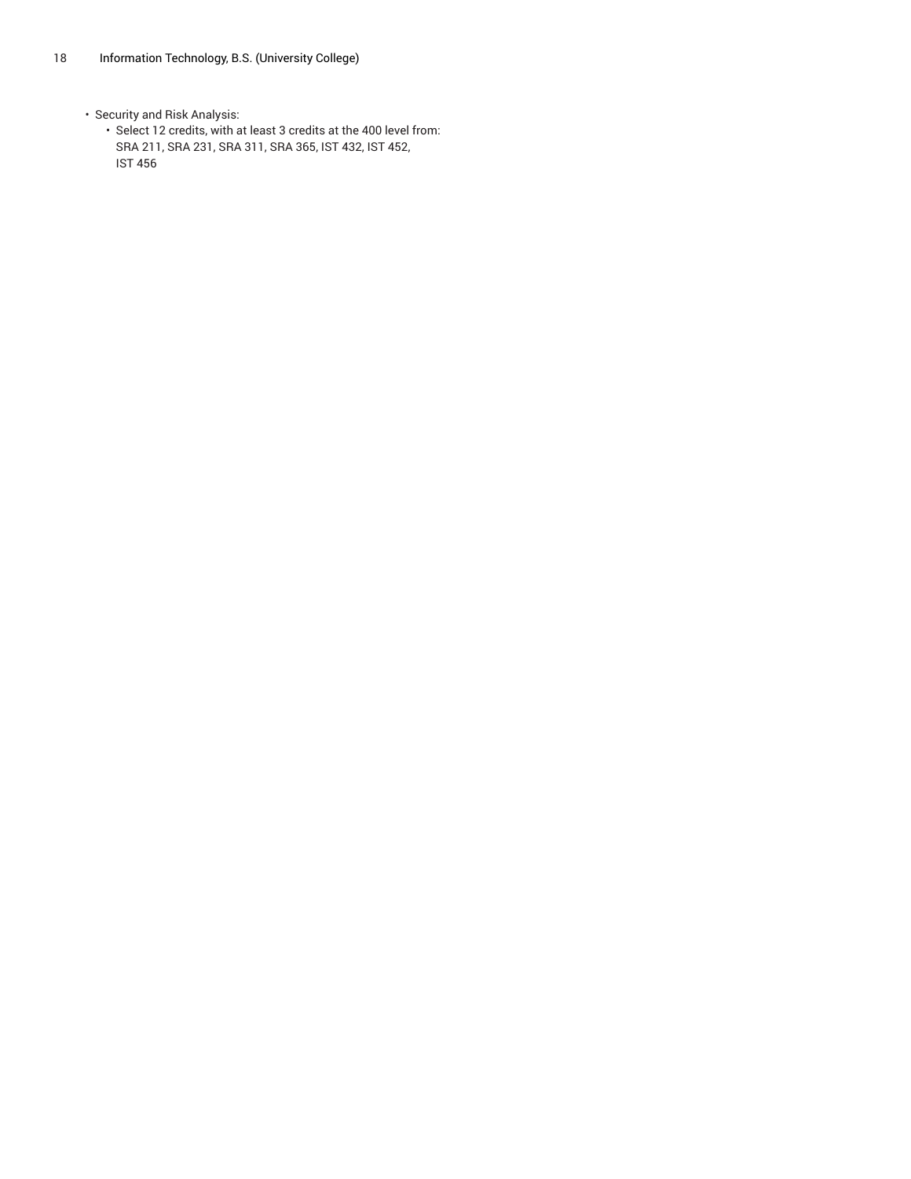- Security and Risk Analysis:
  - Select 12 credits, with at least 3 credits at the 400 level from: SRA 211, SRA 231, SRA 311, SRA 365, IST 432, IST 452, IST 456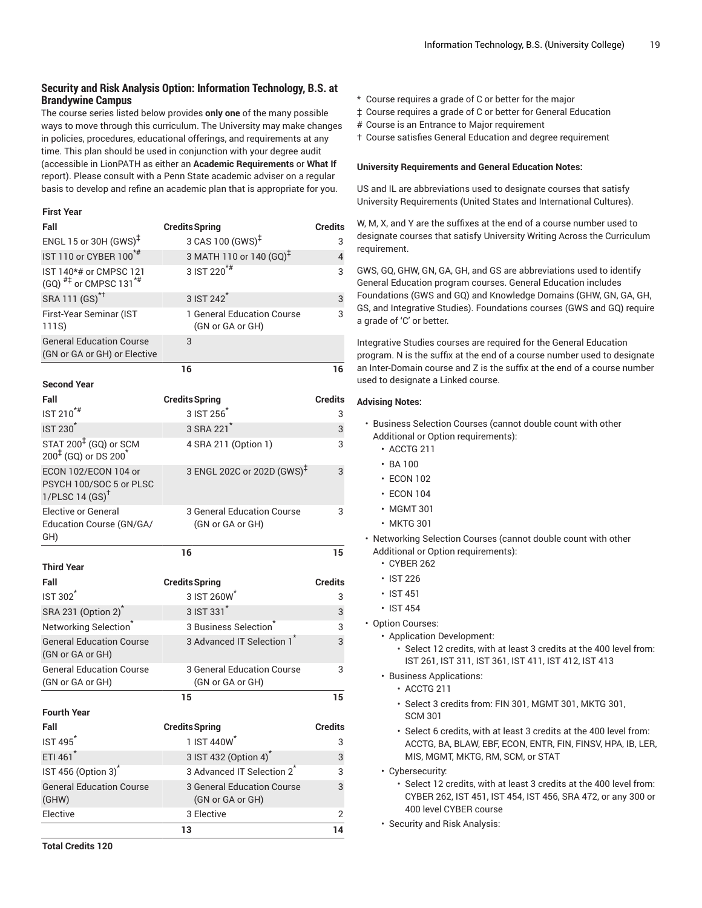### Security and Risk Analysis Option: Information Technology, B.S. at Brandywine Campus

The course series listed below provides **only one** of the many possible ways to move through this curriculum. The University may make changes in policies, procedures, educational offerings, and requirements at any time. This plan should be used in conjunction with your degree audit (accessible in LionPATH as either an **Academic Requirements** or **What If** report). Please consult with a Penn State academic adviser on a regular basis to develop and refine an academic plan that is appropriate for you.

**First Year**

| Fall | Credits | Spring | Credits |
|---|---|---|---|
| ENGL 15 or 30H (GWS)‡ | 3 | CAS 100 (GWS)‡ | 3 |
| IST 110 or CYBER 100*# | 3 | MATH 110 or 140 (GQ)‡ | 4 |
| IST 140*# or CMPSC 121 (GQ) #‡ or CMPSC 131*# | 3 | IST 220*# | 3 |
| SRA 111 (GS)*† | 3 | IST 242* | 3 |
| First-Year Seminar (IST 111S) | 1 | General Education Course (GN or GA or GH) | 3 |
| General Education Course (GN or GA or GH) or Elective | 3 | | |
| | 16 | | 16 |

**Second Year**

| Fall | Credits | Spring | Credits |
|---|---|---|---|
| IST 210*# | 3 | IST 256* | 3 |
| IST 230* | 3 | SRA 221* | 3 |
| STAT 200‡ (GQ) or SCM 200‡ (GQ) or DS 200* | 4 | SRA 211 (Option 1) | 3 |
| ECON 102/ECON 104 or PSYCH 100/SOC 5 or PLSC 1/PLSC 14 (GS)† | 3 | ENGL 202C or 202D (GWS)‡ | 3 |
| Elective or General Education Course (GN/GA/GH) | 3 | General Education Course (GN or GA or GH) | 3 |
| | 16 | | 15 |

**Third Year**

| Fall | Credits | Spring | Credits |
|---|---|---|---|
| IST 302* | 3 | IST 260W* | 3 |
| SRA 231 (Option 2)* | 3 | IST 331* | 3 |
| Networking Selection* | 3 | Business Selection* | 3 |
| General Education Course (GN or GA or GH) | 3 | Advanced IT Selection 1* | 3 |
| General Education Course (GN or GA or GH) | 3 | General Education Course (GN or GA or GH) | 3 |
| | 15 | | 15 |

**Fourth Year**

| Fall | Credits | Spring | Credits |
|---|---|---|---|
| IST 495* | 1 | IST 440W* | 3 |
| ETI 461* | 3 | IST 432 (Option 4)* | 3 |
| IST 456 (Option 3)* | 3 | Advanced IT Selection 2* | 3 |
| General Education Course (GHW) | 3 | General Education Course (GN or GA or GH) | 3 |
| Elective | 3 | Elective | 2 |
| | 13 | | 14 |

**Total Credits 120**

\* Course requires a grade of C or better for the major
‡ Course requires a grade of C or better for General Education
\# Course is an Entrance to Major requirement
† Course satisfies General Education and degree requirement

**University Requirements and General Education Notes:**

US and IL are abbreviations used to designate courses that satisfy University Requirements (United States and International Cultures).

W, M, X, and Y are the suffixes at the end of a course number used to designate courses that satisfy University Writing Across the Curriculum requirement.

GWS, GQ, GHW, GN, GA, GH, and GS are abbreviations used to identify General Education program courses. General Education includes Foundations (GWS and GQ) and Knowledge Domains (GHW, GN, GA, GH, GS, and Integrative Studies). Foundations courses (GWS and GQ) require a grade of 'C' or better.

Integrative Studies courses are required for the General Education program. N is the suffix at the end of a course number used to designate an Inter-Domain course and Z is the suffix at the end of a course number used to designate a Linked course.

**Advising Notes:**

- Business Selection Courses (cannot double count with other Additional or Option requirements):
  - ACCTG 211
  - BA 100
  - ECON 102
  - ECON 104
  - MGMT 301
  - MKTG 301
- Networking Selection Courses (cannot double count with other Additional or Option requirements):
  - CYBER 262
  - IST 226
  - IST 451
  - IST 454
- Option Courses:
  - Application Development:
    - Select 12 credits, with at least 3 credits at the 400 level from: IST 261, IST 311, IST 361, IST 411, IST 412, IST 413
  - Business Applications:
    - ACCTG 211
    - Select 3 credits from: FIN 301, MGMT 301, MKTG 301, SCM 301
    - Select 6 credits, with at least 3 credits at the 400 level from: ACCTG, BA, BLAW, EBF, ECON, ENTR, FIN, FINSV, HPA, IB, LER, MIS, MGMT, MKTG, RM, SCM, or STAT
  - Cybersecurity:
    - Select 12 credits, with at least 3 credits at the 400 level from: CYBER 262, IST 451, IST 454, IST 456, SRA 472, or any 300 or 400 level CYBER course
  - Security and Risk Analysis: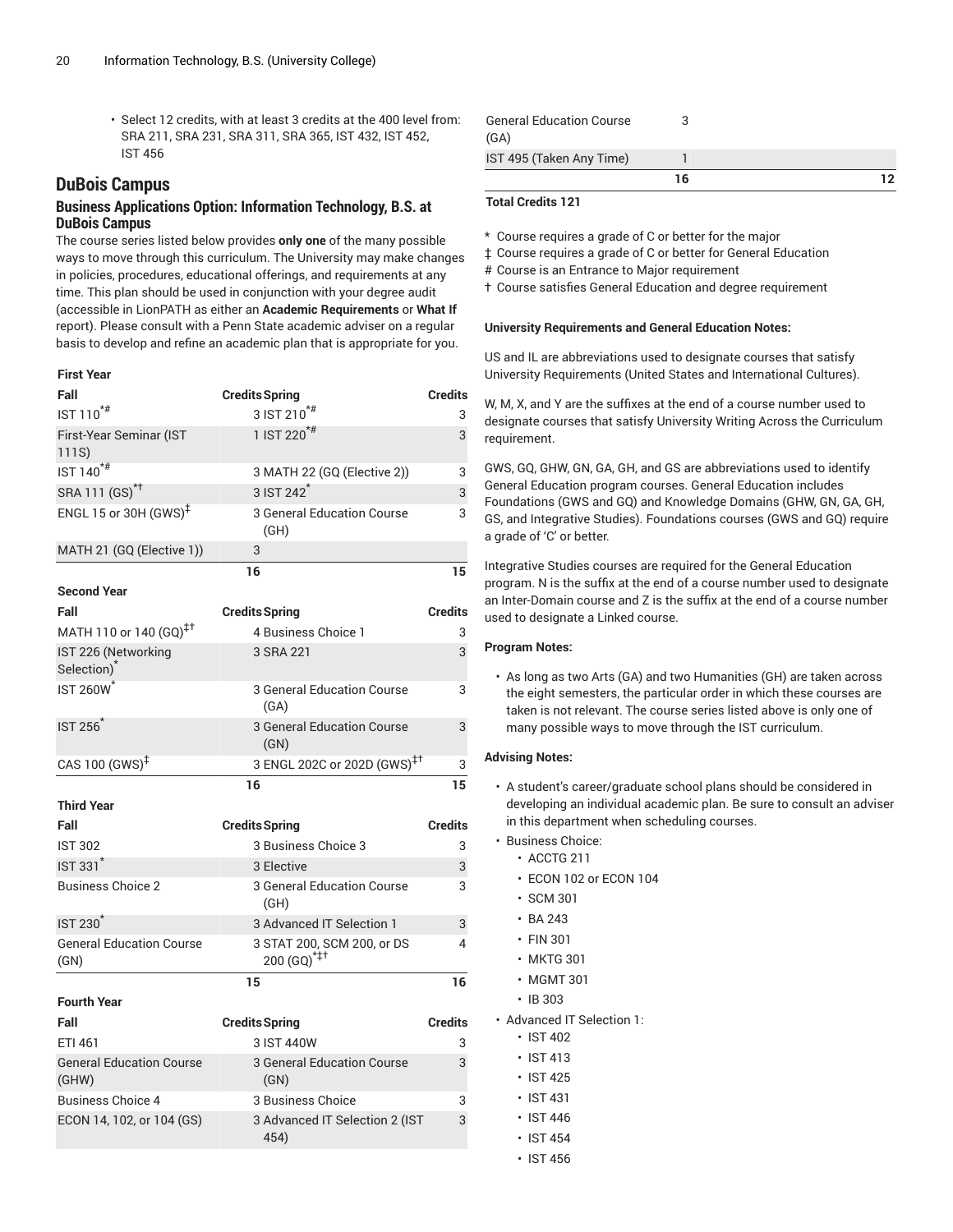- Select 12 credits, with at least 3 credits at the 400 level from: SRA 211, SRA 231, SRA 311, SRA 365, IST 432, IST 452, IST 456

## DuBois Campus

### Business Applications Option: Information Technology, B.S. at DuBois Campus

The course series listed below provides **only one** of the many possible ways to move through this curriculum. The University may make changes in policies, procedures, educational offerings, and requirements at any time. This plan should be used in conjunction with your degree audit (accessible in LionPATH as either an **Academic Requirements** or **What If** report). Please consult with a Penn State academic adviser on a regular basis to develop and refine an academic plan that is appropriate for you.

| First Year | | | |
|---|---|---|---|
| **Fall** | **Credits** | **Spring** | **Credits** |
| IST 110*# | 3 | IST 210*# | 3 |
| First-Year Seminar (IST 111S) | 1 | IST 220*# | 3 |
| IST 140*# | 3 | MATH 22 (GQ (Elective 2)) | 3 |
| SRA 111 (GS)*† | 3 | IST 242* | 3 |
| ENGL 15 or 30H (GWS)‡ | 3 | General Education Course (GH) | 3 |
| MATH 21 (GQ (Elective 1)) | 3 | | |
| | 16 | | 15 |
| **Second Year** | | | |
| **Fall** | **Credits** | **Spring** | **Credits** |
| MATH 110 or 140 (GQ)‡† | 4 | Business Choice 1 | 3 |
| IST 226 (Networking Selection)* | 3 | SRA 221 | 3 |
| IST 260W* | 3 | General Education Course (GA) | 3 |
| IST 256* | 3 | General Education Course (GN) | 3 |
| CAS 100 (GWS)‡ | 3 | ENGL 202C or 202D (GWS)‡† | 3 |
| | 16 | | 15 |
| **Third Year** | | | |
| **Fall** | **Credits** | **Spring** | **Credits** |
| IST 302 | 3 | Business Choice 3 | 3 |
| IST 331* | 3 | Elective | 3 |
| Business Choice 2 | 3 | General Education Course (GH) | 3 |
| IST 230* | 3 | Advanced IT Selection 1 | 3 |
| General Education Course (GN) | 3 | STAT 200, SCM 200, or DS 200 (GQ)*‡† | 4 |
| | 15 | | 16 |
| **Fourth Year** | | | |
| **Fall** | **Credits** | **Spring** | **Credits** |
| ETI 461 | 3 | IST 440W | 3 |
| General Education Course (GHW) | 3 | General Education Course (GN) | 3 |
| Business Choice 4 | 3 | Business Choice | 3 |
| ECON 14, 102, or 104 (GS) | 3 | Advanced IT Selection 2 (IST 454) | 3 |
| General Education Course (GA) | 3 | | |
| IST 495 (Taken Any Time) | 1 | | |
| | 16 | | 12 |

**Total Credits 121**

\* Course requires a grade of C or better for the major

‡ Course requires a grade of C or better for General Education

\# Course is an Entrance to Major requirement

† Course satisfies General Education and degree requirement

#### University Requirements and General Education Notes:

US and IL are abbreviations used to designate courses that satisfy University Requirements (United States and International Cultures).

W, M, X, and Y are the suffixes at the end of a course number used to designate courses that satisfy University Writing Across the Curriculum requirement.

GWS, GQ, GHW, GN, GA, GH, and GS are abbreviations used to identify General Education program courses. General Education includes Foundations (GWS and GQ) and Knowledge Domains (GHW, GN, GA, GH, GS, and Integrative Studies). Foundations courses (GWS and GQ) require a grade of 'C' or better.

Integrative Studies courses are required for the General Education program. N is the suffix at the end of a course number used to designate an Inter-Domain course and Z is the suffix at the end of a course number used to designate a Linked course.

#### Program Notes:

- As long as two Arts (GA) and two Humanities (GH) are taken across the eight semesters, the particular order in which these courses are taken is not relevant. The course series listed above is only one of many possible ways to move through the IST curriculum.

#### Advising Notes:

- A student's career/graduate school plans should be considered in developing an individual academic plan. Be sure to consult an adviser in this department when scheduling courses.
- Business Choice:
  - ACCTG 211
  - ECON 102 or ECON 104
  - SCM 301
  - BA 243
  - FIN 301
  - MKTG 301
  - MGMT 301
  - IB 303
- Advanced IT Selection 1:
  - IST 402
  - IST 413
  - IST 425
  - IST 431
  - IST 446
  - IST 454
  - IST 456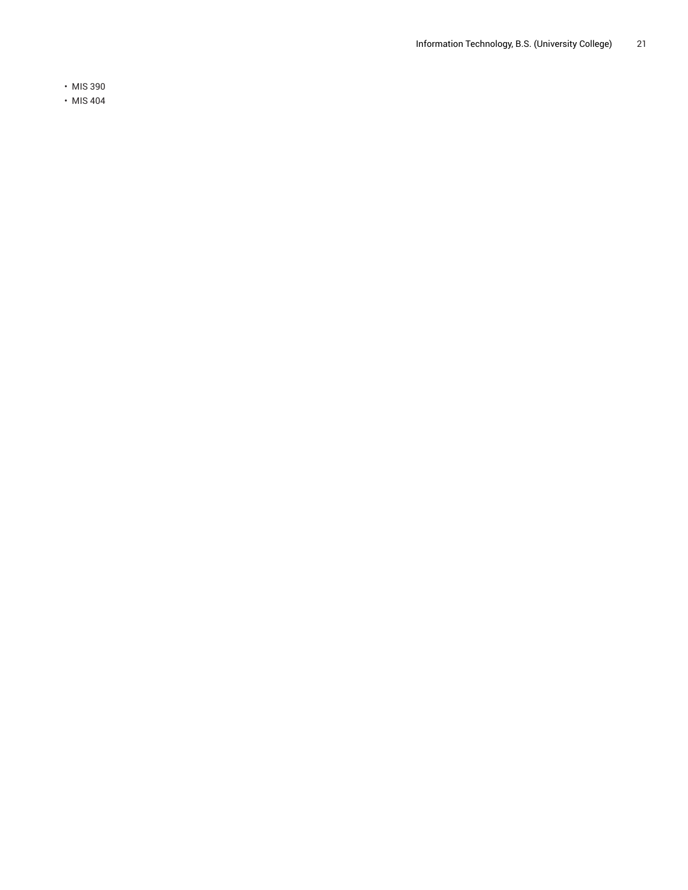- MIS 390
- MIS 404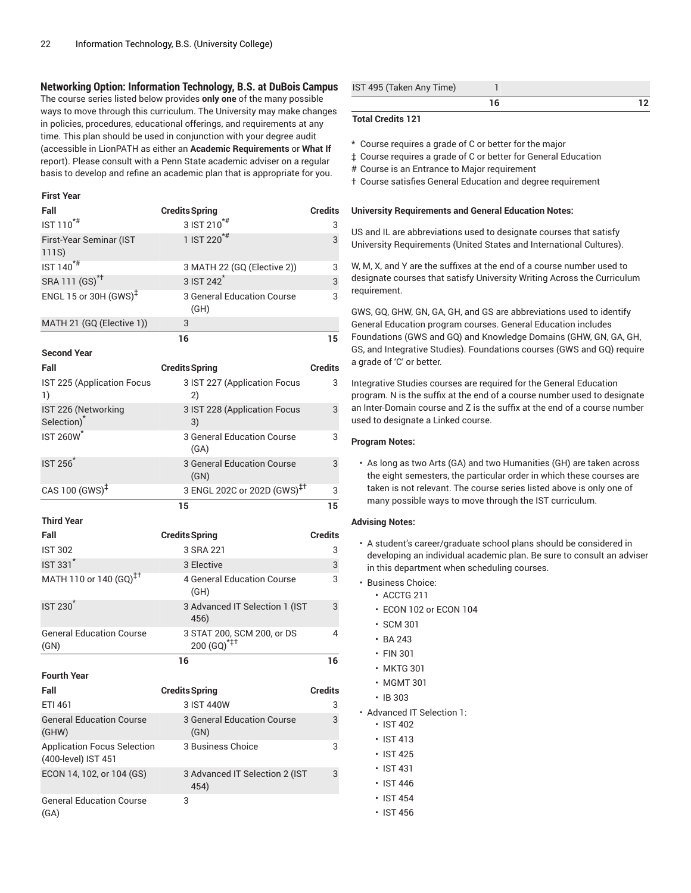### Networking Option: Information Technology, B.S. at DuBois Campus

The course series listed below provides **only one** of the many possible ways to move through this curriculum. The University may make changes in policies, procedures, educational offerings, and requirements at any time. This plan should be used in conjunction with your degree audit (accessible in LionPATH as either an **Academic Requirements** or **What If** report). Please consult with a Penn State academic adviser on a regular basis to develop and refine an academic plan that is appropriate for you.

**First Year**

| Fall | Credits | Spring | Credits |
|---|---|---|---|
| IST 110*# | 3 | IST 210*# | 3 |
| First-Year Seminar (IST 111S) | 1 | IST 220*# | 3 |
| IST 140*# | 3 | MATH 22 (GQ (Elective 2)) | 3 |
| SRA 111 (GS)*† | 3 | IST 242* | 3 |
| ENGL 15 or 30H (GWS)‡ | 3 | General Education Course (GH) | 3 |
| MATH 21 (GQ (Elective 1)) | 3 | | |
| | 16 | | 15 |

**Second Year**

| Fall | Credits | Spring | Credits |
|---|---|---|---|
| IST 225 (Application Focus 1) | 3 | IST 227 (Application Focus 2) | 3 |
| IST 226 (Networking Selection)* | 3 | IST 228 (Application Focus 3) | 3 |
| IST 260W* | 3 | General Education Course (GA) | 3 |
| IST 256* | 3 | General Education Course (GN) | 3 |
| CAS 100 (GWS)‡ | 3 | ENGL 202C or 202D (GWS)‡† | 3 |
| | 15 | | 15 |

**Third Year**

| Fall | Credits | Spring | Credits |
|---|---|---|---|
| IST 302 | 3 | SRA 221 | 3 |
| IST 331* | 3 | Elective | 3 |
| MATH 110 or 140 (GQ)‡† | 4 | General Education Course (GH) | 3 |
| IST 230* | 3 | Advanced IT Selection 1 (IST 456) | 3 |
| General Education Course (GN) | 3 | STAT 200, SCM 200, or DS 200 (GQ)*‡† | 4 |
| | 16 | | 16 |

**Fourth Year**

| Fall | Credits | Spring | Credits |
|---|---|---|---|
| ETI 461 | 3 | IST 440W | 3 |
| General Education Course (GHW) | 3 | General Education Course (GN) | 3 |
| Application Focus Selection (400-level) IST 451 | 3 | Business Choice | 3 |
| ECON 14, 102, or 104 (GS) | 3 | Advanced IT Selection 2 (IST 454) | 3 |
| General Education Course (GA) | 3 | | |
| IST 495 (Taken Any Time) | 1 | | |
| | 16 | | 12 |

**Total Credits 121**

\* Course requires a grade of C or better for the major

‡ Course requires a grade of C or better for General Education

\# Course is an Entrance to Major requirement

† Course satisfies General Education and degree requirement

#### University Requirements and General Education Notes:

US and IL are abbreviations used to designate courses that satisfy University Requirements (United States and International Cultures).

W, M, X, and Y are the suffixes at the end of a course number used to designate courses that satisfy University Writing Across the Curriculum requirement.

GWS, GQ, GHW, GN, GA, GH, and GS are abbreviations used to identify General Education program courses. General Education includes Foundations (GWS and GQ) and Knowledge Domains (GHW, GN, GA, GH, GS, and Integrative Studies). Foundations courses (GWS and GQ) require a grade of 'C' or better.

Integrative Studies courses are required for the General Education program. N is the suffix at the end of a course number used to designate an Inter-Domain course and Z is the suffix at the end of a course number used to designate a Linked course.

#### Program Notes:

- As long as two Arts (GA) and two Humanities (GH) are taken across the eight semesters, the particular order in which these courses are taken is not relevant. The course series listed above is only one of many possible ways to move through the IST curriculum.

#### Advising Notes:

- A student's career/graduate school plans should be considered in developing an individual academic plan. Be sure to consult an adviser in this department when scheduling courses.
- Business Choice:
  - ACCTG 211
  - ECON 102 or ECON 104
  - SCM 301
  - BA 243
  - FIN 301
  - MKTG 301
  - MGMT 301
  - IB 303
- Advanced IT Selection 1:
  - IST 402
  - IST 413
  - IST 425
  - IST 431
  - IST 446
  - IST 454
  - IST 456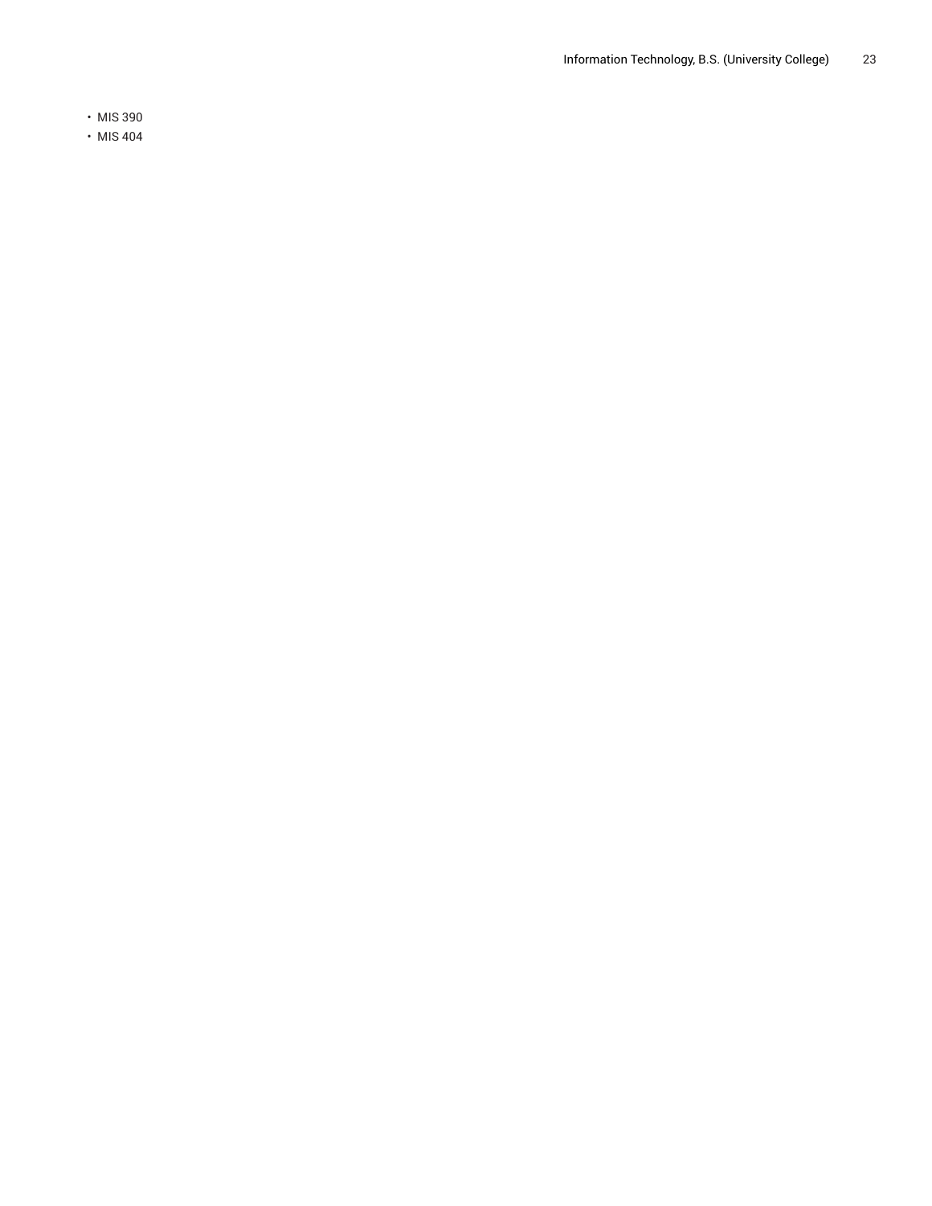- MIS 390
- MIS 404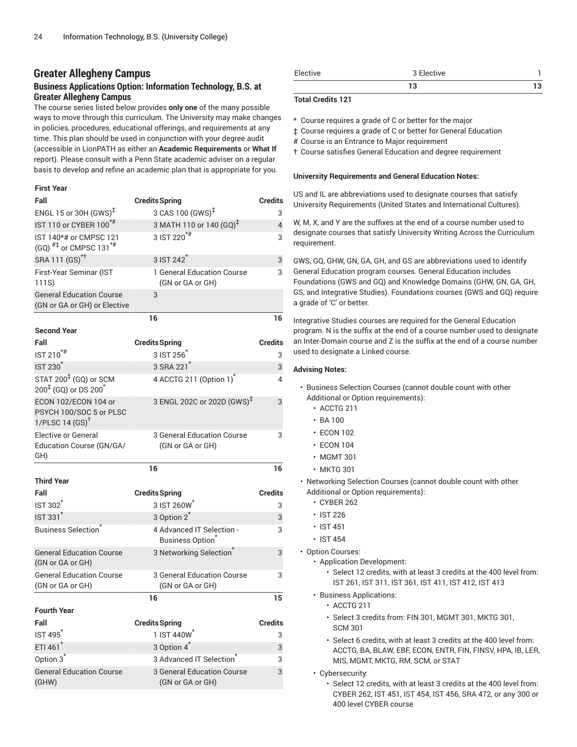## Greater Allegheny Campus

### Business Applications Option: Information Technology, B.S. at Greater Allegheny Campus

The course series listed below provides **only one** of the many possible ways to move through this curriculum. The University may make changes in policies, procedures, educational offerings, and requirements at any time. This plan should be used in conjunction with your degree audit (accessible in LionPATH as either an **Academic Requirements** or **What If** report). Please consult with a Penn State academic adviser on a regular basis to develop and refine an academic plan that is appropriate for you.

**First Year**

| Fall | Credits | Spring | Credits |
|---|---|---|---|
| ENGL 15 or 30H (GWS)‡ | 3 | CAS 100 (GWS)‡ | 3 |
| IST 110 or CYBER 100*# | 3 | MATH 110 or 140 (GQ)‡ | 4 |
| IST 140*# or CMPSC 121 (GQ) #‡ or CMPSC 131*# | 3 | IST 220*# | 3 |
| SRA 111 (GS)*† | 3 | IST 242* | 3 |
| First-Year Seminar (IST 111S) | 1 | General Education Course (GN or GA or GH) | 3 |
| General Education Course (GN or GA or GH) or Elective | 3 | | |
| | 16 | | 16 |

**Second Year**

| Fall | Credits | Spring | Credits |
|---|---|---|---|
| IST 210*# | 3 | IST 256* | 3 |
| IST 230* | 3 | SRA 221* | 3 |
| STAT 200‡ (GQ) or SCM 200‡ (GQ) or DS 200* | 4 | ACCTG 211 (Option 1)* | 4 |
| ECON 102/ECON 104 or PSYCH 100/SOC 5 or PLSC 1/PLSC 14 (GS)† | 3 | ENGL 202C or 202D (GWS)‡ | 3 |
| Elective or General Education Course (GN/GA/GH) | 3 | General Education Course (GN or GA or GH) | 3 |
| | 16 | | 16 |

**Third Year**

| Fall | Credits | Spring | Credits |
|---|---|---|---|
| IST 302* | 3 | IST 260W* | 3 |
| IST 331* | 3 | Option 2* | 3 |
| Business Selection* | 4 | Advanced IT Selection - Business Option* | 3 |
| General Education Course (GN or GA or GH) | 3 | Networking Selection* | 3 |
| General Education Course (GN or GA or GH) | 3 | General Education Course (GN or GA or GH) | 3 |
| | 16 | | 15 |

**Fourth Year**

| Fall | Credits | Spring | Credits |
|---|---|---|---|
| IST 495* | 1 | IST 440W* | 3 |
| ETI 461* | 3 | Option 4* | 3 |
| Option 3* | 3 | Advanced IT Selection* | 3 |
| General Education Course (GHW) | 3 | General Education Course (GN or GA or GH) | 3 |
| Elective | 3 | Elective | 1 |
| | 13 | | 13 |

**Total Credits 121**

\* Course requires a grade of C or better for the major
‡ Course requires a grade of C or better for General Education
\# Course is an Entrance to Major requirement
† Course satisfies General Education and degree requirement

**University Requirements and General Education Notes:**

US and IL are abbreviations used to designate courses that satisfy University Requirements (United States and International Cultures).

W, M, X, and Y are the suffixes at the end of a course number used to designate courses that satisfy University Writing Across the Curriculum requirement.

GWS, GQ, GHW, GN, GA, GH, and GS are abbreviations used to identify General Education program courses. General Education includes Foundations (GWS and GQ) and Knowledge Domains (GHW, GN, GA, GH, GS, and Integrative Studies). Foundations courses (GWS and GQ) require a grade of 'C' or better.

Integrative Studies courses are required for the General Education program. N is the suffix at the end of a course number used to designate an Inter-Domain course and Z is the suffix at the end of a course number used to designate a Linked course.

**Advising Notes:**

- Business Selection Courses (cannot double count with other Additional or Option requirements):
  - ACCTG 211
  - BA 100
  - ECON 102
  - ECON 104
  - MGMT 301
  - MKTG 301
- Networking Selection Courses (cannot double count with other Additional or Option requirements):
  - CYBER 262
  - IST 226
  - IST 451
  - IST 454
- Option Courses:
  - Application Development:
    - Select 12 credits, with at least 3 credits at the 400 level from: IST 261, IST 311, IST 361, IST 411, IST 412, IST 413
  - Business Applications:
    - ACCTG 211
    - Select 3 credits from: FIN 301, MGMT 301, MKTG 301, SCM 301
    - Select 6 credits, with at least 3 credits at the 400 level from: ACCTG, BA, BLAW, EBF, ECON, ENTR, FIN, FINSV, HPA, IB, LER, MIS, MGMT, MKTG, RM, SCM, or STAT
  - Cybersecurity:
    - Select 12 credits, with at least 3 credits at the 400 level from: CYBER 262, IST 451, IST 454, IST 456, SRA 472, or any 300 or 400 level CYBER course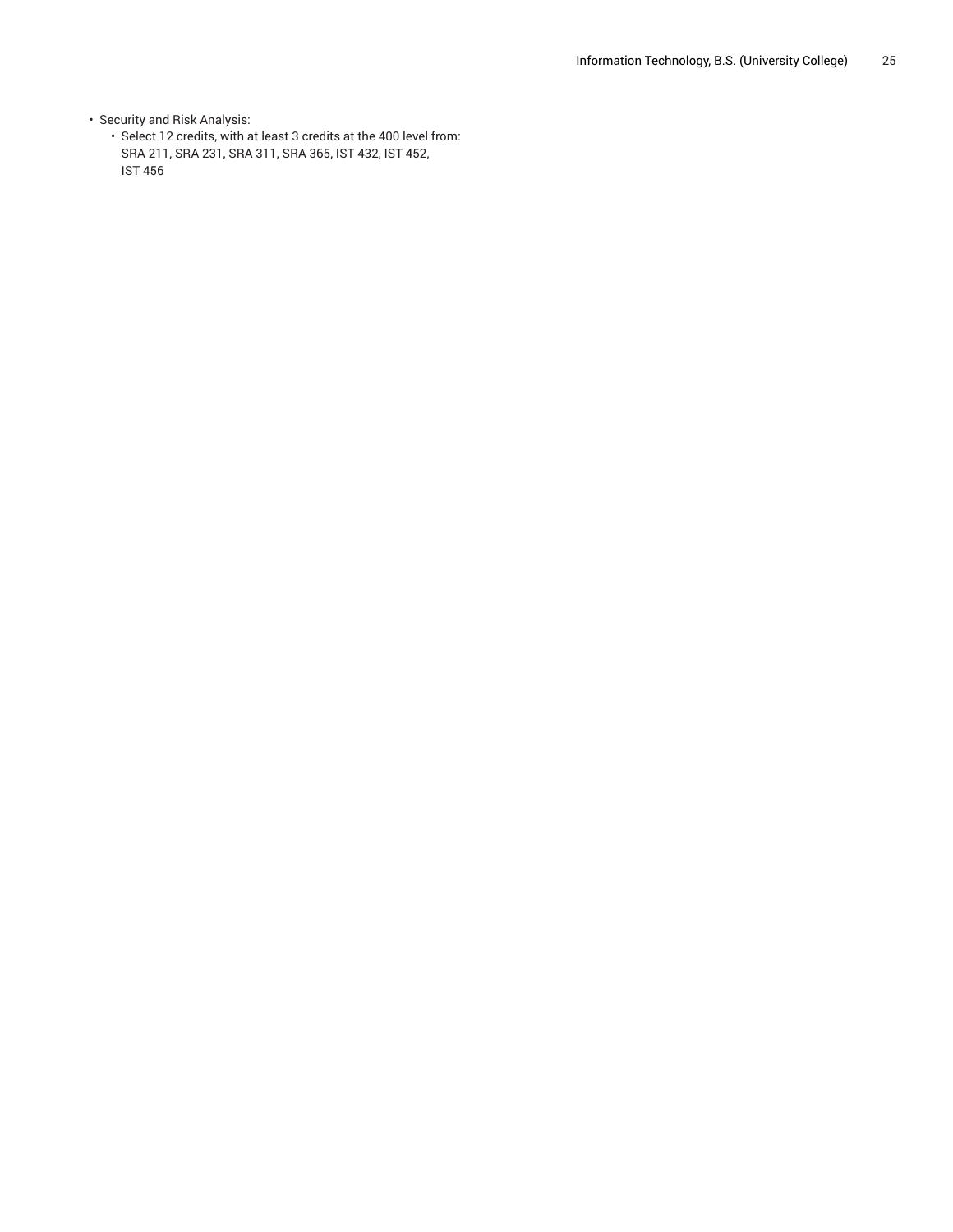- Security and Risk Analysis:
  - Select 12 credits, with at least 3 credits at the 400 level from: SRA 211, SRA 231, SRA 311, SRA 365, IST 432, IST 452, IST 456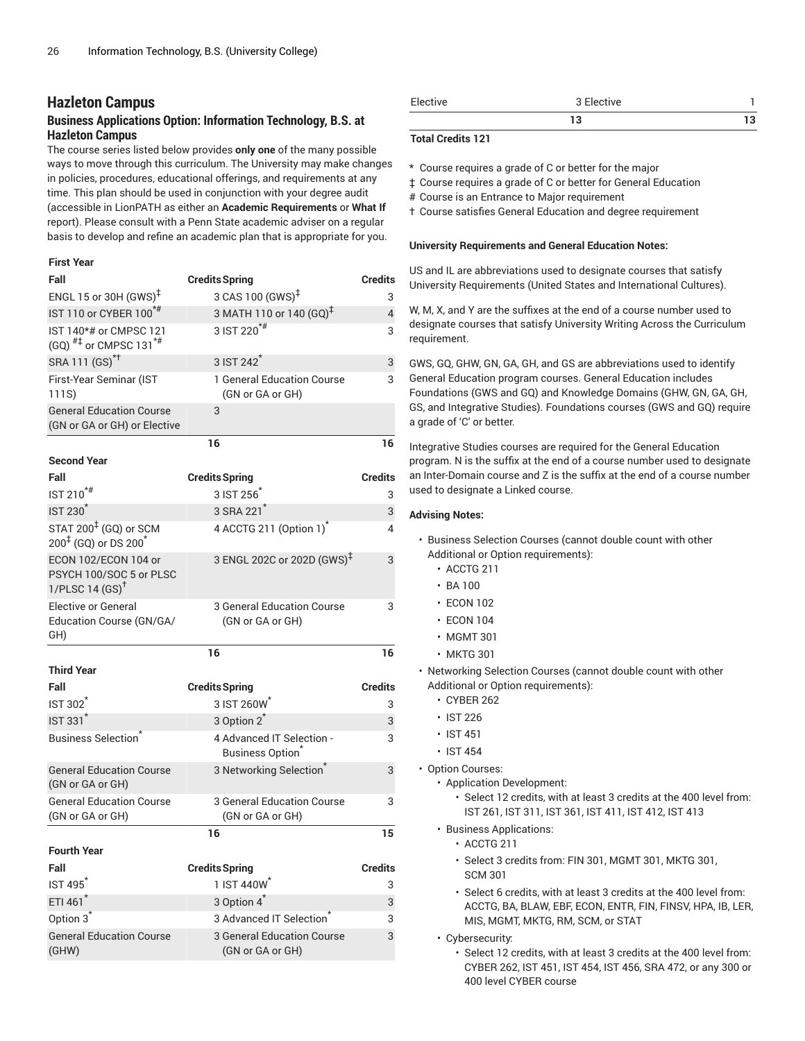## Hazleton Campus

### Business Applications Option: Information Technology, B.S. at Hazleton Campus

The course series listed below provides **only one** of the many possible ways to move through this curriculum. The University may make changes in policies, procedures, educational offerings, and requirements at any time. This plan should be used in conjunction with your degree audit (accessible in LionPATH as either an **Academic Requirements** or **What If** report). Please consult with a Penn State academic adviser on a regular basis to develop and refine an academic plan that is appropriate for you.

| First Year | | | |
|---|---|---|---|
| **Fall** | **Credits** | **Spring** | **Credits** |
| ENGL 15 or 30H (GWS)‡ | 3 | CAS 100 (GWS)‡ | 3 |
| IST 110 or CYBER 100*# | 3 | MATH 110 or 140 (GQ)‡ | 4 |
| IST 140*# or CMPSC 121 (GQ) #‡ or CMPSC 131*# | 3 | IST 220*# | 3 |
| SRA 111 (GS)*† | 3 | IST 242* | 3 |
| First-Year Seminar (IST 111S) | 1 | General Education Course (GN or GA or GH) | 3 |
| General Education Course (GN or GA or GH) or Elective | 3 | | |
| | 16 | | 16 |
| **Second Year** | | | |
| **Fall** | **Credits** | **Spring** | **Credits** |
| IST 210*# | 3 | IST 256* | 3 |
| IST 230* | 3 | SRA 221* | 3 |
| STAT 200‡ (GQ) or SCM 200‡ (GQ) or DS 200* | 4 | ACCTG 211 (Option 1)* | 4 |
| ECON 102/ECON 104 or PSYCH 100/SOC 5 or PLSC 1/PLSC 14 (GS)† | 3 | ENGL 202C or 202D (GWS)‡ | 3 |
| Elective or General Education Course (GN/GA/GH) | 3 | General Education Course (GN or GA or GH) | 3 |
| | 16 | | 16 |
| **Third Year** | | | |
| **Fall** | **Credits** | **Spring** | **Credits** |
| IST 302* | 3 | IST 260W* | 3 |
| IST 331* | 3 | Option 2* | 3 |
| Business Selection* | 4 | Advanced IT Selection - Business Option* | 3 |
| General Education Course (GN or GA or GH) | 3 | Networking Selection* | 3 |
| General Education Course (GN or GA or GH) | 3 | General Education Course (GN or GA or GH) | 3 |
| | 16 | | 15 |
| **Fourth Year** | | | |
| **Fall** | **Credits** | **Spring** | **Credits** |
| IST 495* | 1 | IST 440W* | 3 |
| ETI 461* | 3 | Option 4* | 3 |
| Option 3* | 3 | Advanced IT Selection* | 3 |
| General Education Course (GHW) | 3 | General Education Course (GN or GA or GH) | 3 |
| Elective | 3 | Elective | 1 |
| | 13 | | 13 |

**Total Credits 121**

\* Course requires a grade of C or better for the major

‡ Course requires a grade of C or better for General Education

\# Course is an Entrance to Major requirement

† Course satisfies General Education and degree requirement

**University Requirements and General Education Notes:**

US and IL are abbreviations used to designate courses that satisfy University Requirements (United States and International Cultures).

W, M, X, and Y are the suffixes at the end of a course number used to designate courses that satisfy University Writing Across the Curriculum requirement.

GWS, GQ, GHW, GN, GA, GH, and GS are abbreviations used to identify General Education program courses. General Education includes Foundations (GWS and GQ) and Knowledge Domains (GHW, GN, GA, GH, GS, and Integrative Studies). Foundations courses (GWS and GQ) require a grade of 'C' or better.

Integrative Studies courses are required for the General Education program. N is the suffix at the end of a course number used to designate an Inter-Domain course and Z is the suffix at the end of a course number used to designate a Linked course.

**Advising Notes:**

- Business Selection Courses (cannot double count with other Additional or Option requirements):
  - ACCTG 211
  - BA 100
  - ECON 102
  - ECON 104
  - MGMT 301
  - MKTG 301
- Networking Selection Courses (cannot double count with other Additional or Option requirements):
  - CYBER 262
  - IST 226
  - IST 451
  - IST 454
- Option Courses:
  - Application Development:
    - Select 12 credits, with at least 3 credits at the 400 level from: IST 261, IST 311, IST 361, IST 411, IST 412, IST 413
  - Business Applications:
    - ACCTG 211
    - Select 3 credits from: FIN 301, MGMT 301, MKTG 301, SCM 301
    - Select 6 credits, with at least 3 credits at the 400 level from: ACCTG, BA, BLAW, EBF, ECON, ENTR, FIN, FINSV, HPA, IB, LER, MIS, MGMT, MKTG, RM, SCM, or STAT
  - Cybersecurity:
    - Select 12 credits, with at least 3 credits at the 400 level from: CYBER 262, IST 451, IST 454, IST 456, SRA 472, or any 300 or 400 level CYBER course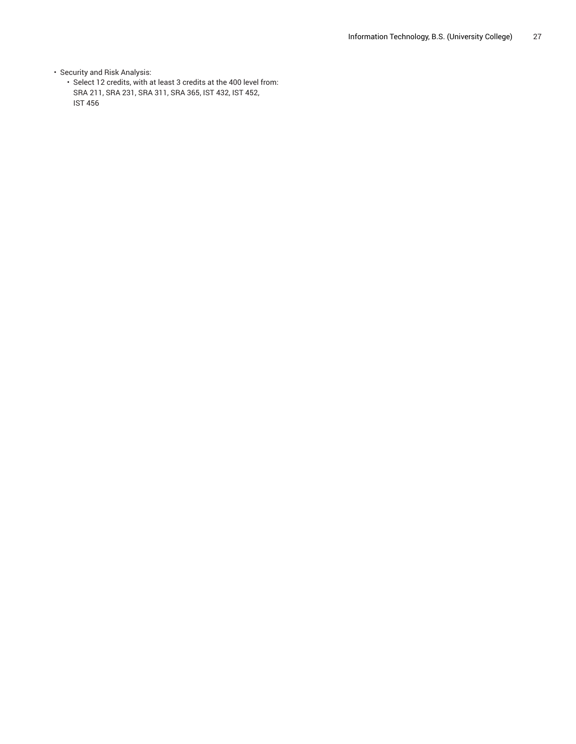- Security and Risk Analysis:
  - Select 12 credits, with at least 3 credits at the 400 level from: SRA 211, SRA 231, SRA 311, SRA 365, IST 432, IST 452, IST 456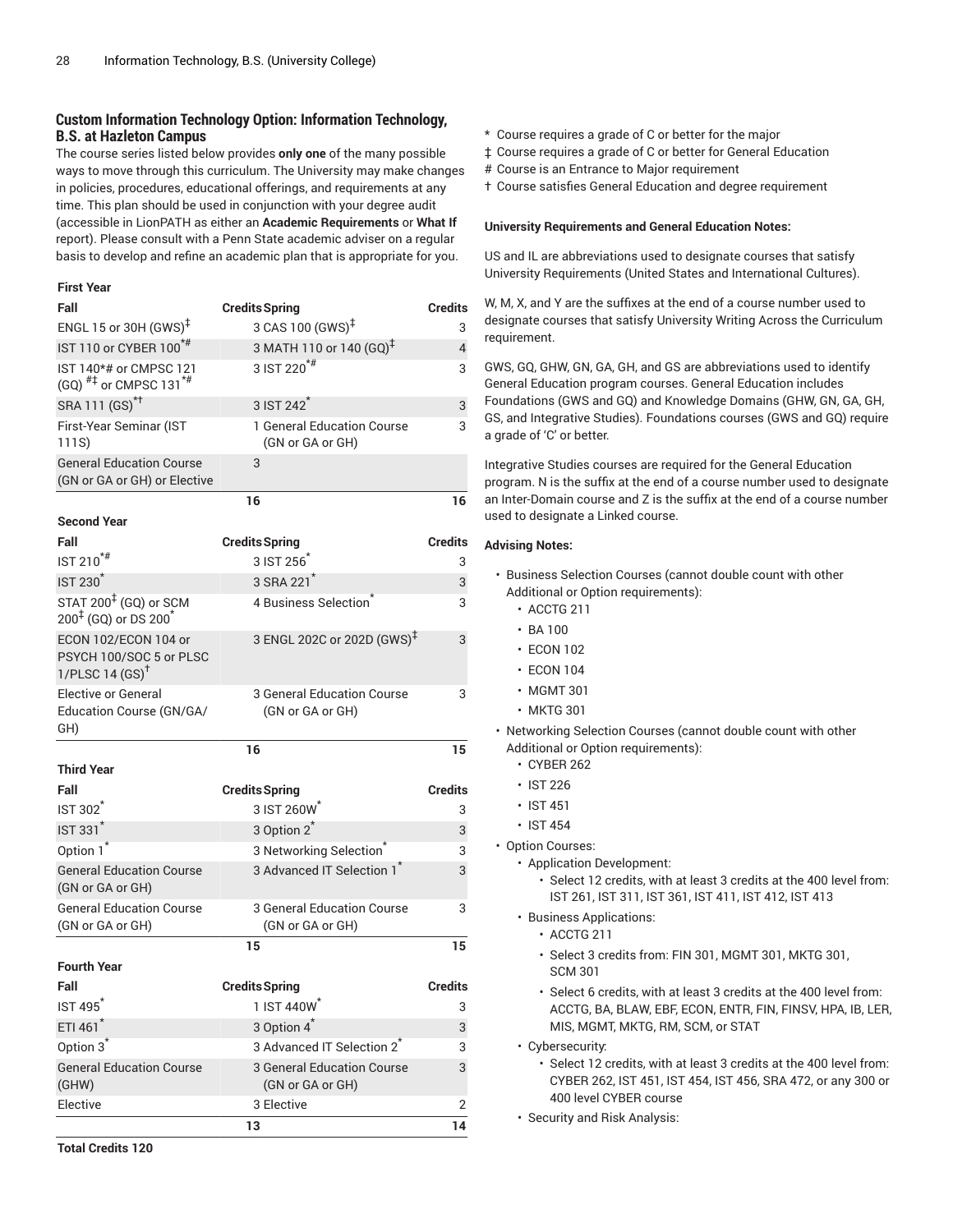### Custom Information Technology Option: Information Technology, B.S. at Hazleton Campus

The course series listed below provides **only one** of the many possible ways to move through this curriculum. The University may make changes in policies, procedures, educational offerings, and requirements at any time. This plan should be used in conjunction with your degree audit (accessible in LionPATH as either an **Academic Requirements** or **What If** report). Please consult with a Penn State academic adviser on a regular basis to develop and refine an academic plan that is appropriate for you.

**First Year**

| Fall | Credits | Spring | Credits |
|---|---|---|---|
| ENGL 15 or 30H (GWS)‡ | 3 | CAS 100 (GWS)‡ | 3 |
| IST 110 or CYBER 100*# | 3 | MATH 110 or 140 (GQ)‡ | 4 |
| IST 140*# or CMPSC 121 (GQ) #‡ or CMPSC 131*# | 3 | IST 220*# | 3 |
| SRA 111 (GS)*† | 3 | IST 242* | 3 |
| First-Year Seminar (IST 111S) | 1 | General Education Course (GN or GA or GH) | 3 |
| General Education Course (GN or GA or GH) or Elective | 3 | | |
| | 16 | | 16 |

**Second Year**

| Fall | Credits | Spring | Credits |
|---|---|---|---|
| IST 210*# | 3 | IST 256* | 3 |
| IST 230* | 3 | SRA 221* | 3 |
| STAT 200‡ (GQ) or SCM 200‡ (GQ) or DS 200* | 4 | Business Selection* | 3 |
| ECON 102/ECON 104 or PSYCH 100/SOC 5 or PLSC 1/PLSC 14 (GS)† | 3 | ENGL 202C or 202D (GWS)‡ | 3 |
| Elective or General Education Course (GN/GA/GH) | 3 | General Education Course (GN or GA or GH) | 3 |
| | 16 | | 15 |

**Third Year**

| Fall | Credits | Spring | Credits |
|---|---|---|---|
| IST 302* | 3 | IST 260W* | 3 |
| IST 331* | 3 | Option 2* | 3 |
| Option 1* | 3 | Networking Selection* | 3 |
| General Education Course (GN or GA or GH) | 3 | Advanced IT Selection 1* | 3 |
| General Education Course (GN or GA or GH) | 3 | General Education Course (GN or GA or GH) | 3 |
| | 15 | | 15 |

**Fourth Year**

| Fall | Credits | Spring | Credits |
|---|---|---|---|
| IST 495* | 1 | IST 440W* | 3 |
| ETI 461* | 3 | Option 4* | 3 |
| Option 3* | 3 | Advanced IT Selection 2* | 3 |
| General Education Course (GHW) | 3 | General Education Course (GN or GA or GH) | 3 |
| Elective | 3 | Elective | 2 |
| | 13 | | 14 |

**Total Credits 120**

\* Course requires a grade of C or better for the major
‡ Course requires a grade of C or better for General Education
# Course is an Entrance to Major requirement
† Course satisfies General Education and degree requirement

**University Requirements and General Education Notes:**

US and IL are abbreviations used to designate courses that satisfy University Requirements (United States and International Cultures).

W, M, X, and Y are the suffixes at the end of a course number used to designate courses that satisfy University Writing Across the Curriculum requirement.

GWS, GQ, GHW, GN, GA, GH, and GS are abbreviations used to identify General Education program courses. General Education includes Foundations (GWS and GQ) and Knowledge Domains (GHW, GN, GA, GH, GS, and Integrative Studies). Foundations courses (GWS and GQ) require a grade of 'C' or better.

Integrative Studies courses are required for the General Education program. N is the suffix at the end of a course number used to designate an Inter-Domain course and Z is the suffix at the end of a course number used to designate a Linked course.

**Advising Notes:**

- Business Selection Courses (cannot double count with other Additional or Option requirements):
  - ACCTG 211
  - BA 100
  - ECON 102
  - ECON 104
  - MGMT 301
  - MKTG 301
- Networking Selection Courses (cannot double count with other Additional or Option requirements):
  - CYBER 262
  - IST 226
  - IST 451
  - IST 454
- Option Courses:
  - Application Development:
    - Select 12 credits, with at least 3 credits at the 400 level from: IST 261, IST 311, IST 361, IST 411, IST 412, IST 413
  - Business Applications:
    - ACCTG 211
    - Select 3 credits from: FIN 301, MGMT 301, MKTG 301, SCM 301
    - Select 6 credits, with at least 3 credits at the 400 level from: ACCTG, BA, BLAW, EBF, ECON, ENTR, FIN, FINSV, HPA, IB, LER, MIS, MGMT, MKTG, RM, SCM, or STAT
  - Cybersecurity:
    - Select 12 credits, with at least 3 credits at the 400 level from: CYBER 262, IST 451, IST 454, IST 456, SRA 472, or any 300 or 400 level CYBER course
  - Security and Risk Analysis: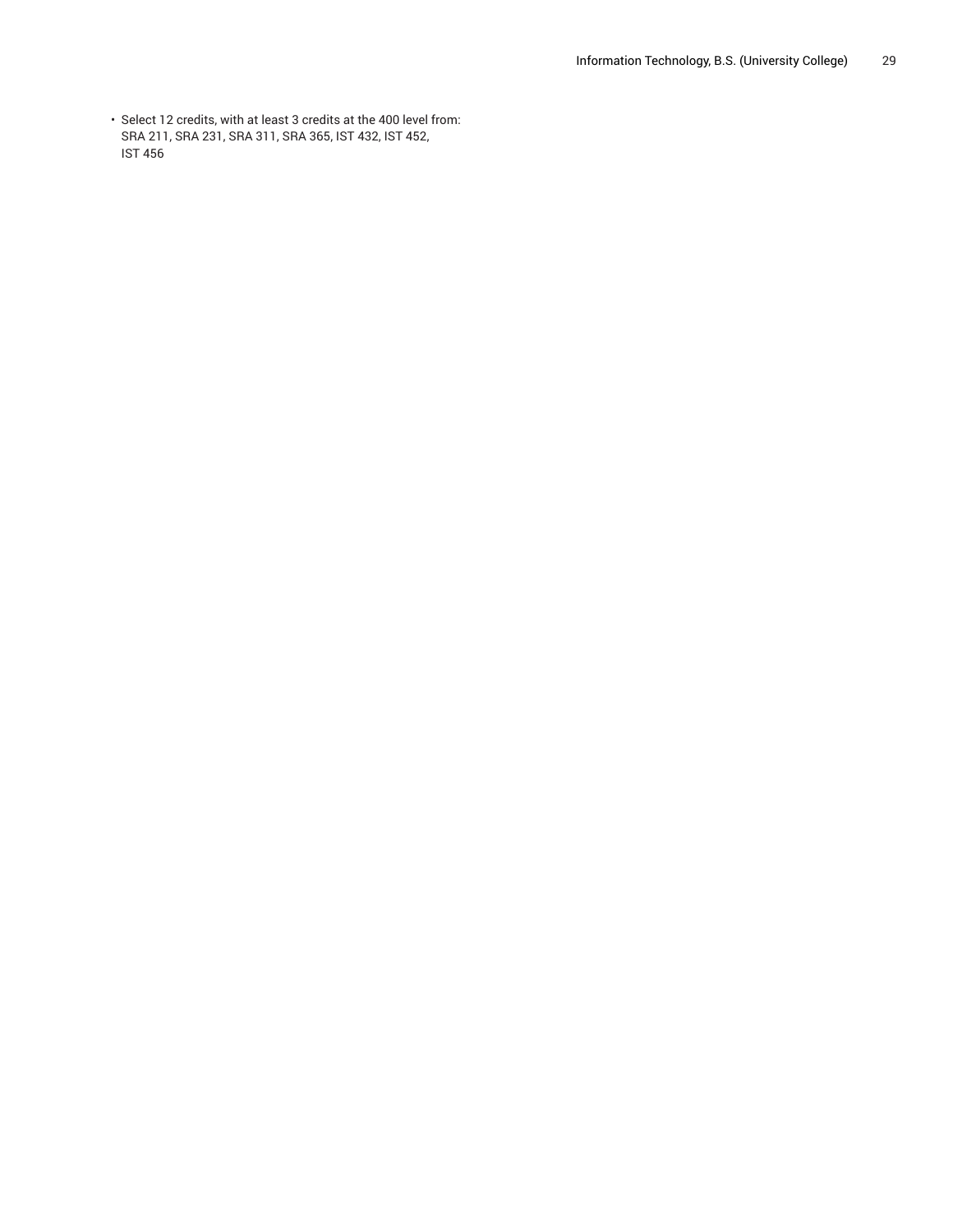- Select 12 credits, with at least 3 credits at the 400 level from: SRA 211, SRA 231, SRA 311, SRA 365, IST 432, IST 452, IST 456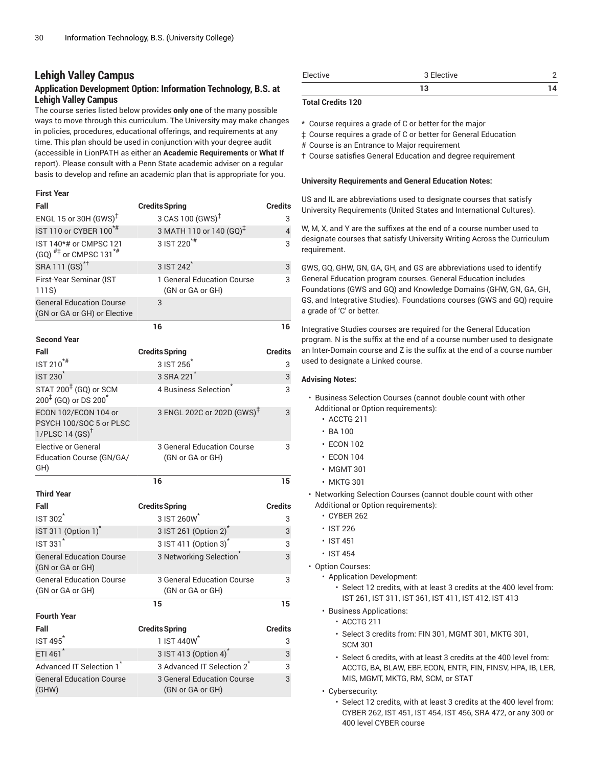## Lehigh Valley Campus

### Application Development Option: Information Technology, B.S. at Lehigh Valley Campus

The course series listed below provides **only one** of the many possible ways to move through this curriculum. The University may make changes in policies, procedures, educational offerings, and requirements at any time. This plan should be used in conjunction with your degree audit (accessible in LionPATH as either an **Academic Requirements** or **What If** report). Please consult with a Penn State academic adviser on a regular basis to develop and refine an academic plan that is appropriate for you.

**First Year**

| Fall | Credits | Spring | Credits |
|---|---|---|---|
| ENGL 15 or 30H (GWS)‡ | 3 | CAS 100 (GWS)‡ | 3 |
| IST 110 or CYBER 100*# | 3 | MATH 110 or 140 (GQ)‡ | 4 |
| IST 140*# or CMPSC 121 (GQ) #‡ or CMPSC 131*# | 3 | IST 220*# | 3 |
| SRA 111 (GS)*† | 3 | IST 242* | 3 |
| First-Year Seminar (IST 111S) | 1 | General Education Course (GN or GA or GH) | 3 |
| General Education Course (GN or GA or GH) or Elective | 3 | | |
| | 16 | | 16 |

**Second Year**

| Fall | Credits | Spring | Credits |
|---|---|---|---|
| IST 210*# | 3 | IST 256* | 3 |
| IST 230* | 3 | SRA 221* | 3 |
| STAT 200‡ (GQ) or SCM 200‡ (GQ) or DS 200* | 4 | Business Selection* | 3 |
| ECON 102/ECON 104 or PSYCH 100/SOC 5 or PLSC 1/PLSC 14 (GS)† | 3 | ENGL 202C or 202D (GWS)‡ | 3 |
| Elective or General Education Course (GN/GA/GH) | 3 | General Education Course (GN or GA or GH) | 3 |
| | 16 | | 15 |

**Third Year**

| Fall | Credits | Spring | Credits |
|---|---|---|---|
| IST 302* | 3 | IST 260W* | 3 |
| IST 311 (Option 1)* | 3 | IST 261 (Option 2)* | 3 |
| IST 331* | 3 | IST 411 (Option 3)* | 3 |
| General Education Course (GN or GA or GH) | 3 | Networking Selection* | 3 |
| General Education Course (GN or GA or GH) | 3 | General Education Course (GN or GA or GH) | 3 |
| | 15 | | 15 |

**Fourth Year**

| Fall | Credits | Spring | Credits |
|---|---|---|---|
| IST 495* | 1 | IST 440W* | 3 |
| ETI 461* | 3 | IST 413 (Option 4)* | 3 |
| Advanced IT Selection 1* | 3 | Advanced IT Selection 2* | 3 |
| General Education Course (GHW) | 3 | General Education Course (GN or GA or GH) | 3 |
| Elective | 3 | Elective | 2 |
| | 13 | | 14 |

**Total Credits 120**

\* Course requires a grade of C or better for the major
‡ Course requires a grade of C or better for General Education
\# Course is an Entrance to Major requirement
† Course satisfies General Education and degree requirement

**University Requirements and General Education Notes:**

US and IL are abbreviations used to designate courses that satisfy University Requirements (United States and International Cultures).

W, M, X, and Y are the suffixes at the end of a course number used to designate courses that satisfy University Writing Across the Curriculum requirement.

GWS, GQ, GHW, GN, GA, GH, and GS are abbreviations used to identify General Education program courses. General Education includes Foundations (GWS and GQ) and Knowledge Domains (GHW, GN, GA, GH, GS, and Integrative Studies). Foundations courses (GWS and GQ) require a grade of 'C' or better.

Integrative Studies courses are required for the General Education program. N is the suffix at the end of a course number used to designate an Inter-Domain course and Z is the suffix at the end of a course number used to designate a Linked course.

**Advising Notes:**

- Business Selection Courses (cannot double count with other Additional or Option requirements):
  - ACCTG 211
  - BA 100
  - ECON 102
  - ECON 104
  - MGMT 301
  - MKTG 301
- Networking Selection Courses (cannot double count with other Additional or Option requirements):
  - CYBER 262
  - IST 226
  - IST 451
  - IST 454
- Option Courses:
  - Application Development:
    - Select 12 credits, with at least 3 credits at the 400 level from: IST 261, IST 311, IST 361, IST 411, IST 412, IST 413
  - Business Applications:
    - ACCTG 211
    - Select 3 credits from: FIN 301, MGMT 301, MKTG 301, SCM 301
    - Select 6 credits, with at least 3 credits at the 400 level from: ACCTG, BA, BLAW, EBF, ECON, ENTR, FIN, FINSV, HPA, IB, LER, MIS, MGMT, MKTG, RM, SCM, or STAT
  - Cybersecurity:
    - Select 12 credits, with at least 3 credits at the 400 level from: CYBER 262, IST 451, IST 454, IST 456, SRA 472, or any 300 or 400 level CYBER course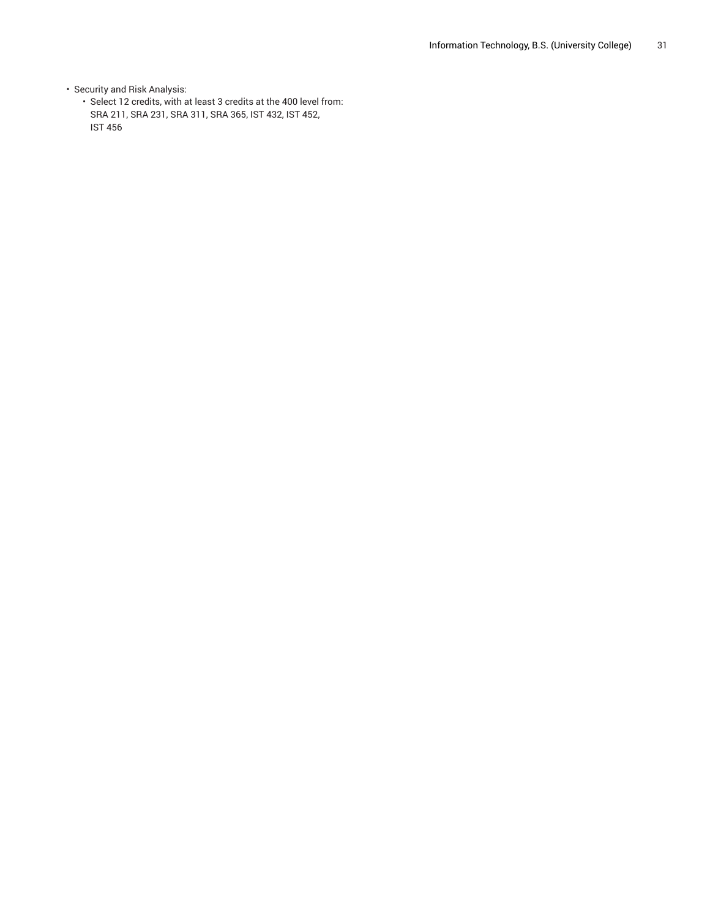- Security and Risk Analysis:
    - Select 12 credits, with at least 3 credits at the 400 level from: SRA 211, SRA 231, SRA 311, SRA 365, IST 432, IST 452, IST 456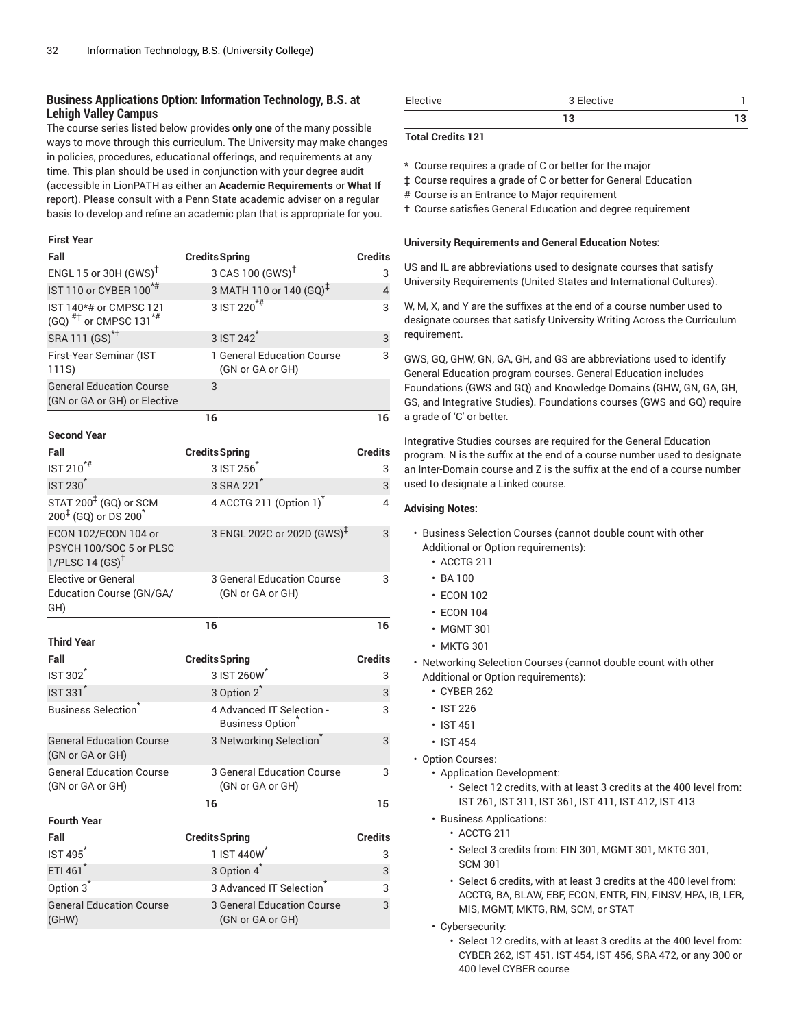## Business Applications Option: Information Technology, B.S. at Lehigh Valley Campus

The course series listed below provides **only one** of the many possible ways to move through this curriculum. The University may make changes in policies, procedures, educational offerings, and requirements at any time. This plan should be used in conjunction with your degree audit (accessible in LionPATH as either an **Academic Requirements** or **What If** report). Please consult with a Penn State academic adviser on a regular basis to develop and refine an academic plan that is appropriate for you.

**First Year**

| Fall | Credits | Spring | Credits |
|---|---|---|---|
| ENGL 15 or 30H (GWS)‡ | 3 | CAS 100 (GWS)‡ | 3 |
| IST 110 or CYBER 100*# | 3 | MATH 110 or 140 (GQ)‡ | 4 |
| IST 140*# or CMPSC 121 (GQ) #‡ or CMPSC 131*# | 3 | IST 220*# | 3 |
| SRA 111 (GS)*† | 3 | IST 242* | 3 |
| First-Year Seminar (IST 111S) | 1 | General Education Course (GN or GA or GH) | 3 |
| General Education Course (GN or GA or GH) or Elective | 3 | | |
| | 16 | | 16 |

**Second Year**

| Fall | Credits | Spring | Credits |
|---|---|---|---|
| IST 210*# | 3 | IST 256* | 3 |
| IST 230* | 3 | SRA 221* | 3 |
| STAT 200‡ (GQ) or SCM 200‡ (GQ) or DS 200* | 4 | ACCTG 211 (Option 1)* | 4 |
| ECON 102/ECON 104 or PSYCH 100/SOC 5 or PLSC 1/PLSC 14 (GS)† | 3 | ENGL 202C or 202D (GWS)‡ | 3 |
| Elective or General Education Course (GN/GA/GH) | 3 | General Education Course (GN or GA or GH) | 3 |
| | 16 | | 16 |

**Third Year**

| Fall | Credits | Spring | Credits |
|---|---|---|---|
| IST 302* | 3 | IST 260W* | 3 |
| IST 331* | 3 | Option 2* | 3 |
| Business Selection* | 4 | Advanced IT Selection - Business Option* | 3 |
| General Education Course (GN or GA or GH) | 3 | Networking Selection* | 3 |
| General Education Course (GN or GA or GH) | 3 | General Education Course (GN or GA or GH) | 3 |
| | 16 | | 15 |

**Fourth Year**

| Fall | Credits | Spring | Credits |
|---|---|---|---|
| IST 495* | 1 | IST 440W* | 3 |
| ETI 461* | 3 | Option 4* | 3 |
| Option 3* | 3 | Advanced IT Selection* | 3 |
| General Education Course (GHW) | 3 | General Education Course (GN or GA or GH) | 3 |
| Elective | 3 | Elective | 1 |
| | 13 | | 13 |

**Total Credits 121**

\* Course requires a grade of C or better for the major

‡ Course requires a grade of C or better for General Education

\# Course is an Entrance to Major requirement

† Course satisfies General Education and degree requirement

**University Requirements and General Education Notes:**

US and IL are abbreviations used to designate courses that satisfy University Requirements (United States and International Cultures).

W, M, X, and Y are the suffixes at the end of a course number used to designate courses that satisfy University Writing Across the Curriculum requirement.

GWS, GQ, GHW, GN, GA, GH, and GS are abbreviations used to identify General Education program courses. General Education includes Foundations (GWS and GQ) and Knowledge Domains (GHW, GN, GA, GH, GS, and Integrative Studies). Foundations courses (GWS and GQ) require a grade of 'C' or better.

Integrative Studies courses are required for the General Education program. N is the suffix at the end of a course number used to designate an Inter-Domain course and Z is the suffix at the end of a course number used to designate a Linked course.

**Advising Notes:**

- Business Selection Courses (cannot double count with other Additional or Option requirements):
  - ACCTG 211
  - BA 100
  - ECON 102
  - ECON 104
  - MGMT 301
  - MKTG 301
- Networking Selection Courses (cannot double count with other Additional or Option requirements):
  - CYBER 262
  - IST 226
  - IST 451
  - IST 454
- Option Courses:
  - Application Development:
    - Select 12 credits, with at least 3 credits at the 400 level from: IST 261, IST 311, IST 361, IST 411, IST 412, IST 413
  - Business Applications:
    - ACCTG 211
    - Select 3 credits from: FIN 301, MGMT 301, MKTG 301, SCM 301
    - Select 6 credits, with at least 3 credits at the 400 level from: ACCTG, BA, BLAW, EBF, ECON, ENTR, FIN, FINSV, HPA, IB, LER, MIS, MGMT, MKTG, RM, SCM, or STAT
  - Cybersecurity:
    - Select 12 credits, with at least 3 credits at the 400 level from: CYBER 262, IST 451, IST 454, IST 456, SRA 472, or any 300 or 400 level CYBER course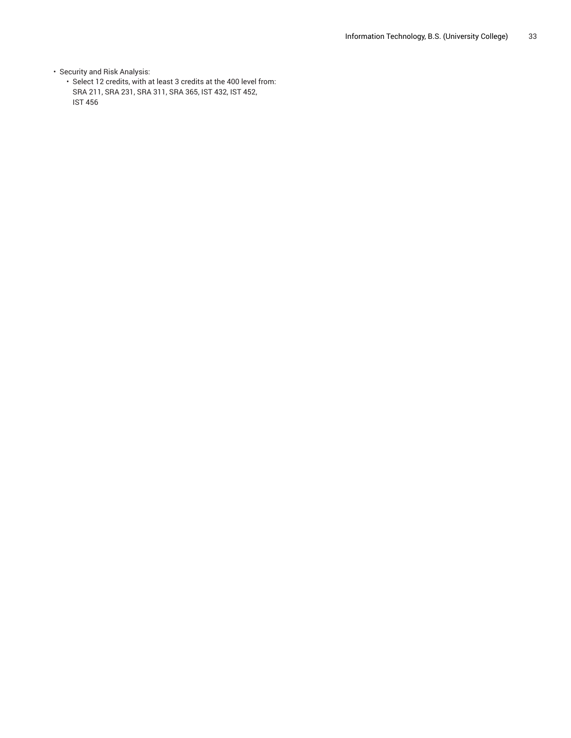- Security and Risk Analysis:
  - Select 12 credits, with at least 3 credits at the 400 level from: SRA 211, SRA 231, SRA 311, SRA 365, IST 432, IST 452, IST 456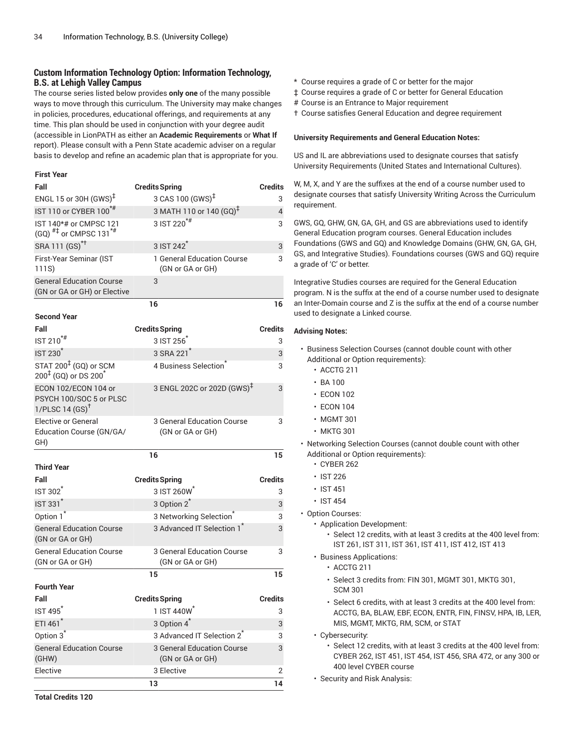### Custom Information Technology Option: Information Technology, B.S. at Lehigh Valley Campus

The course series listed below provides **only one** of the many possible ways to move through this curriculum. The University may make changes in policies, procedures, educational offerings, and requirements at any time. This plan should be used in conjunction with your degree audit (accessible in LionPATH as either an **Academic Requirements** or **What If** report). Please consult with a Penn State academic adviser on a regular basis to develop and refine an academic plan that is appropriate for you.

**First Year**

| Fall | Credits | Spring | Credits |
|---|---|---|---|
| ENGL 15 or 30H (GWS)‡ | 3 | CAS 100 (GWS)‡ | 3 |
| IST 110 or CYBER 100*# | 3 | MATH 110 or 140 (GQ)‡ | 4 |
| IST 140*# or CMPSC 121 (GQ) #‡ or CMPSC 131*# | 3 | IST 220*# | 3 |
| SRA 111 (GS)*† | 3 | IST 242* | 3 |
| First-Year Seminar (IST 111S) | 1 | General Education Course (GN or GA or GH) | 3 |
| General Education Course (GN or GA or GH) or Elective | 3 | | |
| | 16 | | 16 |

**Second Year**

| Fall | Credits | Spring | Credits |
|---|---|---|---|
| IST 210*# | 3 | IST 256* | 3 |
| IST 230* | 3 | SRA 221* | 3 |
| STAT 200‡ (GQ) or SCM 200‡ (GQ) or DS 200* | 4 | Business Selection* | 3 |
| ECON 102/ECON 104 or PSYCH 100/SOC 5 or PLSC 1/PLSC 14 (GS)† | 3 | ENGL 202C or 202D (GWS)‡ | 3 |
| Elective or General Education Course (GN/GA/GH) | 3 | General Education Course (GN or GA or GH) | 3 |
| | 16 | | 15 |

**Third Year**

| Fall | Credits | Spring | Credits |
|---|---|---|---|
| IST 302* | 3 | IST 260W* | 3 |
| IST 331* | 3 | Option 2* | 3 |
| Option 1* | 3 | Networking Selection* | 3 |
| General Education Course (GN or GA or GH) | 3 | Advanced IT Selection 1* | 3 |
| General Education Course (GN or GA or GH) | 3 | General Education Course (GN or GA or GH) | 3 |
| | 15 | | 15 |

**Fourth Year**

| Fall | Credits | Spring | Credits |
|---|---|---|---|
| IST 495* | 1 | IST 440W* | 3 |
| ETI 461* | 3 | Option 4* | 3 |
| Option 3* | 3 | Advanced IT Selection 2* | 3 |
| General Education Course (GHW) | 3 | General Education Course (GN or GA or GH) | 3 |
| Elective | 3 | Elective | 2 |
| | 13 | | 14 |

**Total Credits 120**

\* Course requires a grade of C or better for the major
‡ Course requires a grade of C or better for General Education
\# Course is an Entrance to Major requirement
† Course satisfies General Education and degree requirement

**University Requirements and General Education Notes:**

US and IL are abbreviations used to designate courses that satisfy University Requirements (United States and International Cultures).

W, M, X, and Y are the suffixes at the end of a course number used to designate courses that satisfy University Writing Across the Curriculum requirement.

GWS, GQ, GHW, GN, GA, GH, and GS are abbreviations used to identify General Education program courses. General Education includes Foundations (GWS and GQ) and Knowledge Domains (GHW, GN, GA, GH, GS, and Integrative Studies). Foundations courses (GWS and GQ) require a grade of 'C' or better.

Integrative Studies courses are required for the General Education program. N is the suffix at the end of a course number used to designate an Inter-Domain course and Z is the suffix at the end of a course number used to designate a Linked course.

**Advising Notes:**

- Business Selection Courses (cannot double count with other Additional or Option requirements):
  - ACCTG 211
  - BA 100
  - ECON 102
  - ECON 104
  - MGMT 301
  - MKTG 301
- Networking Selection Courses (cannot double count with other Additional or Option requirements):
  - CYBER 262
  - IST 226
  - IST 451
  - IST 454
- Option Courses:
  - Application Development:
    - Select 12 credits, with at least 3 credits at the 400 level from: IST 261, IST 311, IST 361, IST 411, IST 412, IST 413
  - Business Applications:
    - ACCTG 211
    - Select 3 credits from: FIN 301, MGMT 301, MKTG 301, SCM 301
    - Select 6 credits, with at least 3 credits at the 400 level from: ACCTG, BA, BLAW, EBF, ECON, ENTR, FIN, FINSV, HPA, IB, LER, MIS, MGMT, MKTG, RM, SCM, or STAT
  - Cybersecurity:
    - Select 12 credits, with at least 3 credits at the 400 level from: CYBER 262, IST 451, IST 454, IST 456, SRA 472, or any 300 or 400 level CYBER course
  - Security and Risk Analysis: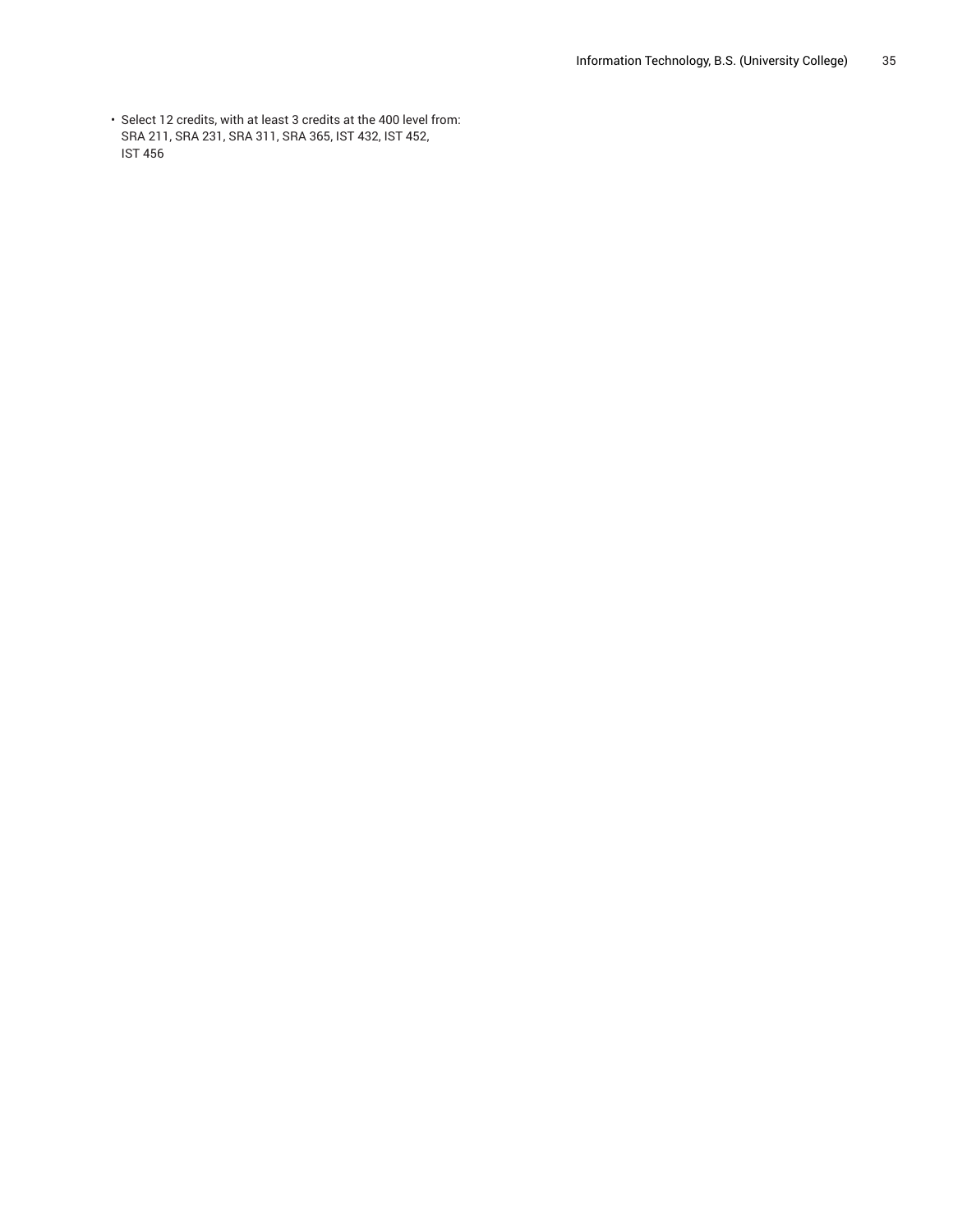- Select 12 credits, with at least 3 credits at the 400 level from: SRA 211, SRA 231, SRA 311, SRA 365, IST 432, IST 452, IST 456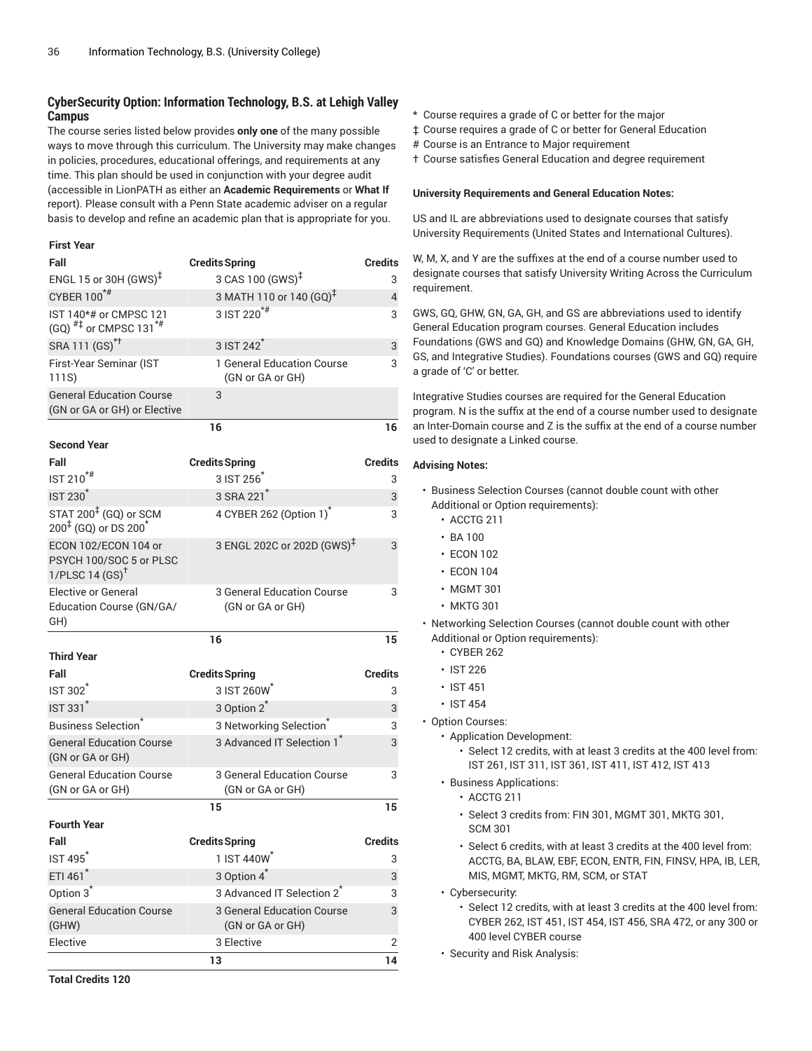### CyberSecurity Option: Information Technology, B.S. at Lehigh Valley Campus

The course series listed below provides **only one** of the many possible ways to move through this curriculum. The University may make changes in policies, procedures, educational offerings, and requirements at any time. This plan should be used in conjunction with your degree audit (accessible in LionPATH as either an **Academic Requirements** or **What If** report). Please consult with a Penn State academic adviser on a regular basis to develop and refine an academic plan that is appropriate for you.

**First Year**

| Fall | Credits | Spring | Credits |
|---|---|---|---|
| ENGL 15 or 30H (GWS)‡ | 3 | CAS 100 (GWS)‡ | 3 |
| CYBER 100*# | 3 | MATH 110 or 140 (GQ)‡ | 4 |
| IST 140*# or CMPSC 121 (GQ) #‡ or CMPSC 131*# | 3 | IST 220*# | 3 |
| SRA 111 (GS)*† | 3 | IST 242* | 3 |
| First-Year Seminar (IST 111S) | 1 | General Education Course (GN or GA or GH) | 3 |
| General Education Course (GN or GA or GH) or Elective | 3 | | |
| | 16 | | 16 |

**Second Year**

| Fall | Credits | Spring | Credits |
|---|---|---|---|
| IST 210*# | 3 | IST 256* | 3 |
| IST 230* | 3 | SRA 221* | 3 |
| STAT 200‡ (GQ) or SCM 200‡ (GQ) or DS 200* | 4 | CYBER 262 (Option 1)* | 3 |
| ECON 102/ECON 104 or PSYCH 100/SOC 5 or PLSC 1/PLSC 14 (GS)† | 3 | ENGL 202C or 202D (GWS)‡ | 3 |
| Elective or General Education Course (GN/GA/GH) | 3 | General Education Course (GN or GA or GH) | 3 |
| | 16 | | 15 |

**Third Year**

| Fall | Credits | Spring | Credits |
|---|---|---|---|
| IST 302* | 3 | IST 260W* | 3 |
| IST 331* | 3 | Option 2* | 3 |
| Business Selection* | 3 | Networking Selection* | 3 |
| General Education Course (GN or GA or GH) | 3 | Advanced IT Selection 1* | 3 |
| General Education Course (GN or GA or GH) | 3 | General Education Course (GN or GA or GH) | 3 |
| | 15 | | 15 |

**Fourth Year**

| Fall | Credits | Spring | Credits |
|---|---|---|---|
| IST 495* | 1 | IST 440W* | 3 |
| ETI 461* | 3 | Option 4* | 3 |
| Option 3* | 3 | Advanced IT Selection 2* | 3 |
| General Education Course (GHW) | 3 | General Education Course (GN or GA or GH) | 3 |
| Elective | 3 | Elective | 2 |
| | 13 | | 14 |

**Total Credits 120**

\* Course requires a grade of C or better for the major
‡ Course requires a grade of C or better for General Education
\# Course is an Entrance to Major requirement
† Course satisfies General Education and degree requirement

**University Requirements and General Education Notes:**

US and IL are abbreviations used to designate courses that satisfy University Requirements (United States and International Cultures).

W, M, X, and Y are the suffixes at the end of a course number used to designate courses that satisfy University Writing Across the Curriculum requirement.

GWS, GQ, GHW, GN, GA, GH, and GS are abbreviations used to identify General Education program courses. General Education includes Foundations (GWS and GQ) and Knowledge Domains (GHW, GN, GA, GH, GS, and Integrative Studies). Foundations courses (GWS and GQ) require a grade of 'C' or better.

Integrative Studies courses are required for the General Education program. N is the suffix at the end of a course number used to designate an Inter-Domain course and Z is the suffix at the end of a course number used to designate a Linked course.

**Advising Notes:**

- Business Selection Courses (cannot double count with other Additional or Option requirements):
  - ACCTG 211
  - BA 100
  - ECON 102
  - ECON 104
  - MGMT 301
  - MKTG 301
- Networking Selection Courses (cannot double count with other Additional or Option requirements):
  - CYBER 262
  - IST 226
  - IST 451
  - IST 454
- Option Courses:
  - Application Development:
    - Select 12 credits, with at least 3 credits at the 400 level from: IST 261, IST 311, IST 361, IST 411, IST 412, IST 413
  - Business Applications:
    - ACCTG 211
    - Select 3 credits from: FIN 301, MGMT 301, MKTG 301, SCM 301
    - Select 6 credits, with at least 3 credits at the 400 level from: ACCTG, BA, BLAW, EBF, ECON, ENTR, FIN, FINSV, HPA, IB, LER, MIS, MGMT, MKTG, RM, SCM, or STAT
  - Cybersecurity:
    - Select 12 credits, with at least 3 credits at the 400 level from: CYBER 262, IST 451, IST 454, IST 456, SRA 472, or any 300 or 400 level CYBER course
  - Security and Risk Analysis: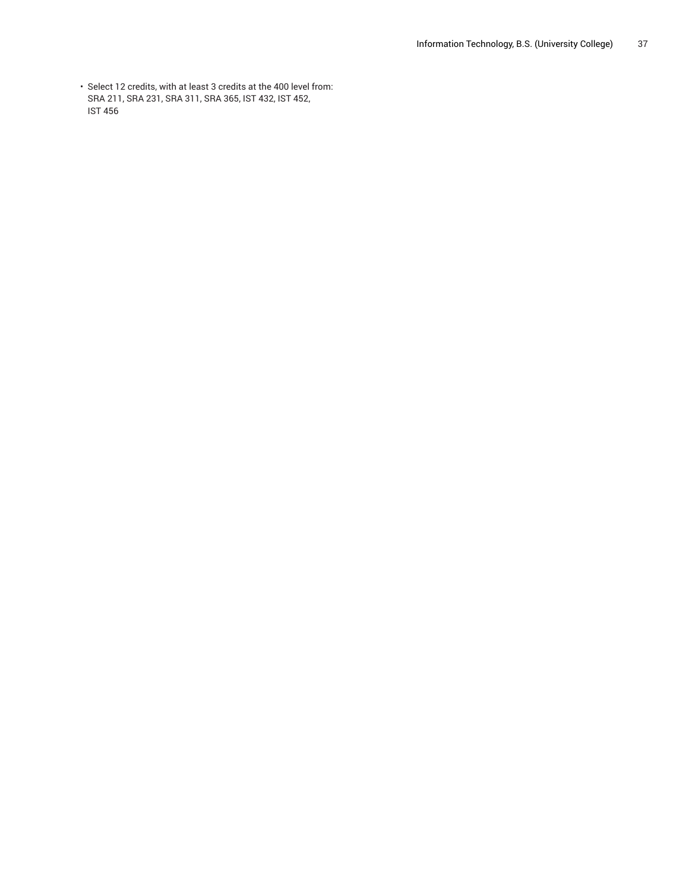- Select 12 credits, with at least 3 credits at the 400 level from: SRA 211, SRA 231, SRA 311, SRA 365, IST 432, IST 452, IST 456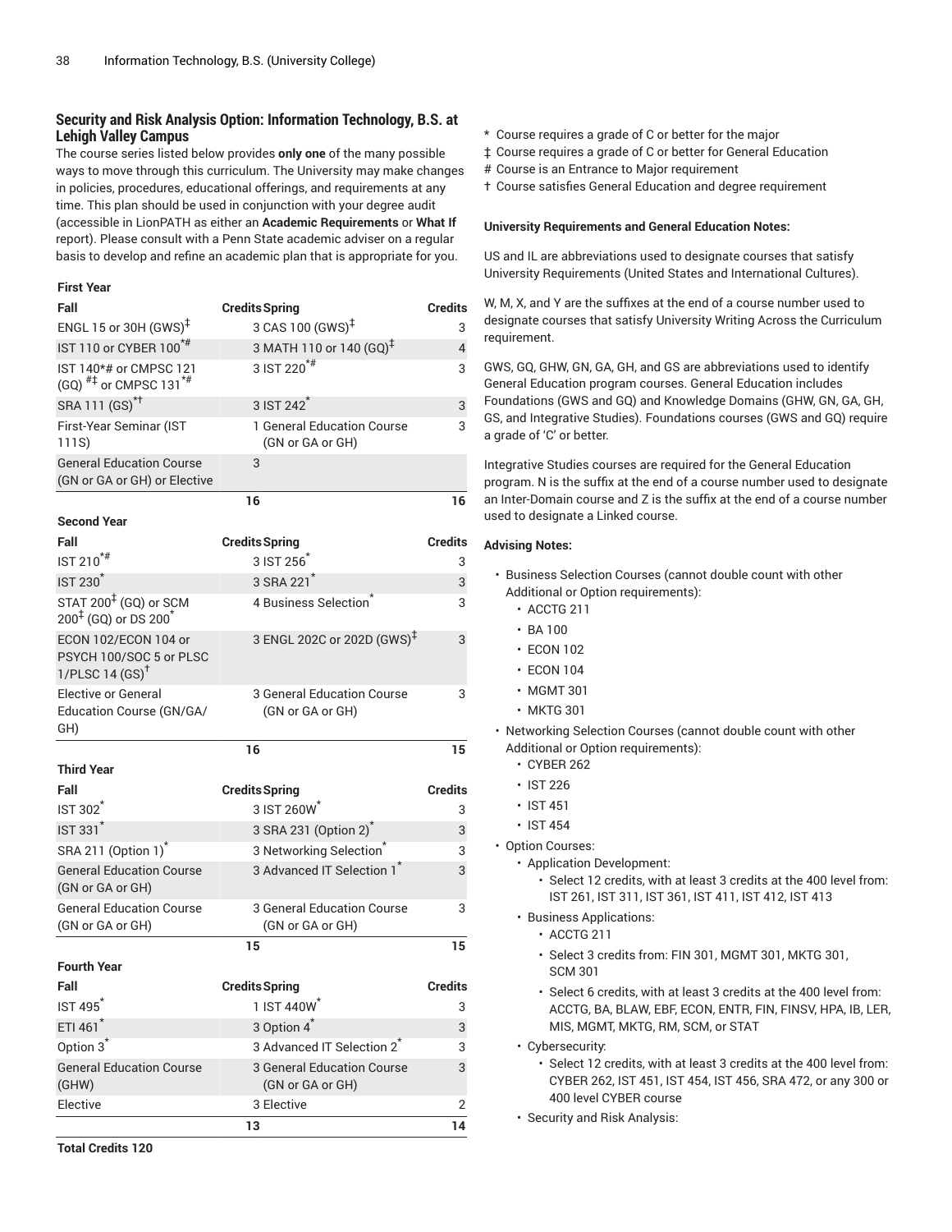### Security and Risk Analysis Option: Information Technology, B.S. at Lehigh Valley Campus

The course series listed below provides **only one** of the many possible ways to move through this curriculum. The University may make changes in policies, procedures, educational offerings, and requirements at any time. This plan should be used in conjunction with your degree audit (accessible in LionPATH as either an **Academic Requirements** or **What If** report). Please consult with a Penn State academic adviser on a regular basis to develop and refine an academic plan that is appropriate for you.

**First Year**

| Fall | Credits | Spring | Credits |
|---|---|---|---|
| ENGL 15 or 30H (GWS)‡ | 3 | CAS 100 (GWS)‡ | 3 |
| IST 110 or CYBER 100*# | 3 | MATH 110 or 140 (GQ)‡ | 4 |
| IST 140*# or CMPSC 121 (GQ) #‡ or CMPSC 131*# | 3 | IST 220*# | 3 |
| SRA 111 (GS)*† | 3 | IST 242* | 3 |
| First-Year Seminar (IST 111S) | 1 | General Education Course (GN or GA or GH) | 3 |
| General Education Course (GN or GA or GH) or Elective | 3 | | |
| | 16 | | 16 |

**Second Year**

| Fall | Credits | Spring | Credits |
|---|---|---|---|
| IST 210*# | 3 | IST 256* | 3 |
| IST 230* | 3 | SRA 221* | 3 |
| STAT 200‡ (GQ) or SCM 200‡ (GQ) or DS 200* | 4 | Business Selection* | 3 |
| ECON 102/ECON 104 or PSYCH 100/SOC 5 or PLSC 1/PLSC 14 (GS)† | 3 | ENGL 202C or 202D (GWS)‡ | 3 |
| Elective or General Education Course (GN/GA/GH) | 3 | General Education Course (GN or GA or GH) | 3 |
| | 16 | | 15 |

**Third Year**

| Fall | Credits | Spring | Credits |
|---|---|---|---|
| IST 302* | 3 | IST 260W* | 3 |
| IST 331* | 3 | SRA 231 (Option 2)* | 3 |
| SRA 211 (Option 1)* | 3 | Networking Selection* | 3 |
| General Education Course (GN or GA or GH) | 3 | Advanced IT Selection 1* | 3 |
| General Education Course (GN or GA or GH) | 3 | General Education Course (GN or GA or GH) | 3 |
| | 15 | | 15 |

**Fourth Year**

| Fall | Credits | Spring | Credits |
|---|---|---|---|
| IST 495* | 1 | IST 440W* | 3 |
| ETI 461* | 3 | Option 4* | 3 |
| Option 3* | 3 | Advanced IT Selection 2* | 3 |
| General Education Course (GHW) | 3 | General Education Course (GN or GA or GH) | 3 |
| Elective | 3 | Elective | 2 |
| | 13 | | 14 |

**Total Credits 120**

\* Course requires a grade of C or better for the major
‡ Course requires a grade of C or better for General Education
\# Course is an Entrance to Major requirement
† Course satisfies General Education and degree requirement

**University Requirements and General Education Notes:**

US and IL are abbreviations used to designate courses that satisfy University Requirements (United States and International Cultures).

W, M, X, and Y are the suffixes at the end of a course number used to designate courses that satisfy University Writing Across the Curriculum requirement.

GWS, GQ, GHW, GN, GA, GH, and GS are abbreviations used to identify General Education program courses. General Education includes Foundations (GWS and GQ) and Knowledge Domains (GHW, GN, GA, GH, GS, and Integrative Studies). Foundations courses (GWS and GQ) require a grade of 'C' or better.

Integrative Studies courses are required for the General Education program. N is the suffix at the end of a course number used to designate an Inter-Domain course and Z is the suffix at the end of a course number used to designate a Linked course.

**Advising Notes:**

- Business Selection Courses (cannot double count with other Additional or Option requirements):
  - ACCTG 211
  - BA 100
  - ECON 102
  - ECON 104
  - MGMT 301
  - MKTG 301
- Networking Selection Courses (cannot double count with other Additional or Option requirements):
  - CYBER 262
  - IST 226
  - IST 451
  - IST 454
- Option Courses:
  - Application Development:
    - Select 12 credits, with at least 3 credits at the 400 level from: IST 261, IST 311, IST 361, IST 411, IST 412, IST 413
  - Business Applications:
    - ACCTG 211
    - Select 3 credits from: FIN 301, MGMT 301, MKTG 301, SCM 301
    - Select 6 credits, with at least 3 credits at the 400 level from: ACCTG, BA, BLAW, EBF, ECON, ENTR, FIN, FINSV, HPA, IB, LER, MIS, MGMT, MKTG, RM, SCM, or STAT
  - Cybersecurity:
    - Select 12 credits, with at least 3 credits at the 400 level from: CYBER 262, IST 451, IST 454, IST 456, SRA 472, or any 300 or 400 level CYBER course
  - Security and Risk Analysis: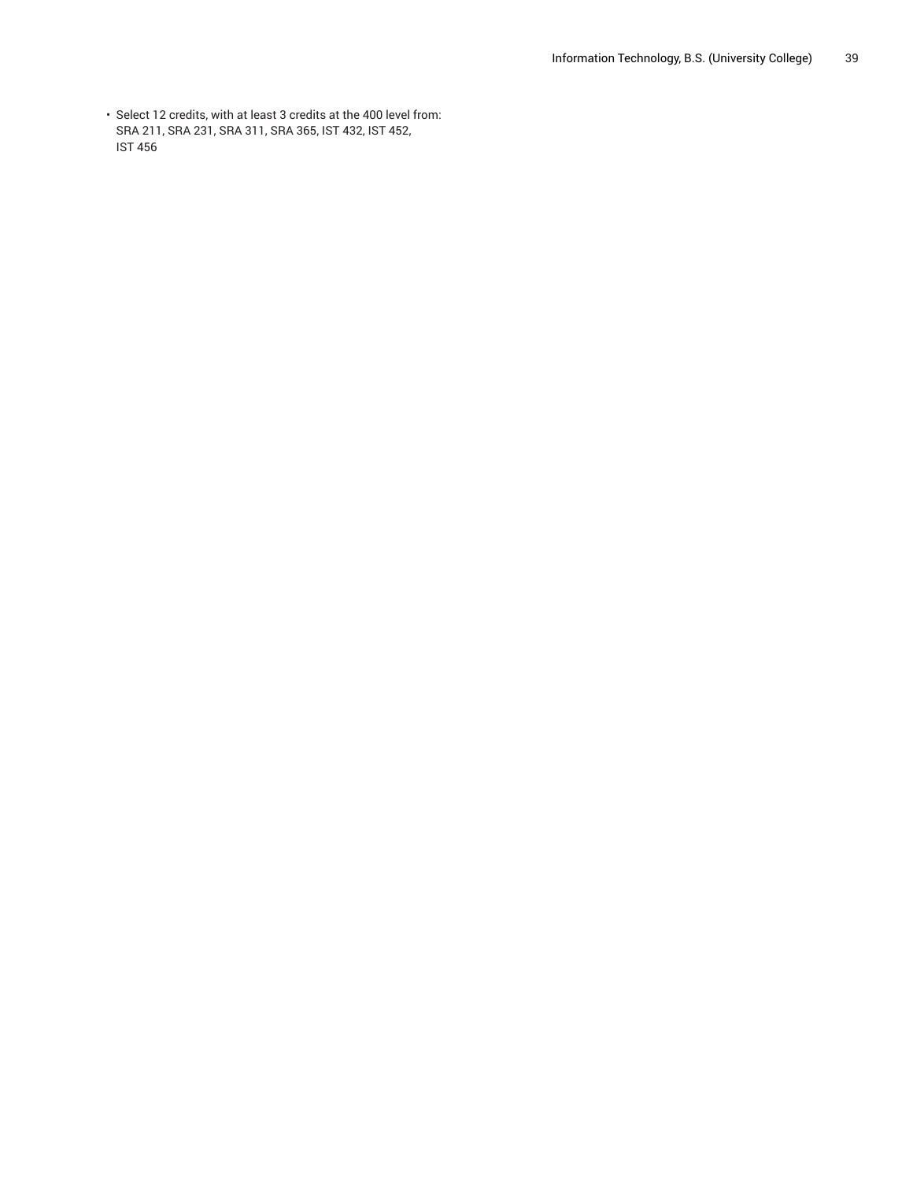- Select 12 credits, with at least 3 credits at the 400 level from: SRA 211, SRA 231, SRA 311, SRA 365, IST 432, IST 452, IST 456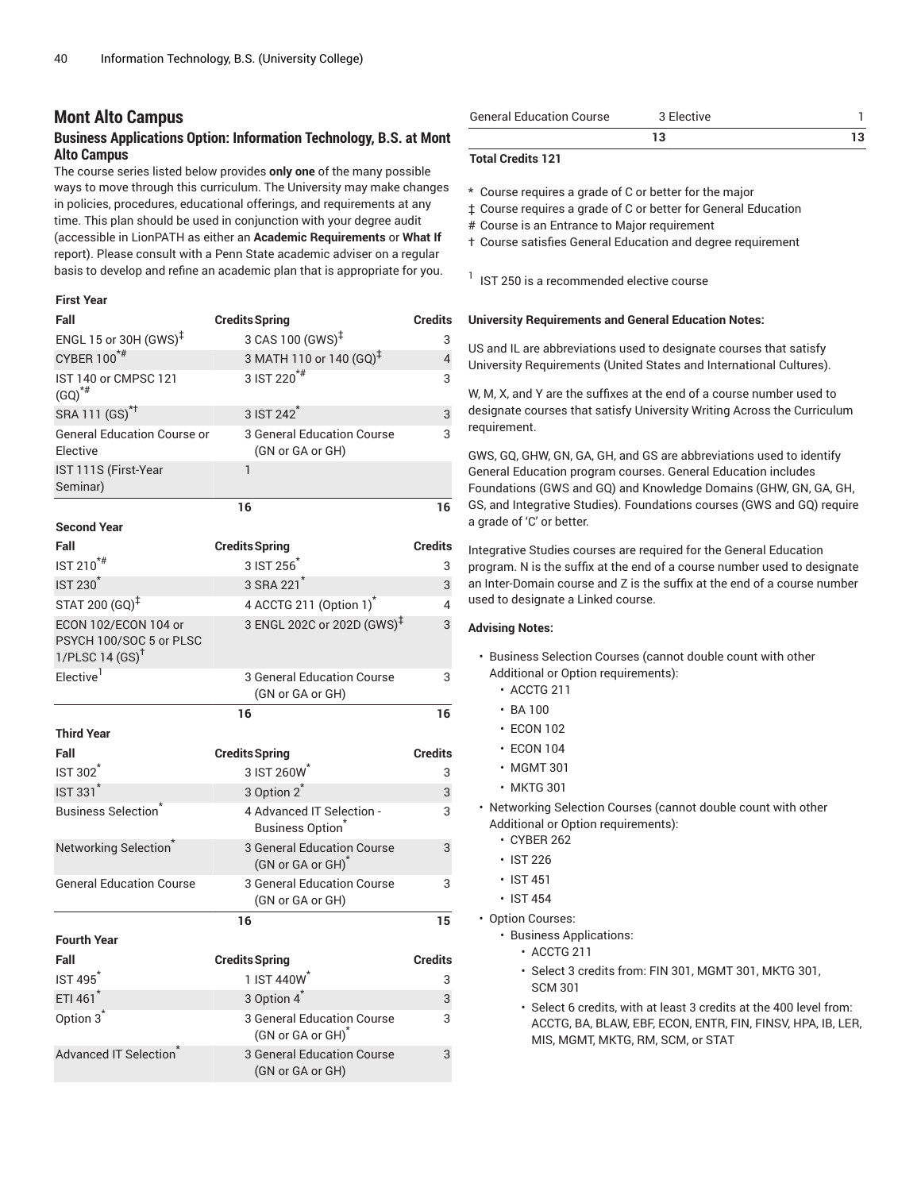## Mont Alto Campus

### Business Applications Option: Information Technology, B.S. at Mont Alto Campus

The course series listed below provides **only one** of the many possible ways to move through this curriculum. The University may make changes in policies, procedures, educational offerings, and requirements at any time. This plan should be used in conjunction with your degree audit (accessible in LionPATH as either an **Academic Requirements** or **What If** report). Please consult with a Penn State academic adviser on a regular basis to develop and refine an academic plan that is appropriate for you.

| First Year | | | |
|---|---|---|---|
| **Fall** | **Credits** | **Spring** | **Credits** |
| ENGL 15 or 30H (GWS)‡ | 3 | CAS 100 (GWS)‡ | 3 |
| CYBER 100*# | 3 | MATH 110 or 140 (GQ)‡ | 4 |
| IST 140 or CMPSC 121 (GQ)*# | 3 | IST 220*# | 3 |
| SRA 111 (GS)*† | 3 | IST 242* | 3 |
| General Education Course or Elective | 3 | General Education Course (GN or GA or GH) | 3 |
| IST 111S (First-Year Seminar) | 1 | | |
| | **16** | | **16** |
| **Second Year** | | | |
| **Fall** | **Credits** | **Spring** | **Credits** |
| IST 210*# | 3 | IST 256* | 3 |
| IST 230* | 3 | SRA 221* | 3 |
| STAT 200 (GQ)‡ | 4 | ACCTG 211 (Option 1)* | 4 |
| ECON 102/ECON 104 or PSYCH 100/SOC 5 or PLSC 1/PLSC 14 (GS)† | 3 | ENGL 202C or 202D (GWS)‡ | 3 |
| Elective[1] | 3 | General Education Course (GN or GA or GH) | 3 |
| | **16** | | **16** |
| **Third Year** | | | |
| **Fall** | **Credits** | **Spring** | **Credits** |
| IST 302* | 3 | IST 260W* | 3 |
| IST 331* | 3 | Option 2* | 3 |
| Business Selection* | 4 | Advanced IT Selection - Business Option* | 3 |
| Networking Selection* | 3 | General Education Course (GN or GA or GH)* | 3 |
| General Education Course | 3 | General Education Course (GN or GA or GH) | 3 |
| | **16** | | **15** |
| **Fourth Year** | | | |
| **Fall** | **Credits** | **Spring** | **Credits** |
| IST 495* | 1 | IST 440W* | 3 |
| ETI 461* | 3 | Option 4* | 3 |
| Option 3* | 3 | General Education Course (GN or GA or GH)* | 3 |
| Advanced IT Selection* | 3 | General Education Course (GN or GA or GH) | 3 |
| General Education Course | 3 | Elective | 1 |
| | **13** | | **13** |

**Total Credits 121**

\* Course requires a grade of C or better for the major
‡ Course requires a grade of C or better for General Education
\# Course is an Entrance to Major requirement
† Course satisfies General Education and degree requirement

[1] IST 250 is a recommended elective course

**University Requirements and General Education Notes:**

US and IL are abbreviations used to designate courses that satisfy University Requirements (United States and International Cultures).

W, M, X, and Y are the suffixes at the end of a course number used to designate courses that satisfy University Writing Across the Curriculum requirement.

GWS, GQ, GHW, GN, GA, GH, and GS are abbreviations used to identify General Education program courses. General Education includes Foundations (GWS and GQ) and Knowledge Domains (GHW, GN, GA, GH, GS, and Integrative Studies). Foundations courses (GWS and GQ) require a grade of 'C' or better.

Integrative Studies courses are required for the General Education program. N is the suffix at the end of a course number used to designate an Inter-Domain course and Z is the suffix at the end of a course number used to designate a Linked course.

**Advising Notes:**

- Business Selection Courses (cannot double count with other Additional or Option requirements):
  - ACCTG 211
  - BA 100
  - ECON 102
  - ECON 104
  - MGMT 301
  - MKTG 301
- Networking Selection Courses (cannot double count with other Additional or Option requirements):
  - CYBER 262
  - IST 226
  - IST 451
  - IST 454
- Option Courses:
  - Business Applications:
    - ACCTG 211
    - Select 3 credits from: FIN 301, MGMT 301, MKTG 301, SCM 301
    - Select 6 credits, with at least 3 credits at the 400 level from: ACCTG, BA, BLAW, EBF, ECON, ENTR, FIN, FINSV, HPA, IB, LER, MIS, MGMT, MKTG, RM, SCM, or STAT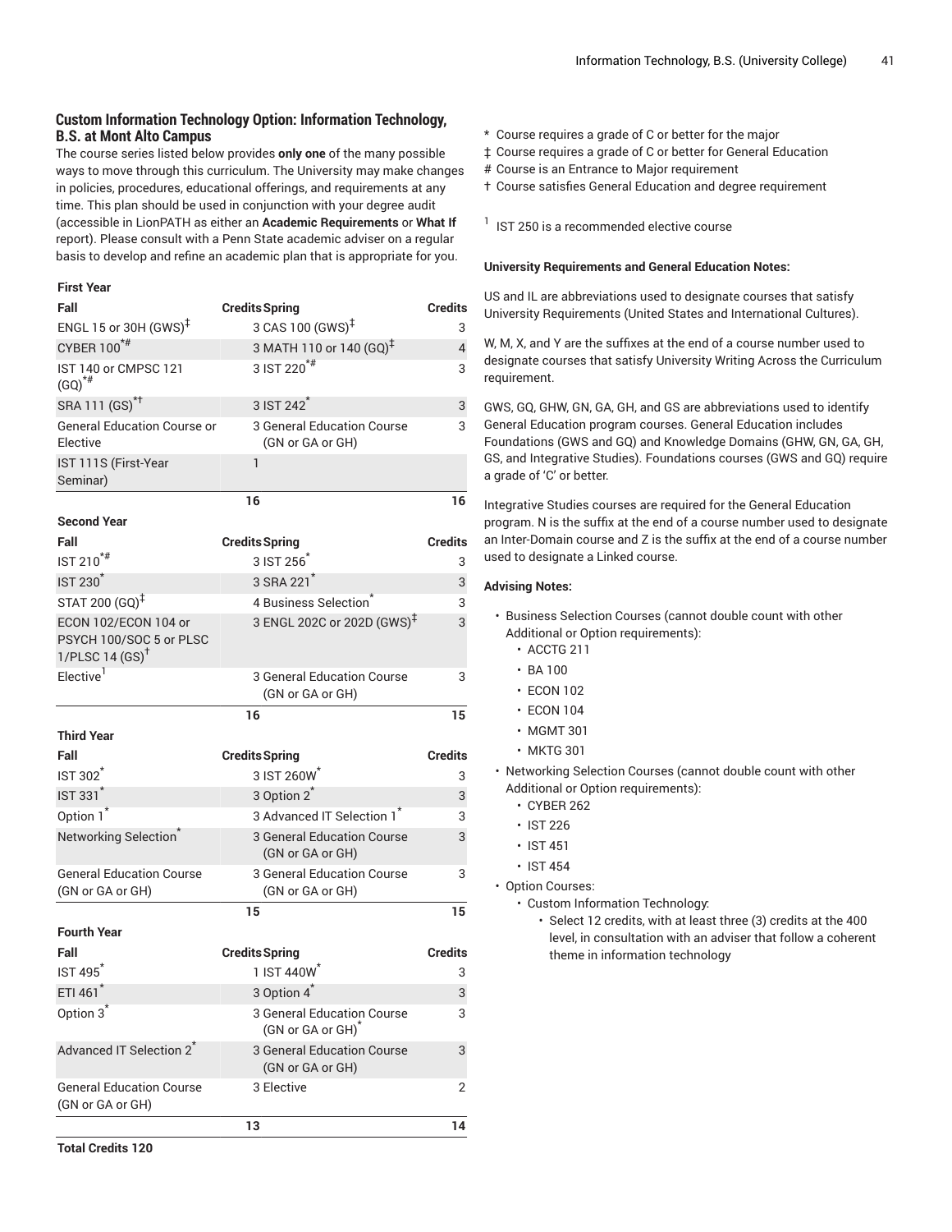### Custom Information Technology Option: Information Technology, B.S. at Mont Alto Campus

The course series listed below provides **only one** of the many possible ways to move through this curriculum. The University may make changes in policies, procedures, educational offerings, and requirements at any time. This plan should be used in conjunction with your degree audit (accessible in LionPATH as either an **Academic Requirements** or **What If** report). Please consult with a Penn State academic adviser on a regular basis to develop and refine an academic plan that is appropriate for you.

**First Year**

| Fall | Credits | Spring | Credits |
|---|---|---|---|
| ENGL 15 or 30H (GWS)‡ | 3 | CAS 100 (GWS)‡ | 3 |
| CYBER 100*# | 3 | MATH 110 or 140 (GQ)‡ | 4 |
| IST 140 or CMPSC 121 (GQ)*# | 3 | IST 220*# | 3 |
| SRA 111 (GS)*† | 3 | IST 242* | 3 |
| General Education Course or Elective | 3 | General Education Course (GN or GA or GH) | 3 |
| IST 111S (First-Year Seminar) | 1 | | |
| | 16 | | 16 |

**Second Year**

| Fall | Credits | Spring | Credits |
|---|---|---|---|
| IST 210*# | 3 | IST 256* | 3 |
| IST 230* | 3 | SRA 221* | 3 |
| STAT 200 (GQ)‡ | 4 | Business Selection* | 3 |
| ECON 102/ECON 104 or PSYCH 100/SOC 5 or PLSC 1/PLSC 14 (GS)† | 3 | ENGL 202C or 202D (GWS)‡ | 3 |
| Elective[1] | 3 | General Education Course (GN or GA or GH) | 3 |
| | 16 | | 15 |

**Third Year**

| Fall | Credits | Spring | Credits |
|---|---|---|---|
| IST 302* | 3 | IST 260W* | 3 |
| IST 331* | 3 | Option 2* | 3 |
| Option 1* | 3 | Advanced IT Selection 1* | 3 |
| Networking Selection* | 3 | General Education Course (GN or GA or GH) | 3 |
| General Education Course (GN or GA or GH) | 3 | General Education Course (GN or GA or GH) | 3 |
| | 15 | | 15 |

**Fourth Year**

| Fall | Credits | Spring | Credits |
|---|---|---|---|
| IST 495* | 1 | IST 440W* | 3 |
| ETI 461* | 3 | Option 4* | 3 |
| Option 3* | 3 | General Education Course (GN or GA or GH)* | 3 |
| Advanced IT Selection 2* | 3 | General Education Course (GN or GA or GH) | 3 |
| General Education Course (GN or GA or GH) | 3 | Elective | 2 |
| | 13 | | 14 |

**Total Credits 120**

\* Course requires a grade of C or better for the major

‡ Course requires a grade of C or better for General Education

\# Course is an Entrance to Major requirement

† Course satisfies General Education and degree requirement

[1] IST 250 is a recommended elective course

**University Requirements and General Education Notes:**

US and IL are abbreviations used to designate courses that satisfy University Requirements (United States and International Cultures).

W, M, X, and Y are the suffixes at the end of a course number used to designate courses that satisfy University Writing Across the Curriculum requirement.

GWS, GQ, GHW, GN, GA, GH, and GS are abbreviations used to identify General Education program courses. General Education includes Foundations (GWS and GQ) and Knowledge Domains (GHW, GN, GA, GH, GS, and Integrative Studies). Foundations courses (GWS and GQ) require a grade of 'C' or better.

Integrative Studies courses are required for the General Education program. N is the suffix at the end of a course number used to designate an Inter-Domain course and Z is the suffix at the end of a course number used to designate a Linked course.

**Advising Notes:**

- Business Selection Courses (cannot double count with other Additional or Option requirements):
  - ACCTG 211
  - BA 100
  - ECON 102
  - ECON 104
  - MGMT 301
  - MKTG 301
- Networking Selection Courses (cannot double count with other Additional or Option requirements):
  - CYBER 262
  - IST 226
  - IST 451
  - IST 454
- Option Courses:
  - Custom Information Technology:
    - Select 12 credits, with at least three (3) credits at the 400 level, in consultation with an adviser that follow a coherent theme in information technology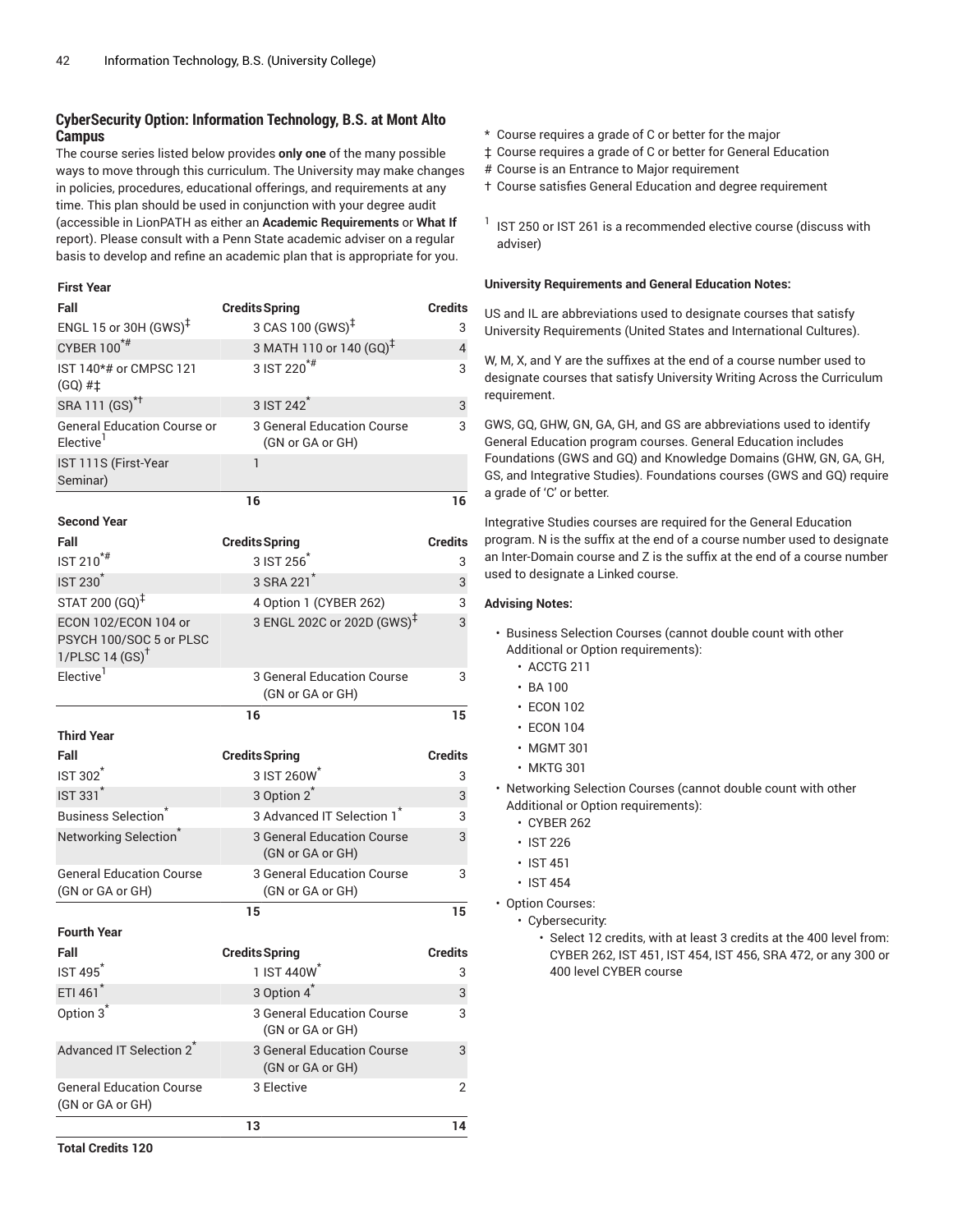### CyberSecurity Option: Information Technology, B.S. at Mont Alto Campus

The course series listed below provides **only one** of the many possible ways to move through this curriculum. The University may make changes in policies, procedures, educational offerings, and requirements at any time. This plan should be used in conjunction with your degree audit (accessible in LionPATH as either an **Academic Requirements** or **What If** report). Please consult with a Penn State academic adviser on a regular basis to develop and refine an academic plan that is appropriate for you.

**First Year**

| Fall | Credits | Spring | Credits |
|---|---|---|---|
| ENGL 15 or 30H (GWS)‡ | 3 | CAS 100 (GWS)‡ | 3 |
| CYBER 100*# | 3 | MATH 110 or 140 (GQ)‡ | 4 |
| IST 140*# or CMPSC 121 (GQ) #‡ | 3 | IST 220*# | 3 |
| SRA 111 (GS)*† | 3 | IST 242* | 3 |
| General Education Course or Elective[1] | 3 | General Education Course (GN or GA or GH) | 3 |
| IST 111S (First-Year Seminar) | 1 | | |
| | 16 | | 16 |

**Second Year**

| Fall | Credits | Spring | Credits |
|---|---|---|---|
| IST 210*# | 3 | IST 256* | 3 |
| IST 230* | 3 | SRA 221* | 3 |
| STAT 200 (GQ)‡ | 4 | Option 1 (CYBER 262) | 3 |
| ECON 102/ECON 104 or PSYCH 100/SOC 5 or PLSC 1/PLSC 14 (GS)† | 3 | ENGL 202C or 202D (GWS)‡ | 3 |
| Elective[1] | 3 | General Education Course (GN or GA or GH) | 3 |
| | 16 | | 15 |

**Third Year**

| Fall | Credits | Spring | Credits |
|---|---|---|---|
| IST 302* | 3 | IST 260W* | 3 |
| IST 331* | 3 | Option 2* | 3 |
| Business Selection* | 3 | Advanced IT Selection 1* | 3 |
| Networking Selection* | 3 | General Education Course (GN or GA or GH) | 3 |
| General Education Course (GN or GA or GH) | 3 | General Education Course (GN or GA or GH) | 3 |
| | 15 | | 15 |

**Fourth Year**

| Fall | Credits | Spring | Credits |
|---|---|---|---|
| IST 495* | 1 | IST 440W* | 3 |
| ETI 461* | 3 | Option 4* | 3 |
| Option 3* | 3 | General Education Course (GN or GA or GH) | 3 |
| Advanced IT Selection 2* | 3 | General Education Course (GN or GA or GH) | 3 |
| General Education Course (GN or GA or GH) | 3 | Elective | 2 |
| | 13 | | 14 |

**Total Credits 120**

\* Course requires a grade of C or better for the major
‡ Course requires a grade of C or better for General Education
\# Course is an Entrance to Major requirement
† Course satisfies General Education and degree requirement

[1] IST 250 or IST 261 is a recommended elective course (discuss with adviser)

**University Requirements and General Education Notes:**

US and IL are abbreviations used to designate courses that satisfy University Requirements (United States and International Cultures).

W, M, X, and Y are the suffixes at the end of a course number used to designate courses that satisfy University Writing Across the Curriculum requirement.

GWS, GQ, GHW, GN, GA, GH, and GS are abbreviations used to identify General Education program courses. General Education includes Foundations (GWS and GQ) and Knowledge Domains (GHW, GN, GA, GH, GS, and Integrative Studies). Foundations courses (GWS and GQ) require a grade of 'C' or better.

Integrative Studies courses are required for the General Education program. N is the suffix at the end of a course number used to designate an Inter-Domain course and Z is the suffix at the end of a course number used to designate a Linked course.

**Advising Notes:**

- Business Selection Courses (cannot double count with other Additional or Option requirements):
  - ACCTG 211
  - BA 100
  - ECON 102
  - ECON 104
  - MGMT 301
  - MKTG 301
- Networking Selection Courses (cannot double count with other Additional or Option requirements):
  - CYBER 262
  - IST 226
  - IST 451
  - IST 454
- Option Courses:
  - Cybersecurity:
    - Select 12 credits, with at least 3 credits at the 400 level from: CYBER 262, IST 451, IST 454, IST 456, SRA 472, or any 300 or 400 level CYBER course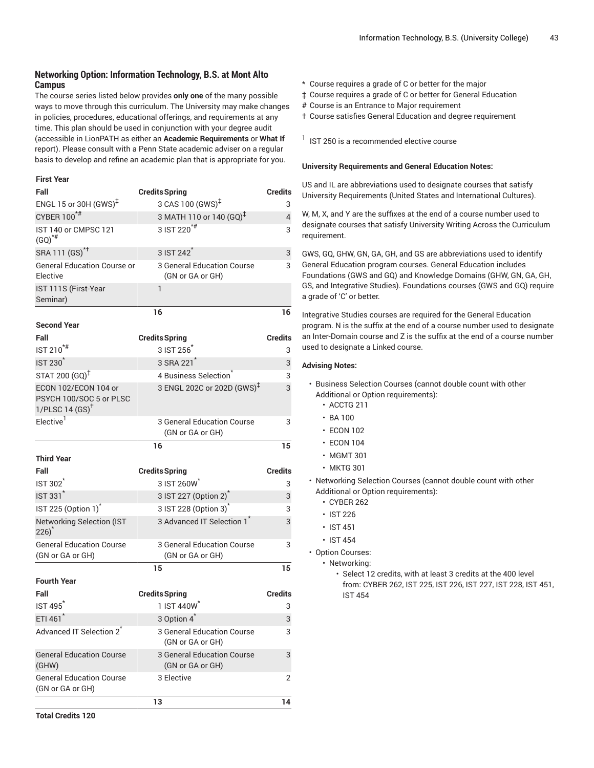### Networking Option: Information Technology, B.S. at Mont Alto Campus

The course series listed below provides **only one** of the many possible ways to move through this curriculum. The University may make changes in policies, procedures, educational offerings, and requirements at any time. This plan should be used in conjunction with your degree audit (accessible in LionPATH as either an **Academic Requirements** or **What If** report). Please consult with a Penn State academic adviser on a regular basis to develop and refine an academic plan that is appropriate for you.

| First Year | | | |
|---|---|---|---|
| **Fall** | **Credits** | **Spring** | **Credits** |
| ENGL 15 or 30H (GWS)‡ | 3 | CAS 100 (GWS)‡ | 3 |
| CYBER 100*# | 3 | MATH 110 or 140 (GQ)‡ | 4 |
| IST 140 or CMPSC 121 (GQ)*# | 3 | IST 220*# | 3 |
| SRA 111 (GS)*† | 3 | IST 242* | 3 |
| General Education Course or Elective | 3 | General Education Course (GN or GA or GH) | 3 |
| IST 111S (First-Year Seminar) | 1 | | |
| | 16 | | 16 |
| **Second Year** | | | |
| **Fall** | **Credits** | **Spring** | **Credits** |
| IST 210*# | 3 | IST 256* | 3 |
| IST 230* | 3 | SRA 221* | 3 |
| STAT 200 (GQ)‡ | 4 | Business Selection* | 3 |
| ECON 102/ECON 104 or PSYCH 100/SOC 5 or PLSC 1/PLSC 14 (GS)† | 3 | ENGL 202C or 202D (GWS)‡ | 3 |
| Elective[1] | 3 | General Education Course (GN or GA or GH) | 3 |
| | 16 | | 15 |
| **Third Year** | | | |
| **Fall** | **Credits** | **Spring** | **Credits** |
| IST 302* | 3 | IST 260W* | 3 |
| IST 331* | 3 | IST 227 (Option 2)* | 3 |
| IST 225 (Option 1)* | 3 | IST 228 (Option 3)* | 3 |
| Networking Selection (IST 226)* | 3 | Advanced IT Selection 1* | 3 |
| General Education Course (GN or GA or GH) | 3 | General Education Course (GN or GA or GH) | 3 |
| | 15 | | 15 |
| **Fourth Year** | | | |
| **Fall** | **Credits** | **Spring** | **Credits** |
| IST 495* | 1 | IST 440W* | 3 |
| ETI 461* | 3 | Option 4* | 3 |
| Advanced IT Selection 2* | 3 | General Education Course (GN or GA or GH) | 3 |
| General Education Course (GHW) | 3 | General Education Course (GN or GA or GH) | 3 |
| General Education Course (GN or GA or GH) | 3 | Elective | 2 |
| | 13 | | 14 |

**Total Credits 120**

\* Course requires a grade of C or better for the major
‡ Course requires a grade of C or better for General Education
\# Course is an Entrance to Major requirement
† Course satisfies General Education and degree requirement

[1] IST 250 is a recommended elective course

#### University Requirements and General Education Notes:

US and IL are abbreviations used to designate courses that satisfy University Requirements (United States and International Cultures).

W, M, X, and Y are the suffixes at the end of a course number used to designate courses that satisfy University Writing Across the Curriculum requirement.

GWS, GQ, GHW, GN, GA, GH, and GS are abbreviations used to identify General Education program courses. General Education includes Foundations (GWS and GQ) and Knowledge Domains (GHW, GN, GA, GH, GS, and Integrative Studies). Foundations courses (GWS and GQ) require a grade of 'C' or better.

Integrative Studies courses are required for the General Education program. N is the suffix at the end of a course number used to designate an Inter-Domain course and Z is the suffix at the end of a course number used to designate a Linked course.

#### Advising Notes:

- Business Selection Courses (cannot double count with other Additional or Option requirements):
  - ACCTG 211
  - BA 100
  - ECON 102
  - ECON 104
  - MGMT 301
  - MKTG 301
- Networking Selection Courses (cannot double count with other Additional or Option requirements):
  - CYBER 262
  - IST 226
  - IST 451
  - IST 454
- Option Courses:
  - Networking:
    - Select 12 credits, with at least 3 credits at the 400 level from: CYBER 262, IST 225, IST 226, IST 227, IST 228, IST 451, IST 454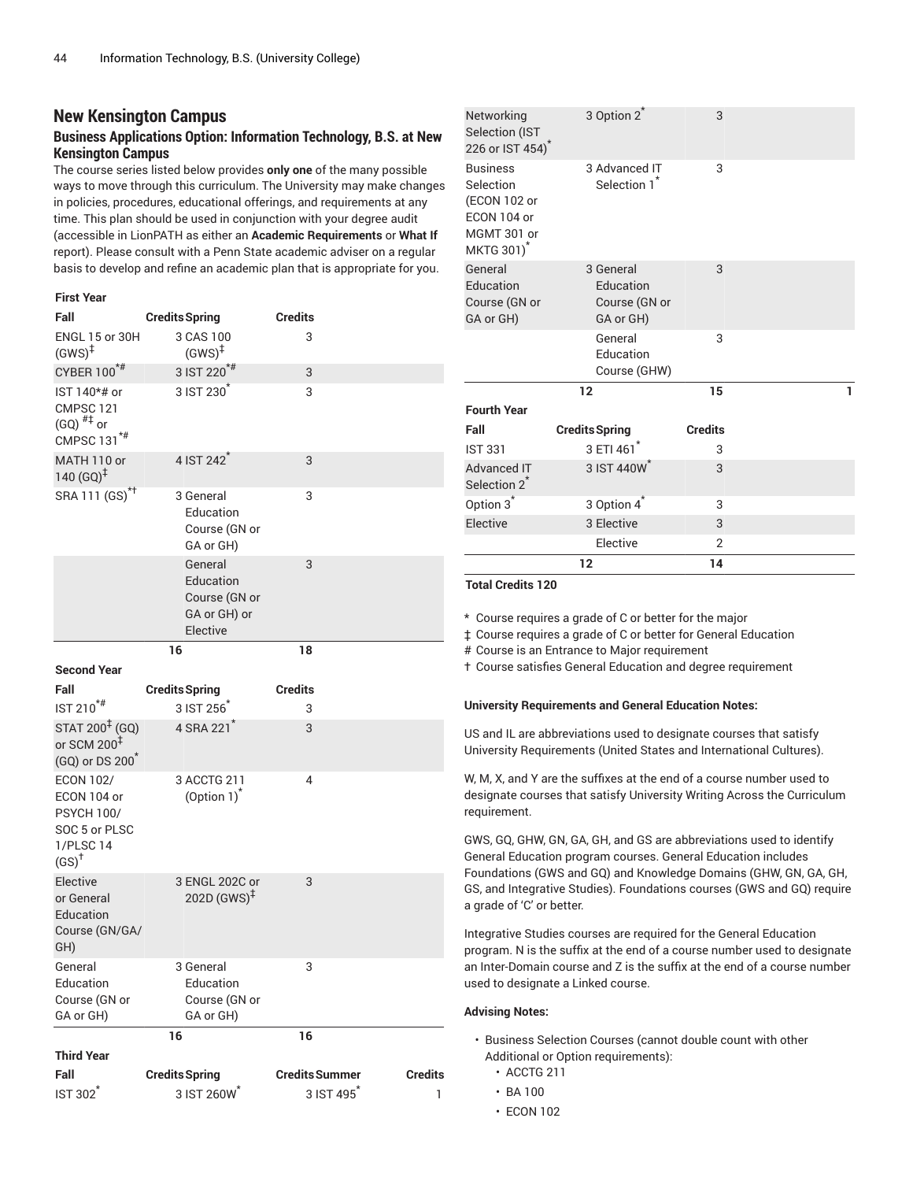## New Kensington Campus

### Business Applications Option: Information Technology, B.S. at New Kensington Campus

The course series listed below provides **only one** of the many possible ways to move through this curriculum. The University may make changes in policies, procedures, educational offerings, and requirements at any time. This plan should be used in conjunction with your degree audit (accessible in LionPATH as either an **Academic Requirements** or **What If** report). Please consult with a Penn State academic adviser on a regular basis to develop and refine an academic plan that is appropriate for you.

**First Year**

| Fall | Credits | Spring | Credits |
|---|---|---|---|
| ENGL 15 or 30H (GWS)‡ | 3 | CAS 100 (GWS)‡ | 3 |
| CYBER 100*# | 3 | IST 220*# | 3 |
| IST 140*# or CMPSC 121 (GQ) #‡ or CMPSC 131*# | 3 | IST 230* | 3 |
| MATH 110 or 140 (GQ)‡ | 4 | IST 242* | 3 |
| SRA 111 (GS)*† | 3 | General Education Course (GN or GA or GH) | 3 |
| | | General Education Course (GN or GA or GH) or Elective | 3 |
| | 16 | | 18 |

**Second Year**

| Fall | Credits | Spring | Credits |
|---|---|---|---|
| IST 210*# | 3 | IST 256* | 3 |
| STAT 200‡ (GQ) or SCM 200‡ (GQ) or DS 200* | 4 | SRA 221* | 3 |
| ECON 102/ ECON 104 or PSYCH 100/ SOC 5 or PLSC 1/PLSC 14 (GS)† | 3 | ACCTG 211 (Option 1)* | 4 |
| Elective or General Education Course (GN/GA/ GH) | 3 | ENGL 202C or 202D (GWS)‡ | 3 |
| General Education Course (GN or GA or GH) | 3 | General Education Course (GN or GA or GH) | 3 |
| | 16 | | 16 |

**Third Year**

| Fall | Credits | Spring | Credits | Summer | Credits |
|---|---|---|---|---|---|
| IST 302* | 3 | IST 260W* | 3 | IST 495* | 1 |
| Networking Selection (IST 226 or IST 454)* | 3 | Option 2* | 3 | | |
| Business Selection (ECON 102 or ECON 104 or MGMT 301 or MKTG 301)* | 3 | Advanced IT Selection 1* | 3 | | |
| General Education Course (GN or GA or GH) | 3 | General Education Course (GN or GA or GH) | 3 | | |
| | | General Education Course (GHW) | 3 | | |
| | 12 | | 15 | | 1 |

**Fourth Year**

| Fall | Credits | Spring | Credits |
|---|---|---|---|
| IST 331 | 3 | ETI 461* | 3 |
| Advanced IT Selection 2* | 3 | IST 440W* | 3 |
| Option 3* | 3 | Option 4* | 3 |
| Elective | 3 | Elective | 3 |
| | | Elective | 2 |
| | 12 | | 14 |

**Total Credits 120**

\* Course requires a grade of C or better for the major
‡ Course requires a grade of C or better for General Education
\# Course is an Entrance to Major requirement
† Course satisfies General Education and degree requirement

**University Requirements and General Education Notes:**

US and IL are abbreviations used to designate courses that satisfy University Requirements (United States and International Cultures).

W, M, X, and Y are the suffixes at the end of a course number used to designate courses that satisfy University Writing Across the Curriculum requirement.

GWS, GQ, GHW, GN, GA, GH, and GS are abbreviations used to identify General Education program courses. General Education includes Foundations (GWS and GQ) and Knowledge Domains (GHW, GN, GA, GH, GS, and Integrative Studies). Foundations courses (GWS and GQ) require a grade of 'C' or better.

Integrative Studies courses are required for the General Education program. N is the suffix at the end of a course number used to designate an Inter-Domain course and Z is the suffix at the end of a course number used to designate a Linked course.

**Advising Notes:**

- Business Selection Courses (cannot double count with other Additional or Option requirements):
  - ACCTG 211
  - BA 100
  - ECON 102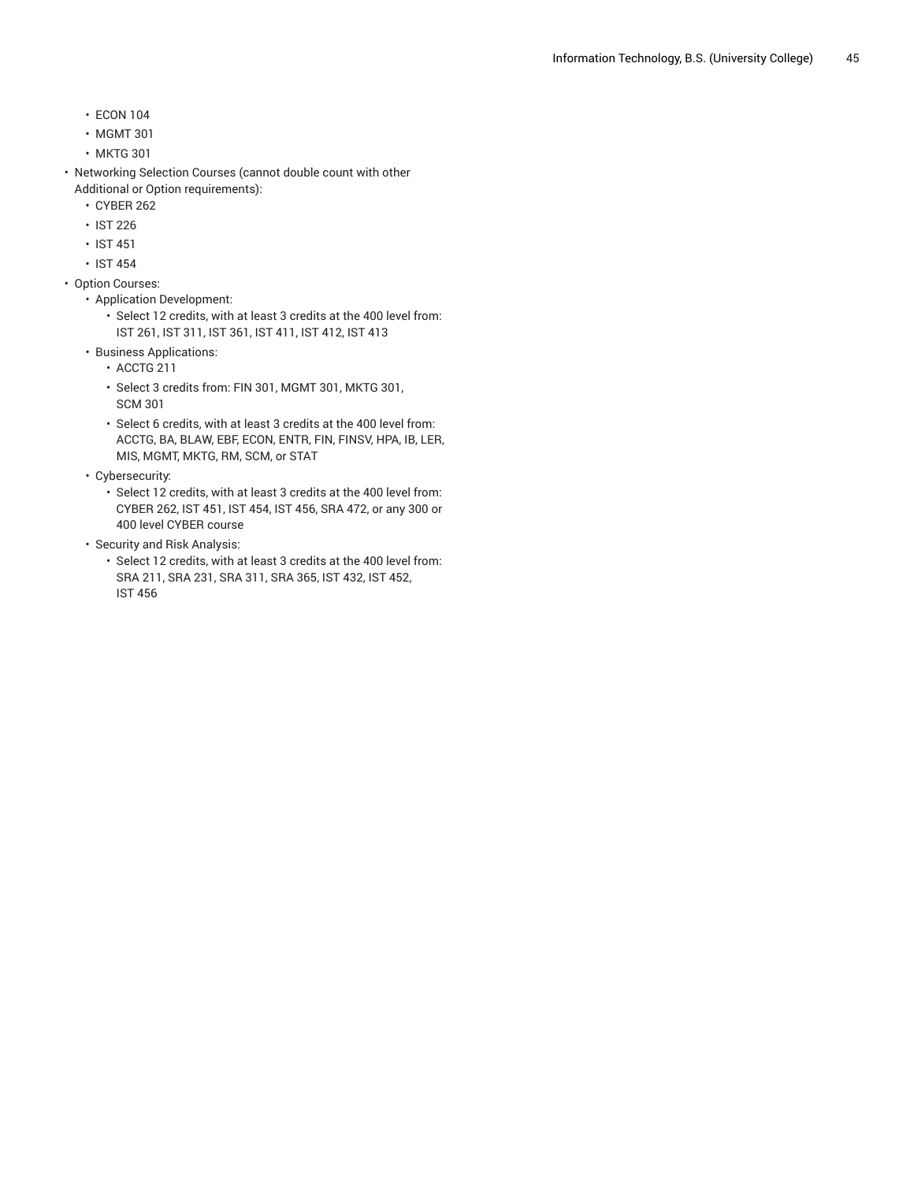- ECON 104
  - MGMT 301
  - MKTG 301
- Networking Selection Courses (cannot double count with other Additional or Option requirements):
  - CYBER 262
  - IST 226
  - IST 451
  - IST 454
- Option Courses:
  - Application Development:
    - Select 12 credits, with at least 3 credits at the 400 level from: IST 261, IST 311, IST 361, IST 411, IST 412, IST 413
  - Business Applications:
    - ACCTG 211
    - Select 3 credits from: FIN 301, MGMT 301, MKTG 301, SCM 301
    - Select 6 credits, with at least 3 credits at the 400 level from: ACCTG, BA, BLAW, EBF, ECON, ENTR, FIN, FINSV, HPA, IB, LER, MIS, MGMT, MKTG, RM, SCM, or STAT
  - Cybersecurity:
    - Select 12 credits, with at least 3 credits at the 400 level from: CYBER 262, IST 451, IST 454, IST 456, SRA 472, or any 300 or 400 level CYBER course
  - Security and Risk Analysis:
    - Select 12 credits, with at least 3 credits at the 400 level from: SRA 211, SRA 231, SRA 311, SRA 365, IST 432, IST 452, IST 456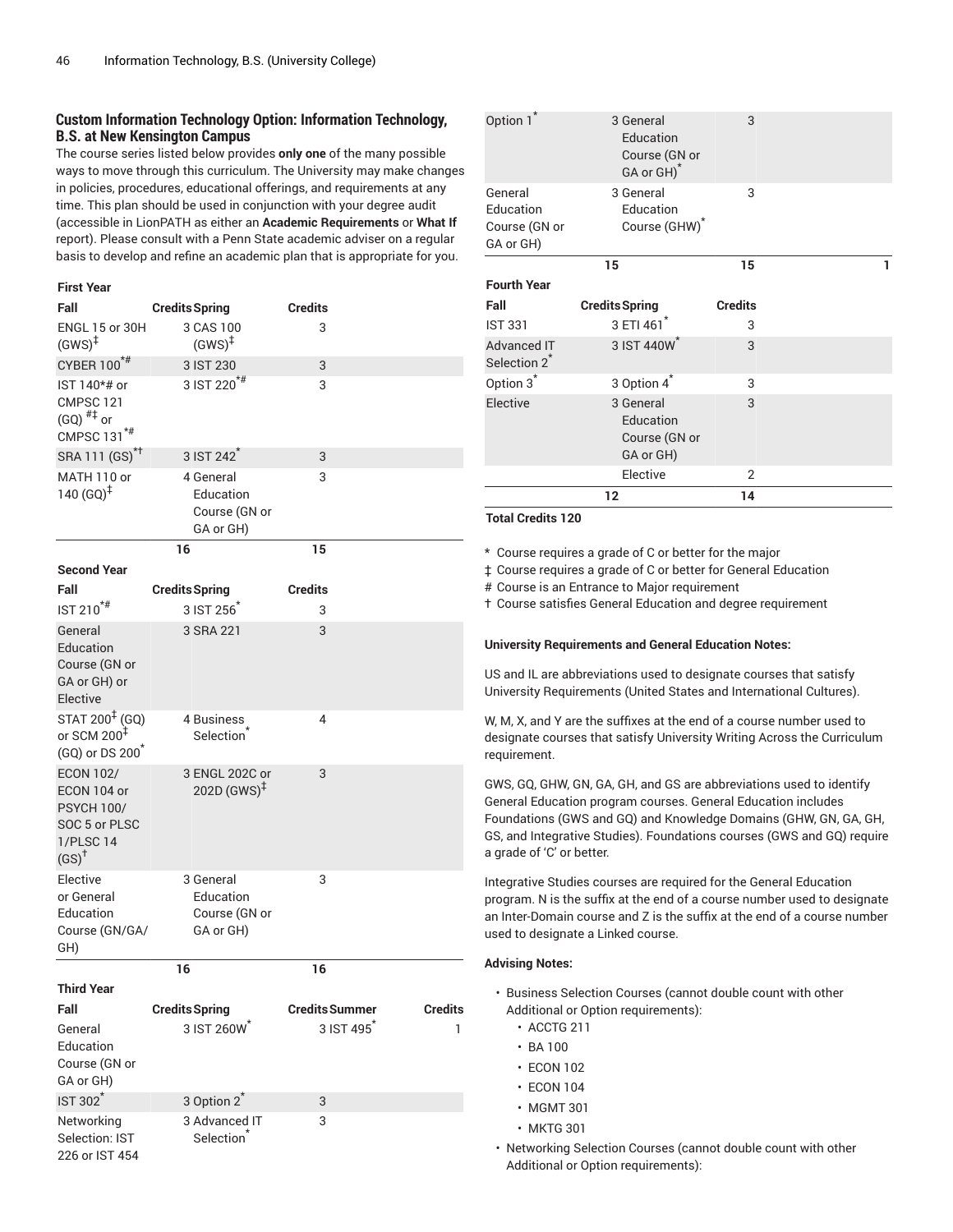### Custom Information Technology Option: Information Technology, B.S. at New Kensington Campus

The course series listed below provides **only one** of the many possible ways to move through this curriculum. The University may make changes in policies, procedures, educational offerings, and requirements at any time. This plan should be used in conjunction with your degree audit (accessible in LionPATH as either an **Academic Requirements** or **What If** report). Please consult with a Penn State academic adviser on a regular basis to develop and refine an academic plan that is appropriate for you.

**First Year**

| Fall | Credits | Spring | Credits |
|---|---|---|---|
| ENGL 15 or 30H (GWS)‡ | 3 | CAS 100 (GWS)‡ | 3 |
| CYBER 100*# | 3 | IST 230 | 3 |
| IST 140*# or CMPSC 121 (GQ) #‡ or CMPSC 131*# | 3 | IST 220*# | 3 |
| SRA 111 (GS)*† | 3 | IST 242* | 3 |
| MATH 110 or 140 (GQ)‡ | 4 | General Education Course (GN or GA or GH) | 3 |
| | 16 | | 15 |

**Second Year**

| Fall | Credits | Spring | Credits |
|---|---|---|---|
| IST 210*# | 3 | IST 256* | 3 |
| General Education Course (GN or GA or GH) or Elective | 3 | SRA 221 | 3 |
| STAT 200‡ (GQ) or SCM 200‡ (GQ) or DS 200* | 4 | Business Selection* | 4 |
| ECON 102/ ECON 104 or PSYCH 100/ SOC 5 or PLSC 1/PLSC 14 (GS)† | 3 | ENGL 202C or 202D (GWS)‡ | 3 |
| Elective or General Education Course (GN/GA/GH) | 3 | General Education Course (GN or GA or GH) | 3 |
| | 16 | | 16 |

**Third Year**

| Fall | Credits | Spring | Credits | Summer | Credits |
|---|---|---|---|---|---|
| General Education Course (GN or GA or GH) | 3 | IST 260W* | 3 | IST 495* | 1 |
| IST 302* | 3 | Option 2* | 3 | | |
| Networking Selection: IST 226 or IST 454 | 3 | Advanced IT Selection* | 3 | | |
| Option 1* | 3 | General Education Course (GN or GA or GH)* | 3 | | |
| General Education Course (GN or GA or GH) | 3 | General Education Course (GHW)* | 3 | | |
| | 15 | | 15 | | 1 |

**Fourth Year**

| Fall | Credits | Spring | Credits |
|---|---|---|---|
| IST 331 | 3 | ETI 461* | 3 |
| Advanced IT Selection 2* | 3 | IST 440W* | 3 |
| Option 3* | 3 | Option 4* | 3 |
| Elective | 3 | General Education Course (GN or GA or GH) | 3 |
| | | Elective | 2 |
| | 12 | | 14 |

**Total Credits 120**

\* Course requires a grade of C or better for the major

‡ Course requires a grade of C or better for General Education

\# Course is an Entrance to Major requirement

† Course satisfies General Education and degree requirement

**University Requirements and General Education Notes:**

US and IL are abbreviations used to designate courses that satisfy University Requirements (United States and International Cultures).

W, M, X, and Y are the suffixes at the end of a course number used to designate courses that satisfy University Writing Across the Curriculum requirement.

GWS, GQ, GHW, GN, GA, GH, and GS are abbreviations used to identify General Education program courses. General Education includes Foundations (GWS and GQ) and Knowledge Domains (GHW, GN, GA, GH, GS, and Integrative Studies). Foundations courses (GWS and GQ) require a grade of 'C' or better.

Integrative Studies courses are required for the General Education program. N is the suffix at the end of a course number used to designate an Inter-Domain course and Z is the suffix at the end of a course number used to designate a Linked course.

**Advising Notes:**

- Business Selection Courses (cannot double count with other Additional or Option requirements):
  - ACCTG 211
  - BA 100
  - ECON 102
  - ECON 104
  - MGMT 301
  - MKTG 301
- Networking Selection Courses (cannot double count with other Additional or Option requirements):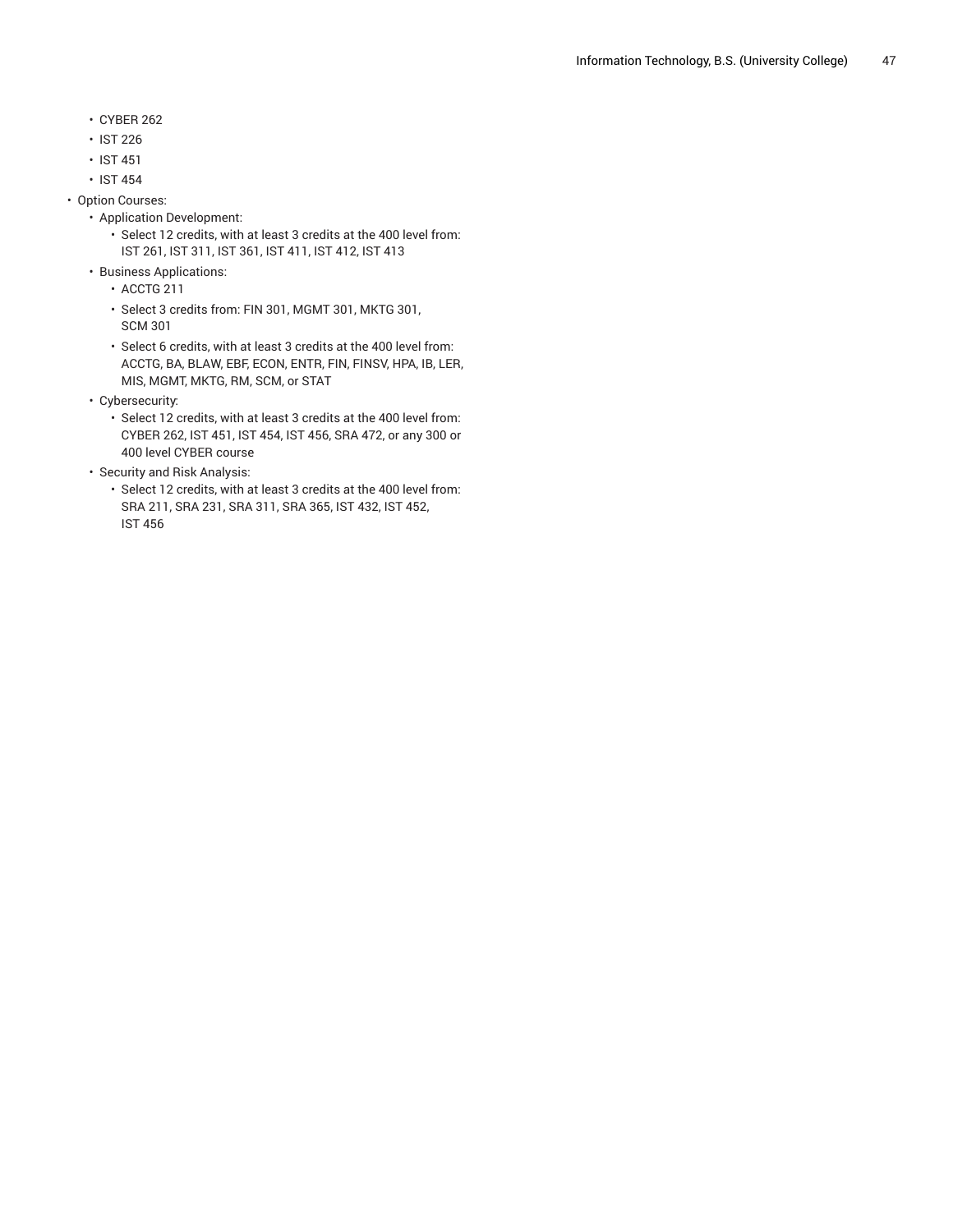- CYBER 262
  - IST 226
  - IST 451
  - IST 454
- Option Courses:
  - Application Development:
    - Select 12 credits, with at least 3 credits at the 400 level from: IST 261, IST 311, IST 361, IST 411, IST 412, IST 413
  - Business Applications:
    - ACCTG 211
    - Select 3 credits from: FIN 301, MGMT 301, MKTG 301, SCM 301
    - Select 6 credits, with at least 3 credits at the 400 level from: ACCTG, BA, BLAW, EBF, ECON, ENTR, FIN, FINSV, HPA, IB, LER, MIS, MGMT, MKTG, RM, SCM, or STAT
  - Cybersecurity:
    - Select 12 credits, with at least 3 credits at the 400 level from: CYBER 262, IST 451, IST 454, IST 456, SRA 472, or any 300 or 400 level CYBER course
  - Security and Risk Analysis:
    - Select 12 credits, with at least 3 credits at the 400 level from: SRA 211, SRA 231, SRA 311, SRA 365, IST 432, IST 452, IST 456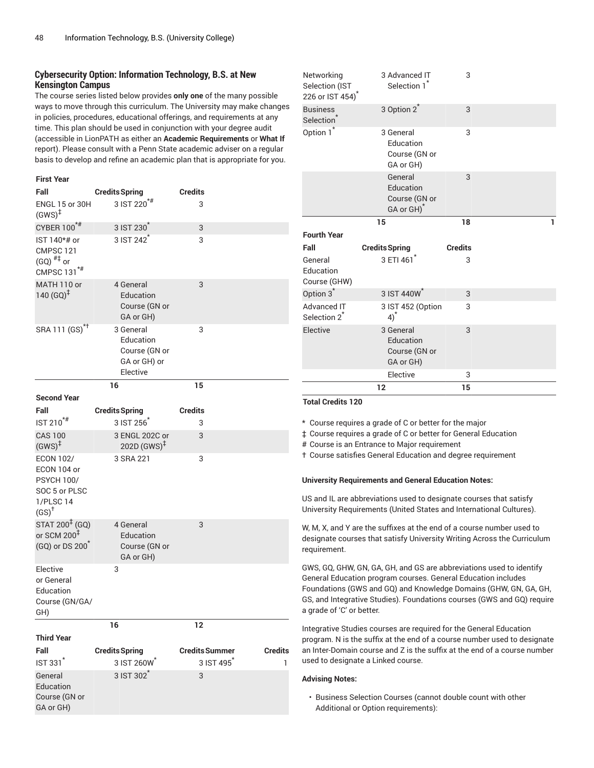### Cybersecurity Option: Information Technology, B.S. at New Kensington Campus

The course series listed below provides **only one** of the many possible ways to move through this curriculum. The University may make changes in policies, procedures, educational offerings, and requirements at any time. This plan should be used in conjunction with your degree audit (accessible in LionPATH as either an **Academic Requirements** or **What If** report). Please consult with a Penn State academic adviser on a regular basis to develop and refine an academic plan that is appropriate for you.

**First Year**

| Fall | Credits | Spring | Credits |
|---|---|---|---|
| ENGL 15 or 30H (GWS)‡ | 3 | IST 220*# | 3 |
| CYBER 100*# | 3 | IST 230* | 3 |
| IST 140*# or CMPSC 121 (GQ) #‡ or CMPSC 131*# | 3 | IST 242* | 3 |
| MATH 110 or 140 (GQ)‡ | 4 | General Education Course (GN or GA or GH) | 3 |
| SRA 111 (GS)*† | 3 | General Education Course (GN or GA or GH) or Elective | 3 |
| | 16 | | 15 |

**Second Year**

| Fall | Credits | Spring | Credits |
|---|---|---|---|
| IST 210*# | 3 | IST 256* | 3 |
| CAS 100 (GWS)‡ | 3 | ENGL 202C or 202D (GWS)‡ | 3 |
| ECON 102/ ECON 104 or PSYCH 100/ SOC 5 or PLSC 1/PLSC 14 (GS)† | 3 | SRA 221 | 3 |
| STAT 200‡ (GQ) or SCM 200‡ (GQ) or DS 200* | 4 | General Education Course (GN or GA or GH) | 3 |
| Elective or General Education Course (GN/GA/GH) | 3 | | |
| | 16 | | 12 |

**Third Year**

| Fall | Credits | Spring | Credits | Summer | Credits |
|---|---|---|---|---|---|
| IST 331* | 3 | IST 260W* | 3 | IST 495* | 1 |
| General Education Course (GN or GA or GH) | 3 | IST 302* | 3 | | |
| Networking Selection (IST 226 or IST 454)* | 3 | Advanced IT Selection 1* | 3 | | |
| Business Selection* | 3 | Option 2* | 3 | | |
| Option 1* | 3 | General Education Course (GN or GA or GH) | 3 | | |
| | | General Education Course (GN or GA or GH)* | 3 | | |
| | 15 | | 18 | | 1 |

**Fourth Year**

| Fall | Credits | Spring | Credits |
|---|---|---|---|
| General Education Course (GHW) | 3 | ETI 461* | 3 |
| Option 3* | 3 | IST 440W* | 3 |
| Advanced IT Selection 2* | 3 | IST 452 (Option 4)* | 3 |
| Elective | 3 | General Education Course (GN or GA or GH) | 3 |
| | | Elective | 3 |
| | 12 | | 15 |

**Total Credits 120**

\* Course requires a grade of C or better for the major

‡ Course requires a grade of C or better for General Education

\# Course is an Entrance to Major requirement

† Course satisfies General Education and degree requirement

**University Requirements and General Education Notes:**

US and IL are abbreviations used to designate courses that satisfy University Requirements (United States and International Cultures).

W, M, X, and Y are the suffixes at the end of a course number used to designate courses that satisfy University Writing Across the Curriculum requirement.

GWS, GQ, GHW, GN, GA, GH, and GS are abbreviations used to identify General Education program courses. General Education includes Foundations (GWS and GQ) and Knowledge Domains (GHW, GN, GA, GH, GS, and Integrative Studies). Foundations courses (GWS and GQ) require a grade of 'C' or better.

Integrative Studies courses are required for the General Education program. N is the suffix at the end of a course number used to designate an Inter-Domain course and Z is the suffix at the end of a course number used to designate a Linked course.

**Advising Notes:**

- Business Selection Courses (cannot double count with other Additional or Option requirements):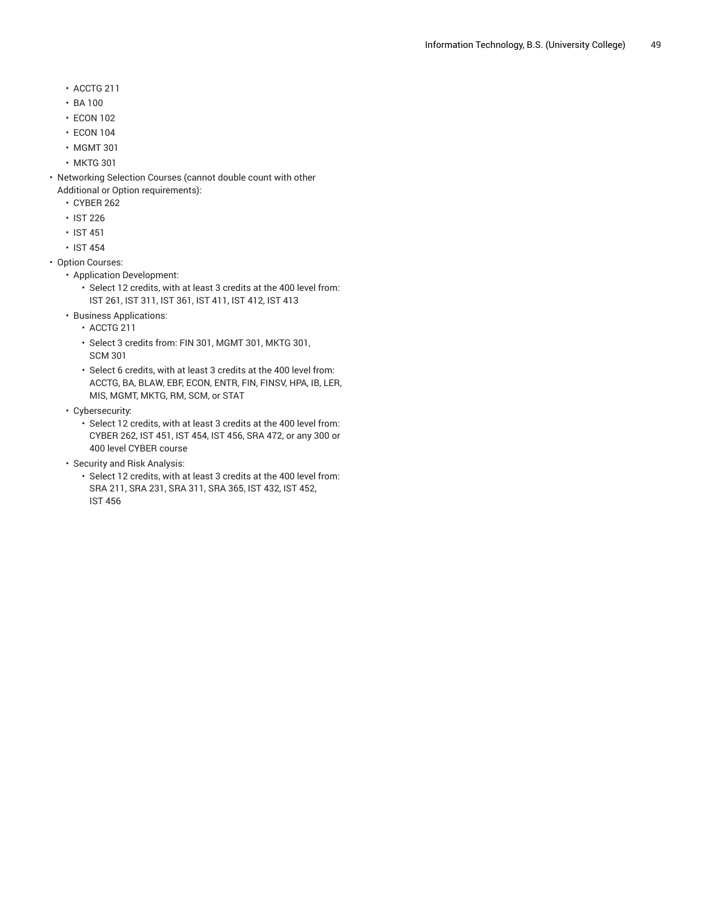- ACCTG 211
  - BA 100
  - ECON 102
  - ECON 104
  - MGMT 301
  - MKTG 301
- Networking Selection Courses (cannot double count with other Additional or Option requirements):
  - CYBER 262
  - IST 226
  - IST 451
  - IST 454
- Option Courses:
  - Application Development:
    - Select 12 credits, with at least 3 credits at the 400 level from: IST 261, IST 311, IST 361, IST 411, IST 412, IST 413
  - Business Applications:
    - ACCTG 211
    - Select 3 credits from: FIN 301, MGMT 301, MKTG 301, SCM 301
    - Select 6 credits, with at least 3 credits at the 400 level from: ACCTG, BA, BLAW, EBF, ECON, ENTR, FIN, FINSV, HPA, IB, LER, MIS, MGMT, MKTG, RM, SCM, or STAT
  - Cybersecurity:
    - Select 12 credits, with at least 3 credits at the 400 level from: CYBER 262, IST 451, IST 454, IST 456, SRA 472, or any 300 or 400 level CYBER course
  - Security and Risk Analysis:
    - Select 12 credits, with at least 3 credits at the 400 level from: SRA 211, SRA 231, SRA 311, SRA 365, IST 432, IST 452, IST 456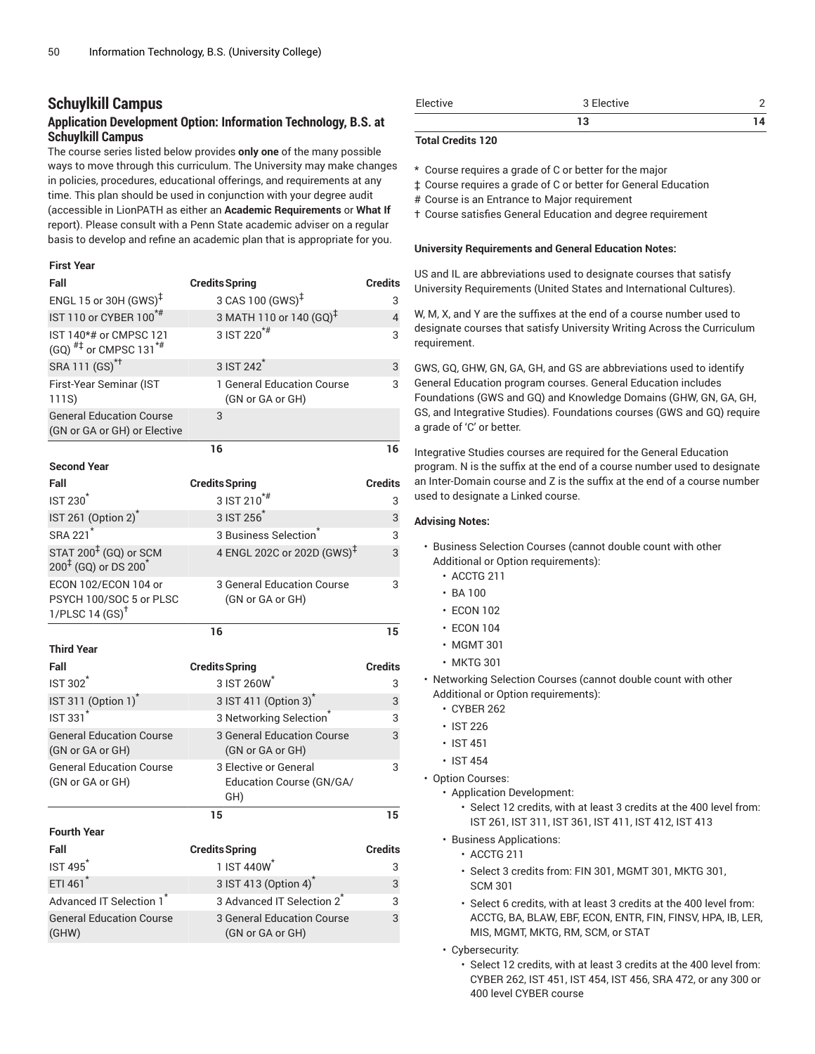## Schuylkill Campus

### Application Development Option: Information Technology, B.S. at Schuylkill Campus

The course series listed below provides **only one** of the many possible ways to move through this curriculum. The University may make changes in policies, procedures, educational offerings, and requirements at any time. This plan should be used in conjunction with your degree audit (accessible in LionPATH as either an **Academic Requirements** or **What If** report). Please consult with a Penn State academic adviser on a regular basis to develop and refine an academic plan that is appropriate for you.

| First Year | | | |
|---|---|---|---|
| **Fall** | **Credits** | **Spring** | **Credits** |
| ENGL 15 or 30H (GWS)‡ | 3 | CAS 100 (GWS)‡ | 3 |
| IST 110 or CYBER 100*# | 3 | MATH 110 or 140 (GQ)‡ | 4 |
| IST 140*# or CMPSC 121 (GQ) #‡ or CMPSC 131*# | 3 | IST 220*# | 3 |
| SRA 111 (GS)*† | 3 | IST 242* | 3 |
| First-Year Seminar (IST 111S) | 1 | General Education Course (GN or GA or GH) | 3 |
| General Education Course (GN or GA or GH) or Elective | 3 | | |
| | **16** | | **16** |
| **Second Year** | | | |
| **Fall** | **Credits** | **Spring** | **Credits** |
| IST 230* | 3 | IST 210*# | 3 |
| IST 261 (Option 2)* | 3 | IST 256* | 3 |
| SRA 221* | 3 | Business Selection* | 3 |
| STAT 200‡ (GQ) or SCM 200‡ (GQ) or DS 200* | 4 | ENGL 202C or 202D (GWS)‡ | 3 |
| ECON 102/ECON 104 or PSYCH 100/SOC 5 or PLSC 1/PLSC 14 (GS)† | 3 | General Education Course (GN or GA or GH) | 3 |
| | **16** | | **15** |
| **Third Year** | | | |
| **Fall** | **Credits** | **Spring** | **Credits** |
| IST 302* | 3 | IST 260W* | 3 |
| IST 311 (Option 1)* | 3 | IST 411 (Option 3)* | 3 |
| IST 331* | 3 | Networking Selection* | 3 |
| General Education Course (GN or GA or GH) | 3 | General Education Course (GN or GA or GH) | 3 |
| General Education Course (GN or GA or GH) | 3 | Elective or General Education Course (GN/GA/GH) | 3 |
| | **15** | | **15** |
| **Fourth Year** | | | |
| **Fall** | **Credits** | **Spring** | **Credits** |
| IST 495* | 1 | IST 440W* | 3 |
| ETI 461* | 3 | IST 413 (Option 4)* | 3 |
| Advanced IT Selection 1* | 3 | Advanced IT Selection 2* | 3 |
| General Education Course (GHW) | 3 | General Education Course (GN or GA or GH) | 3 |
| Elective | 3 | Elective | 2 |
| | **13** | | **14** |

**Total Credits 120**

\* Course requires a grade of C or better for the major

‡ Course requires a grade of C or better for General Education

\# Course is an Entrance to Major requirement

† Course satisfies General Education and degree requirement

**University Requirements and General Education Notes:**

US and IL are abbreviations used to designate courses that satisfy University Requirements (United States and International Cultures).

W, M, X, and Y are the suffixes at the end of a course number used to designate courses that satisfy University Writing Across the Curriculum requirement.

GWS, GQ, GHW, GN, GA, GH, and GS are abbreviations used to identify General Education program courses. General Education includes Foundations (GWS and GQ) and Knowledge Domains (GHW, GN, GA, GH, GS, and Integrative Studies). Foundations courses (GWS and GQ) require a grade of 'C' or better.

Integrative Studies courses are required for the General Education program. N is the suffix at the end of a course number used to designate an Inter-Domain course and Z is the suffix at the end of a course number used to designate a Linked course.

**Advising Notes:**

- Business Selection Courses (cannot double count with other Additional or Option requirements):
  - ACCTG 211
  - BA 100
  - ECON 102
  - ECON 104
  - MGMT 301
  - MKTG 301
- Networking Selection Courses (cannot double count with other Additional or Option requirements):
  - CYBER 262
  - IST 226
  - IST 451
  - IST 454
- Option Courses:
  - Application Development:
    - Select 12 credits, with at least 3 credits at the 400 level from: IST 261, IST 311, IST 361, IST 411, IST 412, IST 413
  - Business Applications:
    - ACCTG 211
    - Select 3 credits from: FIN 301, MGMT 301, MKTG 301, SCM 301
    - Select 6 credits, with at least 3 credits at the 400 level from: ACCTG, BA, BLAW, EBF, ECON, ENTR, FIN, FINSV, HPA, IB, LER, MIS, MGMT, MKTG, RM, SCM, or STAT
  - Cybersecurity:
    - Select 12 credits, with at least 3 credits at the 400 level from: CYBER 262, IST 451, IST 454, IST 456, SRA 472, or any 300 or 400 level CYBER course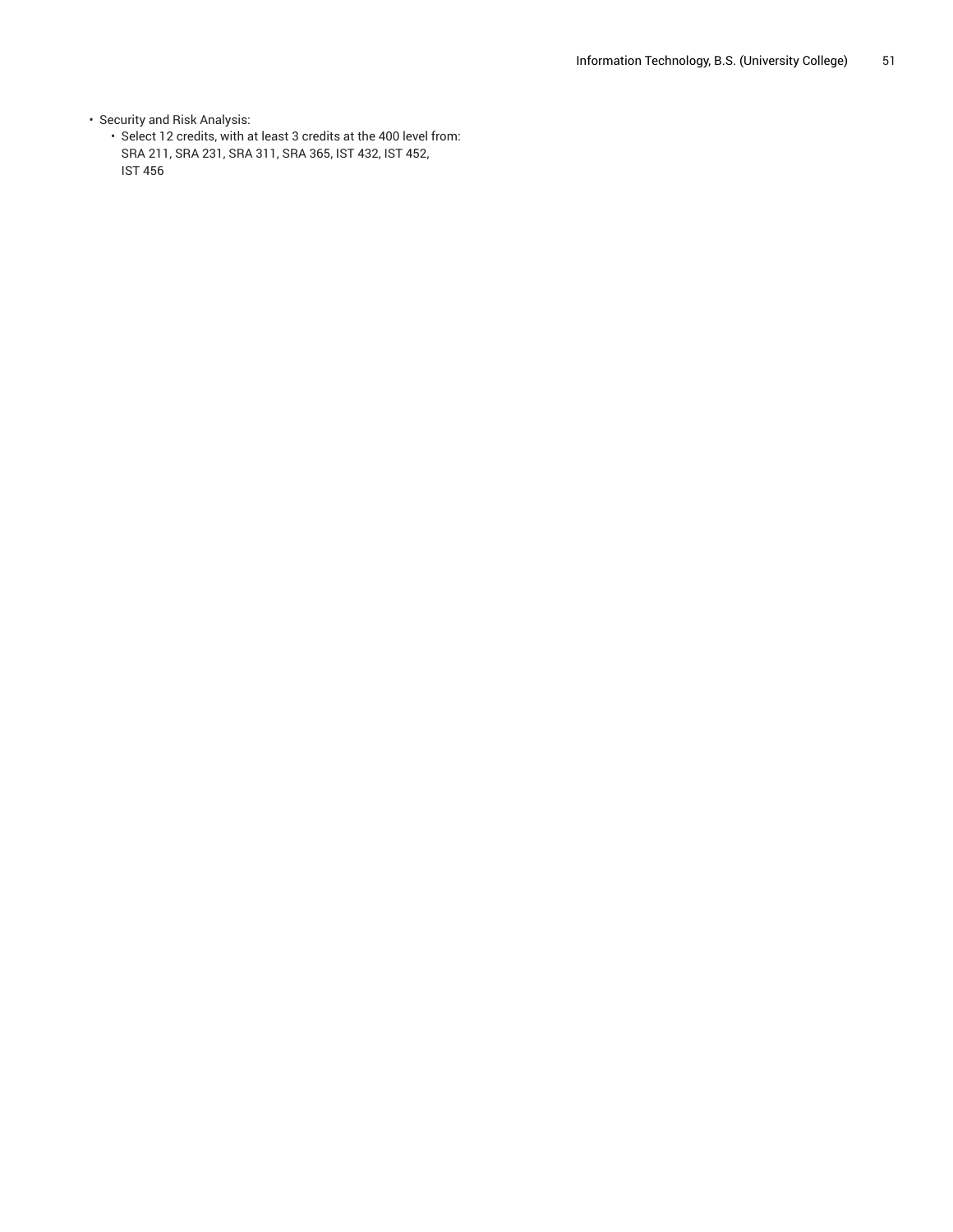- Security and Risk Analysis:
  - Select 12 credits, with at least 3 credits at the 400 level from: SRA 211, SRA 231, SRA 311, SRA 365, IST 432, IST 452, IST 456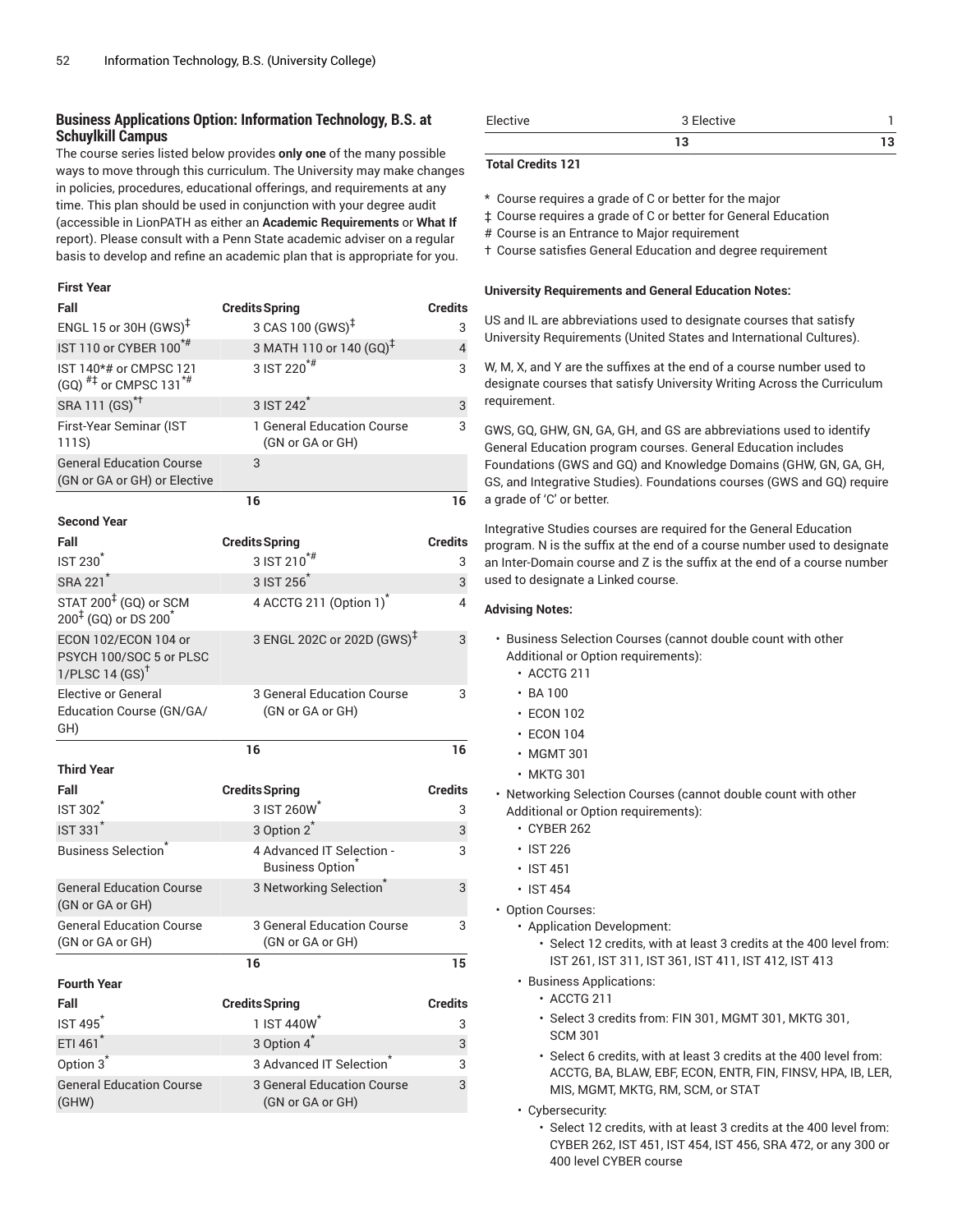## Business Applications Option: Information Technology, B.S. at Schuylkill Campus

The course series listed below provides **only one** of the many possible ways to move through this curriculum. The University may make changes in policies, procedures, educational offerings, and requirements at any time. This plan should be used in conjunction with your degree audit (accessible in LionPATH as either an **Academic Requirements** or **What If** report). Please consult with a Penn State academic adviser on a regular basis to develop and refine an academic plan that is appropriate for you.

| First Year | | | |
|---|---|---|---|
| Fall | Credits | Spring | Credits |
| ENGL 15 or 30H (GWS)‡ | 3 | CAS 100 (GWS)‡ | 3 |
| IST 110 or CYBER 100*# | 3 | MATH 110 or 140 (GQ)‡ | 4 |
| IST 140*# or CMPSC 121 (GQ) #‡ or CMPSC 131*# | 3 | IST 220*# | 3 |
| SRA 111 (GS)*† | 3 | IST 242* | 3 |
| First-Year Seminar (IST 111S) | 1 | General Education Course (GN or GA or GH) | 3 |
| General Education Course (GN or GA or GH) or Elective | 3 | | |
| | 16 | | 16 |
| **Second Year** | | | |
| Fall | Credits | Spring | Credits |
| IST 230* | 3 | IST 210*# | 3 |
| SRA 221* | 3 | IST 256* | 3 |
| STAT 200‡ (GQ) or SCM 200‡ (GQ) or DS 200* | 4 | ACCTG 211 (Option 1)* | 4 |
| ECON 102/ECON 104 or PSYCH 100/SOC 5 or PLSC 1/PLSC 14 (GS)† | 3 | ENGL 202C or 202D (GWS)‡ | 3 |
| Elective or General Education Course (GN/GA/GH) | 3 | General Education Course (GN or GA or GH) | 3 |
| | 16 | | 16 |
| **Third Year** | | | |
| Fall | Credits | Spring | Credits |
| IST 302* | 3 | IST 260W* | 3 |
| IST 331* | 3 | Option 2* | 3 |
| Business Selection* | 4 | Advanced IT Selection - Business Option* | 3 |
| General Education Course (GN or GA or GH) | 3 | Networking Selection* | 3 |
| General Education Course (GN or GA or GH) | 3 | General Education Course (GN or GA or GH) | 3 |
| | 16 | | 15 |
| **Fourth Year** | | | |
| Fall | Credits | Spring | Credits |
| IST 495* | 1 | IST 440W* | 3 |
| ETI 461* | 3 | Option 4* | 3 |
| Option 3* | 3 | Advanced IT Selection* | 3 |
| General Education Course (GHW) | 3 | General Education Course (GN or GA or GH) | 3 |
| Elective | 3 | Elective | 1 |
| | 13 | | 13 |

**Total Credits 121**

\* Course requires a grade of C or better for the major
‡ Course requires a grade of C or better for General Education
\# Course is an Entrance to Major requirement
† Course satisfies General Education and degree requirement

#### University Requirements and General Education Notes:

US and IL are abbreviations used to designate courses that satisfy University Requirements (United States and International Cultures).

W, M, X, and Y are the suffixes at the end of a course number used to designate courses that satisfy University Writing Across the Curriculum requirement.

GWS, GQ, GHW, GN, GA, GH, and GS are abbreviations used to identify General Education program courses. General Education includes Foundations (GWS and GQ) and Knowledge Domains (GHW, GN, GA, GH, GS, and Integrative Studies). Foundations courses (GWS and GQ) require a grade of 'C' or better.

Integrative Studies courses are required for the General Education program. N is the suffix at the end of a course number used to designate an Inter-Domain course and Z is the suffix at the end of a course number used to designate a Linked course.

#### Advising Notes:

- Business Selection Courses (cannot double count with other Additional or Option requirements):
  - ACCTG 211
  - BA 100
  - ECON 102
  - ECON 104
  - MGMT 301
  - MKTG 301
- Networking Selection Courses (cannot double count with other Additional or Option requirements):
  - CYBER 262
  - IST 226
  - IST 451
  - IST 454
- Option Courses:
  - Application Development:
    - Select 12 credits, with at least 3 credits at the 400 level from: IST 261, IST 311, IST 361, IST 411, IST 412, IST 413
  - Business Applications:
    - ACCTG 211
    - Select 3 credits from: FIN 301, MGMT 301, MKTG 301, SCM 301
    - Select 6 credits, with at least 3 credits at the 400 level from: ACCTG, BA, BLAW, EBF, ECON, ENTR, FIN, FINSV, HPA, IB, LER, MIS, MGMT, MKTG, RM, SCM, or STAT
  - Cybersecurity:
    - Select 12 credits, with at least 3 credits at the 400 level from: CYBER 262, IST 451, IST 454, IST 456, SRA 472, or any 300 or 400 level CYBER course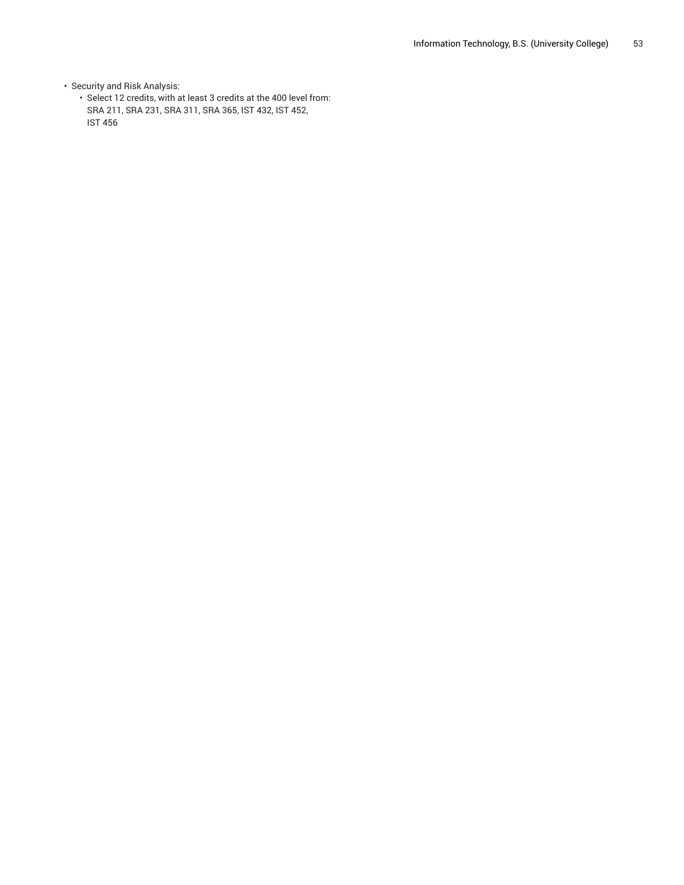- Security and Risk Analysis:
  - Select 12 credits, with at least 3 credits at the 400 level from: SRA 211, SRA 231, SRA 311, SRA 365, IST 432, IST 452, IST 456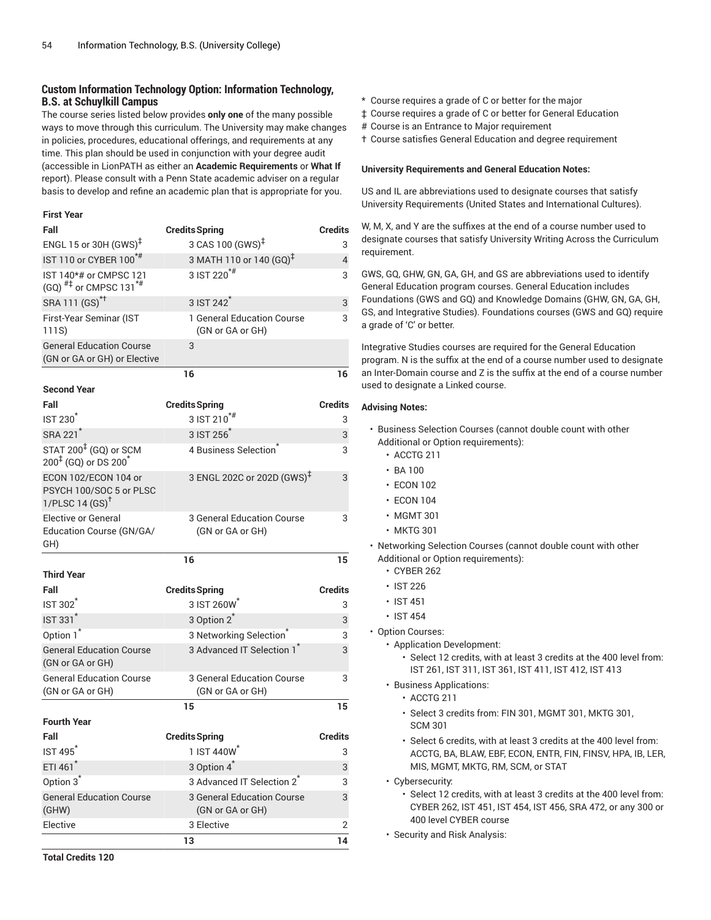### Custom Information Technology Option: Information Technology, B.S. at Schuylkill Campus

The course series listed below provides **only one** of the many possible ways to move through this curriculum. The University may make changes in policies, procedures, educational offerings, and requirements at any time. This plan should be used in conjunction with your degree audit (accessible in LionPATH as either an **Academic Requirements** or **What If** report). Please consult with a Penn State academic adviser on a regular basis to develop and refine an academic plan that is appropriate for you.

**First Year**

| Fall | Credits | Spring | Credits |
|---|---|---|---|
| ENGL 15 or 30H (GWS)‡ | 3 | CAS 100 (GWS)‡ | 3 |
| IST 110 or CYBER 100*# | 3 | MATH 110 or 140 (GQ)‡ | 4 |
| IST 140*# or CMPSC 121 (GQ) #‡ or CMPSC 131*# | 3 | IST 220*# | 3 |
| SRA 111 (GS)*† | 3 | IST 242* | 3 |
| First-Year Seminar (IST 111S) | 1 | General Education Course (GN or GA or GH) | 3 |
| General Education Course (GN or GA or GH) or Elective | 3 | | |
| | 16 | | 16 |

**Second Year**

| Fall | Credits | Spring | Credits |
|---|---|---|---|
| IST 230* | 3 | IST 210*# | 3 |
| SRA 221* | 3 | IST 256* | 3 |
| STAT 200‡ (GQ) or SCM 200‡ (GQ) or DS 200* | 4 | Business Selection* | 3 |
| ECON 102/ECON 104 or PSYCH 100/SOC 5 or PLSC 1/PLSC 14 (GS)† | 3 | ENGL 202C or 202D (GWS)‡ | 3 |
| Elective or General Education Course (GN/GA/GH) | 3 | General Education Course (GN or GA or GH) | 3 |
| | 16 | | 15 |

**Third Year**

| Fall | Credits | Spring | Credits |
|---|---|---|---|
| IST 302* | 3 | IST 260W* | 3 |
| IST 331* | 3 | Option 2* | 3 |
| Option 1* | 3 | Networking Selection* | 3 |
| General Education Course (GN or GA or GH) | 3 | Advanced IT Selection 1* | 3 |
| General Education Course (GN or GA or GH) | 3 | General Education Course (GN or GA or GH) | 3 |
| | 15 | | 15 |

**Fourth Year**

| Fall | Credits | Spring | Credits |
|---|---|---|---|
| IST 495* | 1 | IST 440W* | 3 |
| ETI 461* | 3 | Option 4* | 3 |
| Option 3* | 3 | Advanced IT Selection 2* | 3 |
| General Education Course (GHW) | 3 | General Education Course (GN or GA or GH) | 3 |
| Elective | 3 | Elective | 2 |
| | 13 | | 14 |

**Total Credits 120**

\* Course requires a grade of C or better for the major
‡ Course requires a grade of C or better for General Education
\# Course is an Entrance to Major requirement
† Course satisfies General Education and degree requirement

**University Requirements and General Education Notes:**

US and IL are abbreviations used to designate courses that satisfy University Requirements (United States and International Cultures).

W, M, X, and Y are the suffixes at the end of a course number used to designate courses that satisfy University Writing Across the Curriculum requirement.

GWS, GQ, GHW, GN, GA, GH, and GS are abbreviations used to identify General Education program courses. General Education includes Foundations (GWS and GQ) and Knowledge Domains (GHW, GN, GA, GH, GS, and Integrative Studies). Foundations courses (GWS and GQ) require a grade of 'C' or better.

Integrative Studies courses are required for the General Education program. N is the suffix at the end of a course number used to designate an Inter-Domain course and Z is the suffix at the end of a course number used to designate a Linked course.

**Advising Notes:**

- Business Selection Courses (cannot double count with other Additional or Option requirements):
  - ACCTG 211
  - BA 100
  - ECON 102
  - ECON 104
  - MGMT 301
  - MKTG 301
- Networking Selection Courses (cannot double count with other Additional or Option requirements):
  - CYBER 262
  - IST 226
  - IST 451
  - IST 454
- Option Courses:
  - Application Development:
    - Select 12 credits, with at least 3 credits at the 400 level from: IST 261, IST 311, IST 361, IST 411, IST 412, IST 413
  - Business Applications:
    - ACCTG 211
    - Select 3 credits from: FIN 301, MGMT 301, MKTG 301, SCM 301
    - Select 6 credits, with at least 3 credits at the 400 level from: ACCTG, BA, BLAW, EBF, ECON, ENTR, FIN, FINSV, HPA, IB, LER, MIS, MGMT, MKTG, RM, SCM, or STAT
  - Cybersecurity:
    - Select 12 credits, with at least 3 credits at the 400 level from: CYBER 262, IST 451, IST 454, IST 456, SRA 472, or any 300 or 400 level CYBER course
  - Security and Risk Analysis: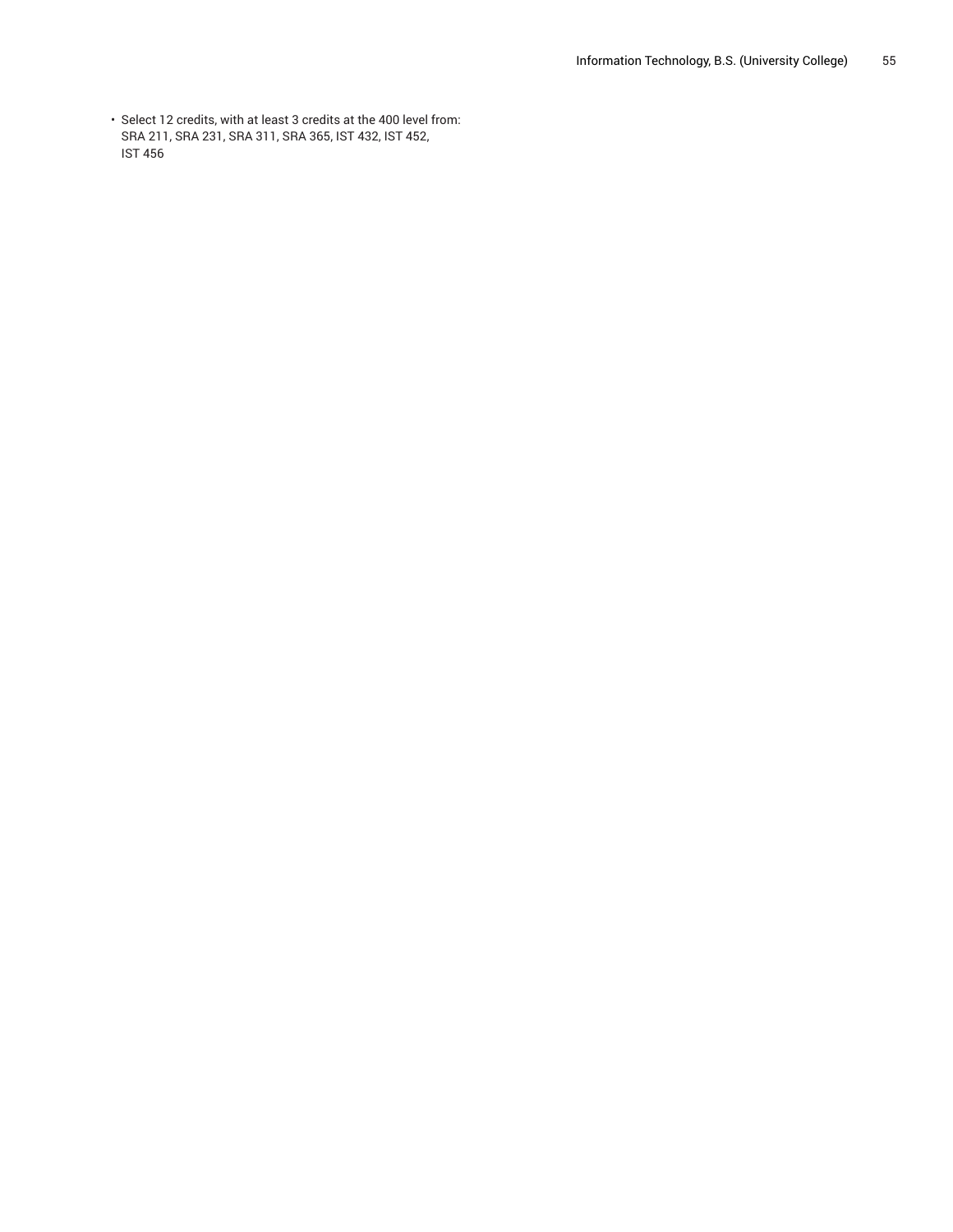- Select 12 credits, with at least 3 credits at the 400 level from: SRA 211, SRA 231, SRA 311, SRA 365, IST 432, IST 452, IST 456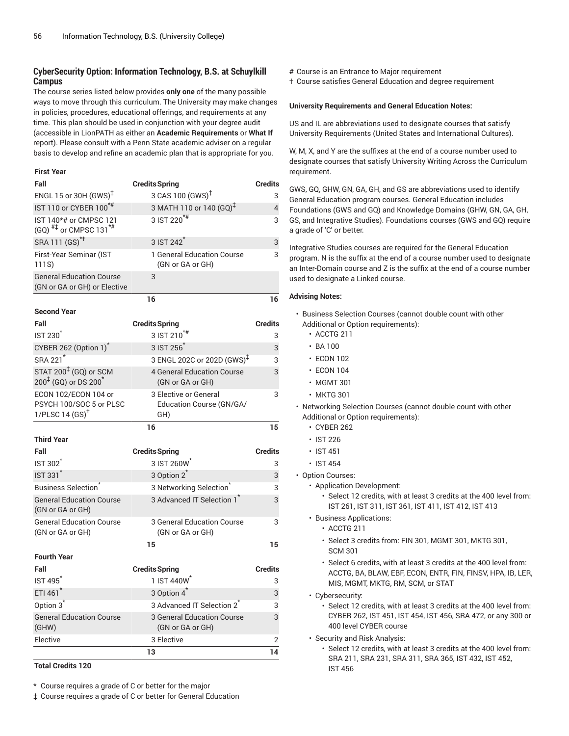### CyberSecurity Option: Information Technology, B.S. at Schuylkill Campus

The course series listed below provides **only one** of the many possible ways to move through this curriculum. The University may make changes in policies, procedures, educational offerings, and requirements at any time. This plan should be used in conjunction with your degree audit (accessible in LionPATH as either an **Academic Requirements** or **What If** report). Please consult with a Penn State academic adviser on a regular basis to develop and refine an academic plan that is appropriate for you.

**First Year**

| Fall | Credits | Spring | Credits |
|---|---|---|---|
| ENGL 15 or 30H (GWS)‡ | 3 | CAS 100 (GWS)‡ | 3 |
| IST 110 or CYBER 100*# | 3 | MATH 110 or 140 (GQ)‡ | 4 |
| IST 140*# or CMPSC 121 (GQ) #‡ or CMPSC 131*# | 3 | IST 220*# | 3 |
| SRA 111 (GS)*† | 3 | IST 242* | 3 |
| First-Year Seminar (IST 111S) | 1 | General Education Course (GN or GA or GH) | 3 |
| General Education Course (GN or GA or GH) or Elective | 3 | | |
| | 16 | | 16 |

**Second Year**

| Fall | Credits | Spring | Credits |
|---|---|---|---|
| IST 230* | 3 | IST 210*# | 3 |
| CYBER 262 (Option 1)* | 3 | IST 256* | 3 |
| SRA 221* | 3 | ENGL 202C or 202D (GWS)‡ | 3 |
| STAT 200‡ (GQ) or SCM 200‡ (GQ) or DS 200* | 4 | General Education Course (GN or GA or GH) | 3 |
| ECON 102/ECON 104 or PSYCH 100/SOC 5 or PLSC 1/PLSC 14 (GS)† | 3 | Elective or General Education Course (GN/GA/GH) | 3 |
| | 16 | | 15 |

**Third Year**

| Fall | Credits | Spring | Credits |
|---|---|---|---|
| IST 302* | 3 | IST 260W* | 3 |
| IST 331* | 3 | Option 2* | 3 |
| Business Selection* | 3 | Networking Selection* | 3 |
| General Education Course (GN or GA or GH) | 3 | Advanced IT Selection 1* | 3 |
| General Education Course (GN or GA or GH) | 3 | General Education Course (GN or GA or GH) | 3 |
| | 15 | | 15 |

**Fourth Year**

| Fall | Credits | Spring | Credits |
|---|---|---|---|
| IST 495* | 1 | IST 440W* | 3 |
| ETI 461* | 3 | Option 4* | 3 |
| Option 3* | 3 | Advanced IT Selection 2* | 3 |
| General Education Course (GHW) | 3 | General Education Course (GN or GA or GH) | 3 |
| Elective | 3 | Elective | 2 |
| | 13 | | 14 |

**Total Credits 120**

\* Course requires a grade of C or better for the major

‡ Course requires a grade of C or better for General Education

\# Course is an Entrance to Major requirement

† Course satisfies General Education and degree requirement

**University Requirements and General Education Notes:**

US and IL are abbreviations used to designate courses that satisfy University Requirements (United States and International Cultures).

W, M, X, and Y are the suffixes at the end of a course number used to designate courses that satisfy University Writing Across the Curriculum requirement.

GWS, GQ, GHW, GN, GA, GH, and GS are abbreviations used to identify General Education program courses. General Education includes Foundations (GWS and GQ) and Knowledge Domains (GHW, GN, GA, GH, GS, and Integrative Studies). Foundations courses (GWS and GQ) require a grade of 'C' or better.

Integrative Studies courses are required for the General Education program. N is the suffix at the end of a course number used to designate an Inter-Domain course and Z is the suffix at the end of a course number used to designate a Linked course.

**Advising Notes:**

- Business Selection Courses (cannot double count with other Additional or Option requirements):
  - ACCTG 211
  - BA 100
  - ECON 102
  - ECON 104
  - MGMT 301
  - MKTG 301
- Networking Selection Courses (cannot double count with other Additional or Option requirements):
  - CYBER 262
  - IST 226
  - IST 451
  - IST 454
- Option Courses:
  - Application Development:
    - Select 12 credits, with at least 3 credits at the 400 level from: IST 261, IST 311, IST 361, IST 411, IST 412, IST 413
  - Business Applications:
    - ACCTG 211
    - Select 3 credits from: FIN 301, MGMT 301, MKTG 301, SCM 301
    - Select 6 credits, with at least 3 credits at the 400 level from: ACCTG, BA, BLAW, EBF, ECON, ENTR, FIN, FINSV, HPA, IB, LER, MIS, MGMT, MKTG, RM, SCM, or STAT
  - Cybersecurity:
    - Select 12 credits, with at least 3 credits at the 400 level from: CYBER 262, IST 451, IST 454, IST 456, SRA 472, or any 300 or 400 level CYBER course
  - Security and Risk Analysis:
    - Select 12 credits, with at least 3 credits at the 400 level from: SRA 211, SRA 231, SRA 311, SRA 365, IST 432, IST 452, IST 456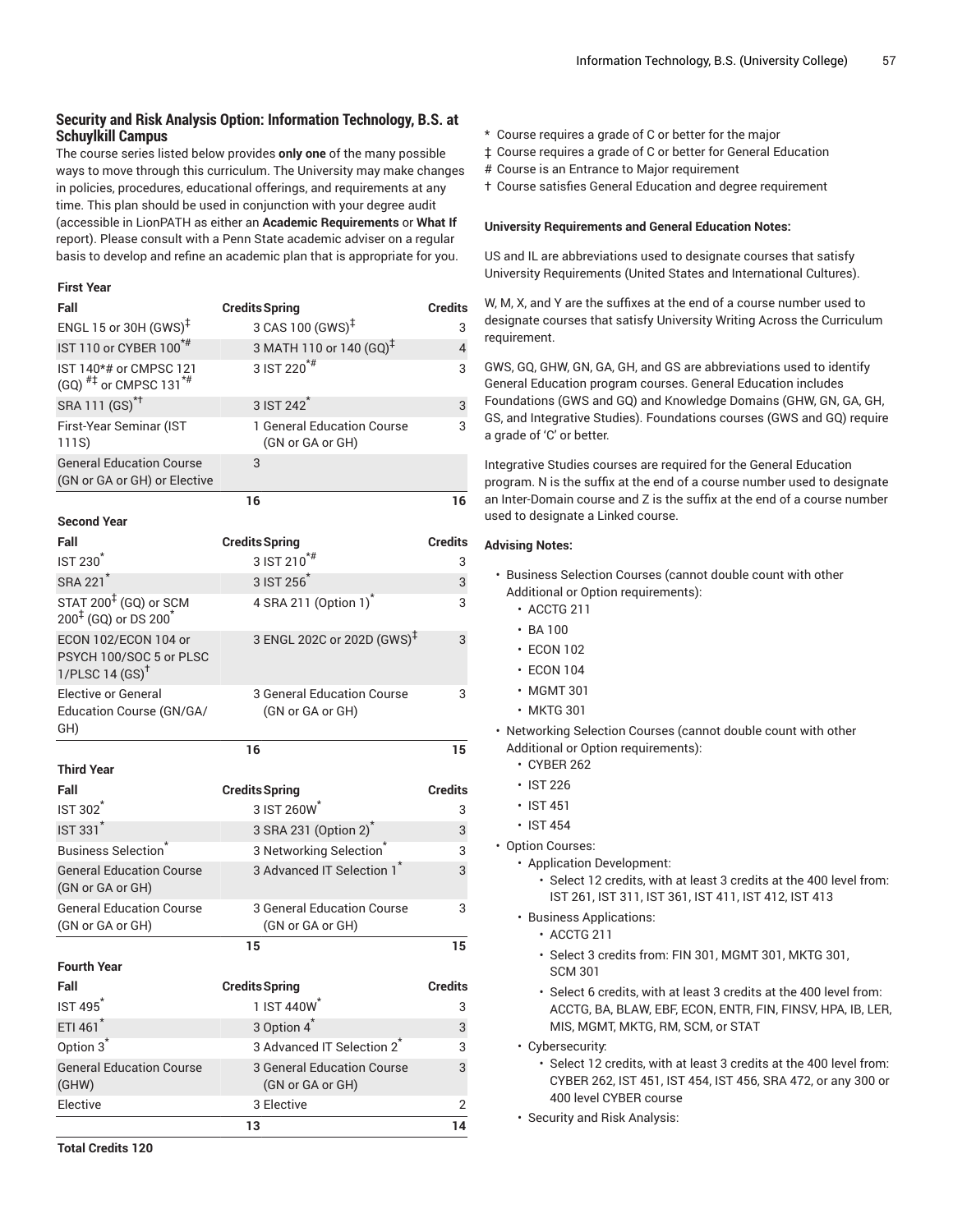### Security and Risk Analysis Option: Information Technology, B.S. at Schuylkill Campus

The course series listed below provides **only one** of the many possible ways to move through this curriculum. The University may make changes in policies, procedures, educational offerings, and requirements at any time. This plan should be used in conjunction with your degree audit (accessible in LionPATH as either an **Academic Requirements** or **What If** report). Please consult with a Penn State academic adviser on a regular basis to develop and refine an academic plan that is appropriate for you.

#### First Year

| Fall | Credits | Spring | Credits |
|---|---|---|---|
| ENGL 15 or 30H (GWS)‡ | 3 | CAS 100 (GWS)‡ | 3 |
| IST 110 or CYBER 100*# | 3 | MATH 110 or 140 (GQ)‡ | 4 |
| IST 140*# or CMPSC 121 (GQ) #‡ or CMPSC 131*# | 3 | IST 220*# | 3 |
| SRA 111 (GS)*† | 3 | IST 242* | 3 |
| First-Year Seminar (IST 111S) | 1 | General Education Course (GN or GA or GH) | 3 |
| General Education Course (GN or GA or GH) or Elective | 3 | | |
| | 16 | | 16 |

#### Second Year

| Fall | Credits | Spring | Credits |
|---|---|---|---|
| IST 230* | 3 | IST 210*# | 3 |
| SRA 221* | 3 | IST 256* | 3 |
| STAT 200‡ (GQ) or SCM 200‡ (GQ) or DS 200* | 4 | SRA 211 (Option 1)* | 3 |
| ECON 102/ECON 104 or PSYCH 100/SOC 5 or PLSC 1/PLSC 14 (GS)† | 3 | ENGL 202C or 202D (GWS)‡ | 3 |
| Elective or General Education Course (GN/GA/GH) | 3 | General Education Course (GN or GA or GH) | 3 |
| | 16 | | 15 |

#### Third Year

| Fall | Credits | Spring | Credits |
|---|---|---|---|
| IST 302* | 3 | IST 260W* | 3 |
| IST 331* | 3 | SRA 231 (Option 2)* | 3 |
| Business Selection* | 3 | Networking Selection* | 3 |
| General Education Course (GN or GA or GH) | 3 | Advanced IT Selection 1* | 3 |
| General Education Course (GN or GA or GH) | 3 | General Education Course (GN or GA or GH) | 3 |
| | 15 | | 15 |

#### Fourth Year

| Fall | Credits | Spring | Credits |
|---|---|---|---|
| IST 495* | 1 | IST 440W* | 3 |
| ETI 461* | 3 | Option 4* | 3 |
| Option 3* | 3 | Advanced IT Selection 2* | 3 |
| General Education Course (GHW) | 3 | General Education Course (GN or GA or GH) | 3 |
| Elective | 3 | Elective | 2 |
| | 13 | | 14 |

**Total Credits 120**

\* Course requires a grade of C or better for the major
‡ Course requires a grade of C or better for General Education
\# Course is an Entrance to Major requirement
† Course satisfies General Education and degree requirement

**University Requirements and General Education Notes:**

US and IL are abbreviations used to designate courses that satisfy University Requirements (United States and International Cultures).

W, M, X, and Y are the suffixes at the end of a course number used to designate courses that satisfy University Writing Across the Curriculum requirement.

GWS, GQ, GHW, GN, GA, GH, and GS are abbreviations used to identify General Education program courses. General Education includes Foundations (GWS and GQ) and Knowledge Domains (GHW, GN, GA, GH, GS, and Integrative Studies). Foundations courses (GWS and GQ) require a grade of 'C' or better.

Integrative Studies courses are required for the General Education program. N is the suffix at the end of a course number used to designate an Inter-Domain course and Z is the suffix at the end of a course number used to designate a Linked course.

**Advising Notes:**

- Business Selection Courses (cannot double count with other Additional or Option requirements):
  - ACCTG 211
  - BA 100
  - ECON 102
  - ECON 104
  - MGMT 301
  - MKTG 301
- Networking Selection Courses (cannot double count with other Additional or Option requirements):
  - CYBER 262
  - IST 226
  - IST 451
  - IST 454
- Option Courses:
  - Application Development:
    - Select 12 credits, with at least 3 credits at the 400 level from: IST 261, IST 311, IST 361, IST 411, IST 412, IST 413
  - Business Applications:
    - ACCTG 211
    - Select 3 credits from: FIN 301, MGMT 301, MKTG 301, SCM 301
    - Select 6 credits, with at least 3 credits at the 400 level from: ACCTG, BA, BLAW, EBF, ECON, ENTR, FIN, FINSV, HPA, IB, LER, MIS, MGMT, MKTG, RM, SCM, or STAT
  - Cybersecurity:
    - Select 12 credits, with at least 3 credits at the 400 level from: CYBER 262, IST 451, IST 454, IST 456, SRA 472, or any 300 or 400 level CYBER course
  - Security and Risk Analysis: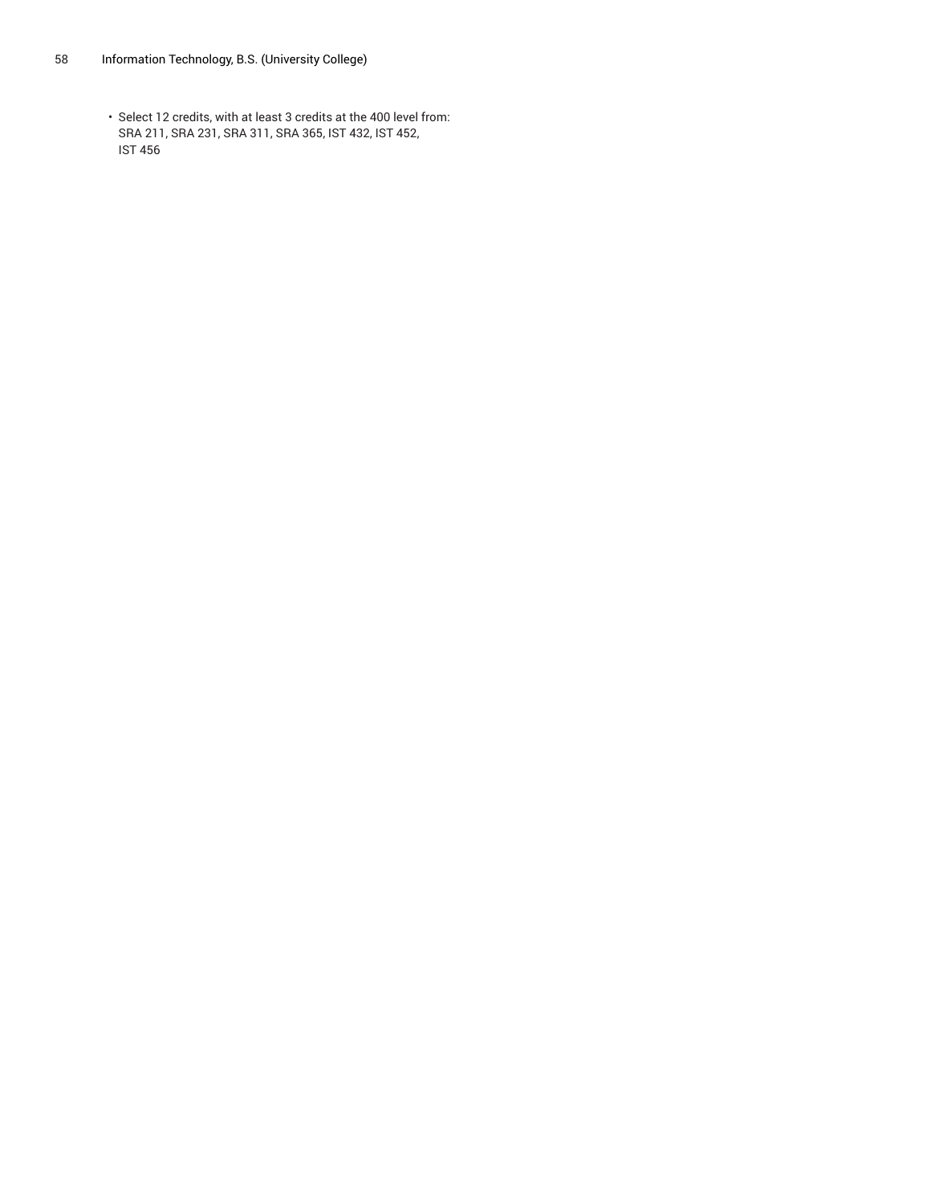- Select 12 credits, with at least 3 credits at the 400 level from: SRA 211, SRA 231, SRA 311, SRA 365, IST 432, IST 452, IST 456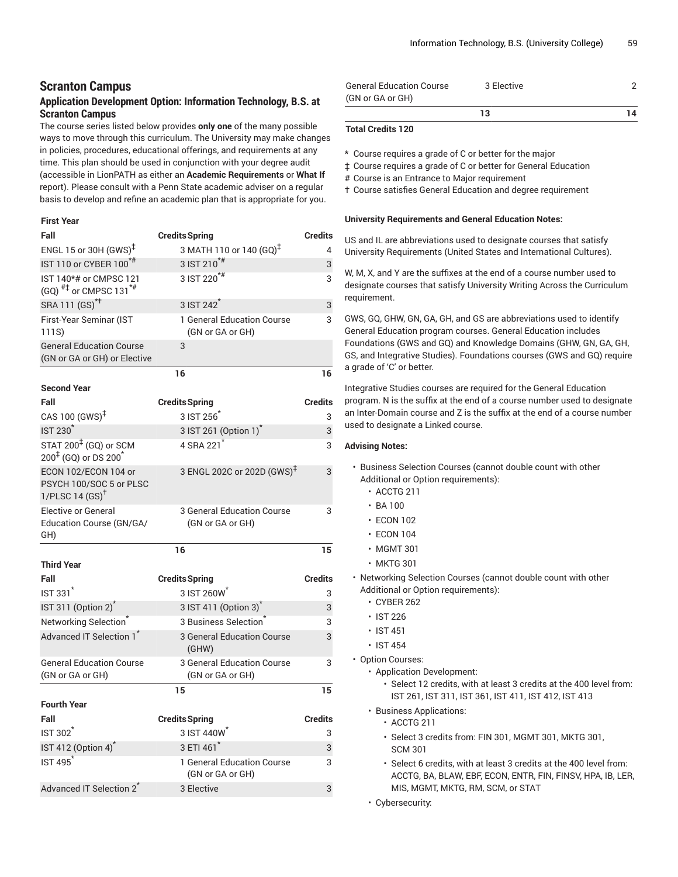## Scranton Campus

### Application Development Option: Information Technology, B.S. at Scranton Campus

The course series listed below provides **only one** of the many possible ways to move through this curriculum. The University may make changes in policies, procedures, educational offerings, and requirements at any time. This plan should be used in conjunction with your degree audit (accessible in LionPATH as either an **Academic Requirements** or **What If** report). Please consult with a Penn State academic adviser on a regular basis to develop and refine an academic plan that is appropriate for you.

| First Year | | | |
|---|---|---|---|
| Fall | Credits | Spring | Credits |
| ENGL 15 or 30H (GWS)‡ | 3 | MATH 110 or 140 (GQ)‡ | 4 |
| IST 110 or CYBER 100*# | 3 | IST 210*# | 3 |
| IST 140*# or CMPSC 121 (GQ) #‡ or CMPSC 131*# | 3 | IST 220*# | 3 |
| SRA 111 (GS)*† | 3 | IST 242* | 3 |
| First-Year Seminar (IST 111S) | 1 | General Education Course (GN or GA or GH) | 3 |
| General Education Course (GN or GA or GH) or Elective | 3 | | |
| | 16 | | 16 |
| **Second Year** | | | |
| Fall | Credits | Spring | Credits |
| CAS 100 (GWS)‡ | 3 | IST 256* | 3 |
| IST 230* | 3 | IST 261 (Option 1)* | 3 |
| STAT 200‡ (GQ) or SCM 200‡ (GQ) or DS 200* | 4 | SRA 221* | 3 |
| ECON 102/ECON 104 or PSYCH 100/SOC 5 or PLSC 1/PLSC 14 (GS)† | 3 | ENGL 202C or 202D (GWS)‡ | 3 |
| Elective or General Education Course (GN/GA/GH) | 3 | General Education Course (GN or GA or GH) | 3 |
| | 16 | | 15 |
| **Third Year** | | | |
| Fall | Credits | Spring | Credits |
| IST 331* | 3 | IST 260W* | 3 |
| IST 311 (Option 2)* | 3 | IST 411 (Option 3)* | 3 |
| Networking Selection* | 3 | Business Selection* | 3 |
| Advanced IT Selection 1* | 3 | General Education Course (GHW) | 3 |
| General Education Course (GN or GA or GH) | 3 | General Education Course (GN or GA or GH) | 3 |
| | 15 | | 15 |
| **Fourth Year** | | | |
| Fall | Credits | Spring | Credits |
| IST 302* | 3 | IST 440W* | 3 |
| IST 412 (Option 4)* | 3 | ETI 461* | 3 |
| IST 495* | 1 | General Education Course (GN or GA or GH) | 3 |
| Advanced IT Selection 2* | 3 | Elective | 3 |
| General Education Course (GN or GA or GH) | 3 | Elective | 2 |
| | 13 | | 14 |

**Total Credits 120**

\* Course requires a grade of C or better for the major

‡ Course requires a grade of C or better for General Education

\# Course is an Entrance to Major requirement

† Course satisfies General Education and degree requirement

**University Requirements and General Education Notes:**

US and IL are abbreviations used to designate courses that satisfy University Requirements (United States and International Cultures).

W, M, X, and Y are the suffixes at the end of a course number used to designate courses that satisfy University Writing Across the Curriculum requirement.

GWS, GQ, GHW, GN, GA, GH, and GS are abbreviations used to identify General Education program courses. General Education includes Foundations (GWS and GQ) and Knowledge Domains (GHW, GN, GA, GH, GS, and Integrative Studies). Foundations courses (GWS and GQ) require a grade of 'C' or better.

Integrative Studies courses are required for the General Education program. N is the suffix at the end of a course number used to designate an Inter-Domain course and Z is the suffix at the end of a course number used to designate a Linked course.

**Advising Notes:**

- Business Selection Courses (cannot double count with other Additional or Option requirements):
  - ACCTG 211
  - BA 100
  - ECON 102
  - ECON 104
  - MGMT 301
  - MKTG 301
- Networking Selection Courses (cannot double count with other Additional or Option requirements):
  - CYBER 262
  - IST 226
  - IST 451
  - IST 454
- Option Courses:
  - Application Development:
    - Select 12 credits, with at least 3 credits at the 400 level from: IST 261, IST 311, IST 361, IST 411, IST 412, IST 413
  - Business Applications:
    - ACCTG 211
    - Select 3 credits from: FIN 301, MGMT 301, MKTG 301, SCM 301
    - Select 6 credits, with at least 3 credits at the 400 level from: ACCTG, BA, BLAW, EBF, ECON, ENTR, FIN, FINSV, HPA, IB, LER, MIS, MGMT, MKTG, RM, SCM, or STAT
  - Cybersecurity: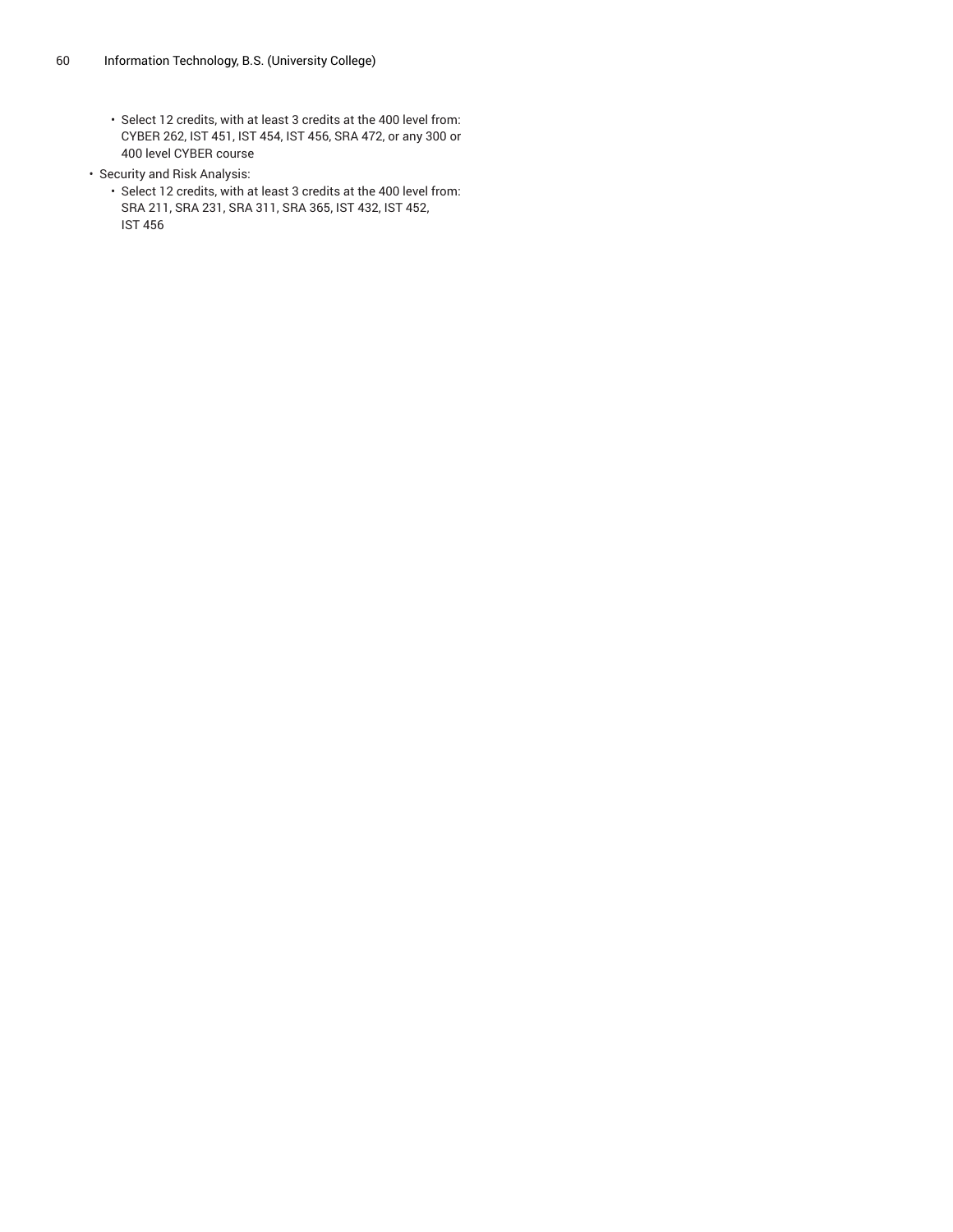- Select 12 credits, with at least 3 credits at the 400 level from: CYBER 262, IST 451, IST 454, IST 456, SRA 472, or any 300 or 400 level CYBER course
- Security and Risk Analysis:
  - Select 12 credits, with at least 3 credits at the 400 level from: SRA 211, SRA 231, SRA 311, SRA 365, IST 432, IST 452, IST 456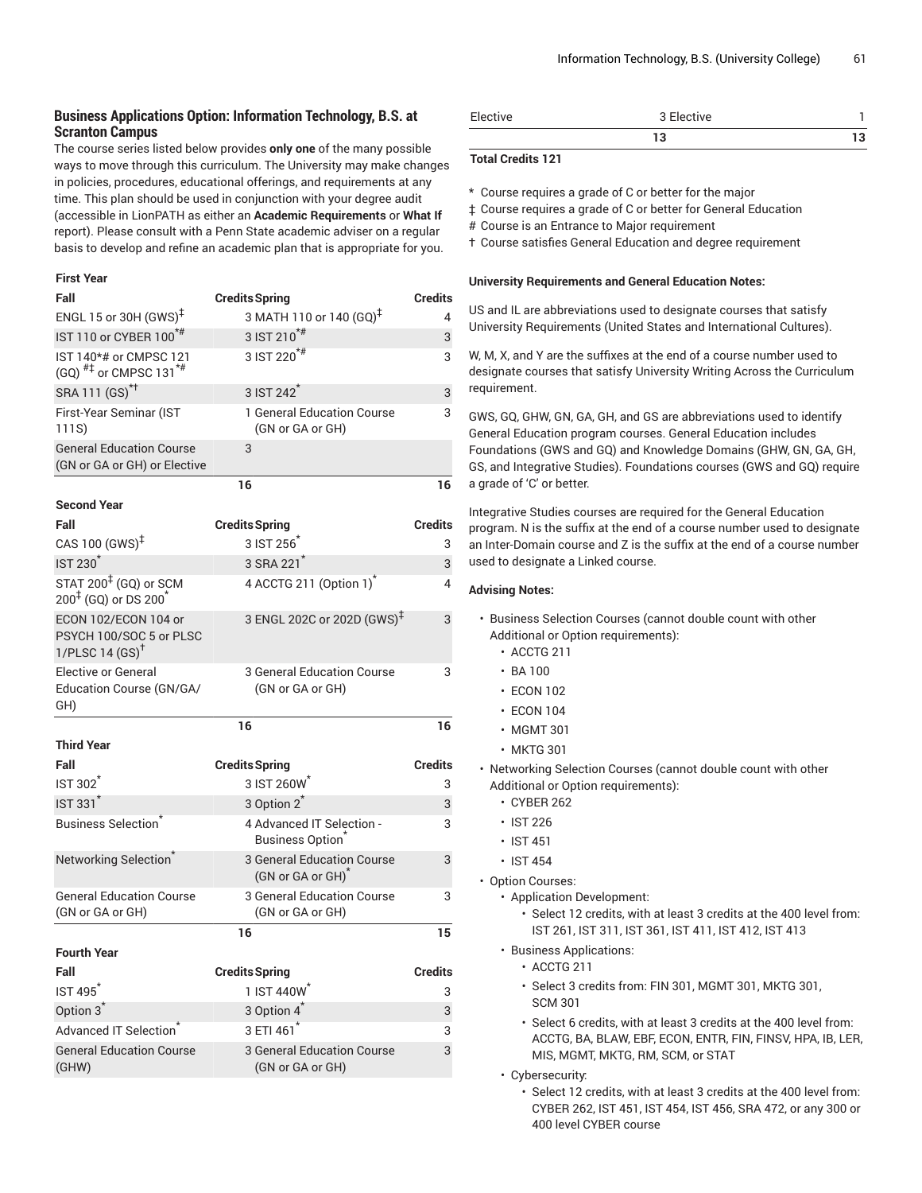### Business Applications Option: Information Technology, B.S. at Scranton Campus

The course series listed below provides **only one** of the many possible ways to move through this curriculum. The University may make changes in policies, procedures, educational offerings, and requirements at any time. This plan should be used in conjunction with your degree audit (accessible in LionPATH as either an **Academic Requirements** or **What If** report). Please consult with a Penn State academic adviser on a regular basis to develop and refine an academic plan that is appropriate for you.

**First Year**

| Fall | Credits | Spring | Credits |
|---|---|---|---|
| ENGL 15 or 30H (GWS)‡ | 3 | MATH 110 or 140 (GQ)‡ | 4 |
| IST 110 or CYBER 100*# | 3 | IST 210*# | 3 |
| IST 140*# or CMPSC 121 (GQ) #‡ or CMPSC 131*# | 3 | IST 220*# | 3 |
| SRA 111 (GS)*† | 3 | IST 242* | 3 |
| First-Year Seminar (IST 111S) | 1 | General Education Course (GN or GA or GH) | 3 |
| General Education Course (GN or GA or GH) or Elective | 3 | | |
| | 16 | | 16 |

**Second Year**

| Fall | Credits | Spring | Credits |
|---|---|---|---|
| CAS 100 (GWS)‡ | 3 | IST 256* | 3 |
| IST 230* | 3 | SRA 221* | 3 |
| STAT 200‡ (GQ) or SCM 200‡ (GQ) or DS 200* | 4 | ACCTG 211 (Option 1)* | 4 |
| ECON 102/ECON 104 or PSYCH 100/SOC 5 or PLSC 1/PLSC 14 (GS)† | 3 | ENGL 202C or 202D (GWS)‡ | 3 |
| Elective or General Education Course (GN/GA/GH) | 3 | General Education Course (GN or GA or GH) | 3 |
| | 16 | | 16 |

**Third Year**

| Fall | Credits | Spring | Credits |
|---|---|---|---|
| IST 302* | 3 | IST 260W* | 3 |
| IST 331* | 3 | Option 2* | 3 |
| Business Selection* | 4 | Advanced IT Selection - Business Option* | 3 |
| Networking Selection* | 3 | General Education Course (GN or GA or GH)* | 3 |
| General Education Course (GN or GA or GH) | 3 | General Education Course (GN or GA or GH) | 3 |
| | 16 | | 15 |

**Fourth Year**

| Fall | Credits | Spring | Credits |
|---|---|---|---|
| IST 495* | 1 | IST 440W* | 3 |
| Option 3* | 3 | Option 4* | 3 |
| Advanced IT Selection* | 3 | ETI 461* | 3 |
| General Education Course (GHW) | 3 | General Education Course (GN or GA or GH) | 3 |
| Elective | 3 | Elective | 1 |
| | 13 | | 13 |

**Total Credits 121**

\* Course requires a grade of C or better for the major

‡ Course requires a grade of C or better for General Education

\# Course is an Entrance to Major requirement

† Course satisfies General Education and degree requirement

**University Requirements and General Education Notes:**

US and IL are abbreviations used to designate courses that satisfy University Requirements (United States and International Cultures).

W, M, X, and Y are the suffixes at the end of a course number used to designate courses that satisfy University Writing Across the Curriculum requirement.

GWS, GQ, GHW, GN, GA, GH, and GS are abbreviations used to identify General Education program courses. General Education includes Foundations (GWS and GQ) and Knowledge Domains (GHW, GN, GA, GH, GS, and Integrative Studies). Foundations courses (GWS and GQ) require a grade of 'C' or better.

Integrative Studies courses are required for the General Education program. N is the suffix at the end of a course number used to designate an Inter-Domain course and Z is the suffix at the end of a course number used to designate a Linked course.

**Advising Notes:**

- Business Selection Courses (cannot double count with other Additional or Option requirements):
  - ACCTG 211
  - BA 100
  - ECON 102
  - ECON 104
  - MGMT 301
  - MKTG 301
- Networking Selection Courses (cannot double count with other Additional or Option requirements):
  - CYBER 262
  - IST 226
  - IST 451
  - IST 454
- Option Courses:
  - Application Development:
    - Select 12 credits, with at least 3 credits at the 400 level from: IST 261, IST 311, IST 361, IST 411, IST 412, IST 413
  - Business Applications:
    - ACCTG 211
    - Select 3 credits from: FIN 301, MGMT 301, MKTG 301, SCM 301
    - Select 6 credits, with at least 3 credits at the 400 level from: ACCTG, BA, BLAW, EBF, ECON, ENTR, FIN, FINSV, HPA, IB, LER, MIS, MGMT, MKTG, RM, SCM, or STAT
  - Cybersecurity:
    - Select 12 credits, with at least 3 credits at the 400 level from: CYBER 262, IST 451, IST 454, IST 456, SRA 472, or any 300 or 400 level CYBER course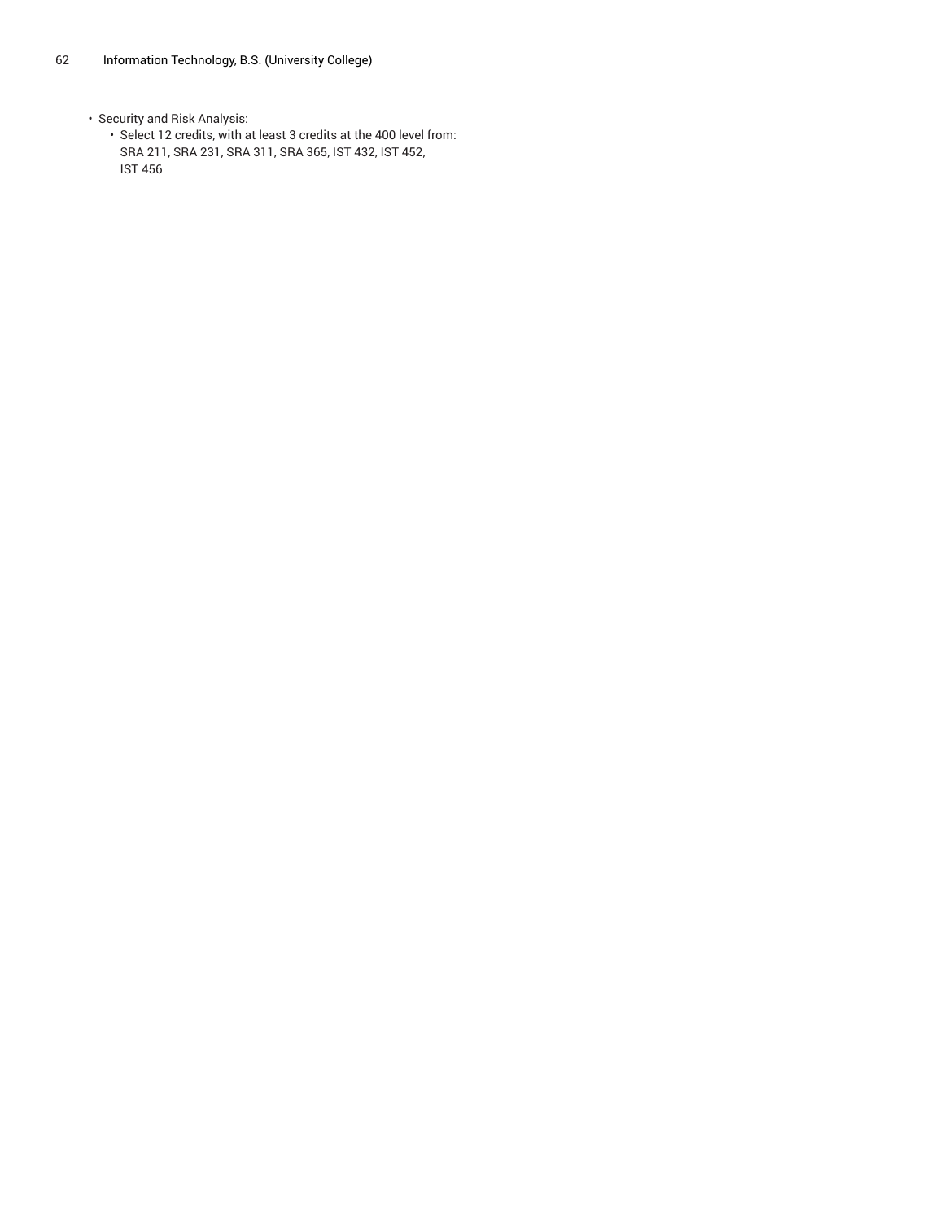- Security and Risk Analysis:
  - Select 12 credits, with at least 3 credits at the 400 level from: SRA 211, SRA 231, SRA 311, SRA 365, IST 432, IST 452, IST 456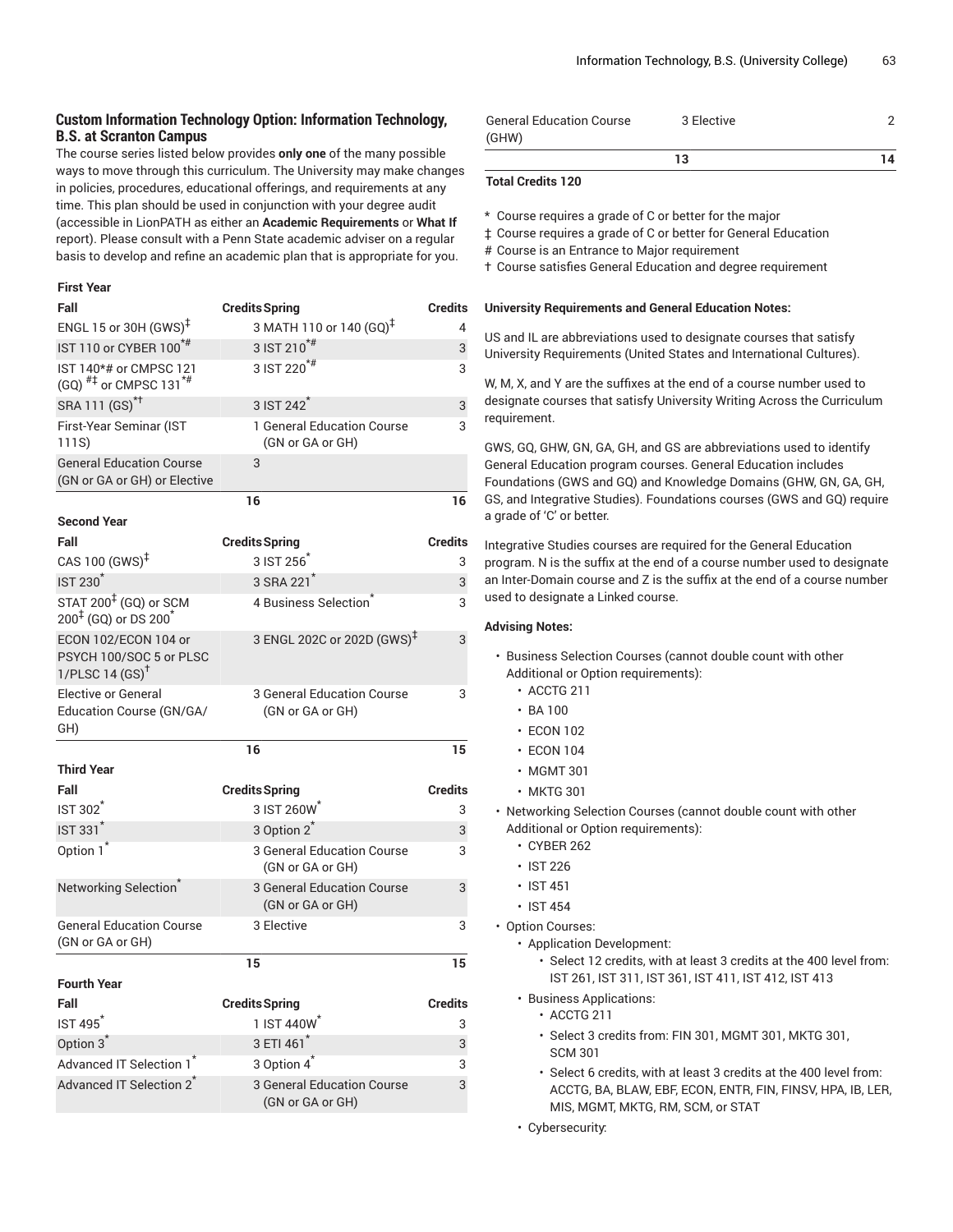### Custom Information Technology Option: Information Technology, B.S. at Scranton Campus

The course series listed below provides **only one** of the many possible ways to move through this curriculum. The University may make changes in policies, procedures, educational offerings, and requirements at any time. This plan should be used in conjunction with your degree audit (accessible in LionPATH as either an **Academic Requirements** or **What If** report). Please consult with a Penn State academic adviser on a regular basis to develop and refine an academic plan that is appropriate for you.

| First Year | | | |
|---|---|---|---|
| Fall | Credits | Spring | Credits |
| ENGL 15 or 30H (GWS)‡ | 3 | MATH 110 or 140 (GQ)‡ | 4 |
| IST 110 or CYBER 100*# | 3 | IST 210*# | 3 |
| IST 140*# or CMPSC 121 (GQ) #‡ or CMPSC 131*# | 3 | IST 220*# | 3 |
| SRA 111 (GS)*† | 3 | IST 242* | 3 |
| First-Year Seminar (IST 111S) | 1 | General Education Course (GN or GA or GH) | 3 |
| General Education Course (GN or GA or GH) or Elective | 3 | | |
| | 16 | | 16 |
| **Second Year** | | | |
| Fall | Credits | Spring | Credits |
| CAS 100 (GWS)‡ | 3 | IST 256* | 3 |
| IST 230* | 3 | SRA 221* | 3 |
| STAT 200‡ (GQ) or SCM 200‡ (GQ) or DS 200* | 4 | Business Selection* | 3 |
| ECON 102/ECON 104 or PSYCH 100/SOC 5 or PLSC 1/PLSC 14 (GS)† | 3 | ENGL 202C or 202D (GWS)‡ | 3 |
| Elective or General Education Course (GN/GA/GH) | 3 | General Education Course (GN or GA or GH) | 3 |
| | 16 | | 15 |
| **Third Year** | | | |
| Fall | Credits | Spring | Credits |
| IST 302* | 3 | IST 260W* | 3 |
| IST 331* | 3 | Option 2* | 3 |
| Option 1* | 3 | General Education Course (GN or GA or GH) | 3 |
| Networking Selection* | 3 | General Education Course (GN or GA or GH) | 3 |
| General Education Course (GN or GA or GH) | 3 | Elective | 3 |
| | 15 | | 15 |
| **Fourth Year** | | | |
| Fall | Credits | Spring | Credits |
| IST 495* | 1 | IST 440W* | 3 |
| Option 3* | 3 | ETI 461* | 3 |
| Advanced IT Selection 1* | 3 | Option 4* | 3 |
| Advanced IT Selection 2* | 3 | General Education Course (GN or GA or GH) | 3 |
| General Education Course (GHW) | 3 | Elective | 2 |
| | 13 | | 14 |

**Total Credits 120**

\* Course requires a grade of C or better for the major

‡ Course requires a grade of C or better for General Education

\# Course is an Entrance to Major requirement

† Course satisfies General Education and degree requirement

**University Requirements and General Education Notes:**

US and IL are abbreviations used to designate courses that satisfy University Requirements (United States and International Cultures).

W, M, X, and Y are the suffixes at the end of a course number used to designate courses that satisfy University Writing Across the Curriculum requirement.

GWS, GQ, GHW, GN, GA, GH, and GS are abbreviations used to identify General Education program courses. General Education includes Foundations (GWS and GQ) and Knowledge Domains (GHW, GN, GA, GH, GS, and Integrative Studies). Foundations courses (GWS and GQ) require a grade of 'C' or better.

Integrative Studies courses are required for the General Education program. N is the suffix at the end of a course number used to designate an Inter-Domain course and Z is the suffix at the end of a course number used to designate a Linked course.

**Advising Notes:**

- Business Selection Courses (cannot double count with other Additional or Option requirements):
  - ACCTG 211
  - BA 100
  - ECON 102
  - ECON 104
  - MGMT 301
  - MKTG 301
- Networking Selection Courses (cannot double count with other Additional or Option requirements):
  - CYBER 262
  - IST 226
  - IST 451
  - IST 454
- Option Courses:
  - Application Development:
    - Select 12 credits, with at least 3 credits at the 400 level from: IST 261, IST 311, IST 361, IST 411, IST 412, IST 413
  - Business Applications:
    - ACCTG 211
    - Select 3 credits from: FIN 301, MGMT 301, MKTG 301, SCM 301
    - Select 6 credits, with at least 3 credits at the 400 level from: ACCTG, BA, BLAW, EBF, ECON, ENTR, FIN, FINSV, HPA, IB, LER, MIS, MGMT, MKTG, RM, SCM, or STAT
  - Cybersecurity: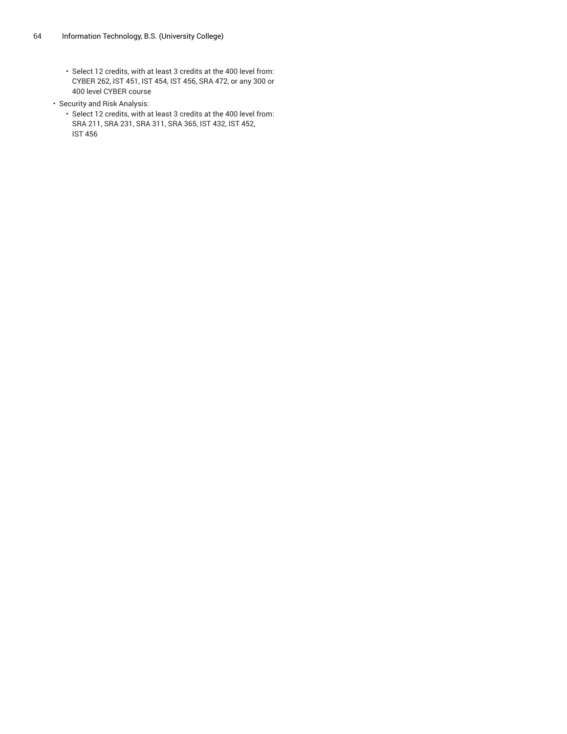- Select 12 credits, with at least 3 credits at the 400 level from: CYBER 262, IST 451, IST 454, IST 456, SRA 472, or any 300 or 400 level CYBER course
- Security and Risk Analysis:
  - Select 12 credits, with at least 3 credits at the 400 level from: SRA 211, SRA 231, SRA 311, SRA 365, IST 432, IST 452, IST 456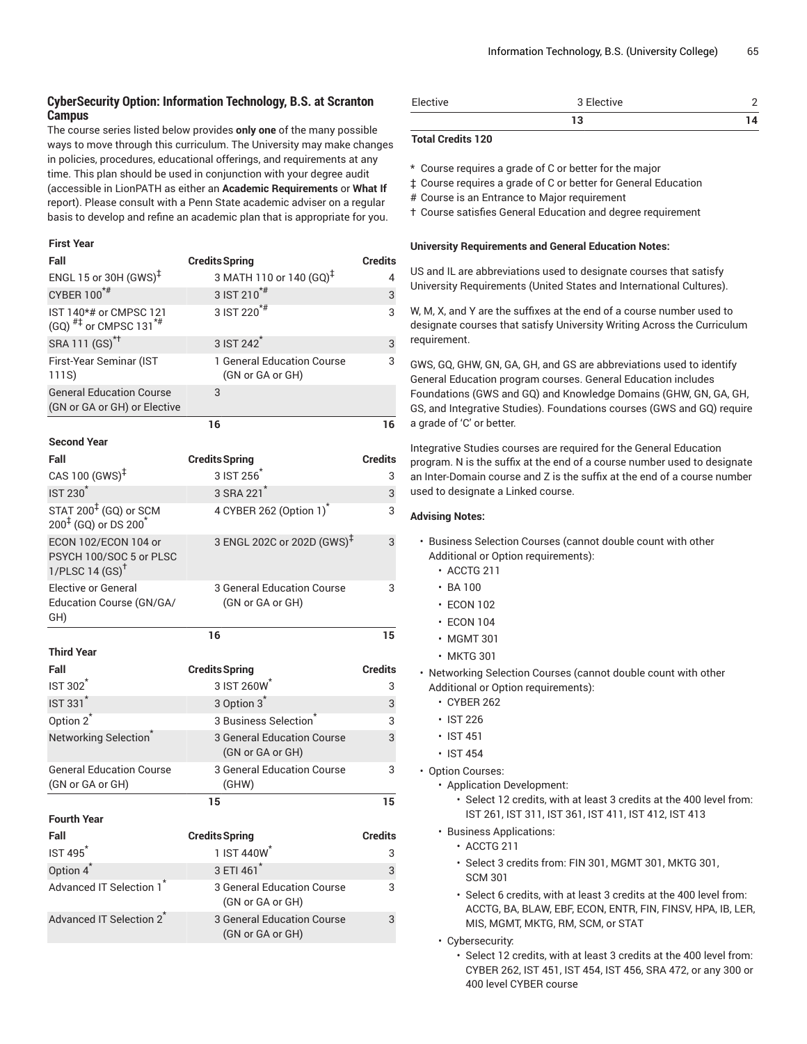### CyberSecurity Option: Information Technology, B.S. at Scranton Campus

The course series listed below provides **only one** of the many possible ways to move through this curriculum. The University may make changes in policies, procedures, educational offerings, and requirements at any time. This plan should be used in conjunction with your degree audit (accessible in LionPATH as either an **Academic Requirements** or **What If** report). Please consult with a Penn State academic adviser on a regular basis to develop and refine an academic plan that is appropriate for you.

| First Year | | | |
|---|---|---|---|
| **Fall** | **Credits** | **Spring** | **Credits** |
| ENGL 15 or 30H (GWS)‡ | 3 | MATH 110 or 140 (GQ)‡ | 4 |
| CYBER 100*# | 3 | IST 210*# | 3 |
| IST 140*# or CMPSC 121 (GQ) #‡ or CMPSC 131*# | 3 | IST 220*# | 3 |
| SRA 111 (GS)*† | 3 | IST 242* | 3 |
| First-Year Seminar (IST 111S) | 1 | General Education Course (GN or GA or GH) | 3 |
| General Education Course (GN or GA or GH) or Elective | 3 | | |
| | **16** | | **16** |
| **Second Year** | | | |
| **Fall** | **Credits** | **Spring** | **Credits** |
| CAS 100 (GWS)‡ | 3 | IST 256* | 3 |
| IST 230* | 3 | SRA 221* | 3 |
| STAT 200‡ (GQ) or SCM 200‡ (GQ) or DS 200* | 4 | CYBER 262 (Option 1)* | 3 |
| ECON 102/ECON 104 or PSYCH 100/SOC 5 or PLSC 1/PLSC 14 (GS)† | 3 | ENGL 202C or 202D (GWS)‡ | 3 |
| Elective or General Education Course (GN/GA/GH) | 3 | General Education Course (GN or GA or GH) | 3 |
| | **16** | | **15** |
| **Third Year** | | | |
| **Fall** | **Credits** | **Spring** | **Credits** |
| IST 302* | 3 | IST 260W* | 3 |
| IST 331* | 3 | Option 3* | 3 |
| Option 2* | 3 | Business Selection* | 3 |
| Networking Selection* | 3 | General Education Course (GN or GA or GH) | 3 |
| General Education Course (GN or GA or GH) | 3 | General Education Course (GHW) | 3 |
| | **15** | | **15** |
| **Fourth Year** | | | |
| **Fall** | **Credits** | **Spring** | **Credits** |
| IST 495* | 1 | IST 440W* | 3 |
| Option 4* | 3 | ETI 461* | 3 |
| Advanced IT Selection 1* | 3 | General Education Course (GN or GA or GH) | 3 |
| Advanced IT Selection 2* | 3 | General Education Course (GN or GA or GH) | 3 |
| Elective | 3 | Elective | 2 |
| | **13** | | **14** |

**Total Credits 120**

\* Course requires a grade of C or better for the major
‡ Course requires a grade of C or better for General Education
\# Course is an Entrance to Major requirement
† Course satisfies General Education and degree requirement

#### University Requirements and General Education Notes:

US and IL are abbreviations used to designate courses that satisfy University Requirements (United States and International Cultures).

W, M, X, and Y are the suffixes at the end of a course number used to designate courses that satisfy University Writing Across the Curriculum requirement.

GWS, GQ, GHW, GN, GA, GH, and GS are abbreviations used to identify General Education program courses. General Education includes Foundations (GWS and GQ) and Knowledge Domains (GHW, GN, GA, GH, GS, and Integrative Studies). Foundations courses (GWS and GQ) require a grade of 'C' or better.

Integrative Studies courses are required for the General Education program. N is the suffix at the end of a course number used to designate an Inter-Domain course and Z is the suffix at the end of a course number used to designate a Linked course.

#### Advising Notes:

- Business Selection Courses (cannot double count with other Additional or Option requirements):
  - ACCTG 211
  - BA 100
  - ECON 102
  - ECON 104
  - MGMT 301
  - MKTG 301
- Networking Selection Courses (cannot double count with other Additional or Option requirements):
  - CYBER 262
  - IST 226
  - IST 451
  - IST 454
- Option Courses:
  - Application Development:
    - Select 12 credits, with at least 3 credits at the 400 level from: IST 261, IST 311, IST 361, IST 411, IST 412, IST 413
  - Business Applications:
    - ACCTG 211
    - Select 3 credits from: FIN 301, MGMT 301, MKTG 301, SCM 301
    - Select 6 credits, with at least 3 credits at the 400 level from: ACCTG, BA, BLAW, EBF, ECON, ENTR, FIN, FINSV, HPA, IB, LER, MIS, MGMT, MKTG, RM, SCM, or STAT
  - Cybersecurity:
    - Select 12 credits, with at least 3 credits at the 400 level from: CYBER 262, IST 451, IST 454, IST 456, SRA 472, or any 300 or 400 level CYBER course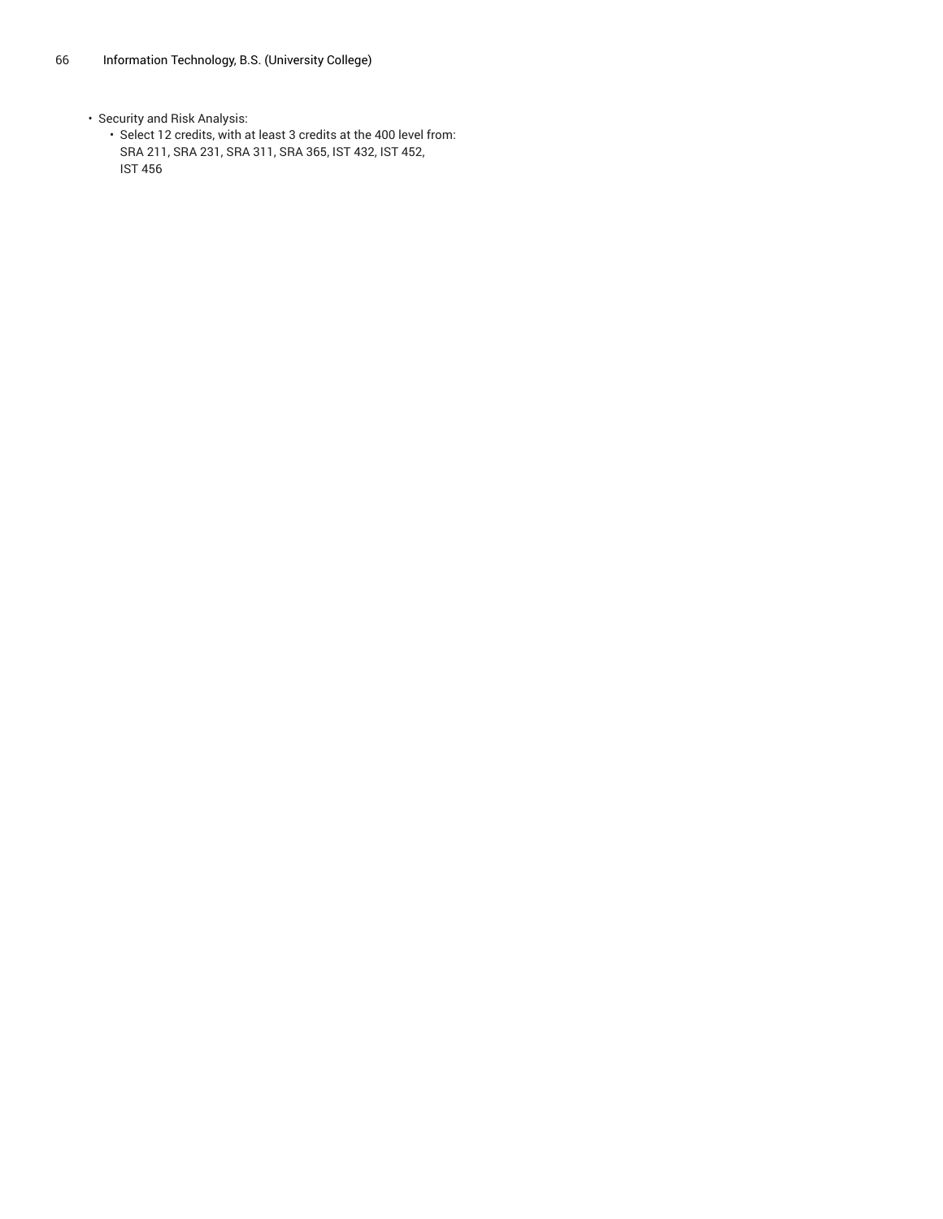- Security and Risk Analysis:
  - Select 12 credits, with at least 3 credits at the 400 level from: SRA 211, SRA 231, SRA 311, SRA 365, IST 432, IST 452, IST 456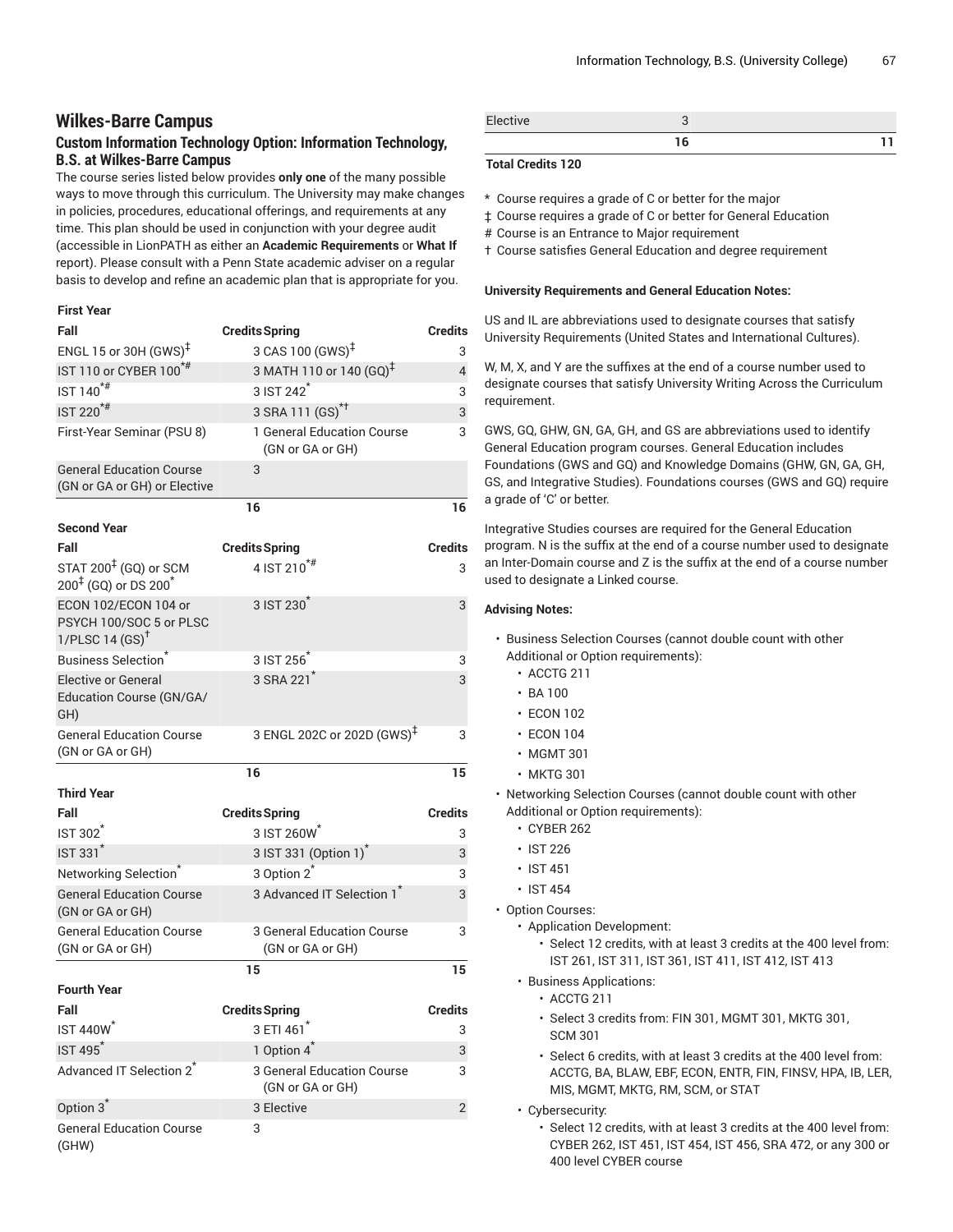## Wilkes-Barre Campus

### Custom Information Technology Option: Information Technology, B.S. at Wilkes-Barre Campus

The course series listed below provides **only one** of the many possible ways to move through this curriculum. The University may make changes in policies, procedures, educational offerings, and requirements at any time. This plan should be used in conjunction with your degree audit (accessible in LionPATH as either an **Academic Requirements** or **What If** report). Please consult with a Penn State academic adviser on a regular basis to develop and refine an academic plan that is appropriate for you.

| First Year | | | |
|---|---|---|---|
| **Fall** | **Credits** | **Spring** | **Credits** |
| ENGL 15 or 30H (GWS)‡ | 3 | CAS 100 (GWS)‡ | 3 |
| IST 110 or CYBER 100*# | 3 | MATH 110 or 140 (GQ)‡ | 4 |
| IST 140*# | 3 | IST 242* | 3 |
| IST 220*# | 3 | SRA 111 (GS)*† | 3 |
| First-Year Seminar (PSU 8) | 1 | General Education Course (GN or GA or GH) | 3 |
| General Education Course (GN or GA or GH) or Elective | 3 | | |
| | 16 | | 16 |
| **Second Year** | | | |
| **Fall** | **Credits** | **Spring** | **Credits** |
| STAT 200‡ (GQ) or SCM 200‡ (GQ) or DS 200* | 4 | IST 210*# | 3 |
| ECON 102/ECON 104 or PSYCH 100/SOC 5 or PLSC 1/PLSC 14 (GS)† | 3 | IST 230* | 3 |
| Business Selection* | 3 | IST 256* | 3 |
| Elective or General Education Course (GN/GA/GH) | 3 | SRA 221* | 3 |
| General Education Course (GN or GA or GH) | 3 | ENGL 202C or 202D (GWS)‡ | 3 |
| | 16 | | 15 |
| **Third Year** | | | |
| **Fall** | **Credits** | **Spring** | **Credits** |
| IST 302* | 3 | IST 260W* | 3 |
| IST 331* | 3 | IST 331 (Option 1)* | 3 |
| Networking Selection* | 3 | Option 2* | 3 |
| General Education Course (GN or GA or GH) | 3 | Advanced IT Selection 1* | 3 |
| General Education Course (GN or GA or GH) | 3 | General Education Course (GN or GA or GH) | 3 |
| | 15 | | 15 |
| **Fourth Year** | | | |
| **Fall** | **Credits** | **Spring** | **Credits** |
| IST 440W* | 3 | ETI 461* | 3 |
| IST 495* | 1 | Option 4* | 3 |
| Advanced IT Selection 2* | 3 | General Education Course (GN or GA or GH) | 3 |
| Option 3* | 3 | Elective | 2 |
| General Education Course (GHW) | 3 | | |
| Elective | 3 | | |
| | 16 | | 11 |

**Total Credits 120**

\* Course requires a grade of C or better for the major

‡ Course requires a grade of C or better for General Education

\# Course is an Entrance to Major requirement

† Course satisfies General Education and degree requirement

**University Requirements and General Education Notes:**

US and IL are abbreviations used to designate courses that satisfy University Requirements (United States and International Cultures).

W, M, X, and Y are the suffixes at the end of a course number used to designate courses that satisfy University Writing Across the Curriculum requirement.

GWS, GQ, GHW, GN, GA, GH, and GS are abbreviations used to identify General Education program courses. General Education includes Foundations (GWS and GQ) and Knowledge Domains (GHW, GN, GA, GH, GS, and Integrative Studies). Foundations courses (GWS and GQ) require a grade of 'C' or better.

Integrative Studies courses are required for the General Education program. N is the suffix at the end of a course number used to designate an Inter-Domain course and Z is the suffix at the end of a course number used to designate a Linked course.

**Advising Notes:**

- Business Selection Courses (cannot double count with other Additional or Option requirements):
  - ACCTG 211
  - BA 100
  - ECON 102
  - ECON 104
  - MGMT 301
  - MKTG 301
- Networking Selection Courses (cannot double count with other Additional or Option requirements):
  - CYBER 262
  - IST 226
  - IST 451
  - IST 454
- Option Courses:
  - Application Development:
    - Select 12 credits, with at least 3 credits at the 400 level from: IST 261, IST 311, IST 361, IST 411, IST 412, IST 413
  - Business Applications:
    - ACCTG 211
    - Select 3 credits from: FIN 301, MGMT 301, MKTG 301, SCM 301
    - Select 6 credits, with at least 3 credits at the 400 level from: ACCTG, BA, BLAW, EBF, ECON, ENTR, FIN, FINSV, HPA, IB, LER, MIS, MGMT, MKTG, RM, SCM, or STAT
  - Cybersecurity:
    - Select 12 credits, with at least 3 credits at the 400 level from: CYBER 262, IST 451, IST 454, IST 456, SRA 472, or any 300 or 400 level CYBER course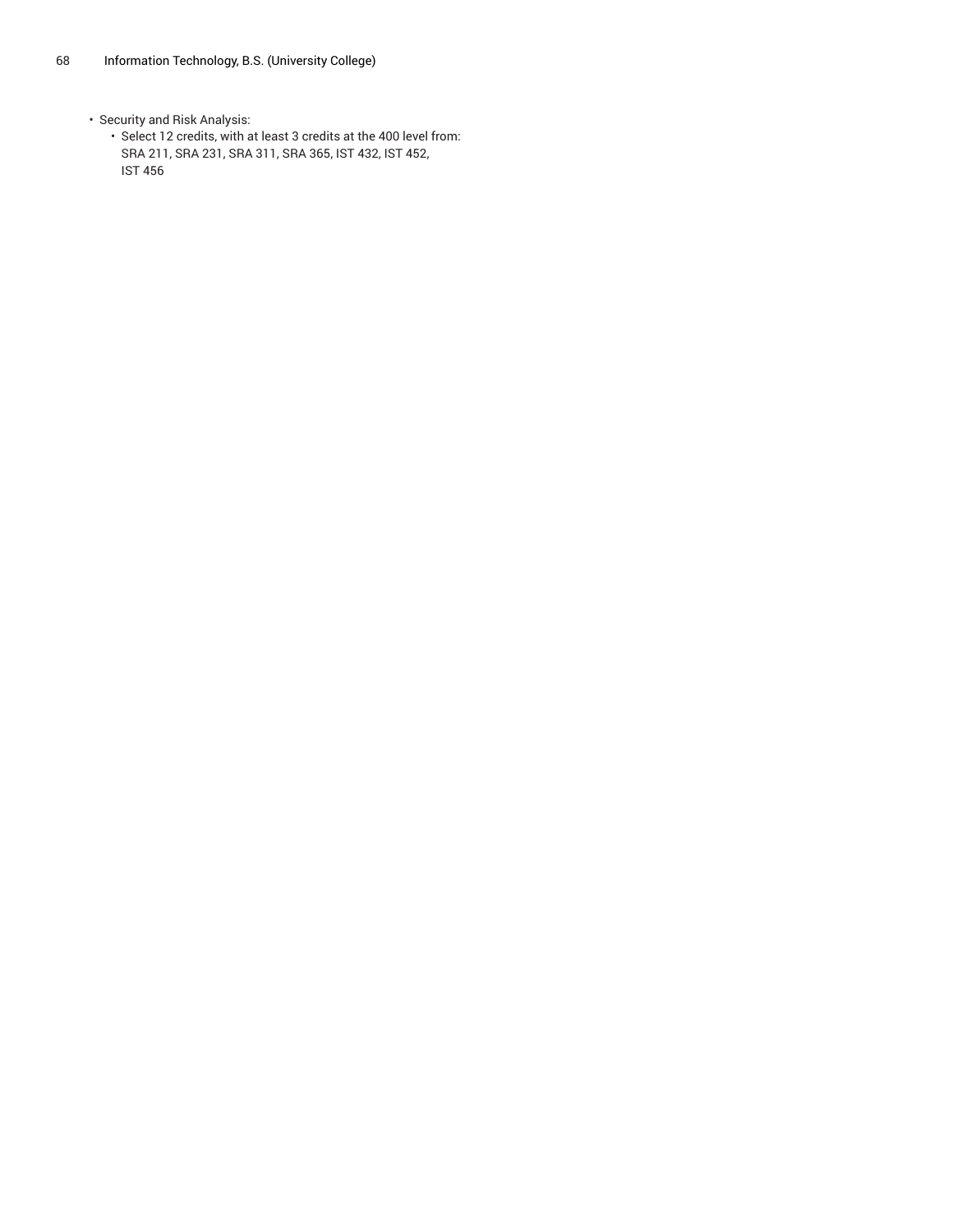- Security and Risk Analysis:
  - Select 12 credits, with at least 3 credits at the 400 level from: SRA 211, SRA 231, SRA 311, SRA 365, IST 432, IST 452, IST 456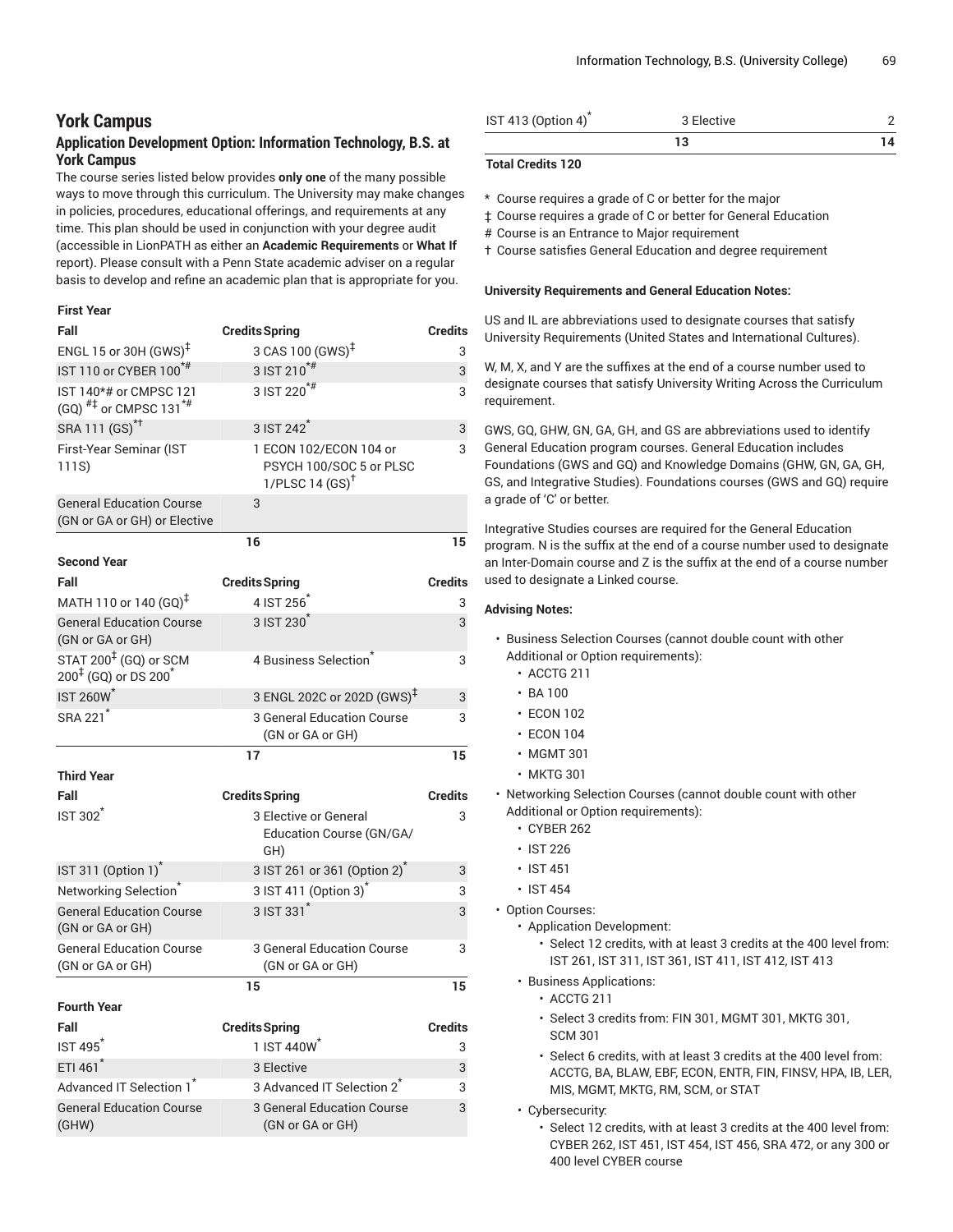## York Campus

### Application Development Option: Information Technology, B.S. at York Campus

The course series listed below provides **only one** of the many possible ways to move through this curriculum. The University may make changes in policies, procedures, educational offerings, and requirements at any time. This plan should be used in conjunction with your degree audit (accessible in LionPATH as either an **Academic Requirements** or **What If** report). Please consult with a Penn State academic adviser on a regular basis to develop and refine an academic plan that is appropriate for you.

**First Year**

| Fall | Credits | Spring | Credits |
|---|---|---|---|
| ENGL 15 or 30H (GWS)‡ | 3 | CAS 100 (GWS)‡ | 3 |
| IST 110 or CYBER 100*# | 3 | IST 210*# | 3 |
| IST 140*# or CMPSC 121 (GQ) #‡ or CMPSC 131*# | 3 | IST 220*# | 3 |
| SRA 111 (GS)*† | 3 | IST 242* | 3 |
| First-Year Seminar (IST 111S) | 1 | ECON 102/ECON 104 or PSYCH 100/SOC 5 or PLSC 1/PLSC 14 (GS)† | 3 |
| General Education Course (GN or GA or GH) or Elective | 3 | | |
| | 16 | | 15 |

**Second Year**

| Fall | Credits | Spring | Credits |
|---|---|---|---|
| MATH 110 or 140 (GQ)‡ | 4 | IST 256* | 3 |
| General Education Course (GN or GA or GH) | 3 | IST 230* | 3 |
| STAT 200‡ (GQ) or SCM 200‡ (GQ) or DS 200* | 4 | Business Selection* | 3 |
| IST 260W* | 3 | ENGL 202C or 202D (GWS)‡ | 3 |
| SRA 221* | 3 | General Education Course (GN or GA or GH) | 3 |
| | 17 | | 15 |

**Third Year**

| Fall | Credits | Spring | Credits |
|---|---|---|---|
| IST 302* | 3 | Elective or General Education Course (GN/GA/GH) | 3 |
| IST 311 (Option 1)* | 3 | IST 261 or 361 (Option 2)* | 3 |
| Networking Selection* | 3 | IST 411 (Option 3)* | 3 |
| General Education Course (GN or GA or GH) | 3 | IST 331* | 3 |
| General Education Course (GN or GA or GH) | 3 | General Education Course (GN or GA or GH) | 3 |
| | 15 | | 15 |

**Fourth Year**

| Fall | Credits | Spring | Credits |
|---|---|---|---|
| IST 495* | 1 | IST 440W* | 3 |
| ETI 461* | 3 | Elective | 3 |
| Advanced IT Selection 1* | 3 | Advanced IT Selection 2* | 3 |
| General Education Course (GHW) | 3 | General Education Course (GN or GA or GH) | 3 |
| IST 413 (Option 4)* | 3 | Elective | 2 |
| | 13 | | 14 |

**Total Credits 120**

\* Course requires a grade of C or better for the major
‡ Course requires a grade of C or better for General Education
\# Course is an Entrance to Major requirement
† Course satisfies General Education and degree requirement

**University Requirements and General Education Notes:**

US and IL are abbreviations used to designate courses that satisfy University Requirements (United States and International Cultures).

W, M, X, and Y are the suffixes at the end of a course number used to designate courses that satisfy University Writing Across the Curriculum requirement.

GWS, GQ, GHW, GN, GA, GH, and GS are abbreviations used to identify General Education program courses. General Education includes Foundations (GWS and GQ) and Knowledge Domains (GHW, GN, GA, GH, GS, and Integrative Studies). Foundations courses (GWS and GQ) require a grade of 'C' or better.

Integrative Studies courses are required for the General Education program. N is the suffix at the end of a course number used to designate an Inter-Domain course and Z is the suffix at the end of a course number used to designate a Linked course.

**Advising Notes:**

- Business Selection Courses (cannot double count with other Additional or Option requirements):
  - ACCTG 211
  - BA 100
  - ECON 102
  - ECON 104
  - MGMT 301
  - MKTG 301
- Networking Selection Courses (cannot double count with other Additional or Option requirements):
  - CYBER 262
  - IST 226
  - IST 451
  - IST 454
- Option Courses:
  - Application Development:
    - Select 12 credits, with at least 3 credits at the 400 level from: IST 261, IST 311, IST 361, IST 411, IST 412, IST 413
  - Business Applications:
    - ACCTG 211
    - Select 3 credits from: FIN 301, MGMT 301, MKTG 301, SCM 301
    - Select 6 credits, with at least 3 credits at the 400 level from: ACCTG, BA, BLAW, EBF, ECON, ENTR, FIN, FINSV, HPA, IB, LER, MIS, MGMT, MKTG, RM, SCM, or STAT
  - Cybersecurity:
    - Select 12 credits, with at least 3 credits at the 400 level from: CYBER 262, IST 451, IST 454, IST 456, SRA 472, or any 300 or 400 level CYBER course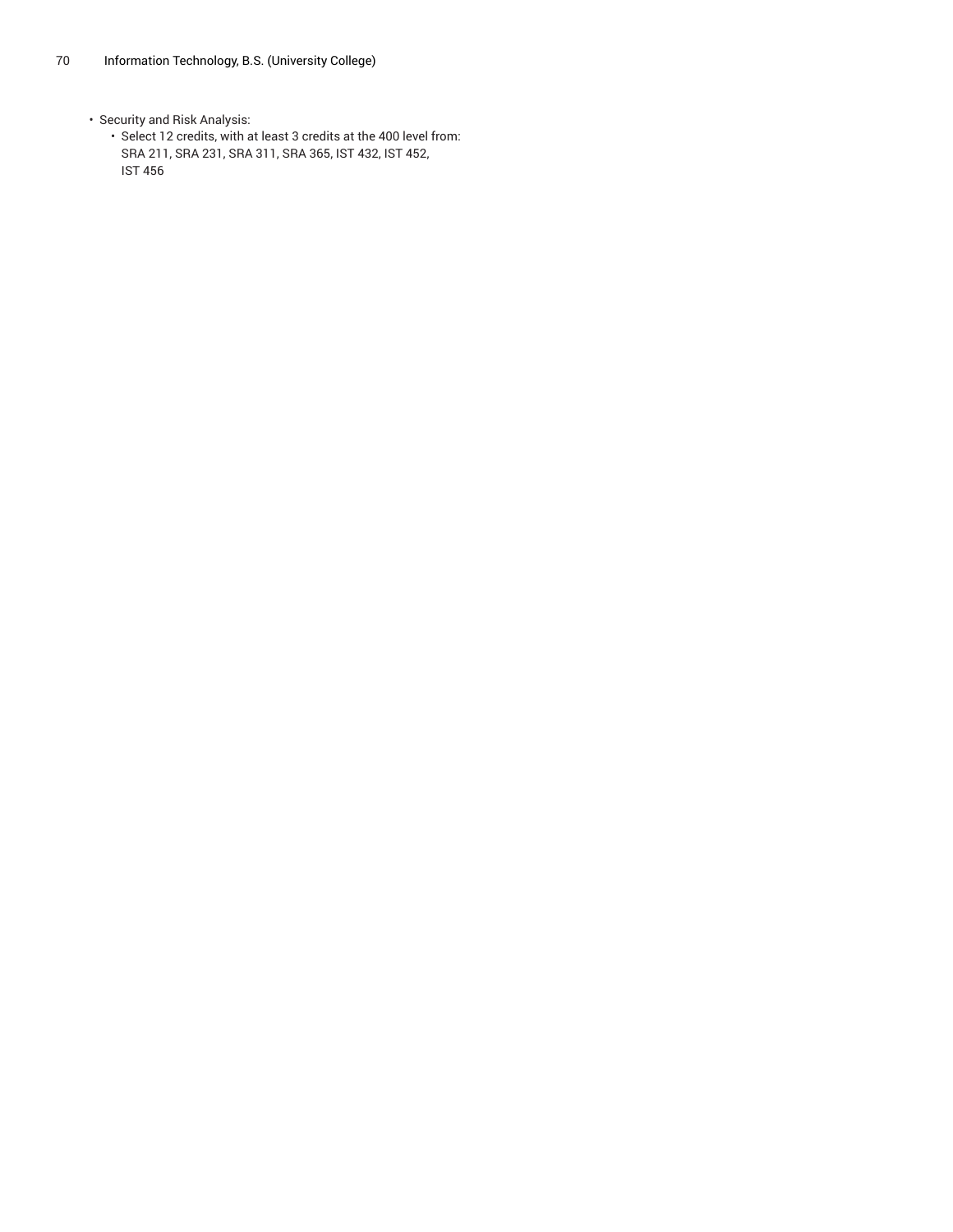- Security and Risk Analysis:
  - Select 12 credits, with at least 3 credits at the 400 level from: SRA 211, SRA 231, SRA 311, SRA 365, IST 432, IST 452, IST 456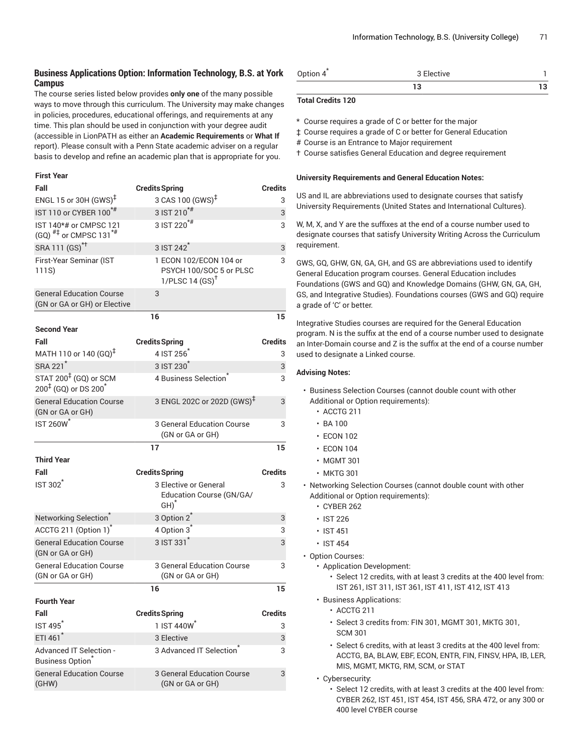### Business Applications Option: Information Technology, B.S. at York Campus

The course series listed below provides **only one** of the many possible ways to move through this curriculum. The University may make changes in policies, procedures, educational offerings, and requirements at any time. This plan should be used in conjunction with your degree audit (accessible in LionPATH as either an **Academic Requirements** or **What If** report). Please consult with a Penn State academic adviser on a regular basis to develop and refine an academic plan that is appropriate for you.

| First Year | | | |
|---|---|---|---|
| **Fall** | **Credits** | **Spring** | **Credits** |
| ENGL 15 or 30H (GWS)‡ | 3 | CAS 100 (GWS)‡ | 3 |
| IST 110 or CYBER 100*# | 3 | IST 210*# | 3 |
| IST 140*# or CMPSC 121 (GQ) #‡ or CMPSC 131*# | 3 | IST 220*# | 3 |
| SRA 111 (GS)*† | 3 | IST 242* | 3 |
| First-Year Seminar (IST 111S) | 1 | ECON 102/ECON 104 or PSYCH 100/SOC 5 or PLSC 1/PLSC 14 (GS)† | 3 |
| General Education Course (GN or GA or GH) or Elective | 3 | | |
| | 16 | | 15 |
| **Second Year** | | | |
| **Fall** | **Credits** | **Spring** | **Credits** |
| MATH 110 or 140 (GQ)‡ | 4 | IST 256* | 3 |
| SRA 221* | 3 | IST 230* | 3 |
| STAT 200‡ (GQ) or SCM 200‡ (GQ) or DS 200* | 4 | Business Selection* | 3 |
| General Education Course (GN or GA or GH) | 3 | ENGL 202C or 202D (GWS)‡ | 3 |
| IST 260W* | 3 | General Education Course (GN or GA or GH) | 3 |
| | 17 | | 15 |
| **Third Year** | | | |
| **Fall** | **Credits** | **Spring** | **Credits** |
| IST 302* | 3 | Elective or General Education Course (GN/GA/GH)* | 3 |
| Networking Selection* | 3 | Option 2* | 3 |
| ACCTG 211 (Option 1)* | 4 | Option 3* | 3 |
| General Education Course (GN or GA or GH) | 3 | IST 331* | 3 |
| General Education Course (GN or GA or GH) | 3 | General Education Course (GN or GA or GH) | 3 |
| | 16 | | 15 |
| **Fourth Year** | | | |
| **Fall** | **Credits** | **Spring** | **Credits** |
| IST 495* | 1 | IST 440W* | 3 |
| ETI 461* | 3 | Elective | 3 |
| Advanced IT Selection - Business Option* | 3 | Advanced IT Selection* | 3 |
| General Education Course (GHW) | 3 | General Education Course (GN or GA or GH) | 3 |
| Option 4* | 3 | Elective | 1 |
| | 13 | | 13 |

**Total Credits 120**

\* Course requires a grade of C or better for the major

‡ Course requires a grade of C or better for General Education

\# Course is an Entrance to Major requirement

† Course satisfies General Education and degree requirement

#### University Requirements and General Education Notes:

US and IL are abbreviations used to designate courses that satisfy University Requirements (United States and International Cultures).

W, M, X, and Y are the suffixes at the end of a course number used to designate courses that satisfy University Writing Across the Curriculum requirement.

GWS, GQ, GHW, GN, GA, GH, and GS are abbreviations used to identify General Education program courses. General Education includes Foundations (GWS and GQ) and Knowledge Domains (GHW, GN, GA, GH, GS, and Integrative Studies). Foundations courses (GWS and GQ) require a grade of 'C' or better.

Integrative Studies courses are required for the General Education program. N is the suffix at the end of a course number used to designate an Inter-Domain course and Z is the suffix at the end of a course number used to designate a Linked course.

#### Advising Notes:

- Business Selection Courses (cannot double count with other Additional or Option requirements):
  - ACCTG 211
  - BA 100
  - ECON 102
  - ECON 104
  - MGMT 301
  - MKTG 301
- Networking Selection Courses (cannot double count with other Additional or Option requirements):
  - CYBER 262
  - IST 226
  - IST 451
  - IST 454
- Option Courses:
  - Application Development:
    - Select 12 credits, with at least 3 credits at the 400 level from: IST 261, IST 311, IST 361, IST 411, IST 412, IST 413
  - Business Applications:
    - ACCTG 211
    - Select 3 credits from: FIN 301, MGMT 301, MKTG 301, SCM 301
    - Select 6 credits, with at least 3 credits at the 400 level from: ACCTG, BA, BLAW, EBF, ECON, ENTR, FIN, FINSV, HPA, IB, LER, MIS, MGMT, MKTG, RM, SCM, or STAT
  - Cybersecurity:
    - Select 12 credits, with at least 3 credits at the 400 level from: CYBER 262, IST 451, IST 454, IST 456, SRA 472, or any 300 or 400 level CYBER course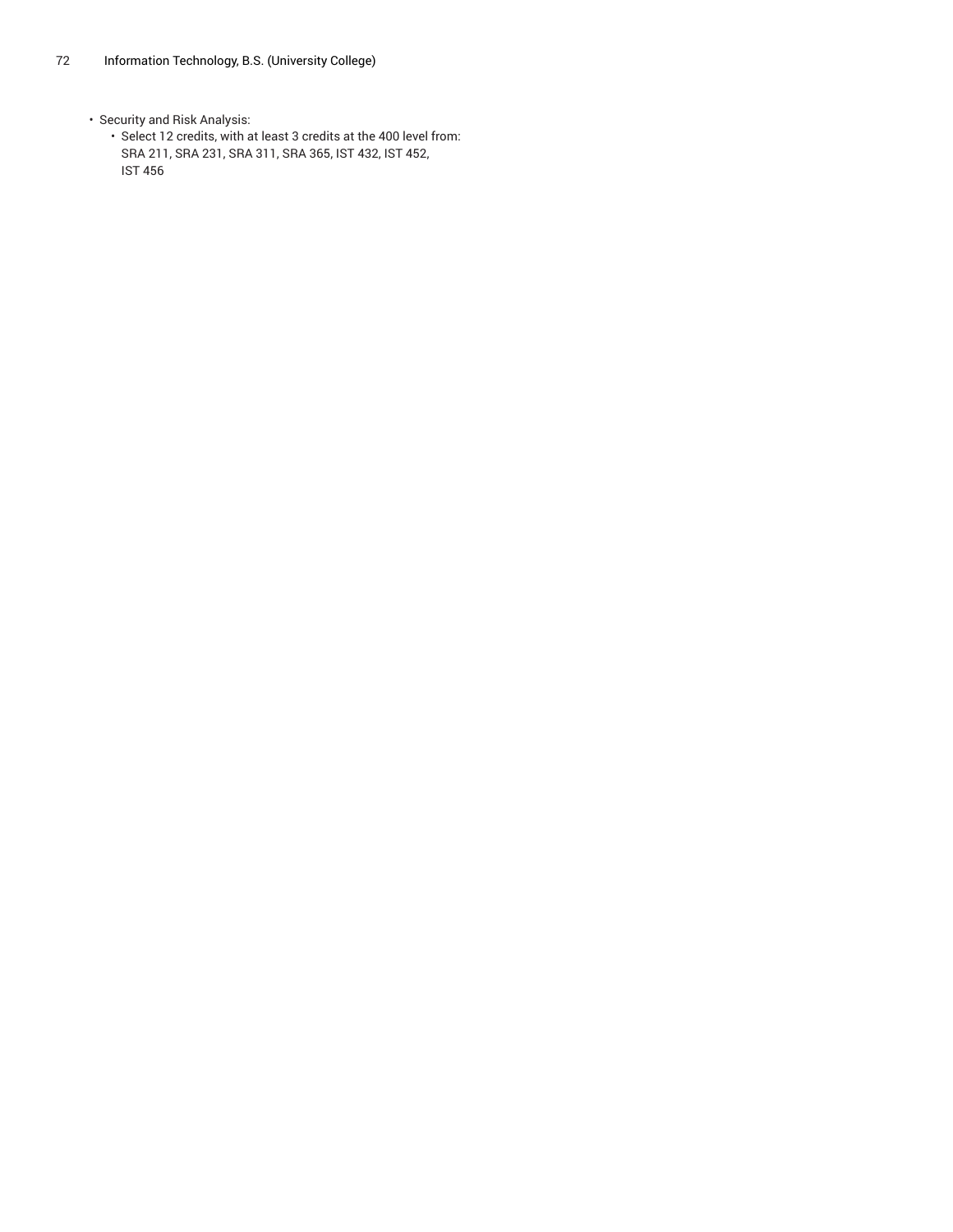- Security and Risk Analysis:
  - Select 12 credits, with at least 3 credits at the 400 level from: SRA 211, SRA 231, SRA 311, SRA 365, IST 432, IST 452, IST 456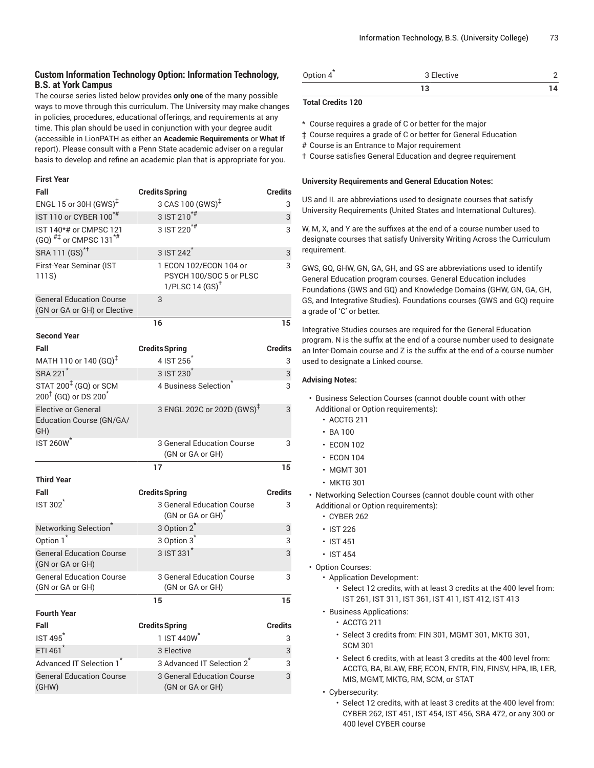### Custom Information Technology Option: Information Technology, B.S. at York Campus

The course series listed below provides **only one** of the many possible ways to move through this curriculum. The University may make changes in policies, procedures, educational offerings, and requirements at any time. This plan should be used in conjunction with your degree audit (accessible in LionPATH as either an **Academic Requirements** or **What If** report). Please consult with a Penn State academic adviser on a regular basis to develop and refine an academic plan that is appropriate for you.

| First Year | | | |
|---|---|---|---|
| Fall | Credits | Spring | Credits |
| ENGL 15 or 30H (GWS)‡ | 3 | CAS 100 (GWS)‡ | 3 |
| IST 110 or CYBER 100*# | 3 | IST 210*# | 3 |
| IST 140*# or CMPSC 121 (GQ) #‡ or CMPSC 131*# | 3 | IST 220*# | 3 |
| SRA 111 (GS)*† | 3 | IST 242* | 3 |
| First-Year Seminar (IST 111S) | 1 | ECON 102/ECON 104 or PSYCH 100/SOC 5 or PLSC 1/PLSC 14 (GS)† | 3 |
| General Education Course (GN or GA or GH) or Elective | 3 | | |
| | 16 | | 15 |
| **Second Year** | | | |
| Fall | Credits | Spring | Credits |
| MATH 110 or 140 (GQ)‡ | 4 | IST 256* | 3 |
| SRA 221* | 3 | IST 230* | 3 |
| STAT 200‡ (GQ) or SCM 200‡ (GQ) or DS 200* | 4 | Business Selection* | 3 |
| Elective or General Education Course (GN/GA/GH) | 3 | ENGL 202C or 202D (GWS)‡ | 3 |
| IST 260W* | 3 | General Education Course (GN or GA or GH) | 3 |
| | 17 | | 15 |
| **Third Year** | | | |
| Fall | Credits | Spring | Credits |
| IST 302* | 3 | General Education Course (GN or GA or GH)* | 3 |
| Networking Selection* | 3 | Option 2* | 3 |
| Option 1* | 3 | Option 3* | 3 |
| General Education Course (GN or GA or GH) | 3 | IST 331* | 3 |
| General Education Course (GN or GA or GH) | 3 | General Education Course (GN or GA or GH) | 3 |
| | 15 | | 15 |
| **Fourth Year** | | | |
| Fall | Credits | Spring | Credits |
| IST 495* | 1 | IST 440W* | 3 |
| ETI 461* | 3 | Elective | 3 |
| Advanced IT Selection 1* | 3 | Advanced IT Selection 2* | 3 |
| General Education Course (GHW) | 3 | General Education Course (GN or GA or GH) | 3 |
| Option 4* | 3 | Elective | 2 |
| | 13 | | 14 |

**Total Credits 120**

\* Course requires a grade of C or better for the major
‡ Course requires a grade of C or better for General Education
\# Course is an Entrance to Major requirement
† Course satisfies General Education and degree requirement

#### University Requirements and General Education Notes:

US and IL are abbreviations used to designate courses that satisfy University Requirements (United States and International Cultures).

W, M, X, and Y are the suffixes at the end of a course number used to designate courses that satisfy University Writing Across the Curriculum requirement.

GWS, GQ, GHW, GN, GA, GH, and GS are abbreviations used to identify General Education program courses. General Education includes Foundations (GWS and GQ) and Knowledge Domains (GHW, GN, GA, GH, GS, and Integrative Studies). Foundations courses (GWS and GQ) require a grade of 'C' or better.

Integrative Studies courses are required for the General Education program. N is the suffix at the end of a course number used to designate an Inter-Domain course and Z is the suffix at the end of a course number used to designate a Linked course.

#### Advising Notes:

- Business Selection Courses (cannot double count with other Additional or Option requirements):
  - ACCTG 211
  - BA 100
  - ECON 102
  - ECON 104
  - MGMT 301
  - MKTG 301
- Networking Selection Courses (cannot double count with other Additional or Option requirements):
  - CYBER 262
  - IST 226
  - IST 451
  - IST 454
- Option Courses:
  - Application Development:
    - Select 12 credits, with at least 3 credits at the 400 level from: IST 261, IST 311, IST 361, IST 411, IST 412, IST 413
  - Business Applications:
    - ACCTG 211
    - Select 3 credits from: FIN 301, MGMT 301, MKTG 301, SCM 301
    - Select 6 credits, with at least 3 credits at the 400 level from: ACCTG, BA, BLAW, EBF, ECON, ENTR, FIN, FINSV, HPA, IB, LER, MIS, MGMT, MKTG, RM, SCM, or STAT
  - Cybersecurity:
    - Select 12 credits, with at least 3 credits at the 400 level from: CYBER 262, IST 451, IST 454, IST 456, SRA 472, or any 300 or 400 level CYBER course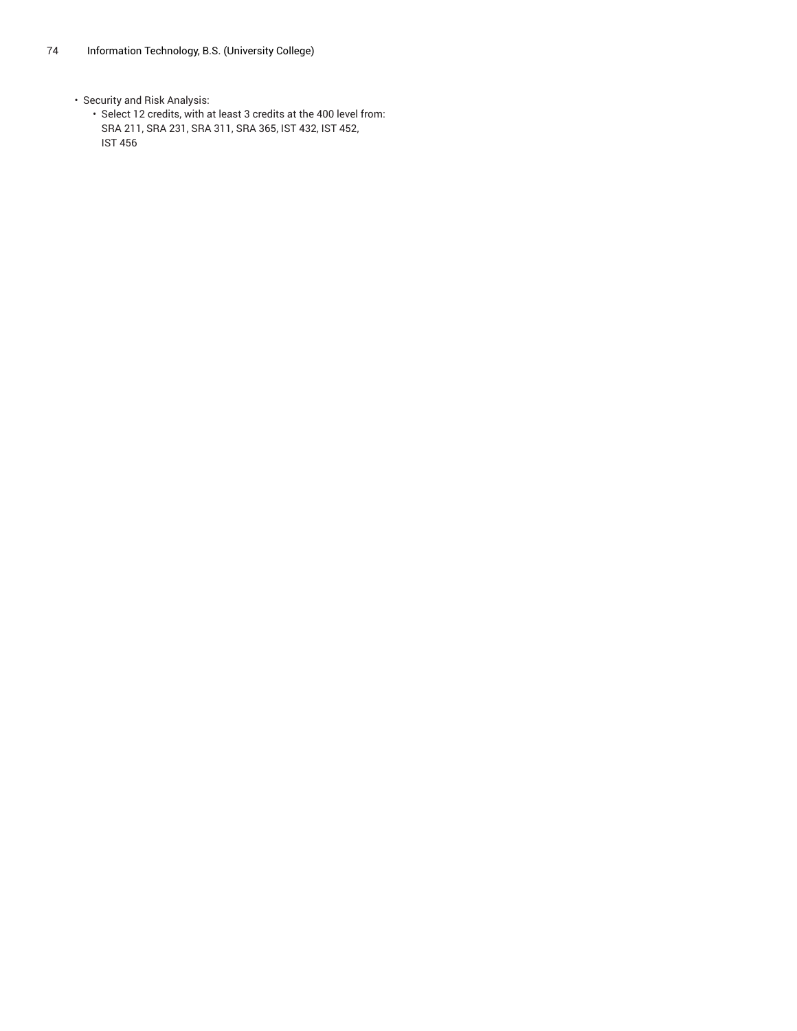- Security and Risk Analysis:
  - Select 12 credits, with at least 3 credits at the 400 level from: SRA 211, SRA 231, SRA 311, SRA 365, IST 432, IST 452, IST 456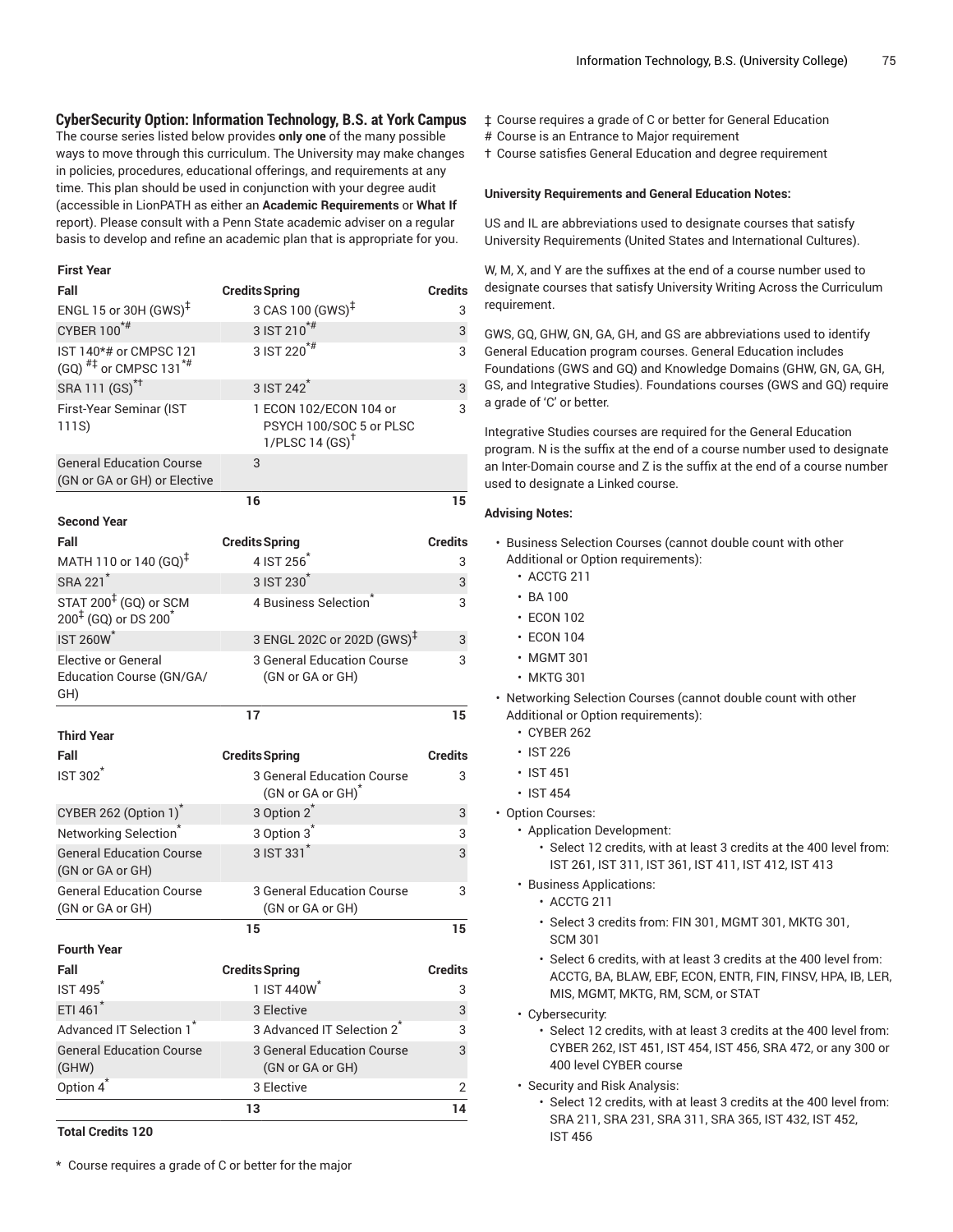### CyberSecurity Option: Information Technology, B.S. at York Campus

The course series listed below provides **only one** of the many possible ways to move through this curriculum. The University may make changes in policies, procedures, educational offerings, and requirements at any time. This plan should be used in conjunction with your degree audit (accessible in LionPATH as either an **Academic Requirements** or **What If** report). Please consult with a Penn State academic adviser on a regular basis to develop and refine an academic plan that is appropriate for you.

**First Year**

| Fall | Credits | Spring | Credits |
|---|---|---|---|
| ENGL 15 or 30H (GWS)‡ | 3 | CAS 100 (GWS)‡ | 3 |
| CYBER 100*# | 3 | IST 210*# | 3 |
| IST 140*# or CMPSC 121 (GQ) #‡ or CMPSC 131*# | 3 | IST 220*# | 3 |
| SRA 111 (GS)*† | 3 | IST 242* | 3 |
| First-Year Seminar (IST 111S) | 1 | ECON 102/ECON 104 or PSYCH 100/SOC 5 or PLSC 1/PLSC 14 (GS)† | 3 |
| General Education Course (GN or GA or GH) or Elective | 3 | | |
| | 16 | | 15 |

**Second Year**

| Fall | Credits | Spring | Credits |
|---|---|---|---|
| MATH 110 or 140 (GQ)‡ | 4 | IST 256* | 3 |
| SRA 221* | 3 | IST 230* | 3 |
| STAT 200‡ (GQ) or SCM 200‡ (GQ) or DS 200* | 4 | Business Selection* | 3 |
| IST 260W* | 3 | ENGL 202C or 202D (GWS)‡ | 3 |
| Elective or General Education Course (GN/GA/GH) | 3 | General Education Course (GN or GA or GH) | 3 |
| | 17 | | 15 |

**Third Year**

| Fall | Credits | Spring | Credits |
|---|---|---|---|
| IST 302* | 3 | General Education Course (GN or GA or GH)* | 3 |
| CYBER 262 (Option 1)* | 3 | Option 2* | 3 |
| Networking Selection* | 3 | Option 3* | 3 |
| General Education Course (GN or GA or GH) | 3 | IST 331* | 3 |
| General Education Course (GN or GA or GH) | 3 | General Education Course (GN or GA or GH) | 3 |
| | 15 | | 15 |

**Fourth Year**

| Fall | Credits | Spring | Credits |
|---|---|---|---|
| IST 495* | 1 | IST 440W* | 3 |
| ETI 461* | 3 | Elective | 3 |
| Advanced IT Selection 1* | 3 | Advanced IT Selection 2* | 3 |
| General Education Course (GHW) | 3 | General Education Course (GN or GA or GH) | 3 |
| Option 4* | 3 | Elective | 2 |
| | 13 | | 14 |

**Total Credits 120**

\* Course requires a grade of C or better for the major

‡ Course requires a grade of C or better for General Education

\# Course is an Entrance to Major requirement

† Course satisfies General Education and degree requirement

**University Requirements and General Education Notes:**

US and IL are abbreviations used to designate courses that satisfy University Requirements (United States and International Cultures).

W, M, X, and Y are the suffixes at the end of a course number used to designate courses that satisfy University Writing Across the Curriculum requirement.

GWS, GQ, GHW, GN, GA, GH, and GS are abbreviations used to identify General Education program courses. General Education includes Foundations (GWS and GQ) and Knowledge Domains (GHW, GN, GA, GH, GS, and Integrative Studies). Foundations courses (GWS and GQ) require a grade of 'C' or better.

Integrative Studies courses are required for the General Education program. N is the suffix at the end of a course number used to designate an Inter-Domain course and Z is the suffix at the end of a course number used to designate a Linked course.

**Advising Notes:**

- Business Selection Courses (cannot double count with other Additional or Option requirements):
  - ACCTG 211
  - BA 100
  - ECON 102
  - ECON 104
  - MGMT 301
  - MKTG 301
- Networking Selection Courses (cannot double count with other Additional or Option requirements):
  - CYBER 262
  - IST 226
  - IST 451
  - IST 454
- Option Courses:
  - Application Development:
    - Select 12 credits, with at least 3 credits at the 400 level from: IST 261, IST 311, IST 361, IST 411, IST 412, IST 413
  - Business Applications:
    - ACCTG 211
    - Select 3 credits from: FIN 301, MGMT 301, MKTG 301, SCM 301
    - Select 6 credits, with at least 3 credits at the 400 level from: ACCTG, BA, BLAW, EBF, ECON, ENTR, FIN, FINSV, HPA, IB, LER, MIS, MGMT, MKTG, RM, SCM, or STAT
  - Cybersecurity:
    - Select 12 credits, with at least 3 credits at the 400 level from: CYBER 262, IST 451, IST 454, IST 456, SRA 472, or any 300 or 400 level CYBER course
  - Security and Risk Analysis:
    - Select 12 credits, with at least 3 credits at the 400 level from: SRA 211, SRA 231, SRA 311, SRA 365, IST 432, IST 452, IST 456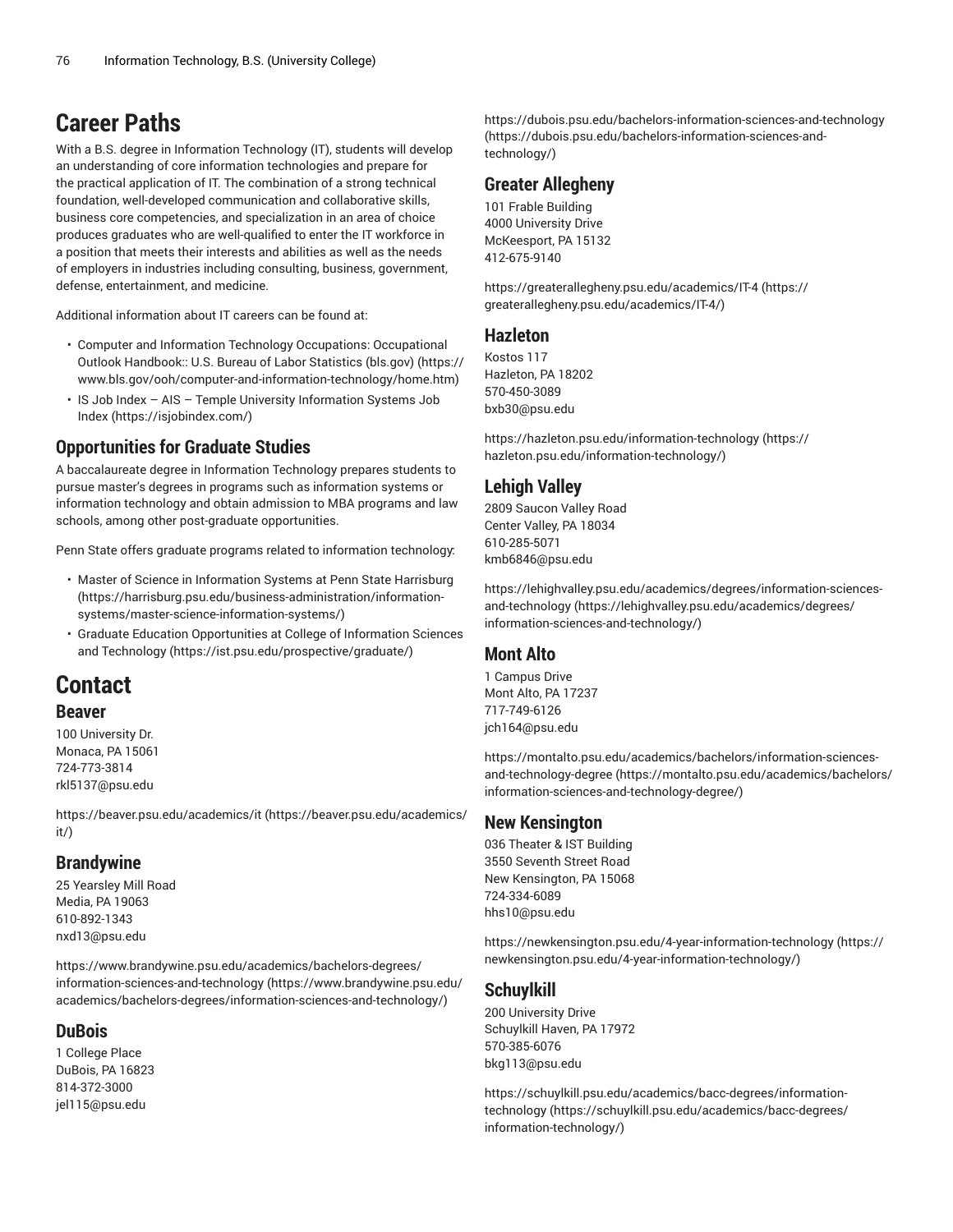# Career Paths

With a B.S. degree in Information Technology (IT), students will develop an understanding of core information technologies and prepare for the practical application of IT. The combination of a strong technical foundation, well-developed communication and collaborative skills, business core competencies, and specialization in an area of choice produces graduates who are well-qualified to enter the IT workforce in a position that meets their interests and abilities as well as the needs of employers in industries including consulting, business, government, defense, entertainment, and medicine.

Additional information about IT careers can be found at:

- Computer and Information Technology Occupations: Occupational Outlook Handbook:: U.S. Bureau of Labor Statistics (bls.gov) (https://www.bls.gov/ooh/computer-and-information-technology/home.htm)
- IS Job Index – AIS – Temple University Information Systems Job Index (https://isjobindex.com/)

## Opportunities for Graduate Studies

A baccalaureate degree in Information Technology prepares students to pursue master's degrees in programs such as information systems or information technology and obtain admission to MBA programs and law schools, among other post-graduate opportunities.

Penn State offers graduate programs related to information technology:

- Master of Science in Information Systems at Penn State Harrisburg (https://harrisburg.psu.edu/business-administration/information-systems/master-science-information-systems/)
- Graduate Education Opportunities at College of Information Sciences and Technology (https://ist.psu.edu/prospective/graduate/)

# Contact

## Beaver

100 University Dr.
Monaca, PA 15061
724-773-3814
rkl5137@psu.edu

https://beaver.psu.edu/academics/it (https://beaver.psu.edu/academics/it/)

## Brandywine

25 Yearsley Mill Road
Media, PA 19063
610-892-1343
nxd13@psu.edu

https://www.brandywine.psu.edu/academics/bachelors-degrees/information-sciences-and-technology (https://www.brandywine.psu.edu/academics/bachelors-degrees/information-sciences-and-technology/)

## DuBois

1 College Place
DuBois, PA 16823
814-372-3000
jel115@psu.edu

https://dubois.psu.edu/bachelors-information-sciences-and-technology (https://dubois.psu.edu/bachelors-information-sciences-and-technology/)

## Greater Allegheny

101 Frable Building
4000 University Drive
McKeesport, PA 15132
412-675-9140

https://greaterallegheny.psu.edu/academics/IT-4 (https://greaterallegheny.psu.edu/academics/IT-4/)

## Hazleton

Kostos 117
Hazleton, PA 18202
570-450-3089
bxb30@psu.edu

https://hazleton.psu.edu/information-technology (https://hazleton.psu.edu/information-technology/)

## Lehigh Valley

2809 Saucon Valley Road
Center Valley, PA 18034
610-285-5071
kmb6846@psu.edu

https://lehighvalley.psu.edu/academics/degrees/information-sciences-and-technology (https://lehighvalley.psu.edu/academics/degrees/information-sciences-and-technology/)

## Mont Alto

1 Campus Drive
Mont Alto, PA 17237
717-749-6126
jch164@psu.edu

https://montalto.psu.edu/academics/bachelors/information-sciences-and-technology-degree (https://montalto.psu.edu/academics/bachelors/information-sciences-and-technology-degree/)

## New Kensington

036 Theater & IST Building
3550 Seventh Street Road
New Kensington, PA 15068
724-334-6089
hhs10@psu.edu

https://newkensington.psu.edu/4-year-information-technology (https://newkensington.psu.edu/4-year-information-technology/)

## Schuylkill

200 University Drive
Schuylkill Haven, PA 17972
570-385-6076
bkg113@psu.edu

https://schuylkill.psu.edu/academics/bacc-degrees/information-technology (https://schuylkill.psu.edu/academics/bacc-degrees/information-technology/)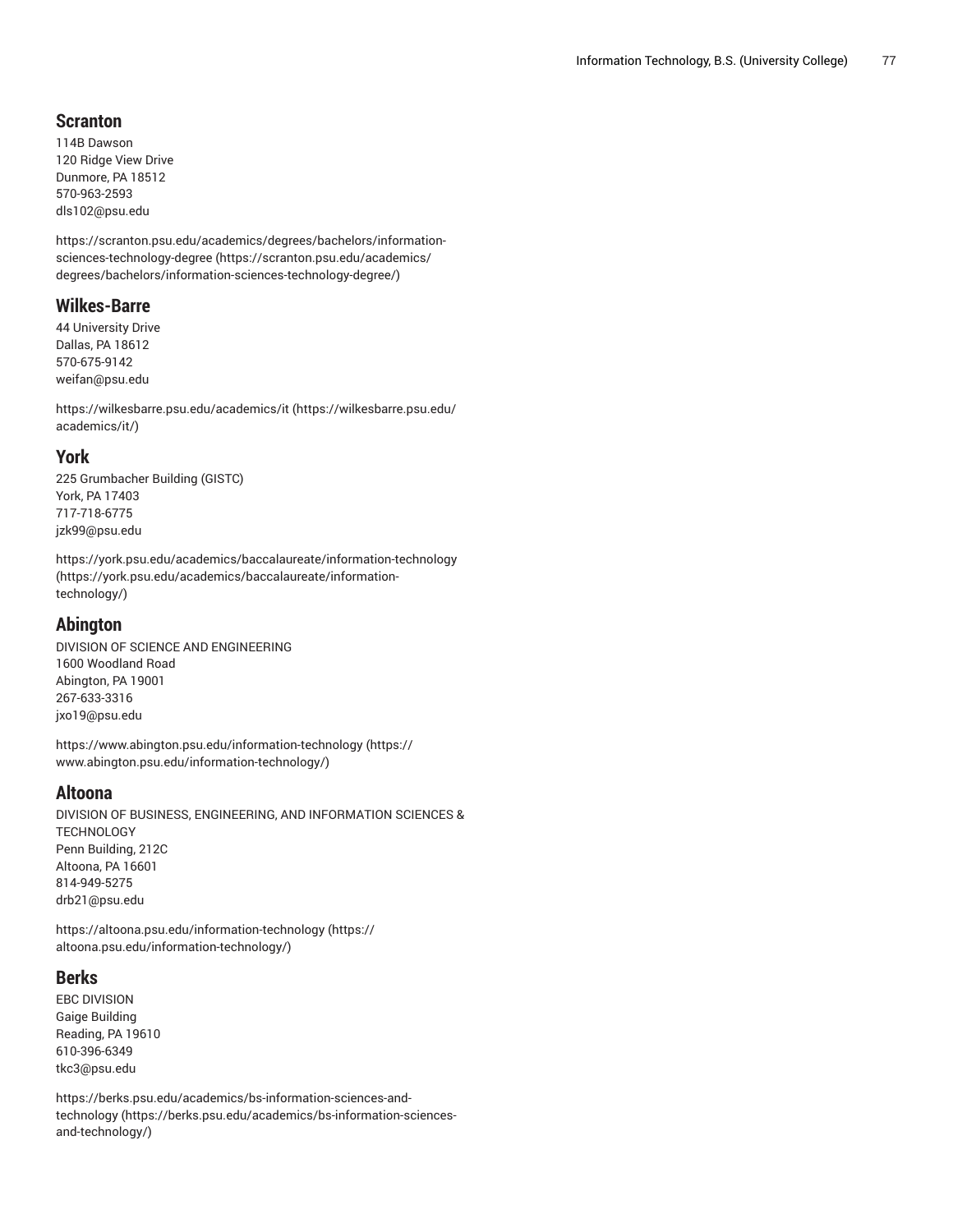## Scranton

114B Dawson
120 Ridge View Drive
Dunmore, PA 18512
570-963-2593
dls102@psu.edu

https://scranton.psu.edu/academics/degrees/bachelors/information-sciences-technology-degree (https://scranton.psu.edu/academics/degrees/bachelors/information-sciences-technology-degree/)

## Wilkes-Barre

44 University Drive
Dallas, PA 18612
570-675-9142
weifan@psu.edu

https://wilkesbarre.psu.edu/academics/it (https://wilkesbarre.psu.edu/academics/it/)

## York

225 Grumbacher Building (GISTC)
York, PA 17403
717-718-6775
jzk99@psu.edu

https://york.psu.edu/academics/baccalaureate/information-technology (https://york.psu.edu/academics/baccalaureate/information-technology/)

## Abington

DIVISION OF SCIENCE AND ENGINEERING
1600 Woodland Road
Abington, PA 19001
267-633-3316
jxo19@psu.edu

https://www.abington.psu.edu/information-technology (https://www.abington.psu.edu/information-technology/)

## Altoona

DIVISION OF BUSINESS, ENGINEERING, AND INFORMATION SCIENCES & TECHNOLOGY
Penn Building, 212C
Altoona, PA 16601
814-949-5275
drb21@psu.edu

https://altoona.psu.edu/information-technology (https://altoona.psu.edu/information-technology/)

## Berks

EBC DIVISION
Gaige Building
Reading, PA 19610
610-396-6349
tkc3@psu.edu

https://berks.psu.edu/academics/bs-information-sciences-and-technology (https://berks.psu.edu/academics/bs-information-sciences-and-technology/)